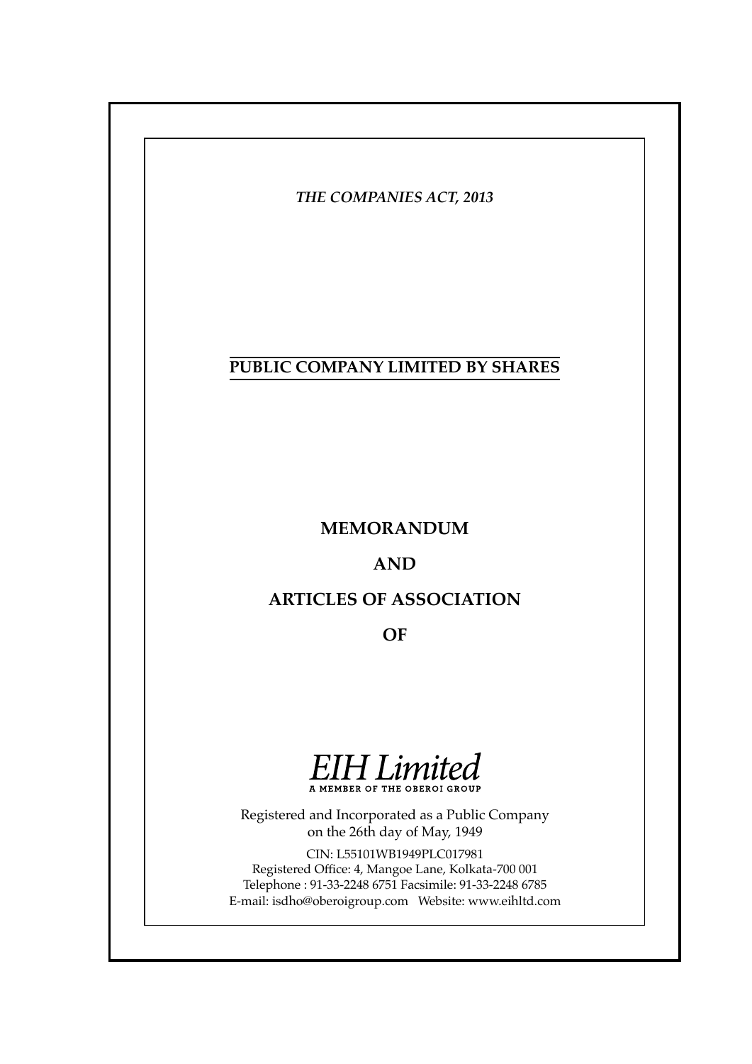*THE COMPANIES ACT, 2013*

**PUBLIC COMPANY LIMITED BY SHARES**

# MEMORANDUM

# AND

# ARTICLES OF ASSOCIATION

# OF

*EIH Limited*

A MEMBER OF THE OBEROI GROUP

Registered and Incorporated as a Public Company on the 26th day of May, 1949

CIN: L55101WB1949PLC017981

Registered Office: 4, Mangoe Lane, Kolkata-700 001

Telephone : 91-33-2248 6751 Facsimile: 91-33-2248 6785

E-mail: isdho@oberoigroup.com Website: www.eihltd.com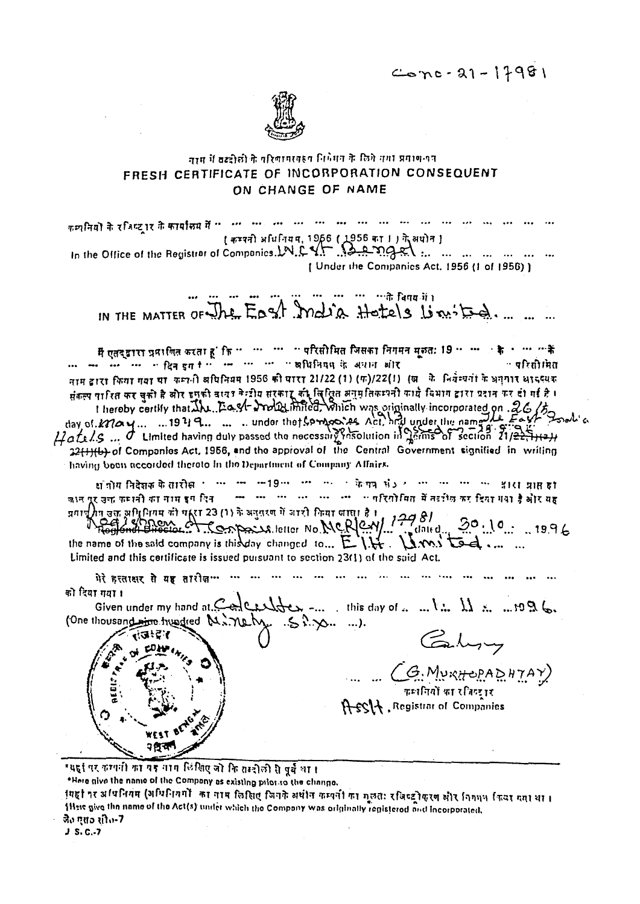Co.no-21-17981

नाम में तब्दीली के परिणामस्वरूप निगमन के लिये नया प्रमाण-पत्र

# FRESH CERTIFICATE OF INCORPORATION CONSEQUENT ON CHANGE OF NAME

कम्पनियों के रजिस्ट्रार के कार्यालय में ... ... ... ... ... ... ... ... ... ... ... ... ... ... ...

[ कम्पनी अधिनियम, 1956 ( 1956 का 1 ) के अधीन ]

In the Office of the Registrar of Companies W.B. Bengal ... ... ... ... ...

[ Under the Companies Act. 1956 (1 of 1956) ]

... ... ... ... ... ... ... ... ... के विषय में।

IN THE MATTER OF The East India Hotels Limited ... ... ...

मैं एतद्द्वारा प्रमाणित करता हूं कि ... ... ... परिसीमित जिसका निगमन मूलतः 19 ... ... के ... ... के ... ... ... ... ... दिन इस ... ... ... ... अधिनियम के अधीन और ... परिसीमित नाम द्वारा किया गया था कम्पनी अधिनियम 1956 की धारा 21/22 (1) (क)/22(1) (ख) के निबन्धनों के अनुसार आवश्यक संकल्प पारित कर चुकी है और इसकी बाबत केन्द्रीय सरकार की लिखित अनुमति कम्पनी कार्य विभाग द्वारा प्रदान कर दी गई है।

I hereby certify that The East India Hotels Limited, which was originally incorporated on 26/15 day of May ... ... 1949 ... ... ... under the Companies Act, 1913 and under the name The East India Hotels ... Limited having duly passed the necessary resolution in terms of section 21/22(1)(a)/22(1)(b) of Companies Act, 1956, and the approval of the Central Government signified in writing having been accorded thereto in the Department of Company Affairs.

क्षेत्रीय निदेशक के तारीख ... ... ... 19 ... ... ... के पत्र सं ... ... ... ... ... द्वारा प्राप्त हो जाने पर उक्त कम्पनी का नाम इस दिन ... ... ... ... ... ... ... परिसीमित में तब्दील कर दिया गया है और यह प्रमाण-पत्र उक्त अधिनियम की धारा 23 (1) के अनुसरण में जारी किया जाता है।

Registrar of Companies letter No. MCR/CN/17981 dated 30.10. 1996 the name of the said company is this day changed to ... EIH. Limited ... ... Limited and this certificate is issued pursuant to section 23(1) of the said Act.

मेरे हस्ताक्षर से यह तारीख ... ... ... ... ... ... ... ... ... ... ... ... ... ... को दिया गया।

Given under my hand at Calcutta ... this day of ... 1 ... 11 ... 1996. (One thousand nine hundred Ninety Six ...).

(G. MUKHOPADHYAY)

कम्पनियों का रजिस्ट्रार

Asstt. Registrar of Companies

---

*यहां पर कम्पनी का वह नाम लिखिए जो कि तब्दीली से पूर्व था।

*Here give the name of the Company as existing prior to the change.

‡यहां पर अधिनियम (अधिनियमों) का नाम लिखिए जिसके अधीन कम्पनी का मूलतः रजिस्ट्रीकरण और निगमन किया गया था।

‡Here give the name of the Act(s) under which the Company was originally registered and incorporated.

जे० एस० सी०-7

J. S. C.-7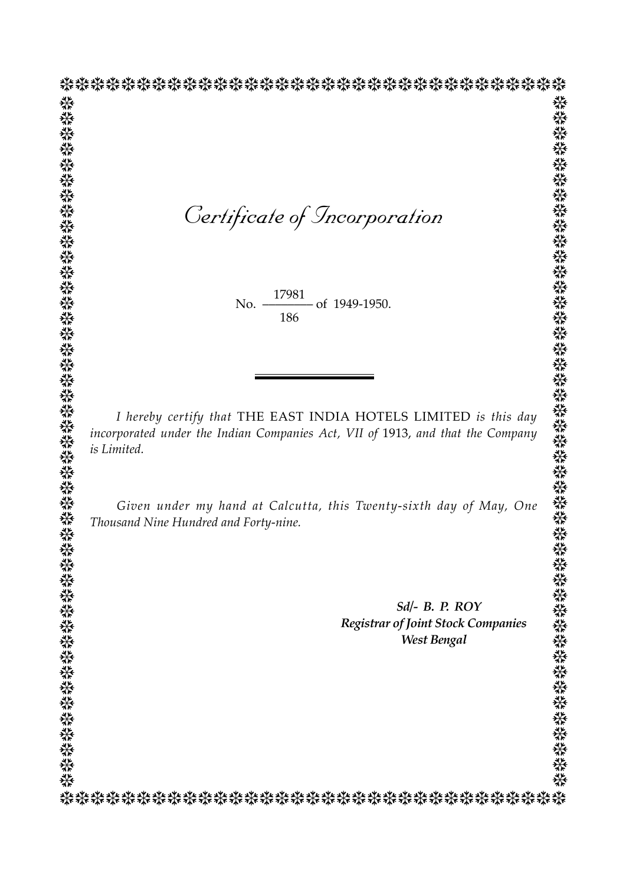# *Certificate of Incorporation*

No. $\frac{17981}{186}$ of 1949-1950.

*I hereby certify that* THE EAST INDIA HOTELS LIMITED *is this day incorporated under the Indian Companies Act, VII of* 1913*, and that the Company is Limited.*

*Given under my hand at Calcutta, this Twenty-sixth day of May, One Thousand Nine Hundred and Forty-nine.*

***Sd/- B. P. ROY***
***Registrar of Joint Stock Companies***
***West Bengal***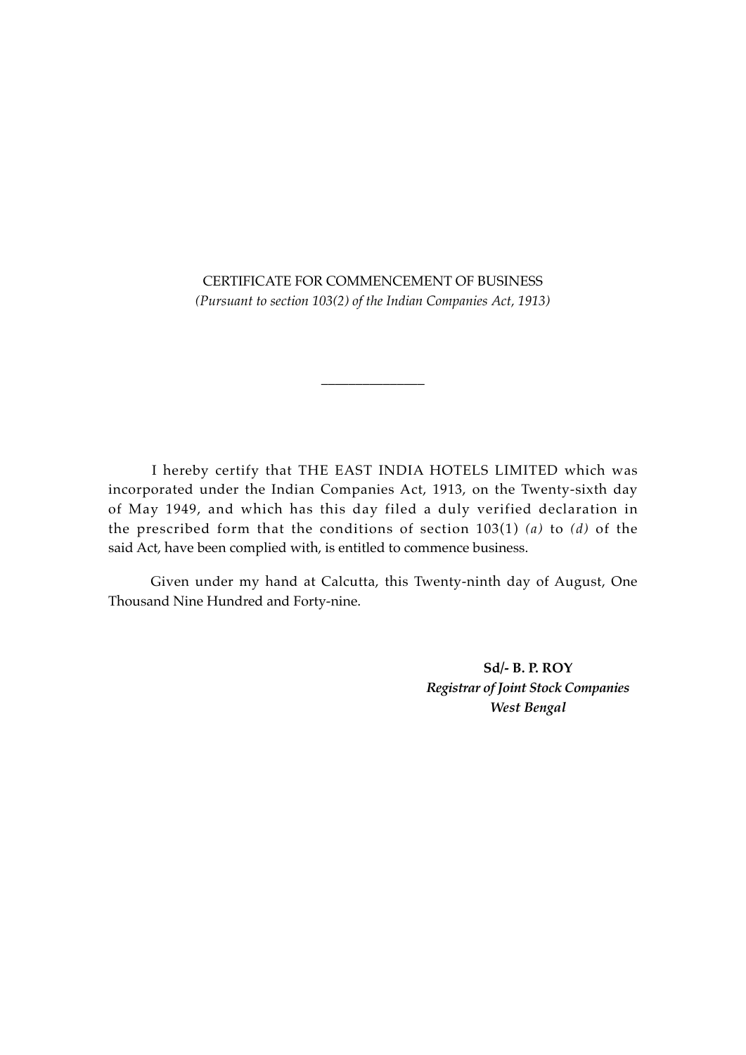# CERTIFICATE FOR COMMENCEMENT OF BUSINESS

*(Pursuant to section 103(2) of the Indian Companies Act, 1913)*

---

I hereby certify that THE EAST INDIA HOTELS LIMITED which was incorporated under the Indian Companies Act, 1913, on the Twenty-sixth day of May 1949, and which has this day filed a duly verified declaration in the prescribed form that the conditions of section 103(1) *(a)* to *(d)* of the said Act, have been complied with, is entitled to commence business.

Given under my hand at Calcutta, this Twenty-ninth day of August, One Thousand Nine Hundred and Forty-nine.

**Sd/- B. P. ROY**
***Registrar of Joint Stock Companies***
***West Bengal***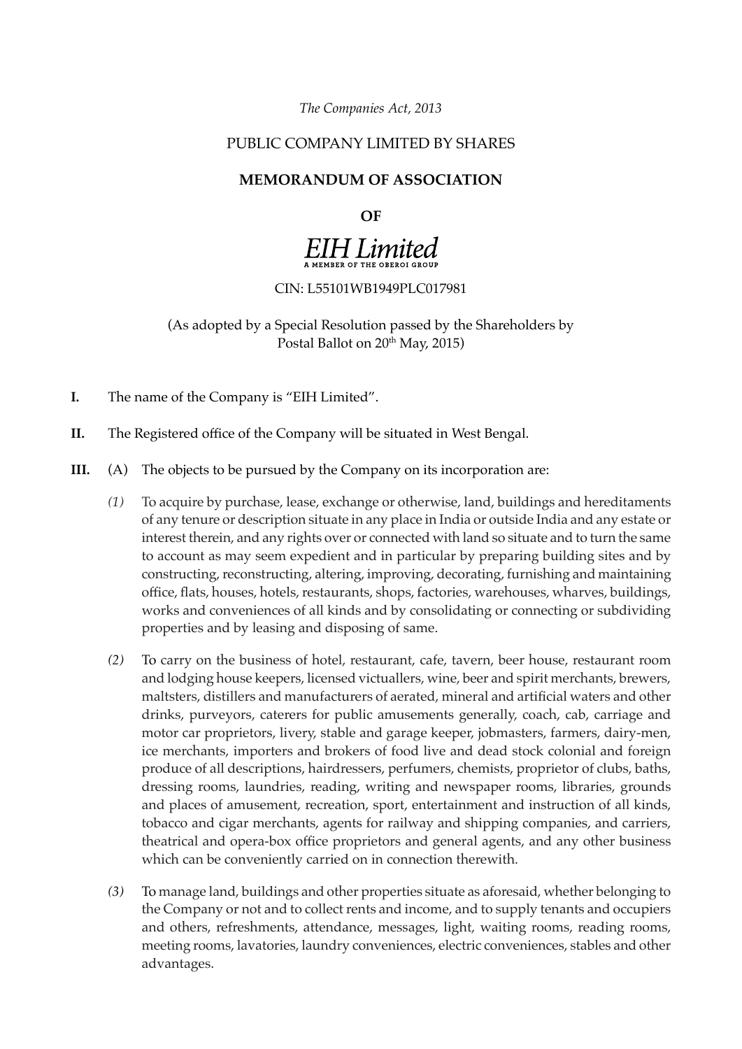*The Companies Act, 2013*

PUBLIC COMPANY LIMITED BY SHARES

**MEMORANDUM OF ASSOCIATION**

**OF**

*EIH Limited*

A MEMBER OF THE OBEROI GROUP

CIN: L55101WB1949PLC017981

(As adopted by a Special Resolution passed by the Shareholders by Postal Ballot on 20th May, 2015)

**I.** The name of the Company is "EIH Limited".

**II.** The Registered office of the Company will be situated in West Bengal.

**III.** (A) The objects to be pursued by the Company on its incorporation are:

*(1)* To acquire by purchase, lease, exchange or otherwise, land, buildings and hereditaments of any tenure or description situate in any place in India or outside India and any estate or interest therein, and any rights over or connected with land so situate and to turn the same to account as may seem expedient and in particular by preparing building sites and by constructing, reconstructing, altering, improving, decorating, furnishing and maintaining office, flats, houses, hotels, restaurants, shops, factories, warehouses, wharves, buildings, works and conveniences of all kinds and by consolidating or connecting or subdividing properties and by leasing and disposing of same.

*(2)* To carry on the business of hotel, restaurant, cafe, tavern, beer house, restaurant room and lodging house keepers, licensed victuallers, wine, beer and spirit merchants, brewers, maltsters, distillers and manufacturers of aerated, mineral and artificial waters and other drinks, purveyors, caterers for public amusements generally, coach, cab, carriage and motor car proprietors, livery, stable and garage keeper, jobmasters, farmers, dairy-men, ice merchants, importers and brokers of food live and dead stock colonial and foreign produce of all descriptions, hairdressers, perfumers, chemists, proprietor of clubs, baths, dressing rooms, laundries, reading, writing and newspaper rooms, libraries, grounds and places of amusement, recreation, sport, entertainment and instruction of all kinds, tobacco and cigar merchants, agents for railway and shipping companies, and carriers, theatrical and opera-box office proprietors and general agents, and any other business which can be conveniently carried on in connection therewith.

*(3)* To manage land, buildings and other properties situate as aforesaid, whether belonging to the Company or not and to collect rents and income, and to supply tenants and occupiers and others, refreshments, attendance, messages, light, waiting rooms, reading rooms, meeting rooms, lavatories, laundry conveniences, electric conveniences, stables and other advantages.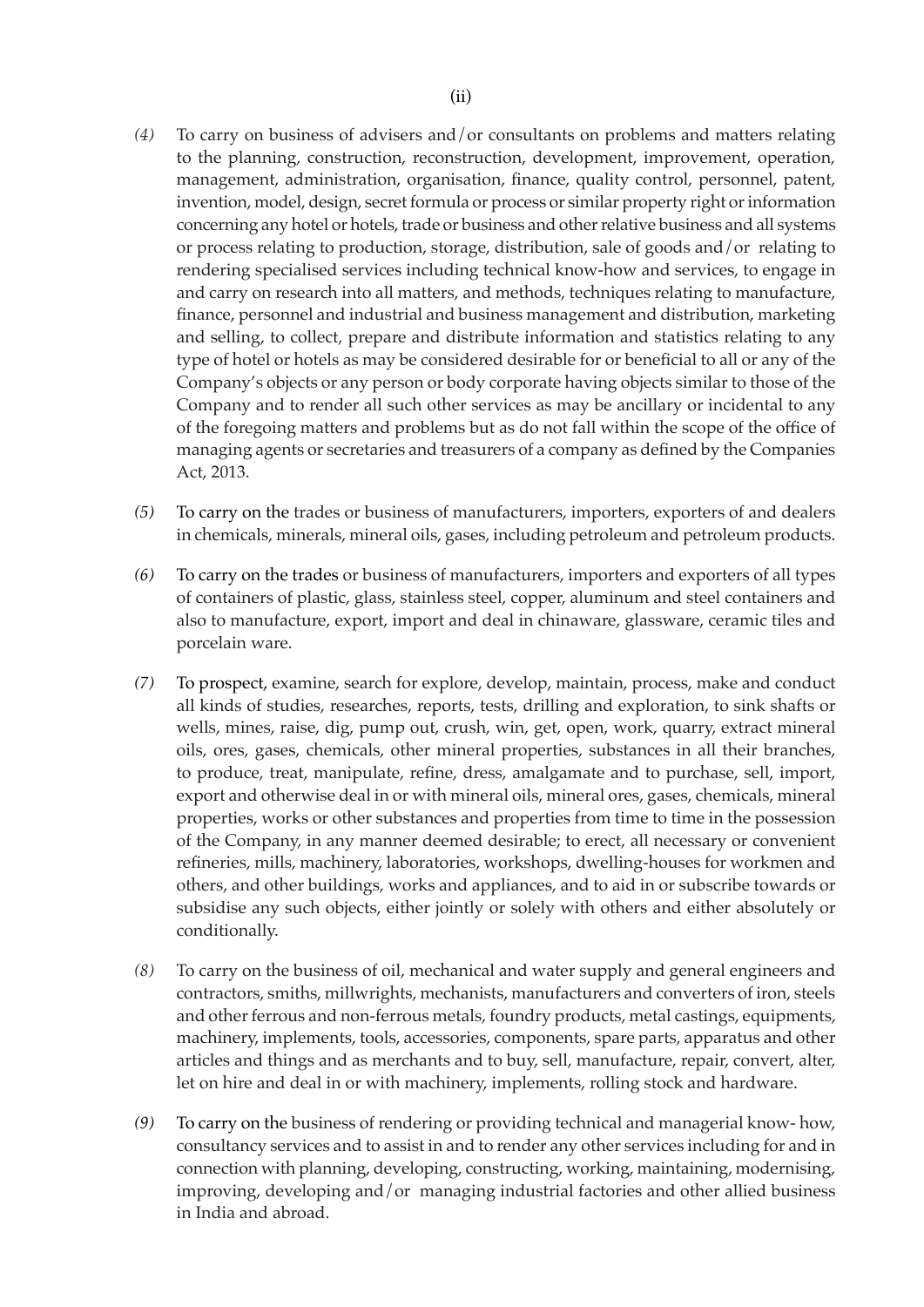*(4)* To carry on business of advisers and/or consultants on problems and matters relating to the planning, construction, reconstruction, development, improvement, operation, management, administration, organisation, finance, quality control, personnel, patent, invention, model, design, secret formula or process or similar property right or information concerning any hotel or hotels, trade or business and other relative business and all systems or process relating to production, storage, distribution, sale of goods and/or relating to rendering specialised services including technical know-how and services, to engage in and carry on research into all matters, and methods, techniques relating to manufacture, finance, personnel and industrial and business management and distribution, marketing and selling, to collect, prepare and distribute information and statistics relating to any type of hotel or hotels as may be considered desirable for or beneficial to all or any of the Company's objects or any person or body corporate having objects similar to those of the Company and to render all such other services as may be ancillary or incidental to any of the foregoing matters and problems but as do not fall within the scope of the office of managing agents or secretaries and treasurers of a company as defined by the Companies Act, 2013.

*(5)* To carry on the trades or business of manufacturers, importers, exporters of and dealers in chemicals, minerals, mineral oils, gases, including petroleum and petroleum products.

*(6)* To carry on the trades or business of manufacturers, importers and exporters of all types of containers of plastic, glass, stainless steel, copper, aluminum and steel containers and also to manufacture, export, import and deal in chinaware, glassware, ceramic tiles and porcelain ware.

*(7)* To prospect, examine, search for explore, develop, maintain, process, make and conduct all kinds of studies, researches, reports, tests, drilling and exploration, to sink shafts or wells, mines, raise, dig, pump out, crush, win, get, open, work, quarry, extract mineral oils, ores, gases, chemicals, other mineral properties, substances in all their branches, to produce, treat, manipulate, refine, dress, amalgamate and to purchase, sell, import, export and otherwise deal in or with mineral oils, mineral ores, gases, chemicals, mineral properties, works or other substances and properties from time to time in the possession of the Company, in any manner deemed desirable; to erect, all necessary or convenient refineries, mills, machinery, laboratories, workshops, dwelling-houses for workmen and others, and other buildings, works and appliances, and to aid in or subscribe towards or subsidise any such objects, either jointly or solely with others and either absolutely or conditionally.

*(8)* To carry on the business of oil, mechanical and water supply and general engineers and contractors, smiths, millwrights, mechanists, manufacturers and converters of iron, steels and other ferrous and non-ferrous metals, foundry products, metal castings, equipments, machinery, implements, tools, accessories, components, spare parts, apparatus and other articles and things and as merchants and to buy, sell, manufacture, repair, convert, alter, let on hire and deal in or with machinery, implements, rolling stock and hardware.

*(9)* To carry on the business of rendering or providing technical and managerial know- how, consultancy services and to assist in and to render any other services including for and in connection with planning, developing, constructing, working, maintaining, modernising, improving, developing and/or managing industrial factories and other allied business in India and abroad.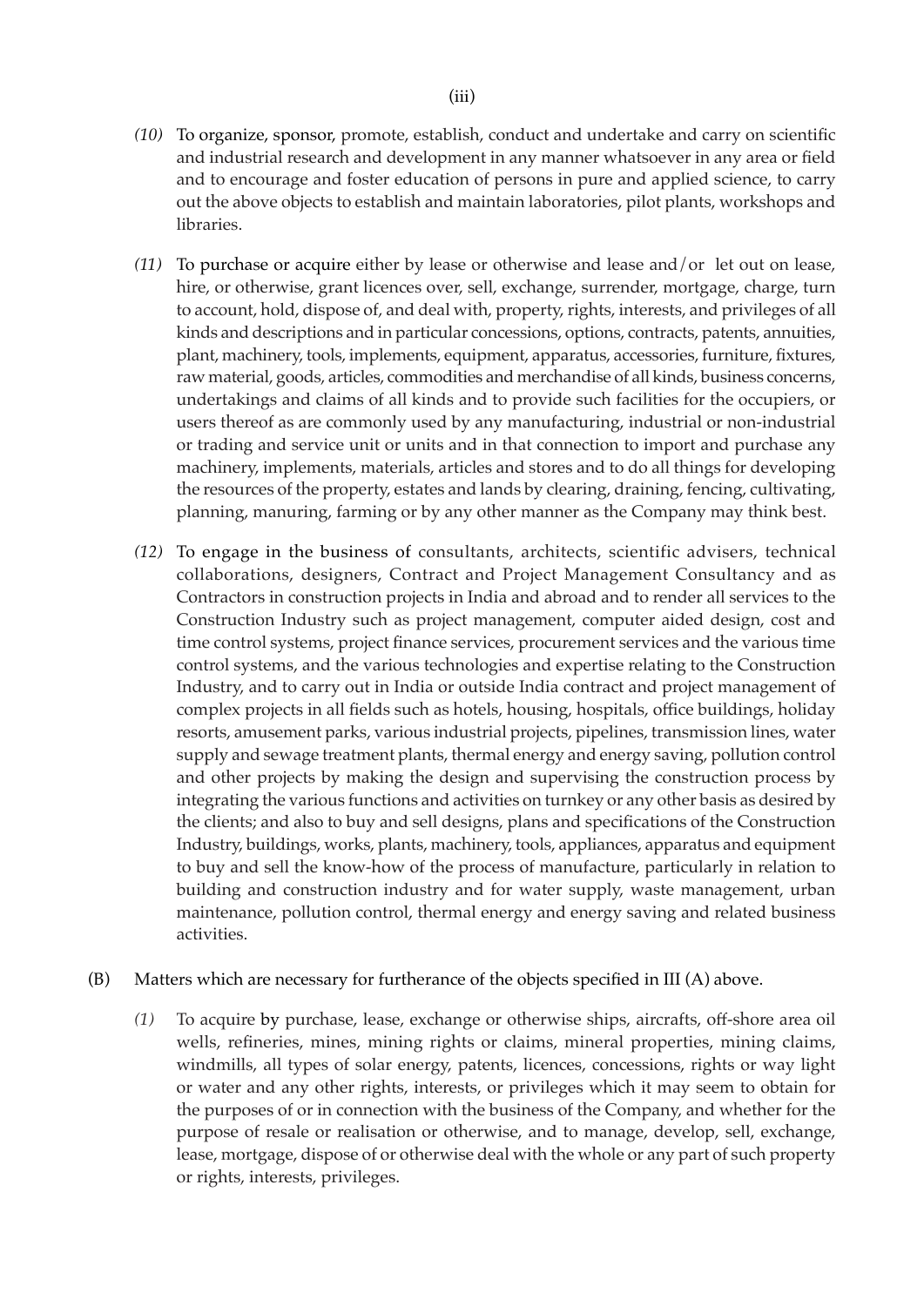*(10)* To organize, sponsor, promote, establish, conduct and undertake and carry on scientific and industrial research and development in any manner whatsoever in any area or field and to encourage and foster education of persons in pure and applied science, to carry out the above objects to establish and maintain laboratories, pilot plants, workshops and libraries.

*(11)* To purchase or acquire either by lease or otherwise and lease and/or let out on lease, hire, or otherwise, grant licences over, sell, exchange, surrender, mortgage, charge, turn to account, hold, dispose of, and deal with, property, rights, interests, and privileges of all kinds and descriptions and in particular concessions, options, contracts, patents, annuities, plant, machinery, tools, implements, equipment, apparatus, accessories, furniture, fixtures, raw material, goods, articles, commodities and merchandise of all kinds, business concerns, undertakings and claims of all kinds and to provide such facilities for the occupiers, or users thereof as are commonly used by any manufacturing, industrial or non-industrial or trading and service unit or units and in that connection to import and purchase any machinery, implements, materials, articles and stores and to do all things for developing the resources of the property, estates and lands by clearing, draining, fencing, cultivating, planning, manuring, farming or by any other manner as the Company may think best.

*(12)* To engage in the business of consultants, architects, scientific advisers, technical collaborations, designers, Contract and Project Management Consultancy and as Contractors in construction projects in India and abroad and to render all services to the Construction Industry such as project management, computer aided design, cost and time control systems, project finance services, procurement services and the various time control systems, and the various technologies and expertise relating to the Construction Industry, and to carry out in India or outside India contract and project management of complex projects in all fields such as hotels, housing, hospitals, office buildings, holiday resorts, amusement parks, various industrial projects, pipelines, transmission lines, water supply and sewage treatment plants, thermal energy and energy saving, pollution control and other projects by making the design and supervising the construction process by integrating the various functions and activities on turnkey or any other basis as desired by the clients; and also to buy and sell designs, plans and specifications of the Construction Industry, buildings, works, plants, machinery, tools, appliances, apparatus and equipment to buy and sell the know-how of the process of manufacture, particularly in relation to building and construction industry and for water supply, waste management, urban maintenance, pollution control, thermal energy and energy saving and related business activities.

(B) Matters which are necessary for furtherance of the objects specified in III (A) above.

*(1)* To acquire by purchase, lease, exchange or otherwise ships, aircrafts, off-shore area oil wells, refineries, mines, mining rights or claims, mineral properties, mining claims, windmills, all types of solar energy, patents, licences, concessions, rights or way light or water and any other rights, interests, or privileges which it may seem to obtain for the purposes of or in connection with the business of the Company, and whether for the purpose of resale or realisation or otherwise, and to manage, develop, sell, exchange, lease, mortgage, dispose of or otherwise deal with the whole or any part of such property or rights, interests, privileges.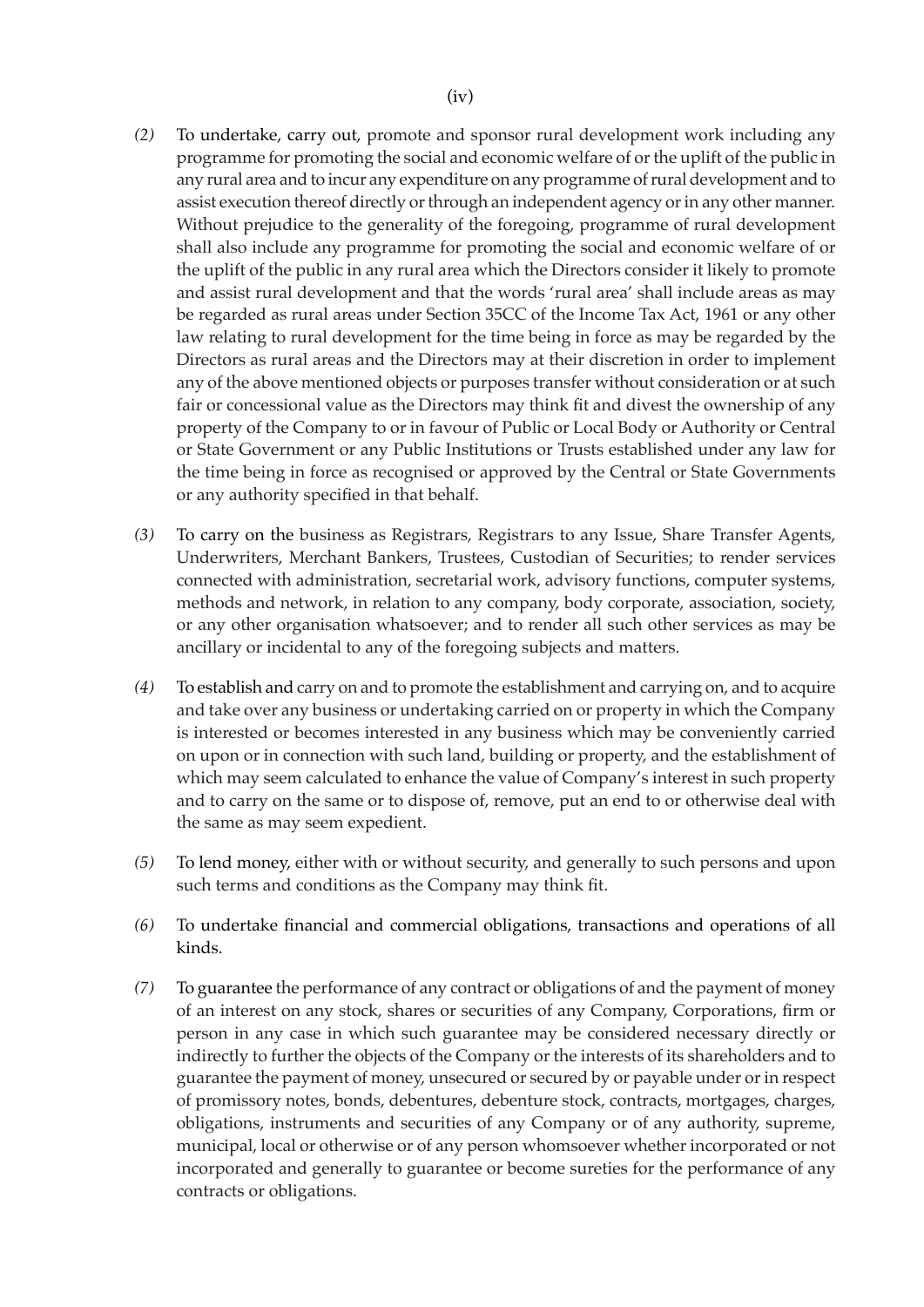*(2)* To undertake, carry out, promote and sponsor rural development work including any programme for promoting the social and economic welfare of or the uplift of the public in any rural area and to incur any expenditure on any programme of rural development and to assist execution thereof directly or through an independent agency or in any other manner. Without prejudice to the generality of the foregoing, programme of rural development shall also include any programme for promoting the social and economic welfare of or the uplift of the public in any rural area which the Directors consider it likely to promote and assist rural development and that the words 'rural area' shall include areas as may be regarded as rural areas under Section 35CC of the Income Tax Act, 1961 or any other law relating to rural development for the time being in force as may be regarded by the Directors as rural areas and the Directors may at their discretion in order to implement any of the above mentioned objects or purposes transfer without consideration or at such fair or concessional value as the Directors may think fit and divest the ownership of any property of the Company to or in favour of Public or Local Body or Authority or Central or State Government or any Public Institutions or Trusts established under any law for the time being in force as recognised or approved by the Central or State Governments or any authority specified in that behalf.

*(3)* To carry on the business as Registrars, Registrars to any Issue, Share Transfer Agents, Underwriters, Merchant Bankers, Trustees, Custodian of Securities; to render services connected with administration, secretarial work, advisory functions, computer systems, methods and network, in relation to any company, body corporate, association, society, or any other organisation whatsoever; and to render all such other services as may be ancillary or incidental to any of the foregoing subjects and matters.

*(4)* To establish and carry on and to promote the establishment and carrying on, and to acquire and take over any business or undertaking carried on or property in which the Company is interested or becomes interested in any business which may be conveniently carried on upon or in connection with such land, building or property, and the establishment of which may seem calculated to enhance the value of Company's interest in such property and to carry on the same or to dispose of, remove, put an end to or otherwise deal with the same as may seem expedient.

*(5)* To lend money, either with or without security, and generally to such persons and upon such terms and conditions as the Company may think fit.

*(6)* To undertake financial and commercial obligations, transactions and operations of all kinds.

*(7)* To guarantee the performance of any contract or obligations of and the payment of money of an interest on any stock, shares or securities of any Company, Corporations, firm or person in any case in which such guarantee may be considered necessary directly or indirectly to further the objects of the Company or the interests of its shareholders and to guarantee the payment of money, unsecured or secured by or payable under or in respect of promissory notes, bonds, debentures, debenture stock, contracts, mortgages, charges, obligations, instruments and securities of any Company or of any authority, supreme, municipal, local or otherwise or of any person whomsoever whether incorporated or not incorporated and generally to guarantee or become sureties for the performance of any contracts or obligations.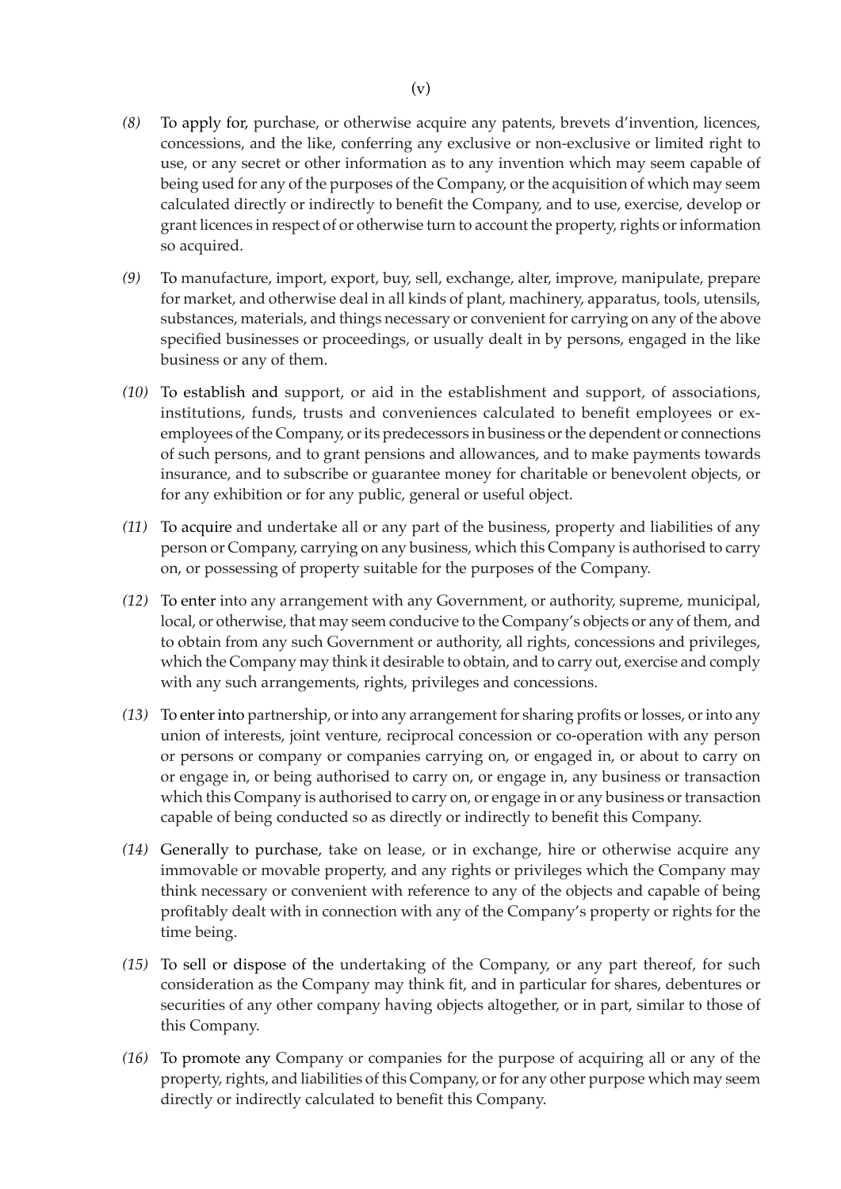*(8)* To apply for, purchase, or otherwise acquire any patents, brevets d'invention, licences, concessions, and the like, conferring any exclusive or non-exclusive or limited right to use, or any secret or other information as to any invention which may seem capable of being used for any of the purposes of the Company, or the acquisition of which may seem calculated directly or indirectly to benefit the Company, and to use, exercise, develop or grant licences in respect of or otherwise turn to account the property, rights or information so acquired.

*(9)* To manufacture, import, export, buy, sell, exchange, alter, improve, manipulate, prepare for market, and otherwise deal in all kinds of plant, machinery, apparatus, tools, utensils, substances, materials, and things necessary or convenient for carrying on any of the above specified businesses or proceedings, or usually dealt in by persons, engaged in the like business or any of them.

*(10)* To establish and support, or aid in the establishment and support, of associations, institutions, funds, trusts and conveniences calculated to benefit employees or ex-employees of the Company, or its predecessors in business or the dependent or connections of such persons, and to grant pensions and allowances, and to make payments towards insurance, and to subscribe or guarantee money for charitable or benevolent objects, or for any exhibition or for any public, general or useful object.

*(11)* To acquire and undertake all or any part of the business, property and liabilities of any person or Company, carrying on any business, which this Company is authorised to carry on, or possessing of property suitable for the purposes of the Company.

*(12)* To enter into any arrangement with any Government, or authority, supreme, municipal, local, or otherwise, that may seem conducive to the Company's objects or any of them, and to obtain from any such Government or authority, all rights, concessions and privileges, which the Company may think it desirable to obtain, and to carry out, exercise and comply with any such arrangements, rights, privileges and concessions.

*(13)* To enter into partnership, or into any arrangement for sharing profits or losses, or into any union of interests, joint venture, reciprocal concession or co-operation with any person or persons or company or companies carrying on, or engaged in, or about to carry on or engage in, or being authorised to carry on, or engage in, any business or transaction which this Company is authorised to carry on, or engage in or any business or transaction capable of being conducted so as directly or indirectly to benefit this Company.

*(14)* Generally to purchase, take on lease, or in exchange, hire or otherwise acquire any immovable or movable property, and any rights or privileges which the Company may think necessary or convenient with reference to any of the objects and capable of being profitably dealt with in connection with any of the Company's property or rights for the time being.

*(15)* To sell or dispose of the undertaking of the Company, or any part thereof, for such consideration as the Company may think fit, and in particular for shares, debentures or securities of any other company having objects altogether, or in part, similar to those of this Company.

*(16)* To promote any Company or companies for the purpose of acquiring all or any of the property, rights, and liabilities of this Company, or for any other purpose which may seem directly or indirectly calculated to benefit this Company.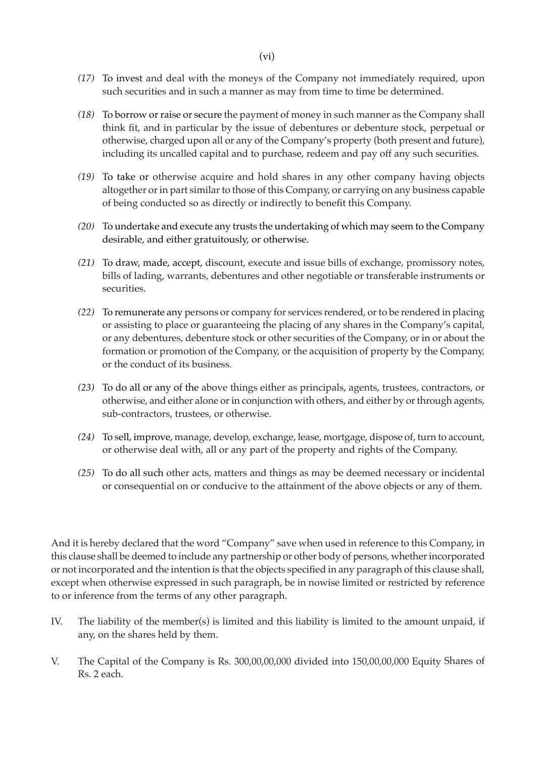*(17)* To invest and deal with the moneys of the Company not immediately required, upon such securities and in such a manner as may from time to time be determined.

*(18)* To borrow or raise or secure the payment of money in such manner as the Company shall think fit, and in particular by the issue of debentures or debenture stock, perpetual or otherwise, charged upon all or any of the Company's property (both present and future), including its uncalled capital and to purchase, redeem and pay off any such securities.

*(19)* To take or otherwise acquire and hold shares in any other company having objects altogether or in part similar to those of this Company, or carrying on any business capable of being conducted so as directly or indirectly to benefit this Company.

*(20)* To undertake and execute any trusts the undertaking of which may seem to the Company desirable, and either gratuitously, or otherwise.

*(21)* To draw, made, accept, discount, execute and issue bills of exchange, promissory notes, bills of lading, warrants, debentures and other negotiable or transferable instruments or securities.

*(22)* To remunerate any persons or company for services rendered, or to be rendered in placing or assisting to place or guaranteeing the placing of any shares in the Company's capital, or any debentures, debenture stock or other securities of the Company, or in or about the formation or promotion of the Company, or the acquisition of property by the Company, or the conduct of its business.

*(23)* To do all or any of the above things either as principals, agents, trustees, contractors, or otherwise, and either alone or in conjunction with others, and either by or through agents, sub-contractors, trustees, or otherwise.

*(24)* To sell, improve, manage, develop, exchange, lease, mortgage, dispose of, turn to account, or otherwise deal with, all or any part of the property and rights of the Company.

*(25)* To do all such other acts, matters and things as may be deemed necessary or incidental or consequential on or conducive to the attainment of the above objects or any of them.

And it is hereby declared that the word "Company" save when used in reference to this Company, in this clause shall be deemed to include any partnership or other body of persons, whether incorporated or not incorporated and the intention is that the objects specified in any paragraph of this clause shall, except when otherwise expressed in such paragraph, be in nowise limited or restricted by reference to or inference from the terms of any other paragraph.

IV. The liability of the member(s) is limited and this liability is limited to the amount unpaid, if any, on the shares held by them.

V. The Capital of the Company is Rs. 300,00,00,000 divided into 150,00,00,000 Equity Shares of Rs. 2 each.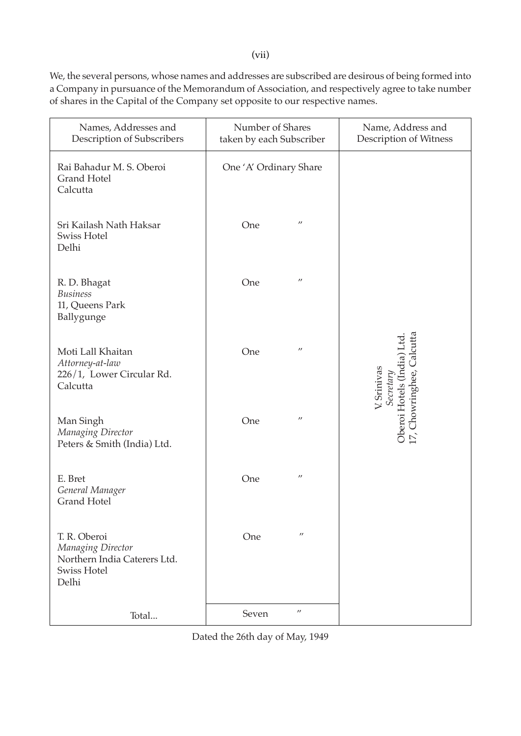We, the several persons, whose names and addresses are subscribed are desirous of being formed into a Company in pursuance of the Memorandum of Association, and respectively agree to take number of shares in the Capital of the Company set opposite to our respective names.

| Names, Addresses and Description of Subscribers | Number of Shares taken by each Subscriber | Name, Address and Description of Witness |
|---|---|---|
| Rai Bahadur M. S. Oberoi<br>Grand Hotel<br>Calcutta | One 'A' Ordinary Share | V. Srinivas<br>*Secretary*<br>Oberoi Hotels (India) Ltd.<br>17, Chowringhee, Calcutta |
| Sri Kailash Nath Haksar<br>Swiss Hotel<br>Delhi | One " | |
| R. D. Bhagat<br>*Business*<br>11, Queens Park<br>Ballygunge | One " | |
| Moti Lall Khaitan<br>*Attorney-at-law*<br>226/1, Lower Circular Rd.<br>Calcutta | One " | |
| Man Singh<br>*Managing Director*<br>Peters & Smith (India) Ltd. | One " | |
| E. Bret<br>*General Manager*<br>Grand Hotel | One " | |
| T. R. Oberoi<br>*Managing Director*<br>Northern India Caterers Ltd.<br>Swiss Hotel<br>Delhi | One " | |
| Total... | Seven " | |

Dated the 26th day of May, 1949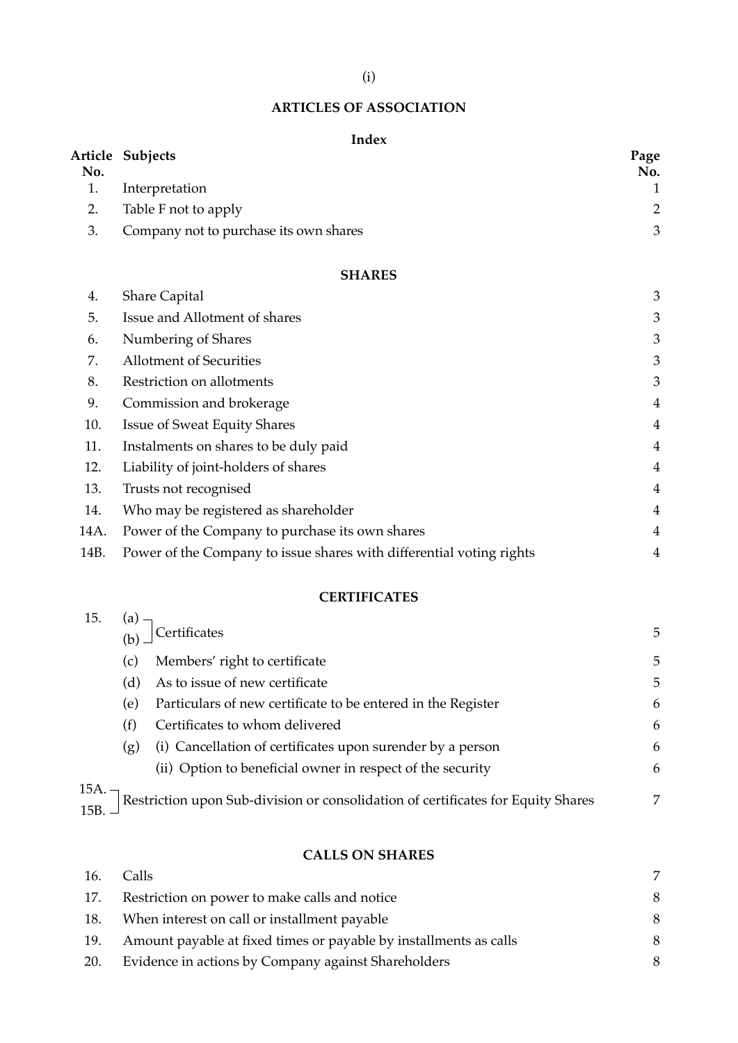## ARTICLES OF ASSOCIATION

### Index

| Article No. | Subjects | Page No. |
|---|---|---|
| 1. | Interpretation | 1 |
| 2. | Table F not to apply | 2 |
| 3. | Company not to purchase its own shares | 3 |
| | **SHARES** | |
| 4. | Share Capital | 3 |
| 5. | Issue and Allotment of shares | 3 |
| 6. | Numbering of Shares | 3 |
| 7. | Allotment of Securities | 3 |
| 8. | Restriction on allotments | 3 |
| 9. | Commission and brokerage | 4 |
| 10. | Issue of Sweat Equity Shares | 4 |
| 11. | Instalments on shares to be duly paid | 4 |
| 12. | Liability of joint-holders of shares | 4 |
| 13. | Trusts not recognised | 4 |
| 14. | Who may be registered as shareholder | 4 |
| 14A. | Power of the Company to purchase its own shares | 4 |
| 14B. | Power of the Company to issue shares with differential voting rights | 4 |
| | **CERTIFICATES** | |
| 15. | (a), (b) Certificates | 5 |
| | (c) Members' right to certificate | 5 |
| | (d) As to issue of new certificate | 5 |
| | (e) Particulars of new certificate to be entered in the Register | 6 |
| | (f) Certificates to whom delivered | 6 |
| | (g) (i) Cancellation of certificates upon surender by a person | 6 |
| | (ii) Option to beneficial owner in respect of the security | 6 |
| 15A. 15B. | Restriction upon Sub-division or consolidation of certificates for Equity Shares | 7 |
| | **CALLS ON SHARES** | |
| 16. | Calls | 7 |
| 17. | Restriction on power to make calls and notice | 8 |
| 18. | When interest on call or installment payable | 8 |
| 19. | Amount payable at fixed times or payable by installments as calls | 8 |
| 20. | Evidence in actions by Company against Shareholders | 8 |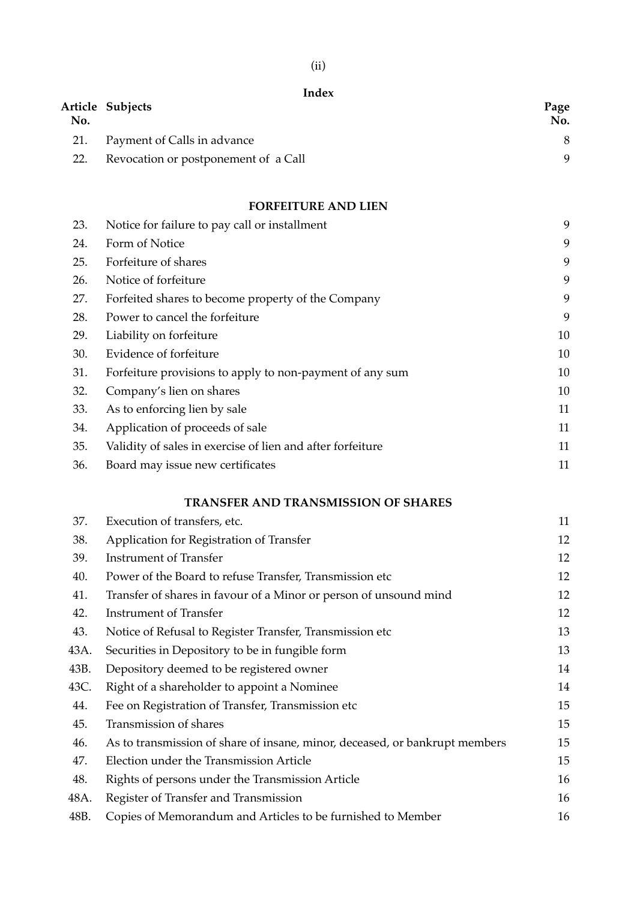## Index

| Article No. | Subjects | Page No. |
|---|---|---|
| 21. | Payment of Calls in advance | 8 |
| 22. | Revocation or postponement of a Call | 9 |
| | **FORFEITURE AND LIEN** | |
| 23. | Notice for failure to pay call or installment | 9 |
| 24. | Form of Notice | 9 |
| 25. | Forfeiture of shares | 9 |
| 26. | Notice of forfeiture | 9 |
| 27. | Forfeited shares to become property of the Company | 9 |
| 28. | Power to cancel the forfeiture | 9 |
| 29. | Liability on forfeiture | 10 |
| 30. | Evidence of forfeiture | 10 |
| 31. | Forfeiture provisions to apply to non-payment of any sum | 10 |
| 32. | Company's lien on shares | 10 |
| 33. | As to enforcing lien by sale | 11 |
| 34. | Application of proceeds of sale | 11 |
| 35. | Validity of sales in exercise of lien and after forfeiture | 11 |
| 36. | Board may issue new certificates | 11 |
| | **TRANSFER AND TRANSMISSION OF SHARES** | |
| 37. | Execution of transfers, etc. | 11 |
| 38. | Application for Registration of Transfer | 12 |
| 39. | Instrument of Transfer | 12 |
| 40. | Power of the Board to refuse Transfer, Transmission etc | 12 |
| 41. | Transfer of shares in favour of a Minor or person of unsound mind | 12 |
| 42. | Instrument of Transfer | 12 |
| 43. | Notice of Refusal to Register Transfer, Transmission etc | 13 |
| 43A. | Securities in Depository to be in fungible form | 13 |
| 43B. | Depository deemed to be registered owner | 14 |
| 43C. | Right of a shareholder to appoint a Nominee | 14 |
| 44. | Fee on Registration of Transfer, Transmission etc | 15 |
| 45. | Transmission of shares | 15 |
| 46. | As to transmission of share of insane, minor, deceased, or bankrupt members | 15 |
| 47. | Election under the Transmission Article | 15 |
| 48. | Rights of persons under the Transmission Article | 16 |
| 48A. | Register of Transfer and Transmission | 16 |
| 48B. | Copies of Memorandum and Articles to be furnished to Member | 16 |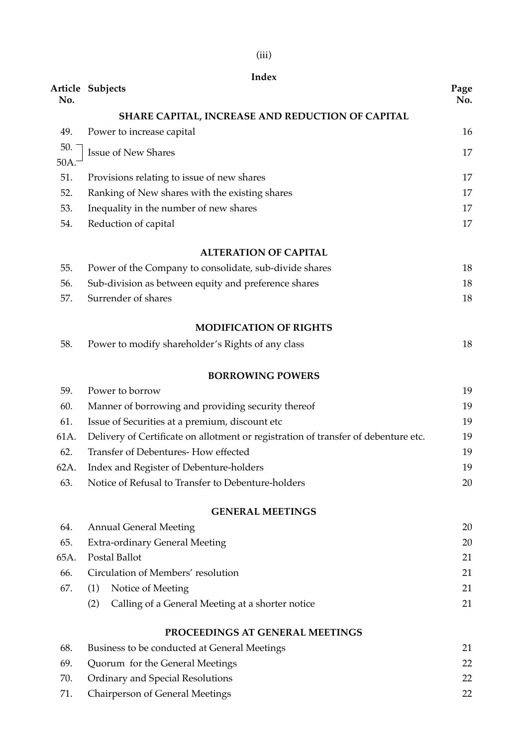## Index

| Article No. | Subjects | Page No. |
|---|---|---|
| | **SHARE CAPITAL, INCREASE AND REDUCTION OF CAPITAL** | |
| 49. | Power to increase capital | 16 |
| 50. 50A. | Issue of New Shares | 17 |
| 51. | Provisions relating to issue of new shares | 17 |
| 52. | Ranking of New shares with the existing shares | 17 |
| 53. | Inequality in the number of new shares | 17 |
| 54. | Reduction of capital | 17 |
| | **ALTERATION OF CAPITAL** | |
| 55. | Power of the Company to consolidate, sub-divide shares | 18 |
| 56. | Sub-division as between equity and preference shares | 18 |
| 57. | Surrender of shares | 18 |
| | **MODIFICATION OF RIGHTS** | |
| 58. | Power to modify shareholder's Rights of any class | 18 |
| | **BORROWING POWERS** | |
| 59. | Power to borrow | 19 |
| 60. | Manner of borrowing and providing security thereof | 19 |
| 61. | Issue of Securities at a premium, discount etc | 19 |
| 61A. | Delivery of Certificate on allotment or registration of transfer of debenture etc. | 19 |
| 62. | Transfer of Debentures- How effected | 19 |
| 62A. | Index and Register of Debenture-holders | 19 |
| 63. | Notice of Refusal to Transfer to Debenture-holders | 20 |
| | **GENERAL MEETINGS** | |
| 64. | Annual General Meeting | 20 |
| 65. | Extra-ordinary General Meeting | 20 |
| 65A. | Postal Ballot | 21 |
| 66. | Circulation of Members' resolution | 21 |
| 67. | (1) Notice of Meeting | 21 |
| | (2) Calling of a General Meeting at a shorter notice | 21 |
| | **PROCEEDINGS AT GENERAL MEETINGS** | |
| 68. | Business to be conducted at General Meetings | 21 |
| 69. | Quorum for the General Meetings | 22 |
| 70. | Ordinary and Special Resolutions | 22 |
| 71. | Chairperson of General Meetings | 22 |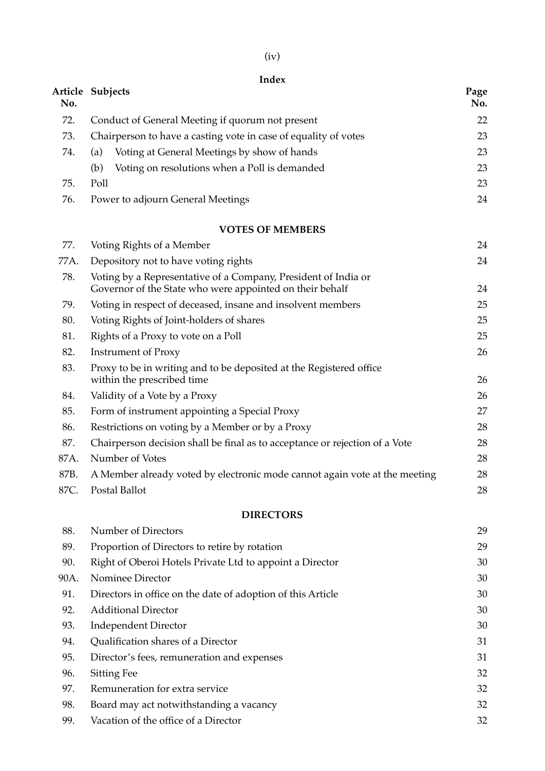## Index

| Article No. | Subjects | Page No. |
|---|---|---|
| 72. | Conduct of General Meeting if quorum not present | 22 |
| 73. | Chairperson to have a casting vote in case of equality of votes | 23 |
| 74. | (a) Voting at General Meetings by show of hands | 23 |
| | (b) Voting on resolutions when a Poll is demanded | 23 |
| 75. | Poll | 23 |
| 76. | Power to adjourn General Meetings | 24 |
| | **VOTES OF MEMBERS** | |
| 77. | Voting Rights of a Member | 24 |
| 77A. | Depository not to have voting rights | 24 |
| 78. | Voting by a Representative of a Company, President of India or Governor of the State who were appointed on their behalf | 24 |
| 79. | Voting in respect of deceased, insane and insolvent members | 25 |
| 80. | Voting Rights of Joint-holders of shares | 25 |
| 81. | Rights of a Proxy to vote on a Poll | 25 |
| 82. | Instrument of Proxy | 26 |
| 83. | Proxy to be in writing and to be deposited at the Registered office within the prescribed time | 26 |
| 84. | Validity of a Vote by a Proxy | 26 |
| 85. | Form of instrument appointing a Special Proxy | 27 |
| 86. | Restrictions on voting by a Member or by a Proxy | 28 |
| 87. | Chairperson decision shall be final as to acceptance or rejection of a Vote | 28 |
| 87A. | Number of Votes | 28 |
| 87B. | A Member already voted by electronic mode cannot again vote at the meeting | 28 |
| 87C. | Postal Ballot | 28 |
| | **DIRECTORS** | |
| 88. | Number of Directors | 29 |
| 89. | Proportion of Directors to retire by rotation | 29 |
| 90. | Right of Oberoi Hotels Private Ltd to appoint a Director | 30 |
| 90A. | Nominee Director | 30 |
| 91. | Directors in office on the date of adoption of this Article | 30 |
| 92. | Additional Director | 30 |
| 93. | Independent Director | 30 |
| 94. | Qualification shares of a Director | 31 |
| 95. | Director's fees, remuneration and expenses | 31 |
| 96. | Sitting Fee | 32 |
| 97. | Remuneration for extra service | 32 |
| 98. | Board may act notwithstanding a vacancy | 32 |
| 99. | Vacation of the office of a Director | 32 |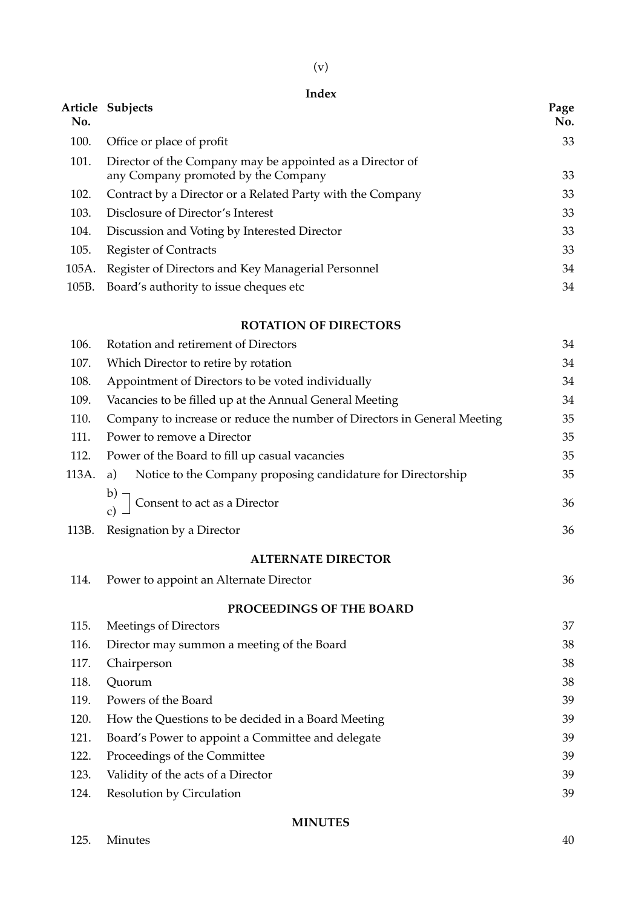## Index

| Article No. | Subjects | Page No. |
|---|---|---|
| 100. | Office or place of profit | 33 |
| 101. | Director of the Company may be appointed as a Director of any Company promoted by the Company | 33 |
| 102. | Contract by a Director or a Related Party with the Company | 33 |
| 103. | Disclosure of Director's Interest | 33 |
| 104. | Discussion and Voting by Interested Director | 33 |
| 105. | Register of Contracts | 33 |
| 105A. | Register of Directors and Key Managerial Personnel | 34 |
| 105B. | Board's authority to issue cheques etc | 34 |
| | **ROTATION OF DIRECTORS** | |
| 106. | Rotation and retirement of Directors | 34 |
| 107. | Which Director to retire by rotation | 34 |
| 108. | Appointment of Directors to be voted individually | 34 |
| 109. | Vacancies to be filled up at the Annual General Meeting | 34 |
| 110. | Company to increase or reduce the number of Directors in General Meeting | 35 |
| 111. | Power to remove a Director | 35 |
| 112. | Power of the Board to fill up casual vacancies | 35 |
| 113A. | a) Notice to the Company proposing candidature for Directorship | 35 |
| | b) c) Consent to act as a Director | 36 |
| 113B. | Resignation by a Director | 36 |
| | **ALTERNATE DIRECTOR** | |
| 114. | Power to appoint an Alternate Director | 36 |
| | **PROCEEDINGS OF THE BOARD** | |
| 115. | Meetings of Directors | 37 |
| 116. | Director may summon a meeting of the Board | 38 |
| 117. | Chairperson | 38 |
| 118. | Quorum | 38 |
| 119. | Powers of the Board | 39 |
| 120. | How the Questions to be decided in a Board Meeting | 39 |
| 121. | Board's Power to appoint a Committee and delegate | 39 |
| 122. | Proceedings of the Committee | 39 |
| 123. | Validity of the acts of a Director | 39 |
| 124. | Resolution by Circulation | 39 |
| | **MINUTES** | |
| 125. | Minutes | 40 |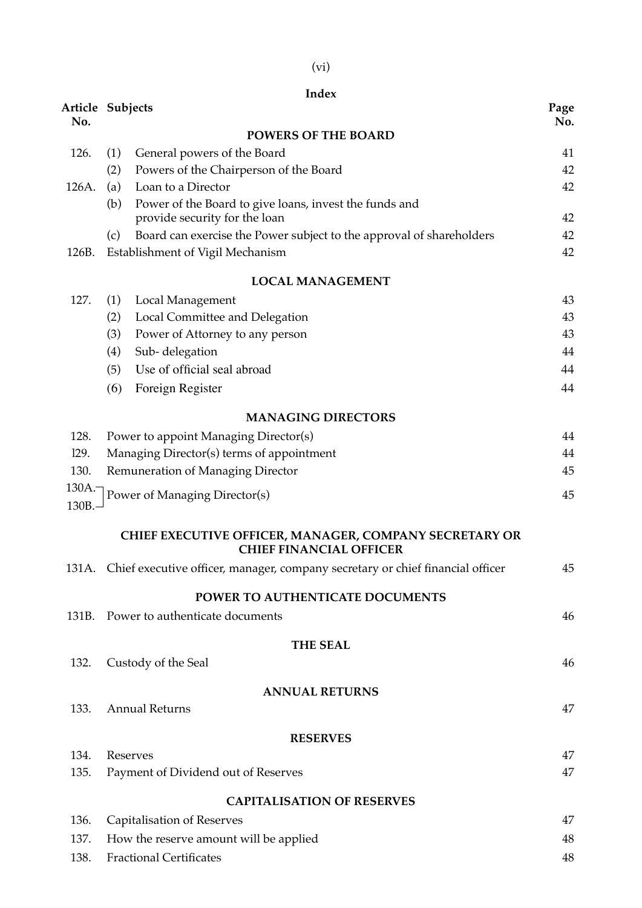## Index

| Article No. | Subjects | | Page No. |
|---|---|---|---|
| | **POWERS OF THE BOARD** | | |
| 126. | (1) | General powers of the Board | 41 |
| | (2) | Powers of the Chairperson of the Board | 42 |
| 126A. | (a) | Loan to a Director | 42 |
| | (b) | Power of the Board to give loans, invest the funds and provide security for the loan | 42 |
| | (c) | Board can exercise the Power subject to the approval of shareholders | 42 |
| 126B. | Establishment of Vigil Mechanism | | 42 |
| | **LOCAL MANAGEMENT** | | |
| 127. | (1) | Local Management | 43 |
| | (2) | Local Committee and Delegation | 43 |
| | (3) | Power of Attorney to any person | 43 |
| | (4) | Sub- delegation | 44 |
| | (5) | Use of official seal abroad | 44 |
| | (6) | Foreign Register | 44 |
| | **MANAGING DIRECTORS** | | |
| 128. | Power to appoint Managing Director(s) | | 44 |
| 129. | Managing Director(s) terms of appointment | | 44 |
| 130. | Remuneration of Managing Director | | 45 |
| 130A. 130B. | Power of Managing Director(s) | | 45 |
| | **CHIEF EXECUTIVE OFFICER, MANAGER, COMPANY SECRETARY OR CHIEF FINANCIAL OFFICER** | | |
| 131A. | Chief executive officer, manager, company secretary or chief financial officer | | 45 |
| | **POWER TO AUTHENTICATE DOCUMENTS** | | |
| 131B. | Power to authenticate documents | | 46 |
| | **THE SEAL** | | |
| 132. | Custody of the Seal | | 46 |
| | **ANNUAL RETURNS** | | |
| 133. | Annual Returns | | 47 |
| | **RESERVES** | | |
| 134. | Reserves | | 47 |
| 135. | Payment of Dividend out of Reserves | | 47 |
| | **CAPITALISATION OF RESERVES** | | |
| 136. | Capitalisation of Reserves | | 47 |
| 137. | How the reserve amount will be applied | | 48 |
| 138. | Fractional Certificates | | 48 |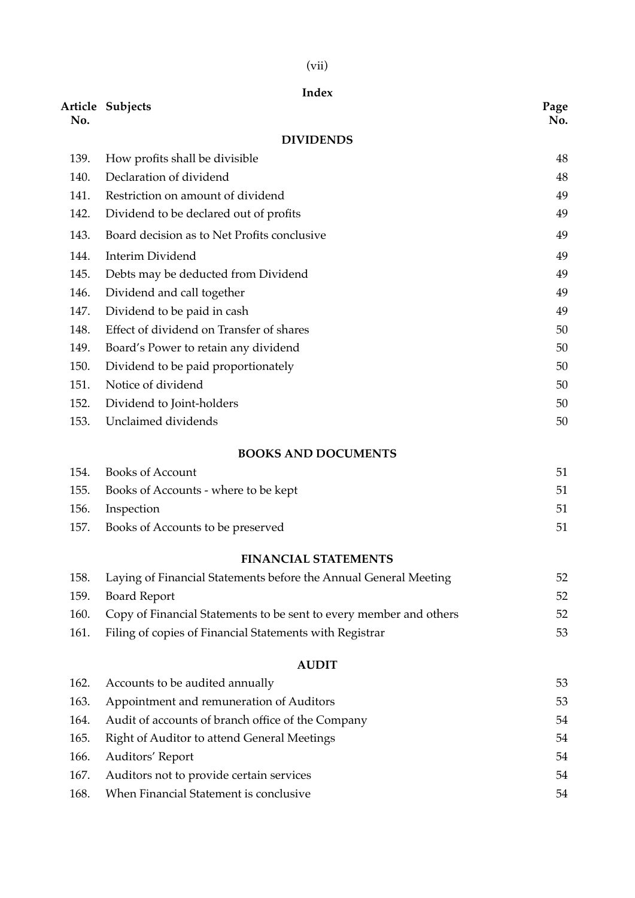## Index

| Article No. | Subjects | Page No. |
|---|---|---|
| | **DIVIDENDS** | |
| 139. | How profits shall be divisible | 48 |
| 140. | Declaration of dividend | 48 |
| 141. | Restriction on amount of dividend | 49 |
| 142. | Dividend to be declared out of profits | 49 |
| 143. | Board decision as to Net Profits conclusive | 49 |
| 144. | Interim Dividend | 49 |
| 145. | Debts may be deducted from Dividend | 49 |
| 146. | Dividend and call together | 49 |
| 147. | Dividend to be paid in cash | 49 |
| 148. | Effect of dividend on Transfer of shares | 50 |
| 149. | Board's Power to retain any dividend | 50 |
| 150. | Dividend to be paid proportionately | 50 |
| 151. | Notice of dividend | 50 |
| 152. | Dividend to Joint-holders | 50 |
| 153. | Unclaimed dividends | 50 |
| | **BOOKS AND DOCUMENTS** | |
| 154. | Books of Account | 51 |
| 155. | Books of Accounts - where to be kept | 51 |
| 156. | Inspection | 51 |
| 157. | Books of Accounts to be preserved | 51 |
| | **FINANCIAL STATEMENTS** | |
| 158. | Laying of Financial Statements before the Annual General Meeting | 52 |
| 159. | Board Report | 52 |
| 160. | Copy of Financial Statements to be sent to every member and others | 52 |
| 161. | Filing of copies of Financial Statements with Registrar | 53 |
| | **AUDIT** | |
| 162. | Accounts to be audited annually | 53 |
| 163. | Appointment and remuneration of Auditors | 53 |
| 164. | Audit of accounts of branch office of the Company | 54 |
| 165. | Right of Auditor to attend General Meetings | 54 |
| 166. | Auditors' Report | 54 |
| 167. | Auditors not to provide certain services | 54 |
| 168. | When Financial Statement is conclusive | 54 |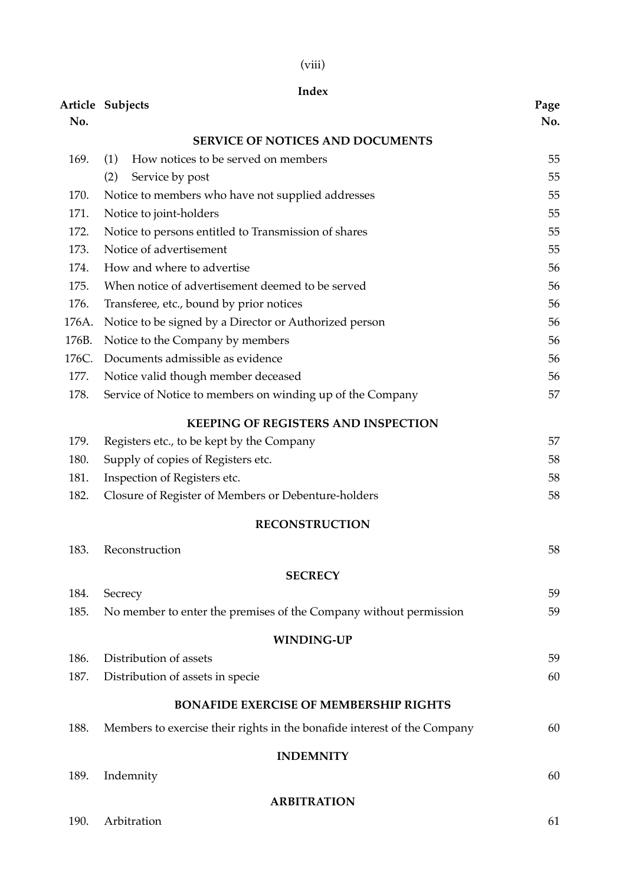## Index

| Article No. | Subjects | Page No. |
|---|---|---|
| | **SERVICE OF NOTICES AND DOCUMENTS** | |
| 169. | (1) How notices to be served on members | 55 |
| | (2) Service by post | 55 |
| 170. | Notice to members who have not supplied addresses | 55 |
| 171. | Notice to joint-holders | 55 |
| 172. | Notice to persons entitled to Transmission of shares | 55 |
| 173. | Notice of advertisement | 55 |
| 174. | How and where to advertise | 56 |
| 175. | When notice of advertisement deemed to be served | 56 |
| 176. | Transferee, etc., bound by prior notices | 56 |
| 176A. | Notice to be signed by a Director or Authorized person | 56 |
| 176B. | Notice to the Company by members | 56 |
| 176C. | Documents admissible as evidence | 56 |
| 177. | Notice valid though member deceased | 56 |
| 178. | Service of Notice to members on winding up of the Company | 57 |
| | **KEEPING OF REGISTERS AND INSPECTION** | |
| 179. | Registers etc., to be kept by the Company | 57 |
| 180. | Supply of copies of Registers etc. | 58 |
| 181. | Inspection of Registers etc. | 58 |
| 182. | Closure of Register of Members or Debenture-holders | 58 |
| | **RECONSTRUCTION** | |
| 183. | Reconstruction | 58 |
| | **SECRECY** | |
| 184. | Secrecy | 59 |
| 185. | No member to enter the premises of the Company without permission | 59 |
| | **WINDING-UP** | |
| 186. | Distribution of assets | 59 |
| 187. | Distribution of assets in specie | 60 |
| | **BONAFIDE EXERCISE OF MEMBERSHIP RIGHTS** | |
| 188. | Members to exercise their rights in the bonafide interest of the Company | 60 |
| | **INDEMNITY** | |
| 189. | Indemnity | 60 |
| | **ARBITRATION** | |
| 190. | Arbitration | 61 |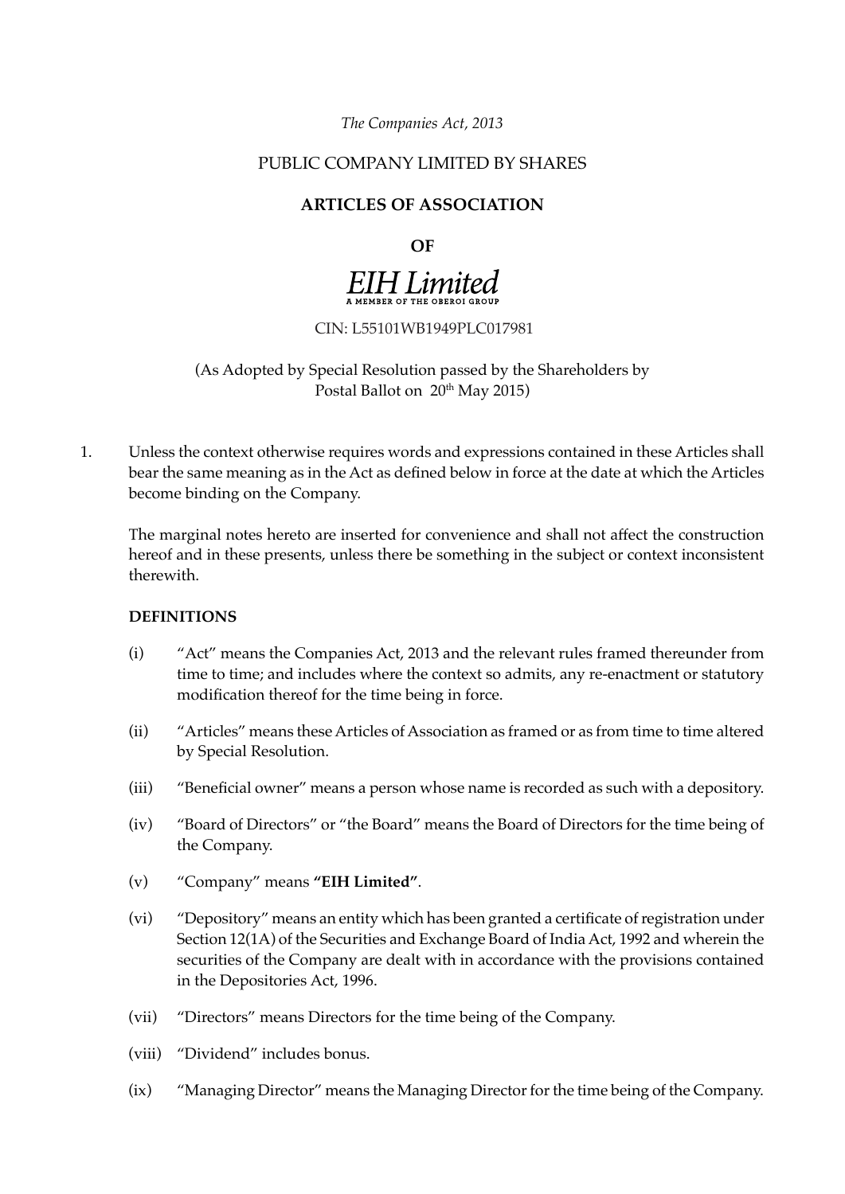*The Companies Act, 2013*

PUBLIC COMPANY LIMITED BY SHARES

# ARTICLES OF ASSOCIATION

**OF**

***EIH Limited***
A MEMBER OF THE OBEROI GROUP

CIN: L55101WB1949PLC017981

(As Adopted by Special Resolution passed by the Shareholders by Postal Ballot on 20th May 2015)

1. Unless the context otherwise requires words and expressions contained in these Articles shall bear the same meaning as in the Act as defined below in force at the date at which the Articles become binding on the Company.

   The marginal notes hereto are inserted for convenience and shall not affect the construction hereof and in these presents, unless there be something in the subject or context inconsistent therewith.

   **DEFINITIONS**

   (i) "Act" means the Companies Act, 2013 and the relevant rules framed thereunder from time to time; and includes where the context so admits, any re-enactment or statutory modification thereof for the time being in force.

   (ii) "Articles" means these Articles of Association as framed or as from time to time altered by Special Resolution.

   (iii) "Beneficial owner" means a person whose name is recorded as such with a depository.

   (iv) "Board of Directors" or "the Board" means the Board of Directors for the time being of the Company.

   (v) "Company" means **"EIH Limited"**.

   (vi) "Depository" means an entity which has been granted a certificate of registration under Section 12(1A) of the Securities and Exchange Board of India Act, 1992 and wherein the securities of the Company are dealt with in accordance with the provisions contained in the Depositories Act, 1996.

   (vii) "Directors" means Directors for the time being of the Company.

   (viii) "Dividend" includes bonus.

   (ix) "Managing Director" means the Managing Director for the time being of the Company.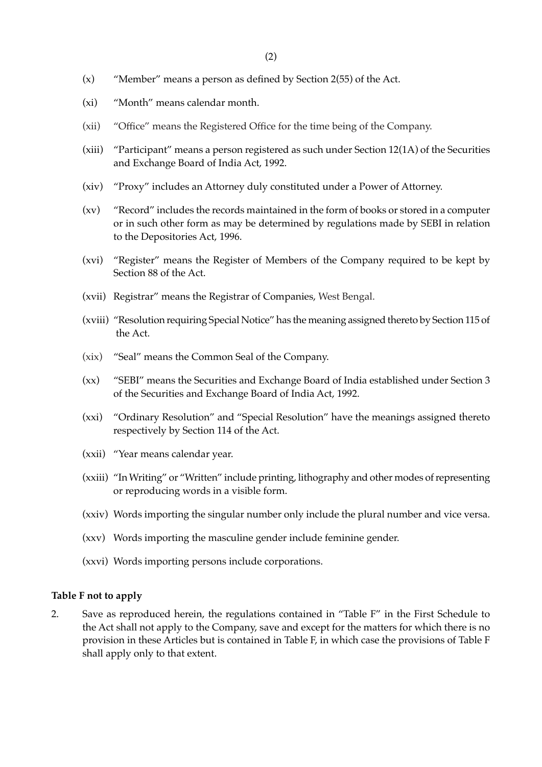(x) "Member" means a person as defined by Section 2(55) of the Act.

(xi) "Month" means calendar month.

(xii) "Office" means the Registered Office for the time being of the Company.

(xiii) "Participant" means a person registered as such under Section 12(1A) of the Securities and Exchange Board of India Act, 1992.

(xiv) "Proxy" includes an Attorney duly constituted under a Power of Attorney.

(xv) "Record" includes the records maintained in the form of books or stored in a computer or in such other form as may be determined by regulations made by SEBI in relation to the Depositories Act, 1996.

(xvi) "Register" means the Register of Members of the Company required to be kept by Section 88 of the Act.

(xvii) Registrar" means the Registrar of Companies, West Bengal.

(xviii) "Resolution requiring Special Notice" has the meaning assigned thereto by Section 115 of the Act.

(xix) "Seal" means the Common Seal of the Company.

(xx) "SEBI" means the Securities and Exchange Board of India established under Section 3 of the Securities and Exchange Board of India Act, 1992.

(xxi) "Ordinary Resolution" and "Special Resolution" have the meanings assigned thereto respectively by Section 114 of the Act.

(xxii) "Year means calendar year.

(xxiii) "In Writing" or "Written" include printing, lithography and other modes of representing or reproducing words in a visible form.

(xxiv) Words importing the singular number only include the plural number and vice versa.

(xxv) Words importing the masculine gender include feminine gender.

(xxvi) Words importing persons include corporations.

**Table F not to apply**

2. Save as reproduced herein, the regulations contained in "Table F" in the First Schedule to the Act shall not apply to the Company, save and except for the matters for which there is no provision in these Articles but is contained in Table F, in which case the provisions of Table F shall apply only to that extent.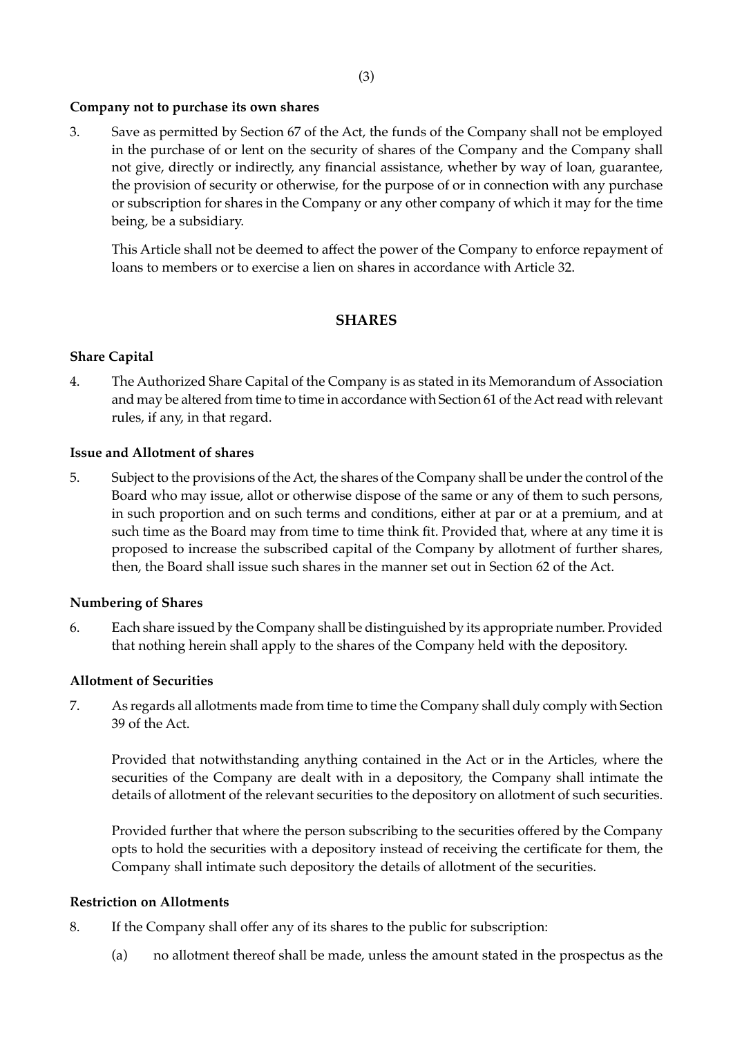**Company not to purchase its own shares**

3. Save as permitted by Section 67 of the Act, the funds of the Company shall not be employed in the purchase of or lent on the security of shares of the Company and the Company shall not give, directly or indirectly, any financial assistance, whether by way of loan, guarantee, the provision of security or otherwise, for the purpose of or in connection with any purchase or subscription for shares in the Company or any other company of which it may for the time being, be a subsidiary.

   This Article shall not be deemed to affect the power of the Company to enforce repayment of loans to members or to exercise a lien on shares in accordance with Article 32.

## SHARES

**Share Capital**

4. The Authorized Share Capital of the Company is as stated in its Memorandum of Association and may be altered from time to time in accordance with Section 61 of the Act read with relevant rules, if any, in that regard.

**Issue and Allotment of shares**

5. Subject to the provisions of the Act, the shares of the Company shall be under the control of the Board who may issue, allot or otherwise dispose of the same or any of them to such persons, in such proportion and on such terms and conditions, either at par or at a premium, and at such time as the Board may from time to time think fit. Provided that, where at any time it is proposed to increase the subscribed capital of the Company by allotment of further shares, then, the Board shall issue such shares in the manner set out in Section 62 of the Act.

**Numbering of Shares**

6. Each share issued by the Company shall be distinguished by its appropriate number. Provided that nothing herein shall apply to the shares of the Company held with the depository.

**Allotment of Securities**

7. As regards all allotments made from time to time the Company shall duly comply with Section 39 of the Act.

   Provided that notwithstanding anything contained in the Act or in the Articles, where the securities of the Company are dealt with in a depository, the Company shall intimate the details of allotment of the relevant securities to the depository on allotment of such securities.

   Provided further that where the person subscribing to the securities offered by the Company opts to hold the securities with a depository instead of receiving the certificate for them, the Company shall intimate such depository the details of allotment of the securities.

**Restriction on Allotments**

8. If the Company shall offer any of its shares to the public for subscription:

   (a) no allotment thereof shall be made, unless the amount stated in the prospectus as the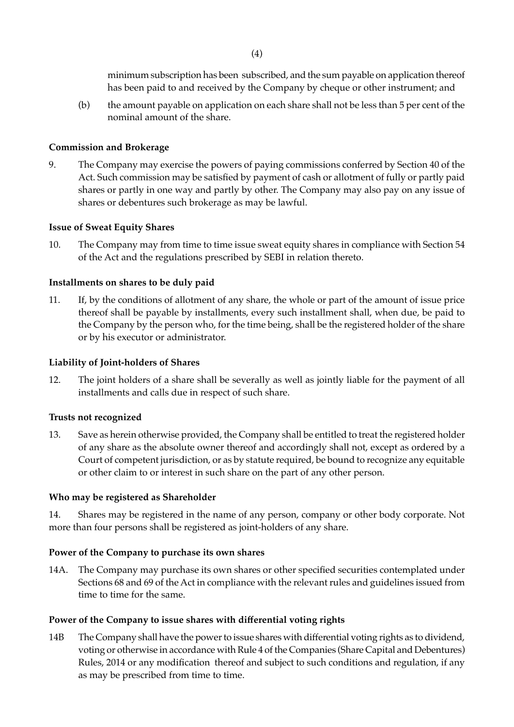minimum subscription has been subscribed, and the sum payable on application thereof has been paid to and received by the Company by cheque or other instrument; and

(b) the amount payable on application on each share shall not be less than 5 per cent of the nominal amount of the share.

**Commission and Brokerage**

9. The Company may exercise the powers of paying commissions conferred by Section 40 of the Act. Such commission may be satisfied by payment of cash or allotment of fully or partly paid shares or partly in one way and partly by other. The Company may also pay on any issue of shares or debentures such brokerage as may be lawful.

**Issue of Sweat Equity Shares**

10. The Company may from time to time issue sweat equity shares in compliance with Section 54 of the Act and the regulations prescribed by SEBI in relation thereto.

**Installments on shares to be duly paid**

11. If, by the conditions of allotment of any share, the whole or part of the amount of issue price thereof shall be payable by installments, every such installment shall, when due, be paid to the Company by the person who, for the time being, shall be the registered holder of the share or by his executor or administrator.

**Liability of Joint-holders of Shares**

12. The joint holders of a share shall be severally as well as jointly liable for the payment of all installments and calls due in respect of such share.

**Trusts not recognized**

13. Save as herein otherwise provided, the Company shall be entitled to treat the registered holder of any share as the absolute owner thereof and accordingly shall not, except as ordered by a Court of competent jurisdiction, or as by statute required, be bound to recognize any equitable or other claim to or interest in such share on the part of any other person.

**Who may be registered as Shareholder**

14. Shares may be registered in the name of any person, company or other body corporate. Not more than four persons shall be registered as joint-holders of any share.

**Power of the Company to purchase its own shares**

14A. The Company may purchase its own shares or other specified securities contemplated under Sections 68 and 69 of the Act in compliance with the relevant rules and guidelines issued from time to time for the same.

**Power of the Company to issue shares with differential voting rights**

14B The Company shall have the power to issue shares with differential voting rights as to dividend, voting or otherwise in accordance with Rule 4 of the Companies (Share Capital and Debentures) Rules, 2014 or any modification thereof and subject to such conditions and regulation, if any as may be prescribed from time to time.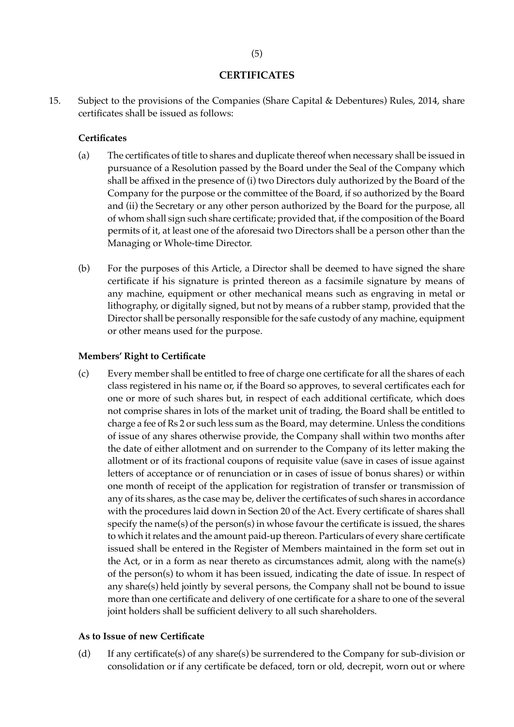## CERTIFICATES

15. Subject to the provisions of the Companies (Share Capital & Debentures) Rules, 2014, share certificates shall be issued as follows:

**Certificates**

(a) The certificates of title to shares and duplicate thereof when necessary shall be issued in pursuance of a Resolution passed by the Board under the Seal of the Company which shall be affixed in the presence of (i) two Directors duly authorized by the Board of the Company for the purpose or the committee of the Board, if so authorized by the Board and (ii) the Secretary or any other person authorized by the Board for the purpose, all of whom shall sign such share certificate; provided that, if the composition of the Board permits of it, at least one of the aforesaid two Directors shall be a person other than the Managing or Whole-time Director.

(b) For the purposes of this Article, a Director shall be deemed to have signed the share certificate if his signature is printed thereon as a facsimile signature by means of any machine, equipment or other mechanical means such as engraving in metal or lithography, or digitally signed, but not by means of a rubber stamp, provided that the Director shall be personally responsible for the safe custody of any machine, equipment or other means used for the purpose.

**Members' Right to Certificate**

(c) Every member shall be entitled to free of charge one certificate for all the shares of each class registered in his name or, if the Board so approves, to several certificates each for one or more of such shares but, in respect of each additional certificate, which does not comprise shares in lots of the market unit of trading, the Board shall be entitled to charge a fee of Rs 2 or such less sum as the Board, may determine. Unless the conditions of issue of any shares otherwise provide, the Company shall within two months after the date of either allotment and on surrender to the Company of its letter making the allotment or of its fractional coupons of requisite value (save in cases of issue against letters of acceptance or of renunciation or in cases of issue of bonus shares) or within one month of receipt of the application for registration of transfer or transmission of any of its shares, as the case may be, deliver the certificates of such shares in accordance with the procedures laid down in Section 20 of the Act. Every certificate of shares shall specify the name(s) of the person(s) in whose favour the certificate is issued, the shares to which it relates and the amount paid-up thereon. Particulars of every share certificate issued shall be entered in the Register of Members maintained in the form set out in the Act, or in a form as near thereto as circumstances admit, along with the name(s) of the person(s) to whom it has been issued, indicating the date of issue. In respect of any share(s) held jointly by several persons, the Company shall not be bound to issue more than one certificate and delivery of one certificate for a share to one of the several joint holders shall be sufficient delivery to all such shareholders.

**As to Issue of new Certificate**

(d) If any certificate(s) of any share(s) be surrendered to the Company for sub-division or consolidation or if any certificate be defaced, torn or old, decrepit, worn out or where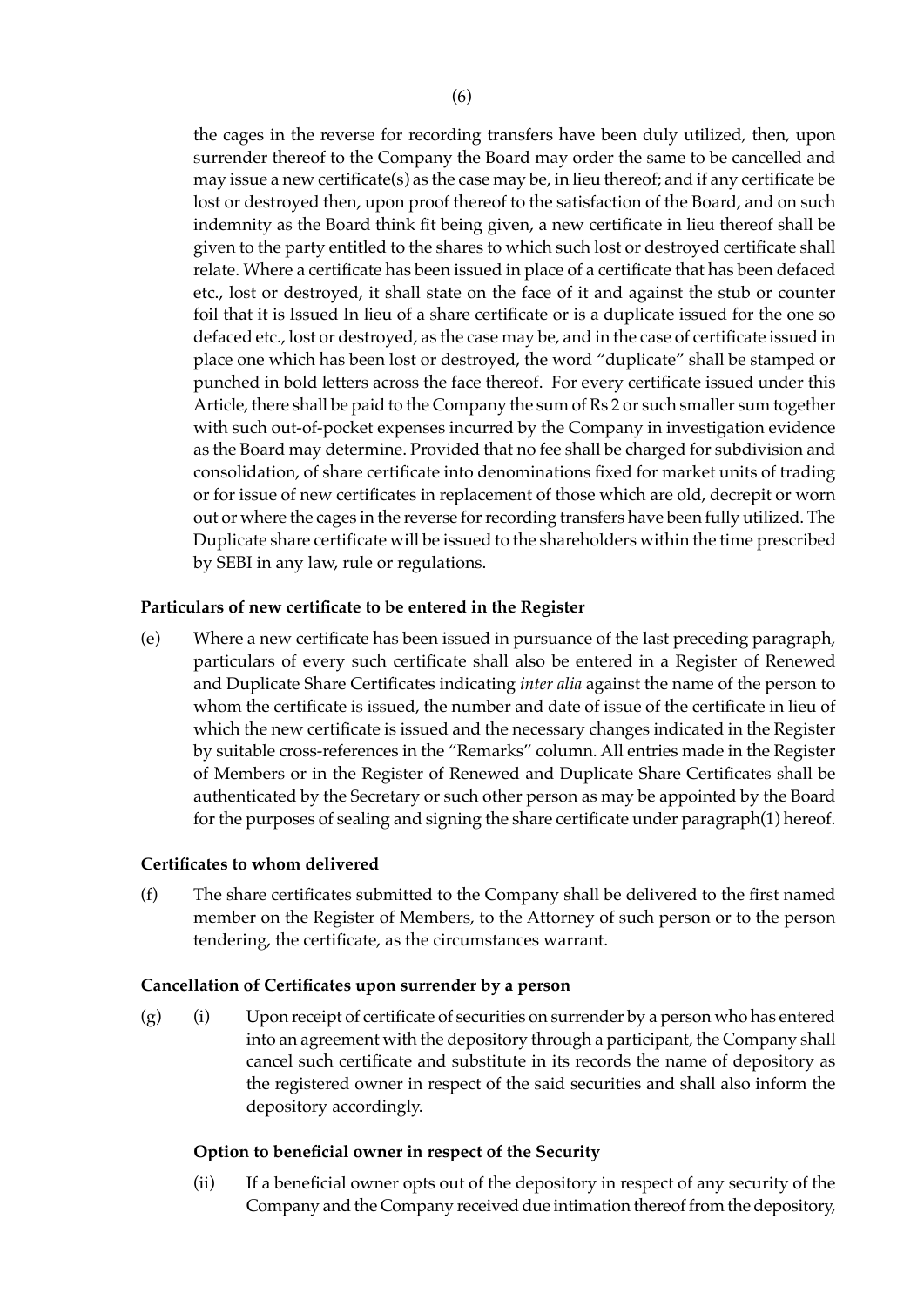the cages in the reverse for recording transfers have been duly utilized, then, upon surrender thereof to the Company the Board may order the same to be cancelled and may issue a new certificate(s) as the case may be, in lieu thereof; and if any certificate be lost or destroyed then, upon proof thereof to the satisfaction of the Board, and on such indemnity as the Board think fit being given, a new certificate in lieu thereof shall be given to the party entitled to the shares to which such lost or destroyed certificate shall relate. Where a certificate has been issued in place of a certificate that has been defaced etc., lost or destroyed, it shall state on the face of it and against the stub or counter foil that it is Issued In lieu of a share certificate or is a duplicate issued for the one so defaced etc., lost or destroyed, as the case may be, and in the case of certificate issued in place one which has been lost or destroyed, the word "duplicate" shall be stamped or punched in bold letters across the face thereof. For every certificate issued under this Article, there shall be paid to the Company the sum of Rs 2 or such smaller sum together with such out-of-pocket expenses incurred by the Company in investigation evidence as the Board may determine. Provided that no fee shall be charged for subdivision and consolidation, of share certificate into denominations fixed for market units of trading or for issue of new certificates in replacement of those which are old, decrepit or worn out or where the cages in the reverse for recording transfers have been fully utilized. The Duplicate share certificate will be issued to the shareholders within the time prescribed by SEBI in any law, rule or regulations.

**Particulars of new certificate to be entered in the Register**

(e) Where a new certificate has been issued in pursuance of the last preceding paragraph, particulars of every such certificate shall also be entered in a Register of Renewed and Duplicate Share Certificates indicating *inter alia* against the name of the person to whom the certificate is issued, the number and date of issue of the certificate in lieu of which the new certificate is issued and the necessary changes indicated in the Register by suitable cross-references in the "Remarks" column. All entries made in the Register of Members or in the Register of Renewed and Duplicate Share Certificates shall be authenticated by the Secretary or such other person as may be appointed by the Board for the purposes of sealing and signing the share certificate under paragraph(1) hereof.

**Certificates to whom delivered**

(f) The share certificates submitted to the Company shall be delivered to the first named member on the Register of Members, to the Attorney of such person or to the person tendering, the certificate, as the circumstances warrant.

**Cancellation of Certificates upon surrender by a person**

(g) (i) Upon receipt of certificate of securities on surrender by a person who has entered into an agreement with the depository through a participant, the Company shall cancel such certificate and substitute in its records the name of depository as the registered owner in respect of the said securities and shall also inform the depository accordingly.

**Option to beneficial owner in respect of the Security**

(ii) If a beneficial owner opts out of the depository in respect of any security of the Company and the Company received due intimation thereof from the depository,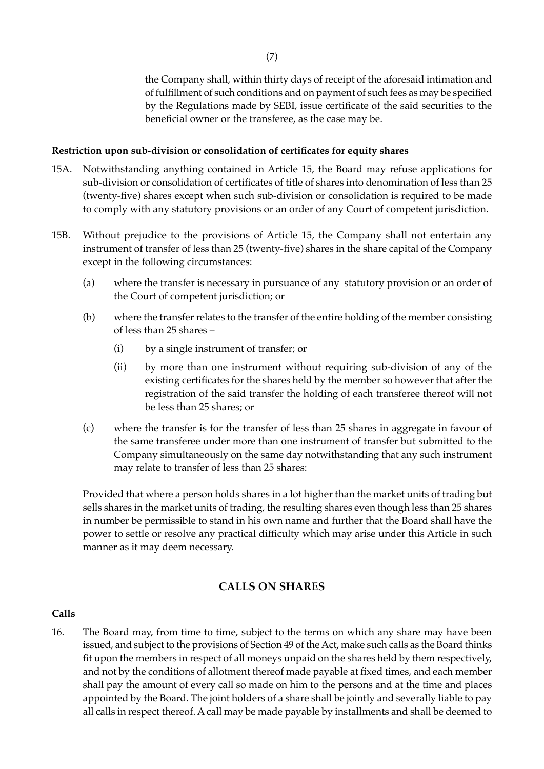the Company shall, within thirty days of receipt of the aforesaid intimation and of fulfillment of such conditions and on payment of such fees as may be specified by the Regulations made by SEBI, issue certificate of the said securities to the beneficial owner or the transferee, as the case may be.

**Restriction upon sub-division or consolidation of certificates for equity shares**

15A. Notwithstanding anything contained in Article 15, the Board may refuse applications for sub-division or consolidation of certificates of title of shares into denomination of less than 25 (twenty-five) shares except when such sub-division or consolidation is required to be made to comply with any statutory provisions or an order of any Court of competent jurisdiction.

15B. Without prejudice to the provisions of Article 15, the Company shall not entertain any instrument of transfer of less than 25 (twenty-five) shares in the share capital of the Company except in the following circumstances:

(a) where the transfer is necessary in pursuance of any statutory provision or an order of the Court of competent jurisdiction; or

(b) where the transfer relates to the transfer of the entire holding of the member consisting of less than 25 shares –

(i) by a single instrument of transfer; or

(ii) by more than one instrument without requiring sub-division of any of the existing certificates for the shares held by the member so however that after the registration of the said transfer the holding of each transferee thereof will not be less than 25 shares; or

(c) where the transfer is for the transfer of less than 25 shares in aggregate in favour of the same transferee under more than one instrument of transfer but submitted to the Company simultaneously on the same day notwithstanding that any such instrument may relate to transfer of less than 25 shares:

Provided that where a person holds shares in a lot higher than the market units of trading but sells shares in the market units of trading, the resulting shares even though less than 25 shares in number be permissible to stand in his own name and further that the Board shall have the power to settle or resolve any practical difficulty which may arise under this Article in such manner as it may deem necessary.

## CALLS ON SHARES

**Calls**

16. The Board may, from time to time, subject to the terms on which any share may have been issued, and subject to the provisions of Section 49 of the Act, make such calls as the Board thinks fit upon the members in respect of all moneys unpaid on the shares held by them respectively, and not by the conditions of allotment thereof made payable at fixed times, and each member shall pay the amount of every call so made on him to the persons and at the time and places appointed by the Board. The joint holders of a share shall be jointly and severally liable to pay all calls in respect thereof. A call may be made payable by installments and shall be deemed to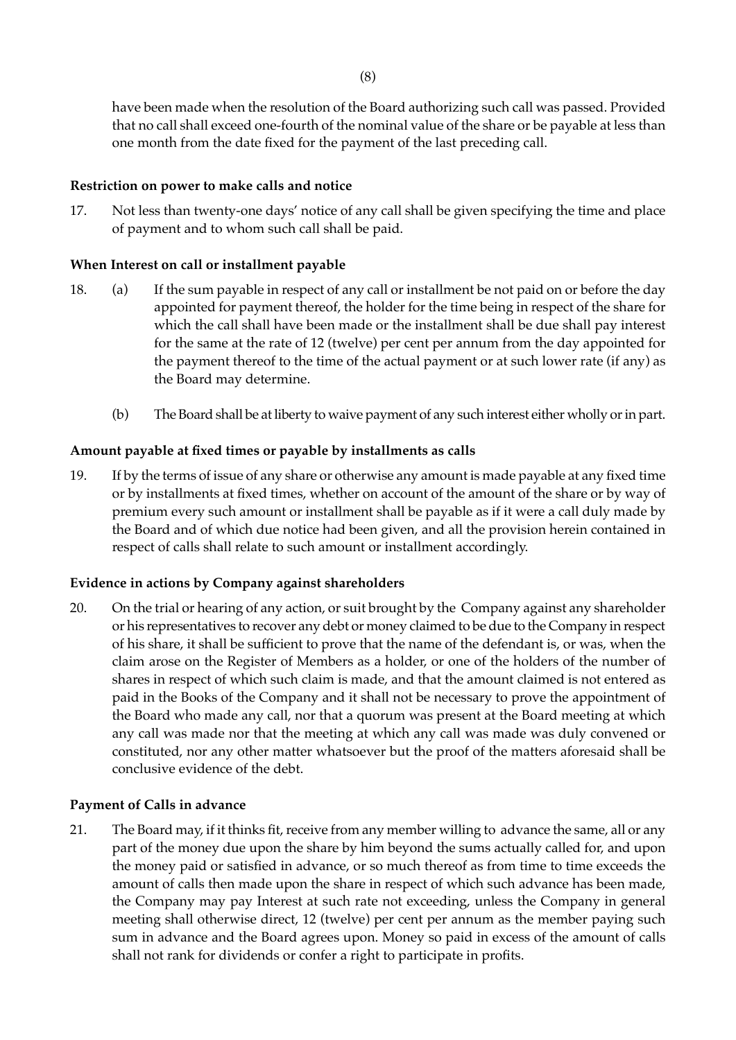have been made when the resolution of the Board authorizing such call was passed. Provided that no call shall exceed one-fourth of the nominal value of the share or be payable at less than one month from the date fixed for the payment of the last preceding call.

**Restriction on power to make calls and notice**

17. Not less than twenty-one days' notice of any call shall be given specifying the time and place of payment and to whom such call shall be paid.

**When Interest on call or installment payable**

18. (a) If the sum payable in respect of any call or installment be not paid on or before the day appointed for payment thereof, the holder for the time being in respect of the share for which the call shall have been made or the installment shall be due shall pay interest for the same at the rate of 12 (twelve) per cent per annum from the day appointed for the payment thereof to the time of the actual payment or at such lower rate (if any) as the Board may determine.

(b) The Board shall be at liberty to waive payment of any such interest either wholly or in part.

**Amount payable at fixed times or payable by installments as calls**

19. If by the terms of issue of any share or otherwise any amount is made payable at any fixed time or by installments at fixed times, whether on account of the amount of the share or by way of premium every such amount or installment shall be payable as if it were a call duly made by the Board and of which due notice had been given, and all the provision herein contained in respect of calls shall relate to such amount or installment accordingly.

**Evidence in actions by Company against shareholders**

20. On the trial or hearing of any action, or suit brought by the Company against any shareholder or his representatives to recover any debt or money claimed to be due to the Company in respect of his share, it shall be sufficient to prove that the name of the defendant is, or was, when the claim arose on the Register of Members as a holder, or one of the holders of the number of shares in respect of which such claim is made, and that the amount claimed is not entered as paid in the Books of the Company and it shall not be necessary to prove the appointment of the Board who made any call, nor that a quorum was present at the Board meeting at which any call was made nor that the meeting at which any call was made was duly convened or constituted, nor any other matter whatsoever but the proof of the matters aforesaid shall be conclusive evidence of the debt.

**Payment of Calls in advance**

21. The Board may, if it thinks fit, receive from any member willing to advance the same, all or any part of the money due upon the share by him beyond the sums actually called for, and upon the money paid or satisfied in advance, or so much thereof as from time to time exceeds the amount of calls then made upon the share in respect of which such advance has been made, the Company may pay Interest at such rate not exceeding, unless the Company in general meeting shall otherwise direct, 12 (twelve) per cent per annum as the member paying such sum in advance and the Board agrees upon. Money so paid in excess of the amount of calls shall not rank for dividends or confer a right to participate in profits.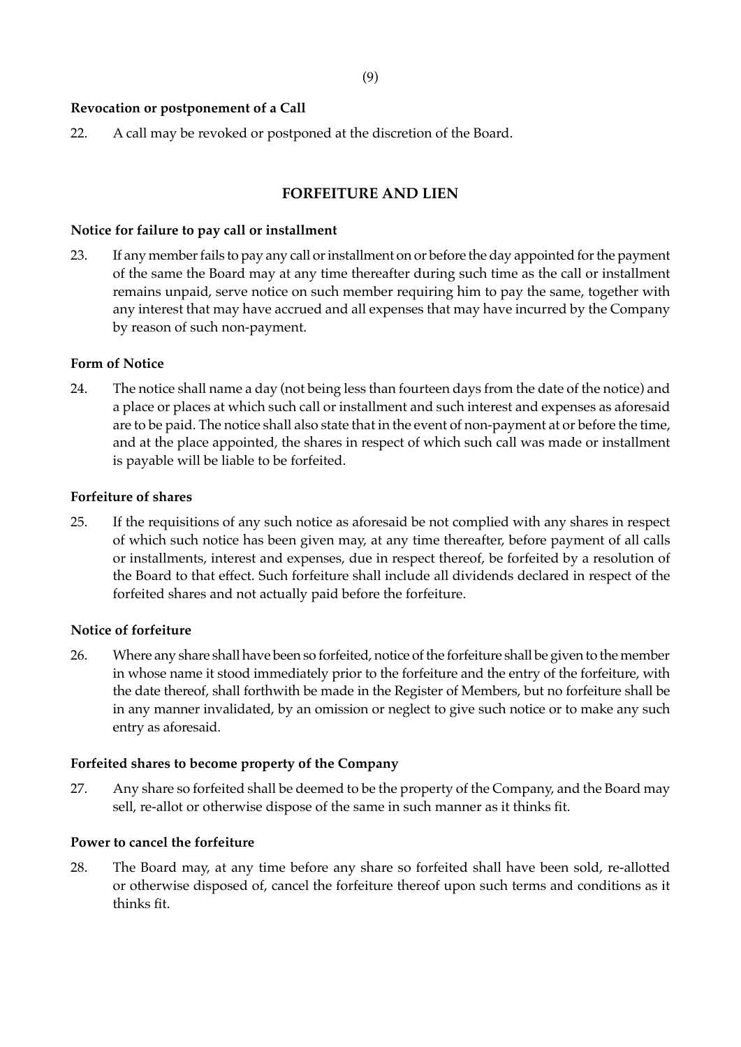**Revocation or postponement of a Call**

22. A call may be revoked or postponed at the discretion of the Board.

## FORFEITURE AND LIEN

**Notice for failure to pay call or installment**

23. If any member fails to pay any call or installment on or before the day appointed for the payment of the same the Board may at any time thereafter during such time as the call or installment remains unpaid, serve notice on such member requiring him to pay the same, together with any interest that may have accrued and all expenses that may have incurred by the Company by reason of such non-payment.

**Form of Notice**

24. The notice shall name a day (not being less than fourteen days from the date of the notice) and a place or places at which such call or installment and such interest and expenses as aforesaid are to be paid. The notice shall also state that in the event of non-payment at or before the time, and at the place appointed, the shares in respect of which such call was made or installment is payable will be liable to be forfeited.

**Forfeiture of shares**

25. If the requisitions of any such notice as aforesaid be not complied with any shares in respect of which such notice has been given may, at any time thereafter, before payment of all calls or installments, interest and expenses, due in respect thereof, be forfeited by a resolution of the Board to that effect. Such forfeiture shall include all dividends declared in respect of the forfeited shares and not actually paid before the forfeiture.

**Notice of forfeiture**

26. Where any share shall have been so forfeited, notice of the forfeiture shall be given to the member in whose name it stood immediately prior to the forfeiture and the entry of the forfeiture, with the date thereof, shall forthwith be made in the Register of Members, but no forfeiture shall be in any manner invalidated, by an omission or neglect to give such notice or to make any such entry as aforesaid.

**Forfeited shares to become property of the Company**

27. Any share so forfeited shall be deemed to be the property of the Company, and the Board may sell, re-allot or otherwise dispose of the same in such manner as it thinks fit.

**Power to cancel the forfeiture**

28. The Board may, at any time before any share so forfeited shall have been sold, re-allotted or otherwise disposed of, cancel the forfeiture thereof upon such terms and conditions as it thinks fit.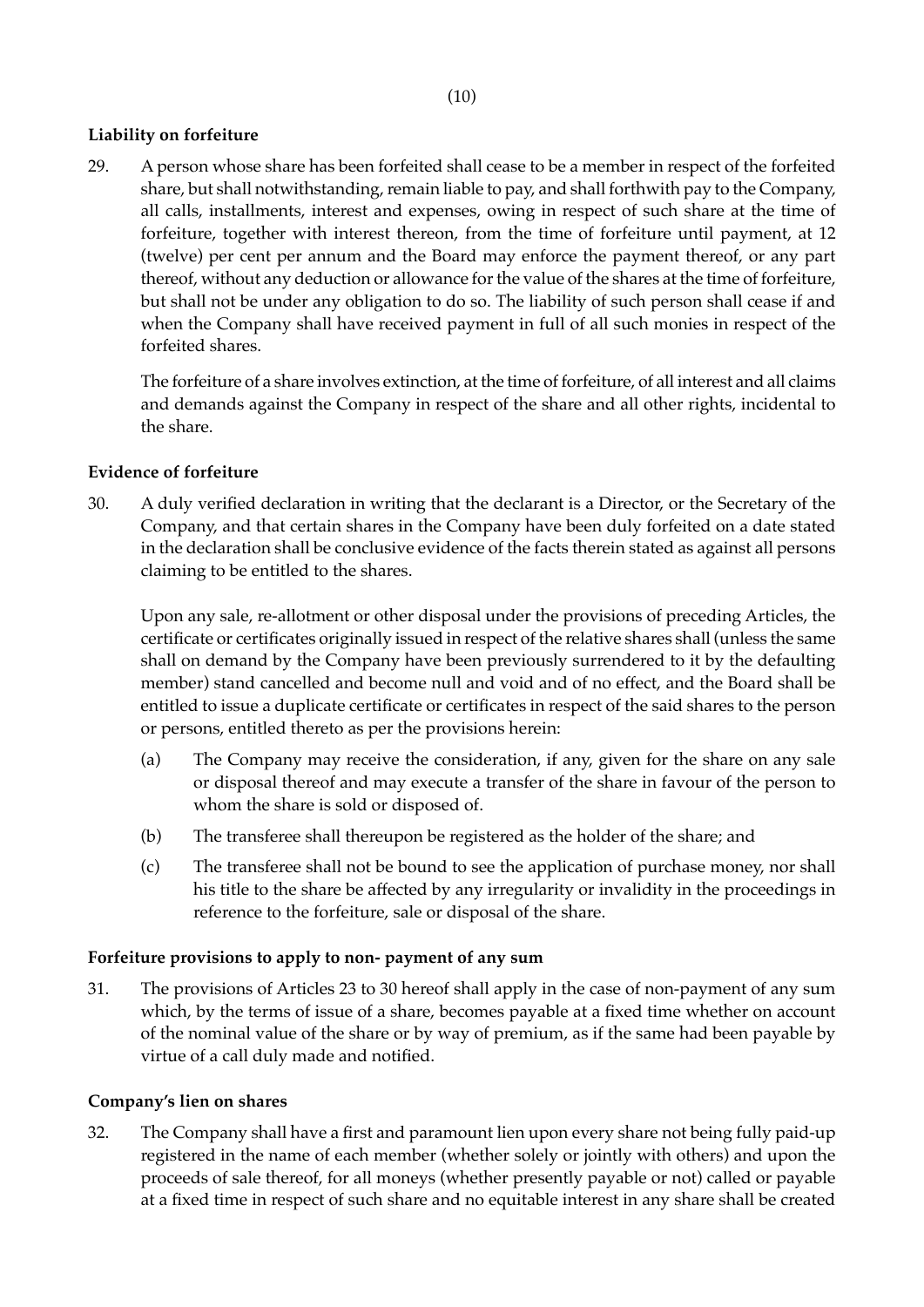**Liability on forfeiture**

29. A person whose share has been forfeited shall cease to be a member in respect of the forfeited share, but shall notwithstanding, remain liable to pay, and shall forthwith pay to the Company, all calls, installments, interest and expenses, owing in respect of such share at the time of forfeiture, together with interest thereon, from the time of forfeiture until payment, at 12 (twelve) per cent per annum and the Board may enforce the payment thereof, or any part thereof, without any deduction or allowance for the value of the shares at the time of forfeiture, but shall not be under any obligation to do so. The liability of such person shall cease if and when the Company shall have received payment in full of all such monies in respect of the forfeited shares.

    The forfeiture of a share involves extinction, at the time of forfeiture, of all interest and all claims and demands against the Company in respect of the share and all other rights, incidental to the share.

**Evidence of forfeiture**

30. A duly verified declaration in writing that the declarant is a Director, or the Secretary of the Company, and that certain shares in the Company have been duly forfeited on a date stated in the declaration shall be conclusive evidence of the facts therein stated as against all persons claiming to be entitled to the shares.

    Upon any sale, re-allotment or other disposal under the provisions of preceding Articles, the certificate or certificates originally issued in respect of the relative shares shall (unless the same shall on demand by the Company have been previously surrendered to it by the defaulting member) stand cancelled and become null and void and of no effect, and the Board shall be entitled to issue a duplicate certificate or certificates in respect of the said shares to the person or persons, entitled thereto as per the provisions herein:

    (a) The Company may receive the consideration, if any, given for the share on any sale or disposal thereof and may execute a transfer of the share in favour of the person to whom the share is sold or disposed of.

    (b) The transferee shall thereupon be registered as the holder of the share; and

    (c) The transferee shall not be bound to see the application of purchase money, nor shall his title to the share be affected by any irregularity or invalidity in the proceedings in reference to the forfeiture, sale or disposal of the share.

**Forfeiture provisions to apply to non- payment of any sum**

31. The provisions of Articles 23 to 30 hereof shall apply in the case of non-payment of any sum which, by the terms of issue of a share, becomes payable at a fixed time whether on account of the nominal value of the share or by way of premium, as if the same had been payable by virtue of a call duly made and notified.

**Company's lien on shares**

32. The Company shall have a first and paramount lien upon every share not being fully paid-up registered in the name of each member (whether solely or jointly with others) and upon the proceeds of sale thereof, for all moneys (whether presently payable or not) called or payable at a fixed time in respect of such share and no equitable interest in any share shall be created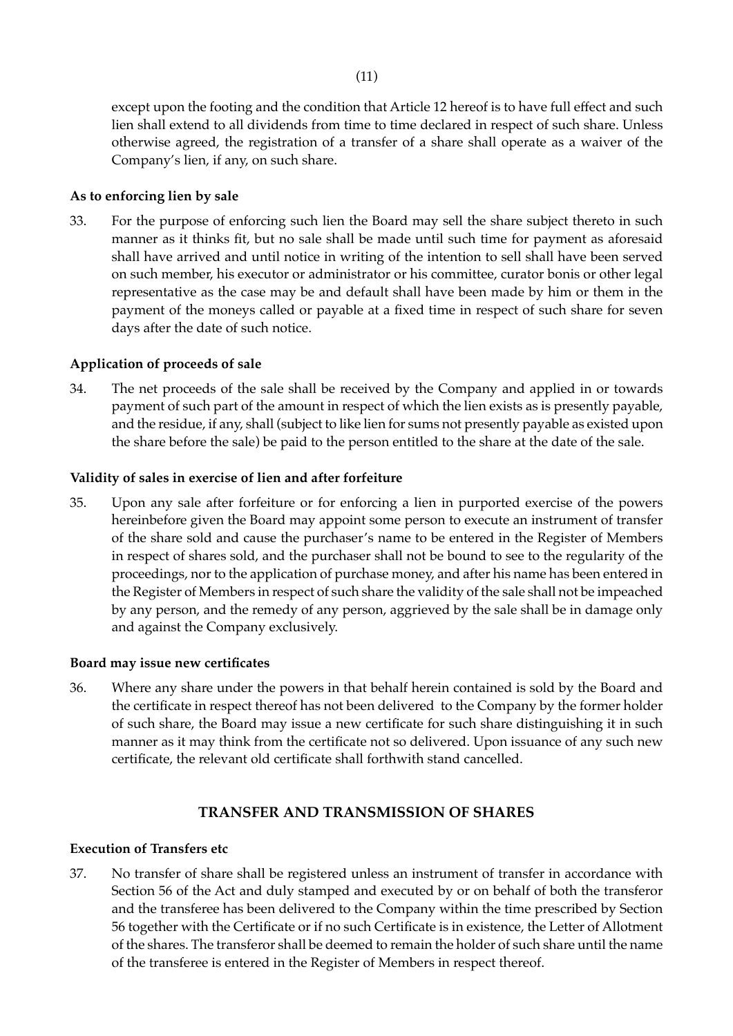except upon the footing and the condition that Article 12 hereof is to have full effect and such lien shall extend to all dividends from time to time declared in respect of such share. Unless otherwise agreed, the registration of a transfer of a share shall operate as a waiver of the Company's lien, if any, on such share.

**As to enforcing lien by sale**

33. For the purpose of enforcing such lien the Board may sell the share subject thereto in such manner as it thinks fit, but no sale shall be made until such time for payment as aforesaid shall have arrived and until notice in writing of the intention to sell shall have been served on such member, his executor or administrator or his committee, curator bonis or other legal representative as the case may be and default shall have been made by him or them in the payment of the moneys called or payable at a fixed time in respect of such share for seven days after the date of such notice.

**Application of proceeds of sale**

34. The net proceeds of the sale shall be received by the Company and applied in or towards payment of such part of the amount in respect of which the lien exists as is presently payable, and the residue, if any, shall (subject to like lien for sums not presently payable as existed upon the share before the sale) be paid to the person entitled to the share at the date of the sale.

**Validity of sales in exercise of lien and after forfeiture**

35. Upon any sale after forfeiture or for enforcing a lien in purported exercise of the powers hereinbefore given the Board may appoint some person to execute an instrument of transfer of the share sold and cause the purchaser's name to be entered in the Register of Members in respect of shares sold, and the purchaser shall not be bound to see to the regularity of the proceedings, nor to the application of purchase money, and after his name has been entered in the Register of Members in respect of such share the validity of the sale shall not be impeached by any person, and the remedy of any person, aggrieved by the sale shall be in damage only and against the Company exclusively.

**Board may issue new certificates**

36. Where any share under the powers in that behalf herein contained is sold by the Board and the certificate in respect thereof has not been delivered to the Company by the former holder of such share, the Board may issue a new certificate for such share distinguishing it in such manner as it may think from the certificate not so delivered. Upon issuance of any such new certificate, the relevant old certificate shall forthwith stand cancelled.

## TRANSFER AND TRANSMISSION OF SHARES

**Execution of Transfers etc**

37. No transfer of share shall be registered unless an instrument of transfer in accordance with Section 56 of the Act and duly stamped and executed by or on behalf of both the transferor and the transferee has been delivered to the Company within the time prescribed by Section 56 together with the Certificate or if no such Certificate is in existence, the Letter of Allotment of the shares. The transferor shall be deemed to remain the holder of such share until the name of the transferee is entered in the Register of Members in respect thereof.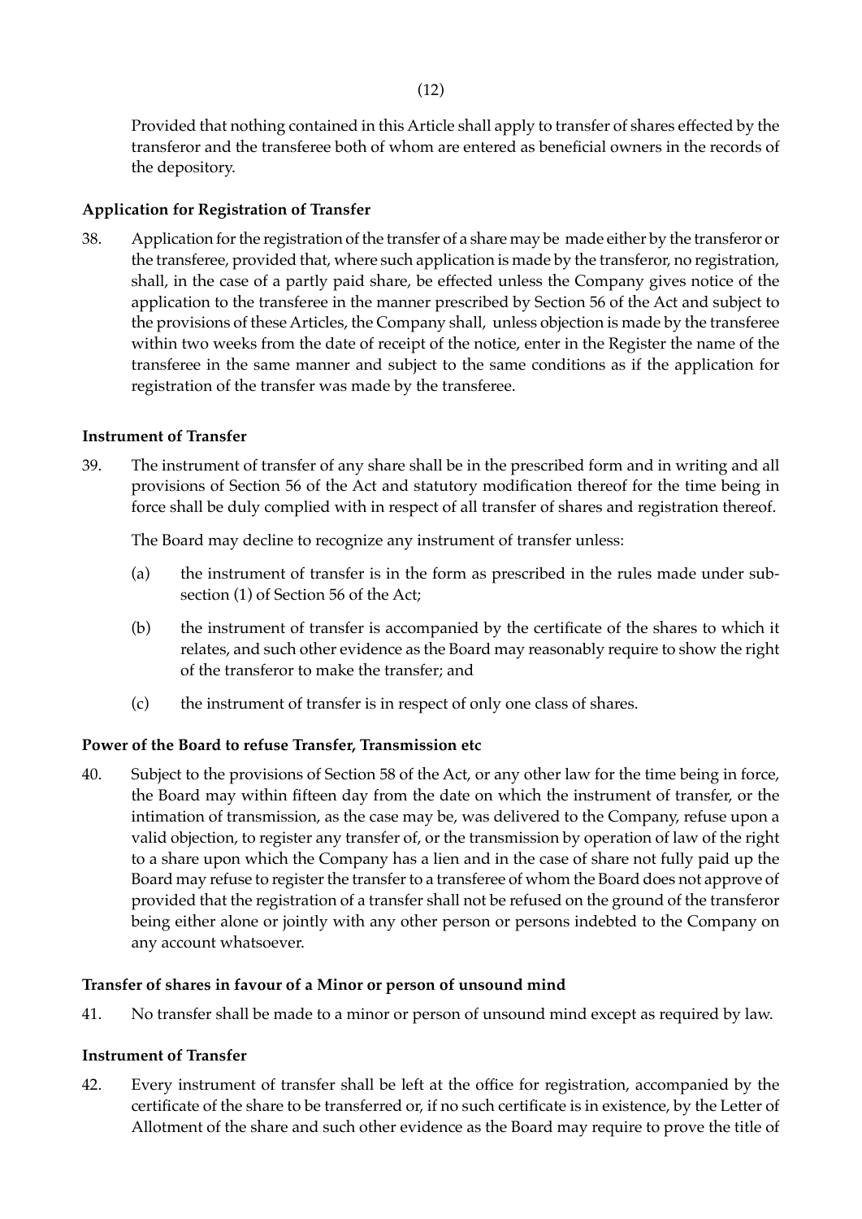Provided that nothing contained in this Article shall apply to transfer of shares effected by the transferor and the transferee both of whom are entered as beneficial owners in the records of the depository.

**Application for Registration of Transfer**

38. Application for the registration of the transfer of a share may be made either by the transferor or the transferee, provided that, where such application is made by the transferor, no registration, shall, in the case of a partly paid share, be effected unless the Company gives notice of the application to the transferee in the manner prescribed by Section 56 of the Act and subject to the provisions of these Articles, the Company shall, unless objection is made by the transferee within two weeks from the date of receipt of the notice, enter in the Register the name of the transferee in the same manner and subject to the same conditions as if the application for registration of the transfer was made by the transferee.

**Instrument of Transfer**

39. The instrument of transfer of any share shall be in the prescribed form and in writing and all provisions of Section 56 of the Act and statutory modification thereof for the time being in force shall be duly complied with in respect of all transfer of shares and registration thereof.

    The Board may decline to recognize any instrument of transfer unless:

    (a) the instrument of transfer is in the form as prescribed in the rules made under sub-section (1) of Section 56 of the Act;

    (b) the instrument of transfer is accompanied by the certificate of the shares to which it relates, and such other evidence as the Board may reasonably require to show the right of the transferor to make the transfer; and

    (c) the instrument of transfer is in respect of only one class of shares.

**Power of the Board to refuse Transfer, Transmission etc**

40. Subject to the provisions of Section 58 of the Act, or any other law for the time being in force, the Board may within fifteen day from the date on which the instrument of transfer, or the intimation of transmission, as the case may be, was delivered to the Company, refuse upon a valid objection, to register any transfer of, or the transmission by operation of law of the right to a share upon which the Company has a lien and in the case of share not fully paid up the Board may refuse to register the transfer to a transferee of whom the Board does not approve of provided that the registration of a transfer shall not be refused on the ground of the transferor being either alone or jointly with any other person or persons indebted to the Company on any account whatsoever.

**Transfer of shares in favour of a Minor or person of unsound mind**

41. No transfer shall be made to a minor or person of unsound mind except as required by law.

**Instrument of Transfer**

42. Every instrument of transfer shall be left at the office for registration, accompanied by the certificate of the share to be transferred or, if no such certificate is in existence, by the Letter of Allotment of the share and such other evidence as the Board may require to prove the title of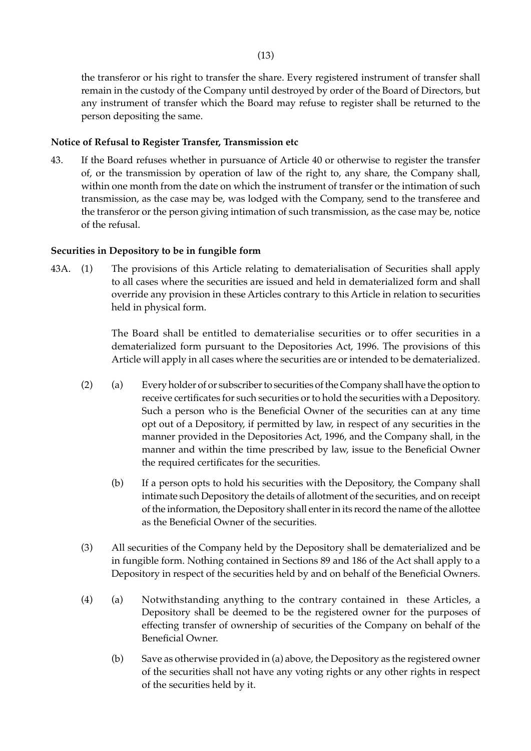the transferor or his right to transfer the share. Every registered instrument of transfer shall remain in the custody of the Company until destroyed by order of the Board of Directors, but any instrument of transfer which the Board may refuse to register shall be returned to the person depositing the same.

**Notice of Refusal to Register Transfer, Transmission etc**

43. If the Board refuses whether in pursuance of Article 40 or otherwise to register the transfer of, or the transmission by operation of law of the right to, any share, the Company shall, within one month from the date on which the instrument of transfer or the intimation of such transmission, as the case may be, was lodged with the Company, send to the transferee and the transferor or the person giving intimation of such transmission, as the case may be, notice of the refusal.

**Securities in Depository to be in fungible form**

43A. (1) The provisions of this Article relating to dematerialisation of Securities shall apply to all cases where the securities are issued and held in dematerialized form and shall override any provision in these Articles contrary to this Article in relation to securities held in physical form.

The Board shall be entitled to dematerialise securities or to offer securities in a dematerialized form pursuant to the Depositories Act, 1996. The provisions of this Article will apply in all cases where the securities are or intended to be dematerialized.

(2) (a) Every holder of or subscriber to securities of the Company shall have the option to receive certificates for such securities or to hold the securities with a Depository. Such a person who is the Beneficial Owner of the securities can at any time opt out of a Depository, if permitted by law, in respect of any securities in the manner provided in the Depositories Act, 1996, and the Company shall, in the manner and within the time prescribed by law, issue to the Beneficial Owner the required certificates for the securities.

(b) If a person opts to hold his securities with the Depository, the Company shall intimate such Depository the details of allotment of the securities, and on receipt of the information, the Depository shall enter in its record the name of the allottee as the Beneficial Owner of the securities.

(3) All securities of the Company held by the Depository shall be dematerialized and be in fungible form. Nothing contained in Sections 89 and 186 of the Act shall apply to a Depository in respect of the securities held by and on behalf of the Beneficial Owners.

(4) (a) Notwithstanding anything to the contrary contained in these Articles, a Depository shall be deemed to be the registered owner for the purposes of effecting transfer of ownership of securities of the Company on behalf of the Beneficial Owner.

(b) Save as otherwise provided in (a) above, the Depository as the registered owner of the securities shall not have any voting rights or any other rights in respect of the securities held by it.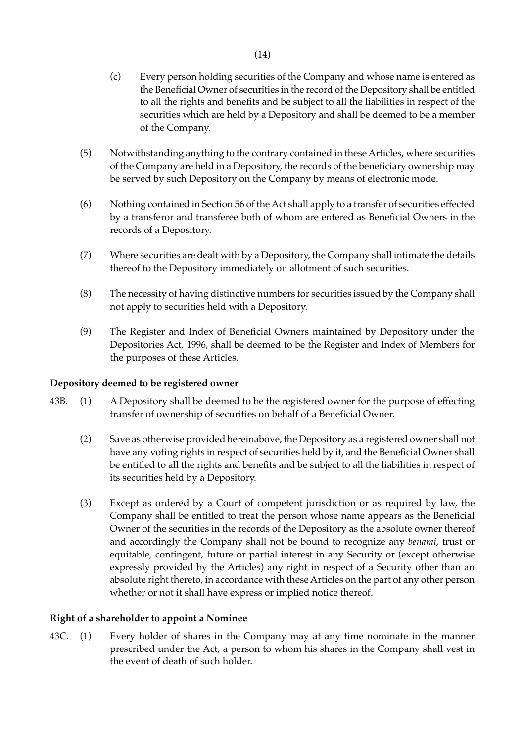(c) Every person holding securities of the Company and whose name is entered as the Beneficial Owner of securities in the record of the Depository shall be entitled to all the rights and benefits and be subject to all the liabilities in respect of the securities which are held by a Depository and shall be deemed to be a member of the Company.

(5) Notwithstanding anything to the contrary contained in these Articles, where securities of the Company are held in a Depository, the records of the beneficiary ownership may be served by such Depository on the Company by means of electronic mode.

(6) Nothing contained in Section 56 of the Act shall apply to a transfer of securities effected by a transferor and transferee both of whom are entered as Beneficial Owners in the records of a Depository.

(7) Where securities are dealt with by a Depository, the Company shall intimate the details thereof to the Depository immediately on allotment of such securities.

(8) The necessity of having distinctive numbers for securities issued by the Company shall not apply to securities held with a Depository.

(9) The Register and Index of Beneficial Owners maintained by Depository under the Depositories Act, 1996, shall be deemed to be the Register and Index of Members for the purposes of these Articles.

**Depository deemed to be registered owner**

43B. (1) A Depository shall be deemed to be the registered owner for the purpose of effecting transfer of ownership of securities on behalf of a Beneficial Owner.

(2) Save as otherwise provided hereinabove, the Depository as a registered owner shall not have any voting rights in respect of securities held by it, and the Beneficial Owner shall be entitled to all the rights and benefits and be subject to all the liabilities in respect of its securities held by a Depository.

(3) Except as ordered by a Court of competent jurisdiction or as required by law, the Company shall be entitled to treat the person whose name appears as the Beneficial Owner of the securities in the records of the Depository as the absolute owner thereof and accordingly the Company shall not be bound to recognize any *benami*, trust or equitable, contingent, future or partial interest in any Security or (except otherwise expressly provided by the Articles) any right in respect of a Security other than an absolute right thereto, in accordance with these Articles on the part of any other person whether or not it shall have express or implied notice thereof.

**Right of a shareholder to appoint a Nominee**

43C. (1) Every holder of shares in the Company may at any time nominate in the manner prescribed under the Act, a person to whom his shares in the Company shall vest in the event of death of such holder.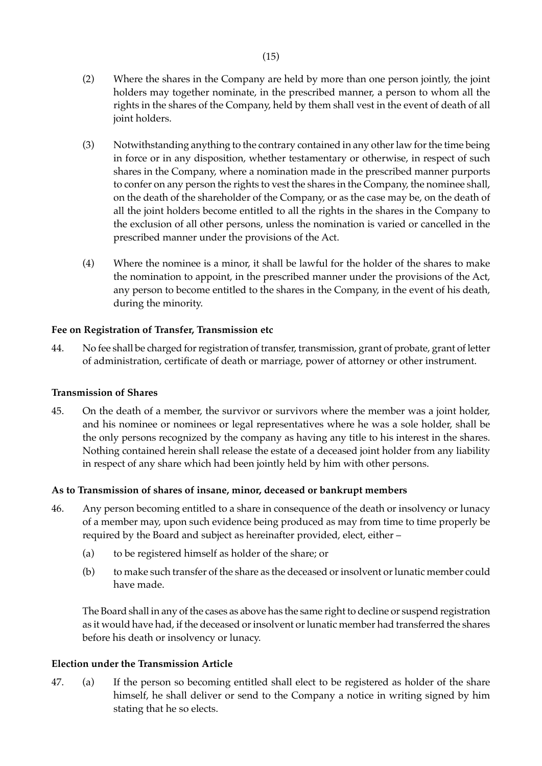(2) Where the shares in the Company are held by more than one person jointly, the joint holders may together nominate, in the prescribed manner, a person to whom all the rights in the shares of the Company, held by them shall vest in the event of death of all joint holders.

(3) Notwithstanding anything to the contrary contained in any other law for the time being in force or in any disposition, whether testamentary or otherwise, in respect of such shares in the Company, where a nomination made in the prescribed manner purports to confer on any person the rights to vest the shares in the Company, the nominee shall, on the death of the shareholder of the Company, or as the case may be, on the death of all the joint holders become entitled to all the rights in the shares in the Company to the exclusion of all other persons, unless the nomination is varied or cancelled in the prescribed manner under the provisions of the Act.

(4) Where the nominee is a minor, it shall be lawful for the holder of the shares to make the nomination to appoint, in the prescribed manner under the provisions of the Act, any person to become entitled to the shares in the Company, in the event of his death, during the minority.

**Fee on Registration of Transfer, Transmission etc**

44. No fee shall be charged for registration of transfer, transmission, grant of probate, grant of letter of administration, certificate of death or marriage, power of attorney or other instrument.

**Transmission of Shares**

45. On the death of a member, the survivor or survivors where the member was a joint holder, and his nominee or nominees or legal representatives where he was a sole holder, shall be the only persons recognized by the company as having any title to his interest in the shares. Nothing contained herein shall release the estate of a deceased joint holder from any liability in respect of any share which had been jointly held by him with other persons.

**As to Transmission of shares of insane, minor, deceased or bankrupt members**

46. Any person becoming entitled to a share in consequence of the death or insolvency or lunacy of a member may, upon such evidence being produced as may from time to time properly be required by the Board and subject as hereinafter provided, elect, either –

    (a) to be registered himself as holder of the share; or

    (b) to make such transfer of the share as the deceased or insolvent or lunatic member could have made.

    The Board shall in any of the cases as above has the same right to decline or suspend registration as it would have had, if the deceased or insolvent or lunatic member had transferred the shares before his death or insolvency or lunacy.

**Election under the Transmission Article**

47. (a) If the person so becoming entitled shall elect to be registered as holder of the share himself, he shall deliver or send to the Company a notice in writing signed by him stating that he so elects.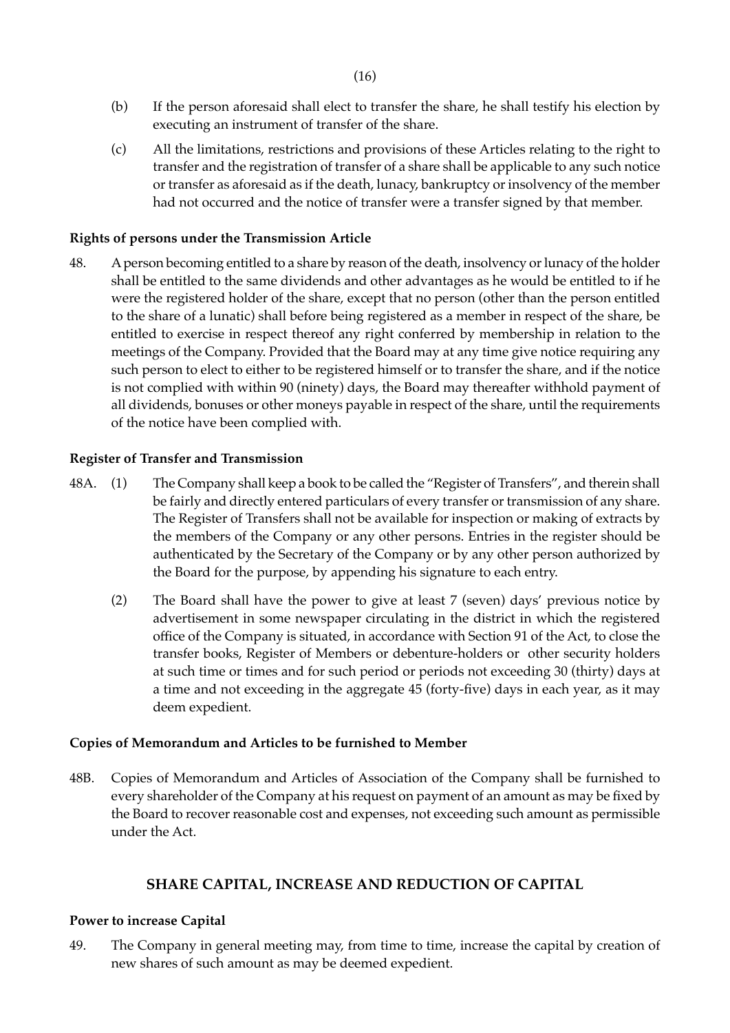(b) If the person aforesaid shall elect to transfer the share, he shall testify his election by executing an instrument of transfer of the share.

(c) All the limitations, restrictions and provisions of these Articles relating to the right to transfer and the registration of transfer of a share shall be applicable to any such notice or transfer as aforesaid as if the death, lunacy, bankruptcy or insolvency of the member had not occurred and the notice of transfer were a transfer signed by that member.

**Rights of persons under the Transmission Article**

48. A person becoming entitled to a share by reason of the death, insolvency or lunacy of the holder shall be entitled to the same dividends and other advantages as he would be entitled to if he were the registered holder of the share, except that no person (other than the person entitled to the share of a lunatic) shall before being registered as a member in respect of the share, be entitled to exercise in respect thereof any right conferred by membership in relation to the meetings of the Company. Provided that the Board may at any time give notice requiring any such person to elect to either to be registered himself or to transfer the share, and if the notice is not complied with within 90 (ninety) days, the Board may thereafter withhold payment of all dividends, bonuses or other moneys payable in respect of the share, until the requirements of the notice have been complied with.

**Register of Transfer and Transmission**

48A. (1) The Company shall keep a book to be called the "Register of Transfers", and therein shall be fairly and directly entered particulars of every transfer or transmission of any share. The Register of Transfers shall not be available for inspection or making of extracts by the members of the Company or any other persons. Entries in the register should be authenticated by the Secretary of the Company or by any other person authorized by the Board for the purpose, by appending his signature to each entry.

(2) The Board shall have the power to give at least 7 (seven) days' previous notice by advertisement in some newspaper circulating in the district in which the registered office of the Company is situated, in accordance with Section 91 of the Act, to close the transfer books, Register of Members or debenture-holders or other security holders at such time or times and for such period or periods not exceeding 30 (thirty) days at a time and not exceeding in the aggregate 45 (forty-five) days in each year, as it may deem expedient.

**Copies of Memorandum and Articles to be furnished to Member**

48B. Copies of Memorandum and Articles of Association of the Company shall be furnished to every shareholder of the Company at his request on payment of an amount as may be fixed by the Board to recover reasonable cost and expenses, not exceeding such amount as permissible under the Act.

## SHARE CAPITAL, INCREASE AND REDUCTION OF CAPITAL

**Power to increase Capital**

49. The Company in general meeting may, from time to time, increase the capital by creation of new shares of such amount as may be deemed expedient.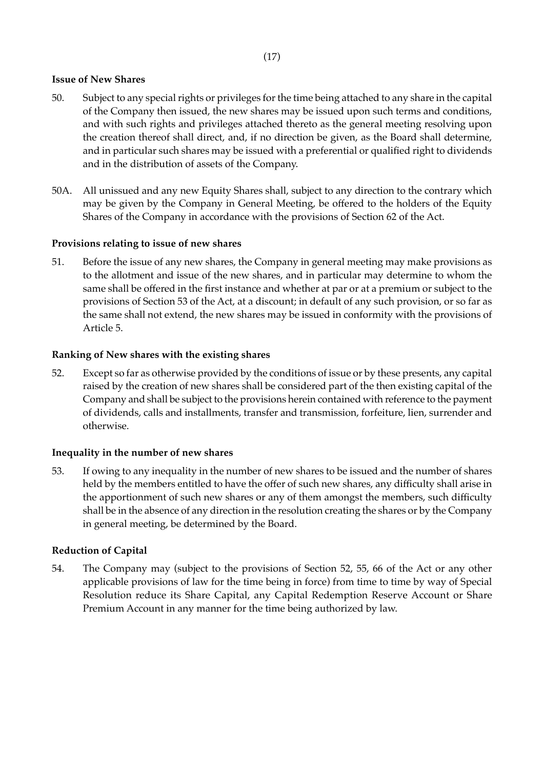**Issue of New Shares**

50. Subject to any special rights or privileges for the time being attached to any share in the capital of the Company then issued, the new shares may be issued upon such terms and conditions, and with such rights and privileges attached thereto as the general meeting resolving upon the creation thereof shall direct, and, if no direction be given, as the Board shall determine, and in particular such shares may be issued with a preferential or qualified right to dividends and in the distribution of assets of the Company.

50A. All unissued and any new Equity Shares shall, subject to any direction to the contrary which may be given by the Company in General Meeting, be offered to the holders of the Equity Shares of the Company in accordance with the provisions of Section 62 of the Act.

**Provisions relating to issue of new shares**

51. Before the issue of any new shares, the Company in general meeting may make provisions as to the allotment and issue of the new shares, and in particular may determine to whom the same shall be offered in the first instance and whether at par or at a premium or subject to the provisions of Section 53 of the Act, at a discount; in default of any such provision, or so far as the same shall not extend, the new shares may be issued in conformity with the provisions of Article 5.

**Ranking of New shares with the existing shares**

52. Except so far as otherwise provided by the conditions of issue or by these presents, any capital raised by the creation of new shares shall be considered part of the then existing capital of the Company and shall be subject to the provisions herein contained with reference to the payment of dividends, calls and installments, transfer and transmission, forfeiture, lien, surrender and otherwise.

**Inequality in the number of new shares**

53. If owing to any inequality in the number of new shares to be issued and the number of shares held by the members entitled to have the offer of such new shares, any difficulty shall arise in the apportionment of such new shares or any of them amongst the members, such difficulty shall be in the absence of any direction in the resolution creating the shares or by the Company in general meeting, be determined by the Board.

**Reduction of Capital**

54. The Company may (subject to the provisions of Section 52, 55, 66 of the Act or any other applicable provisions of law for the time being in force) from time to time by way of Special Resolution reduce its Share Capital, any Capital Redemption Reserve Account or Share Premium Account in any manner for the time being authorized by law.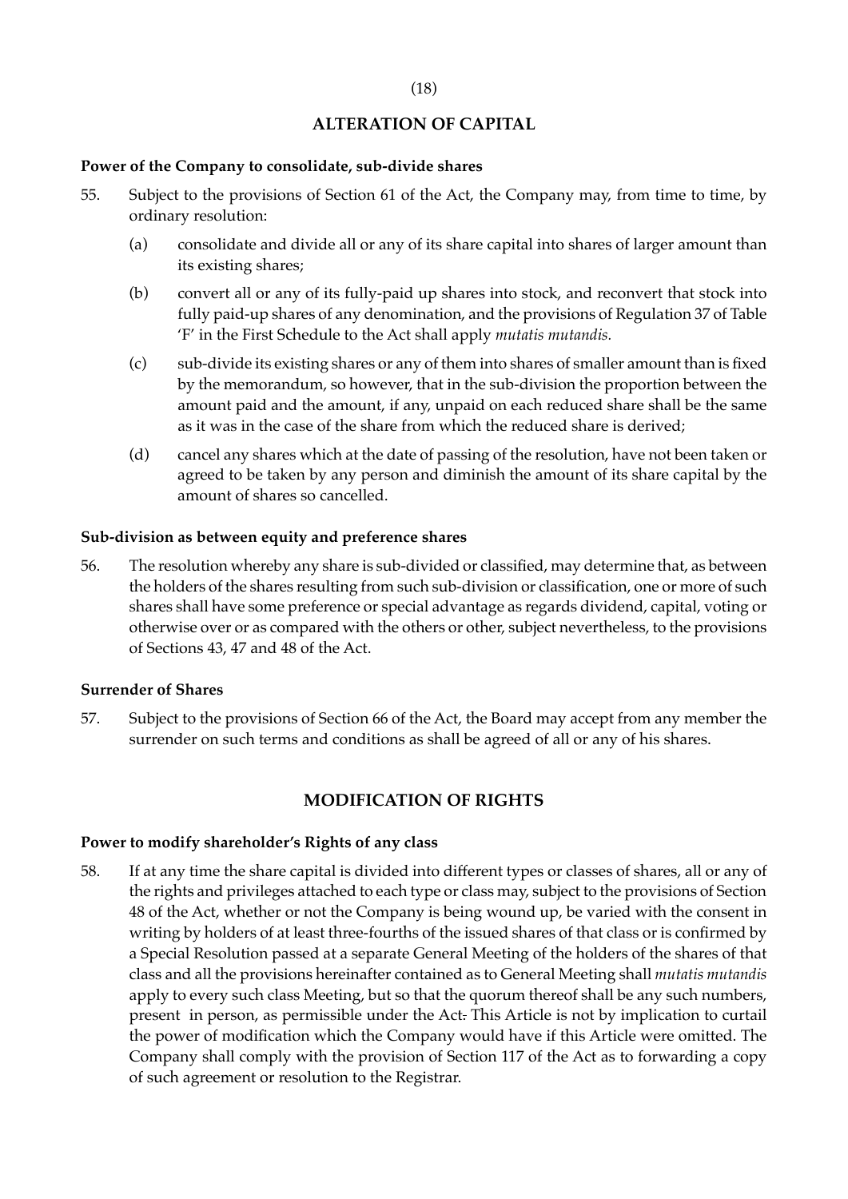## ALTERATION OF CAPITAL

**Power of the Company to consolidate, sub-divide shares**

55. Subject to the provisions of Section 61 of the Act, the Company may, from time to time, by ordinary resolution:

    (a) consolidate and divide all or any of its share capital into shares of larger amount than its existing shares;

    (b) convert all or any of its fully-paid up shares into stock, and reconvert that stock into fully paid-up shares of any denomination, and the provisions of Regulation 37 of Table 'F' in the First Schedule to the Act shall apply *mutatis mutandis.*

    (c) sub-divide its existing shares or any of them into shares of smaller amount than is fixed by the memorandum, so however, that in the sub-division the proportion between the amount paid and the amount, if any, unpaid on each reduced share shall be the same as it was in the case of the share from which the reduced share is derived;

    (d) cancel any shares which at the date of passing of the resolution, have not been taken or agreed to be taken by any person and diminish the amount of its share capital by the amount of shares so cancelled.

**Sub-division as between equity and preference shares**

56. The resolution whereby any share is sub-divided or classified, may determine that, as between the holders of the shares resulting from such sub-division or classification, one or more of such shares shall have some preference or special advantage as regards dividend, capital, voting or otherwise over or as compared with the others or other, subject nevertheless, to the provisions of Sections 43, 47 and 48 of the Act.

**Surrender of Shares**

57. Subject to the provisions of Section 66 of the Act, the Board may accept from any member the surrender on such terms and conditions as shall be agreed of all or any of his shares.

## MODIFICATION OF RIGHTS

**Power to modify shareholder's Rights of any class**

58. If at any time the share capital is divided into different types or classes of shares, all or any of the rights and privileges attached to each type or class may, subject to the provisions of Section 48 of the Act, whether or not the Company is being wound up, be varied with the consent in writing by holders of at least three-fourths of the issued shares of that class or is confirmed by a Special Resolution passed at a separate General Meeting of the holders of the shares of that class and all the provisions hereinafter contained as to General Meeting shall *mutatis mutandis* apply to every such class Meeting, but so that the quorum thereof shall be any such numbers, present in person, as permissible under the Act. This Article is not by implication to curtail the power of modification which the Company would have if this Article were omitted. The Company shall comply with the provision of Section 117 of the Act as to forwarding a copy of such agreement or resolution to the Registrar.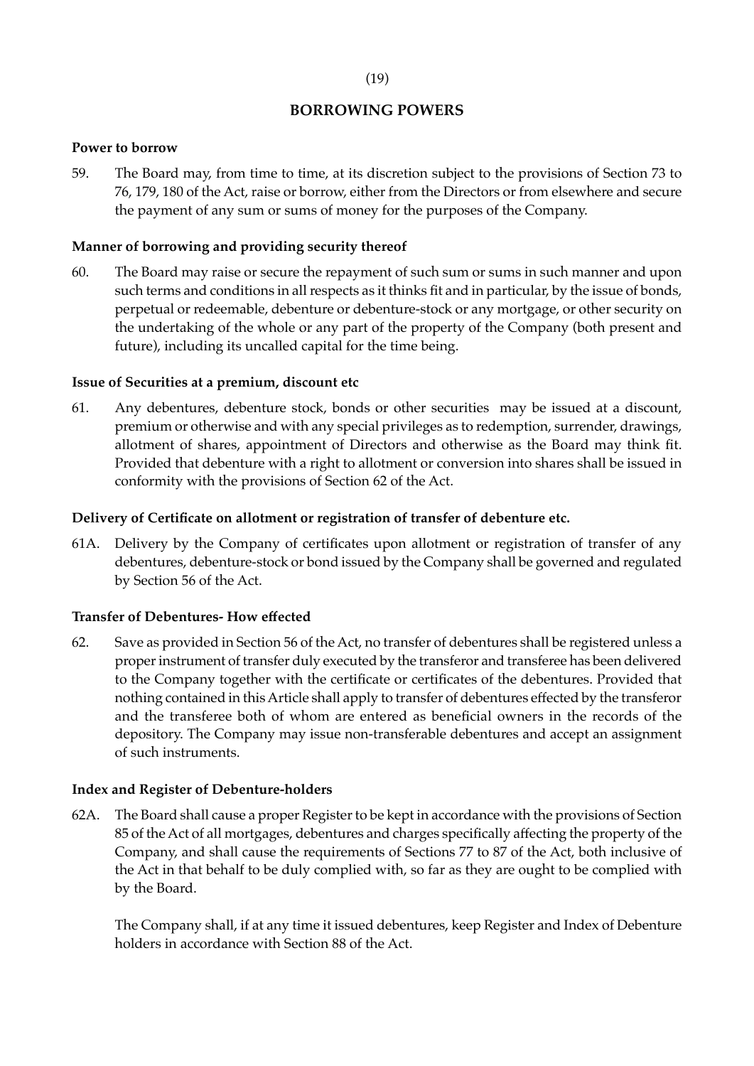## BORROWING POWERS

**Power to borrow**

59. The Board may, from time to time, at its discretion subject to the provisions of Section 73 to 76, 179, 180 of the Act, raise or borrow, either from the Directors or from elsewhere and secure the payment of any sum or sums of money for the purposes of the Company.

**Manner of borrowing and providing security thereof**

60. The Board may raise or secure the repayment of such sum or sums in such manner and upon such terms and conditions in all respects as it thinks fit and in particular, by the issue of bonds, perpetual or redeemable, debenture or debenture-stock or any mortgage, or other security on the undertaking of the whole or any part of the property of the Company (both present and future), including its uncalled capital for the time being.

**Issue of Securities at a premium, discount etc**

61. Any debentures, debenture stock, bonds or other securities may be issued at a discount, premium or otherwise and with any special privileges as to redemption, surrender, drawings, allotment of shares, appointment of Directors and otherwise as the Board may think fit. Provided that debenture with a right to allotment or conversion into shares shall be issued in conformity with the provisions of Section 62 of the Act.

**Delivery of Certificate on allotment or registration of transfer of debenture etc.**

61A. Delivery by the Company of certificates upon allotment or registration of transfer of any debentures, debenture-stock or bond issued by the Company shall be governed and regulated by Section 56 of the Act.

**Transfer of Debentures- How effected**

62. Save as provided in Section 56 of the Act, no transfer of debentures shall be registered unless a proper instrument of transfer duly executed by the transferor and transferee has been delivered to the Company together with the certificate or certificates of the debentures. Provided that nothing contained in this Article shall apply to transfer of debentures effected by the transferor and the transferee both of whom are entered as beneficial owners in the records of the depository. The Company may issue non-transferable debentures and accept an assignment of such instruments.

**Index and Register of Debenture-holders**

62A. The Board shall cause a proper Register to be kept in accordance with the provisions of Section 85 of the Act of all mortgages, debentures and charges specifically affecting the property of the Company, and shall cause the requirements of Sections 77 to 87 of the Act, both inclusive of the Act in that behalf to be duly complied with, so far as they are ought to be complied with by the Board.

The Company shall, if at any time it issued debentures, keep Register and Index of Debenture holders in accordance with Section 88 of the Act.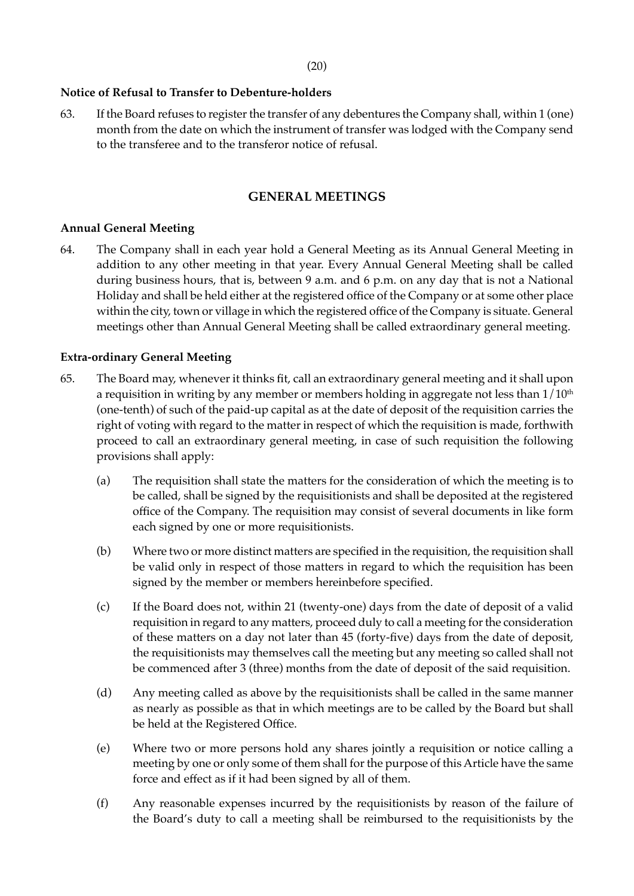### Notice of Refusal to Transfer to Debenture-holders

63. If the Board refuses to register the transfer of any debentures the Company shall, within 1 (one) month from the date on which the instrument of transfer was lodged with the Company send to the transferee and to the transferor notice of refusal.

## GENERAL MEETINGS

### Annual General Meeting

64. The Company shall in each year hold a General Meeting as its Annual General Meeting in addition to any other meeting in that year. Every Annual General Meeting shall be called during business hours, that is, between 9 a.m. and 6 p.m. on any day that is not a National Holiday and shall be held either at the registered office of the Company or at some other place within the city, town or village in which the registered office of the Company is situate. General meetings other than Annual General Meeting shall be called extraordinary general meeting.

### Extra-ordinary General Meeting

65. The Board may, whenever it thinks fit, call an extraordinary general meeting and it shall upon a requisition in writing by any member or members holding in aggregate not less than 1/10th (one-tenth) of such of the paid-up capital as at the date of deposit of the requisition carries the right of voting with regard to the matter in respect of which the requisition is made, forthwith proceed to call an extraordinary general meeting, in case of such requisition the following provisions shall apply:

    (a) The requisition shall state the matters for the consideration of which the meeting is to be called, shall be signed by the requisitionists and shall be deposited at the registered office of the Company. The requisition may consist of several documents in like form each signed by one or more requisitionists.

    (b) Where two or more distinct matters are specified in the requisition, the requisition shall be valid only in respect of those matters in regard to which the requisition has been signed by the member or members hereinbefore specified.

    (c) If the Board does not, within 21 (twenty-one) days from the date of deposit of a valid requisition in regard to any matters, proceed duly to call a meeting for the consideration of these matters on a day not later than 45 (forty-five) days from the date of deposit, the requisitionists may themselves call the meeting but any meeting so called shall not be commenced after 3 (three) months from the date of deposit of the said requisition.

    (d) Any meeting called as above by the requisitionists shall be called in the same manner as nearly as possible as that in which meetings are to be called by the Board but shall be held at the Registered Office.

    (e) Where two or more persons hold any shares jointly a requisition or notice calling a meeting by one or only some of them shall for the purpose of this Article have the same force and effect as if it had been signed by all of them.

    (f) Any reasonable expenses incurred by the requisitionists by reason of the failure of the Board's duty to call a meeting shall be reimbursed to the requisitionists by the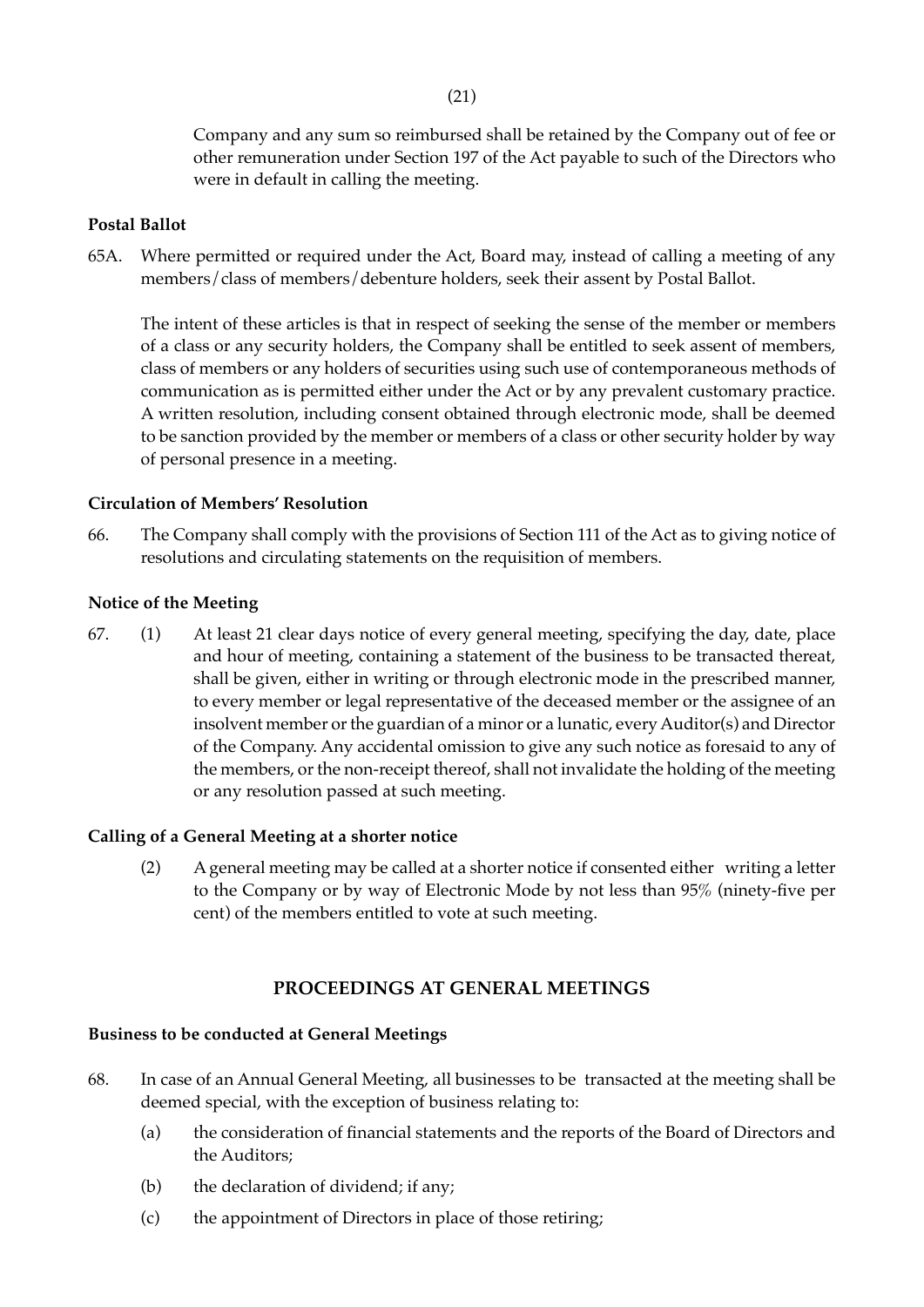Company and any sum so reimbursed shall be retained by the Company out of fee or other remuneration under Section 197 of the Act payable to such of the Directors who were in default in calling the meeting.

**Postal Ballot**

65A. Where permitted or required under the Act, Board may, instead of calling a meeting of any members/class of members/debenture holders, seek their assent by Postal Ballot.

The intent of these articles is that in respect of seeking the sense of the member or members of a class or any security holders, the Company shall be entitled to seek assent of members, class of members or any holders of securities using such use of contemporaneous methods of communication as is permitted either under the Act or by any prevalent customary practice. A written resolution, including consent obtained through electronic mode, shall be deemed to be sanction provided by the member or members of a class or other security holder by way of personal presence in a meeting.

**Circulation of Members' Resolution**

66. The Company shall comply with the provisions of Section 111 of the Act as to giving notice of resolutions and circulating statements on the requisition of members.

**Notice of the Meeting**

67. (1) At least 21 clear days notice of every general meeting, specifying the day, date, place and hour of meeting, containing a statement of the business to be transacted thereat, shall be given, either in writing or through electronic mode in the prescribed manner, to every member or legal representative of the deceased member or the assignee of an insolvent member or the guardian of a minor or a lunatic, every Auditor(s) and Director of the Company. Any accidental omission to give any such notice as foresaid to any of the members, or the non-receipt thereof, shall not invalidate the holding of the meeting or any resolution passed at such meeting.

**Calling of a General Meeting at a shorter notice**

(2) A general meeting may be called at a shorter notice if consented either writing a letter to the Company or by way of Electronic Mode by not less than 95% (ninety-five per cent) of the members entitled to vote at such meeting.

## PROCEEDINGS AT GENERAL MEETINGS

**Business to be conducted at General Meetings**

68. In case of an Annual General Meeting, all businesses to be transacted at the meeting shall be deemed special, with the exception of business relating to:

(a) the consideration of financial statements and the reports of the Board of Directors and the Auditors;

(b) the declaration of dividend; if any;

(c) the appointment of Directors in place of those retiring;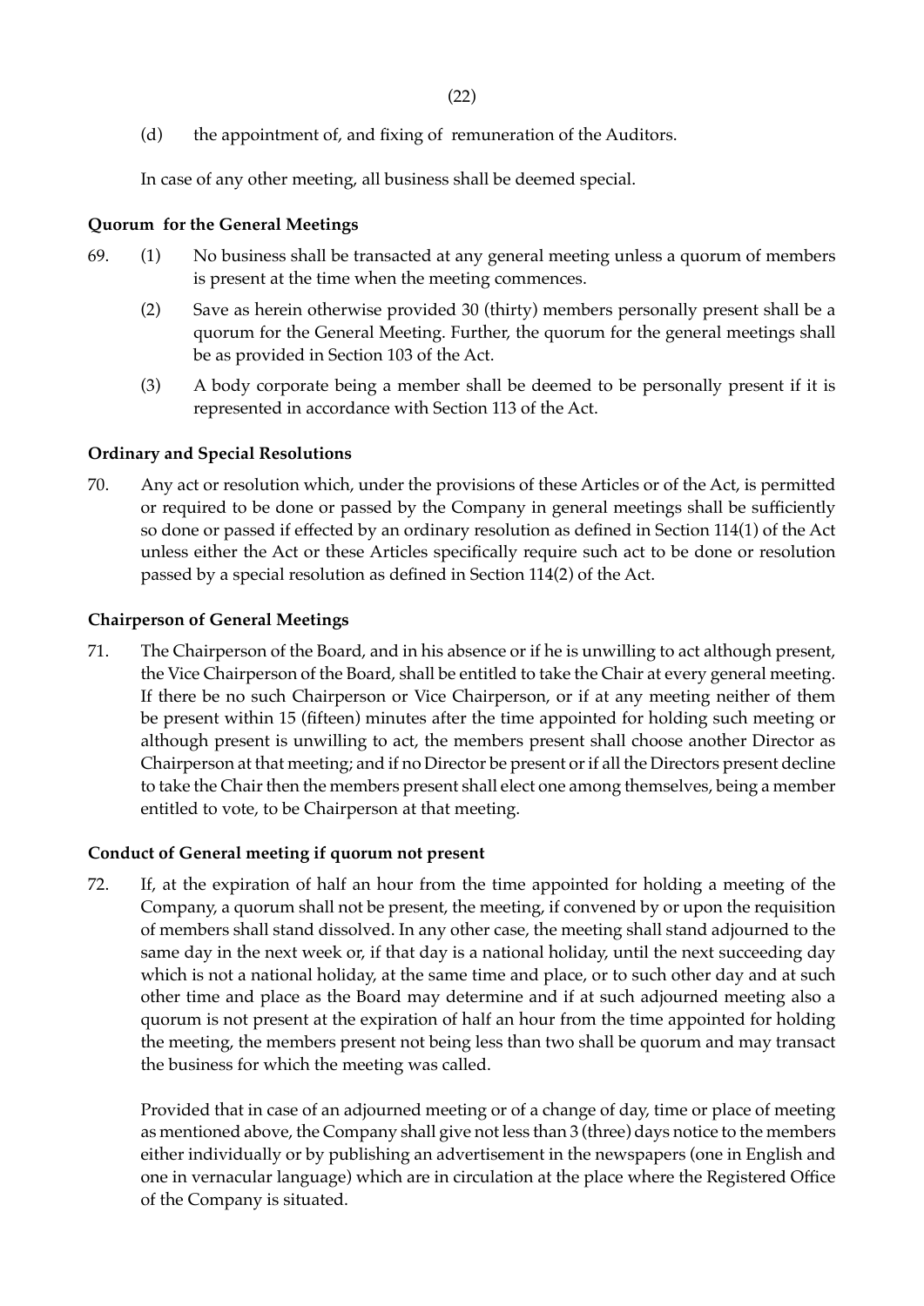(d) the appointment of, and fixing of remuneration of the Auditors.

In case of any other meeting, all business shall be deemed special.

**Quorum for the General Meetings**

69. (1) No business shall be transacted at any general meeting unless a quorum of members is present at the time when the meeting commences.

(2) Save as herein otherwise provided 30 (thirty) members personally present shall be a quorum for the General Meeting. Further, the quorum for the general meetings shall be as provided in Section 103 of the Act.

(3) A body corporate being a member shall be deemed to be personally present if it is represented in accordance with Section 113 of the Act.

**Ordinary and Special Resolutions**

70. Any act or resolution which, under the provisions of these Articles or of the Act, is permitted or required to be done or passed by the Company in general meetings shall be sufficiently so done or passed if effected by an ordinary resolution as defined in Section 114(1) of the Act unless either the Act or these Articles specifically require such act to be done or resolution passed by a special resolution as defined in Section 114(2) of the Act.

**Chairperson of General Meetings**

71. The Chairperson of the Board, and in his absence or if he is unwilling to act although present, the Vice Chairperson of the Board, shall be entitled to take the Chair at every general meeting. If there be no such Chairperson or Vice Chairperson, or if at any meeting neither of them be present within 15 (fifteen) minutes after the time appointed for holding such meeting or although present is unwilling to act, the members present shall choose another Director as Chairperson at that meeting; and if no Director be present or if all the Directors present decline to take the Chair then the members present shall elect one among themselves, being a member entitled to vote, to be Chairperson at that meeting.

**Conduct of General meeting if quorum not present**

72. If, at the expiration of half an hour from the time appointed for holding a meeting of the Company, a quorum shall not be present, the meeting, if convened by or upon the requisition of members shall stand dissolved. In any other case, the meeting shall stand adjourned to the same day in the next week or, if that day is a national holiday, until the next succeeding day which is not a national holiday, at the same time and place, or to such other day and at such other time and place as the Board may determine and if at such adjourned meeting also a quorum is not present at the expiration of half an hour from the time appointed for holding the meeting, the members present not being less than two shall be quorum and may transact the business for which the meeting was called.

Provided that in case of an adjourned meeting or of a change of day, time or place of meeting as mentioned above, the Company shall give not less than 3 (three) days notice to the members either individually or by publishing an advertisement in the newspapers (one in English and one in vernacular language) which are in circulation at the place where the Registered Office of the Company is situated.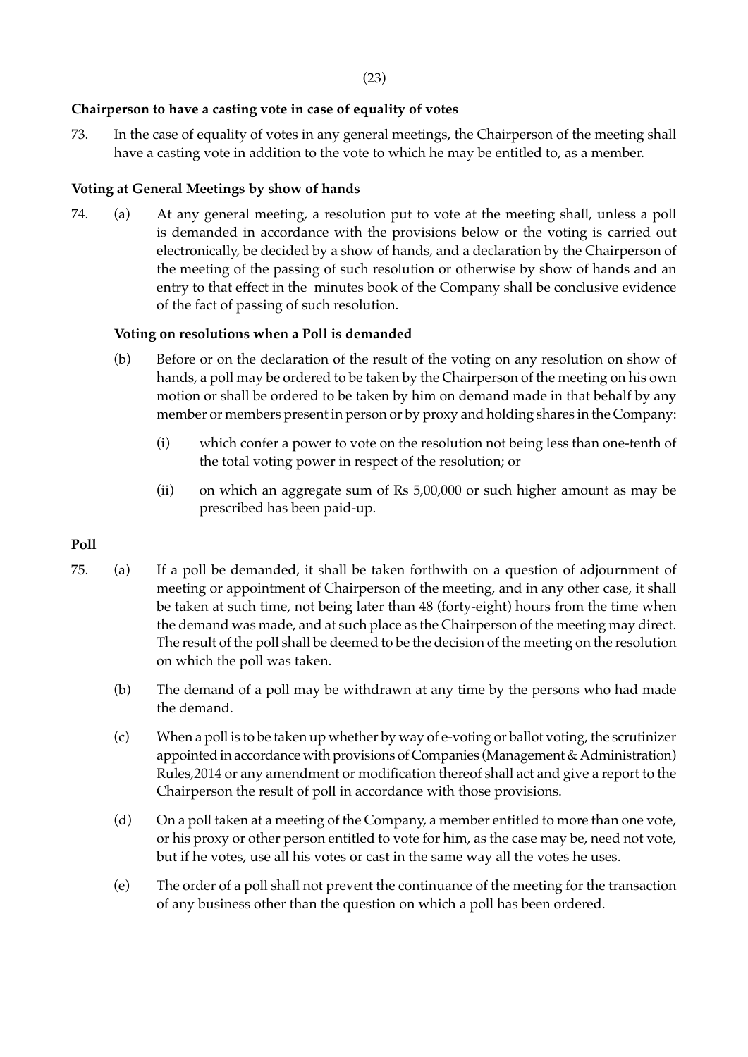**Chairperson to have a casting vote in case of equality of votes**

73. In the case of equality of votes in any general meetings, the Chairperson of the meeting shall have a casting vote in addition to the vote to which he may be entitled to, as a member.

**Voting at General Meetings by show of hands**

74. (a) At any general meeting, a resolution put to vote at the meeting shall, unless a poll is demanded in accordance with the provisions below or the voting is carried out electronically, be decided by a show of hands, and a declaration by the Chairperson of the meeting of the passing of such resolution or otherwise by show of hands and an entry to that effect in the minutes book of the Company shall be conclusive evidence of the fact of passing of such resolution.

**Voting on resolutions when a Poll is demanded**

(b) Before or on the declaration of the result of the voting on any resolution on show of hands, a poll may be ordered to be taken by the Chairperson of the meeting on his own motion or shall be ordered to be taken by him on demand made in that behalf by any member or members present in person or by proxy and holding shares in the Company:

(i) which confer a power to vote on the resolution not being less than one-tenth of the total voting power in respect of the resolution; or

(ii) on which an aggregate sum of Rs 5,00,000 or such higher amount as may be prescribed has been paid-up.

**Poll**

75. (a) If a poll be demanded, it shall be taken forthwith on a question of adjournment of meeting or appointment of Chairperson of the meeting, and in any other case, it shall be taken at such time, not being later than 48 (forty-eight) hours from the time when the demand was made, and at such place as the Chairperson of the meeting may direct. The result of the poll shall be deemed to be the decision of the meeting on the resolution on which the poll was taken.

(b) The demand of a poll may be withdrawn at any time by the persons who had made the demand.

(c) When a poll is to be taken up whether by way of e-voting or ballot voting, the scrutinizer appointed in accordance with provisions of Companies (Management & Administration) Rules,2014 or any amendment or modification thereof shall act and give a report to the Chairperson the result of poll in accordance with those provisions.

(d) On a poll taken at a meeting of the Company, a member entitled to more than one vote, or his proxy or other person entitled to vote for him, as the case may be, need not vote, but if he votes, use all his votes or cast in the same way all the votes he uses.

(e) The order of a poll shall not prevent the continuance of the meeting for the transaction of any business other than the question on which a poll has been ordered.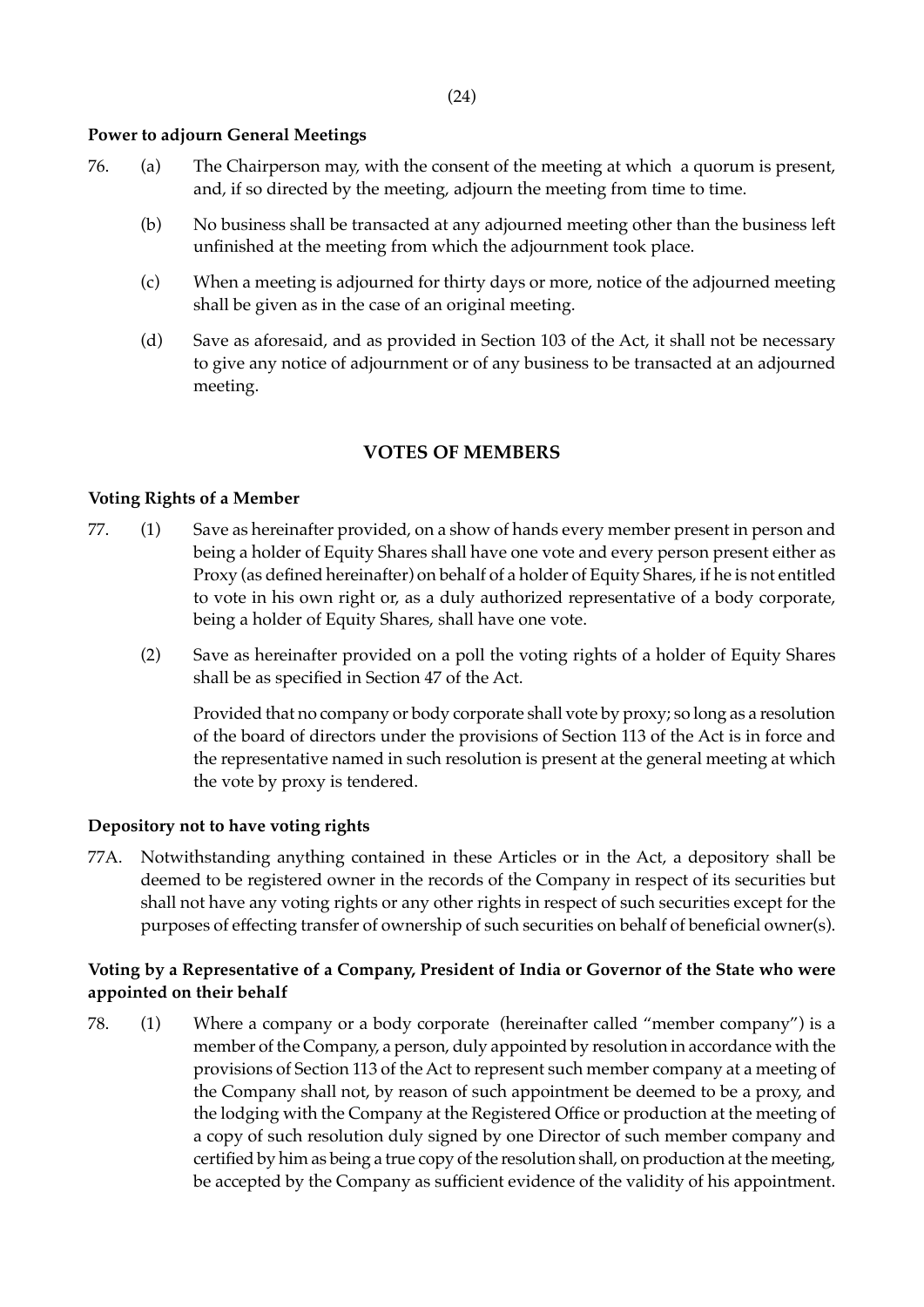**Power to adjourn General Meetings**

76. (a) The Chairperson may, with the consent of the meeting at which a quorum is present, and, if so directed by the meeting, adjourn the meeting from time to time.

(b) No business shall be transacted at any adjourned meeting other than the business left unfinished at the meeting from which the adjournment took place.

(c) When a meeting is adjourned for thirty days or more, notice of the adjourned meeting shall be given as in the case of an original meeting.

(d) Save as aforesaid, and as provided in Section 103 of the Act, it shall not be necessary to give any notice of adjournment or of any business to be transacted at an adjourned meeting.

## VOTES OF MEMBERS

**Voting Rights of a Member**

77. (1) Save as hereinafter provided, on a show of hands every member present in person and being a holder of Equity Shares shall have one vote and every person present either as Proxy (as defined hereinafter) on behalf of a holder of Equity Shares, if he is not entitled to vote in his own right or, as a duly authorized representative of a body corporate, being a holder of Equity Shares, shall have one vote.

(2) Save as hereinafter provided on a poll the voting rights of a holder of Equity Shares shall be as specified in Section 47 of the Act.

Provided that no company or body corporate shall vote by proxy; so long as a resolution of the board of directors under the provisions of Section 113 of the Act is in force and the representative named in such resolution is present at the general meeting at which the vote by proxy is tendered.

**Depository not to have voting rights**

77A. Notwithstanding anything contained in these Articles or in the Act, a depository shall be deemed to be registered owner in the records of the Company in respect of its securities but shall not have any voting rights or any other rights in respect of such securities except for the purposes of effecting transfer of ownership of such securities on behalf of beneficial owner(s).

**Voting by a Representative of a Company, President of India or Governor of the State who were appointed on their behalf**

78. (1) Where a company or a body corporate (hereinafter called "member company") is a member of the Company, a person, duly appointed by resolution in accordance with the provisions of Section 113 of the Act to represent such member company at a meeting of the Company shall not, by reason of such appointment be deemed to be a proxy, and the lodging with the Company at the Registered Office or production at the meeting of a copy of such resolution duly signed by one Director of such member company and certified by him as being a true copy of the resolution shall, on production at the meeting, be accepted by the Company as sufficient evidence of the validity of his appointment.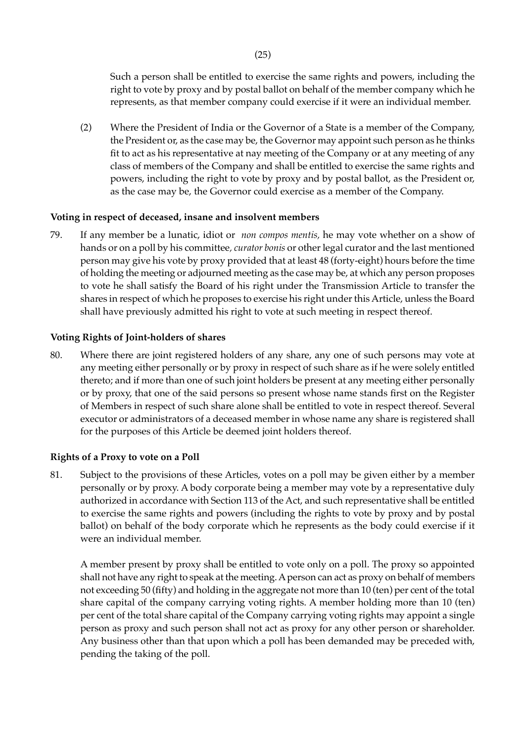Such a person shall be entitled to exercise the same rights and powers, including the right to vote by proxy and by postal ballot on behalf of the member company which he represents, as that member company could exercise if it were an individual member.

(2) Where the President of India or the Governor of a State is a member of the Company, the President or, as the case may be, the Governor may appoint such person as he thinks fit to act as his representative at nay meeting of the Company or at any meeting of any class of members of the Company and shall be entitled to exercise the same rights and powers, including the right to vote by proxy and by postal ballot, as the President or, as the case may be, the Governor could exercise as a member of the Company.

**Voting in respect of deceased, insane and insolvent members**

79. If any member be a lunatic, idiot or *non compos mentis,* he may vote whether on a show of hands or on a poll by his committee, *curator bonis* or other legal curator and the last mentioned person may give his vote by proxy provided that at least 48 (forty-eight) hours before the time of holding the meeting or adjourned meeting as the case may be, at which any person proposes to vote he shall satisfy the Board of his right under the Transmission Article to transfer the shares in respect of which he proposes to exercise his right under this Article, unless the Board shall have previously admitted his right to vote at such meeting in respect thereof.

**Voting Rights of Joint-holders of shares**

80. Where there are joint registered holders of any share, any one of such persons may vote at any meeting either personally or by proxy in respect of such share as if he were solely entitled thereto; and if more than one of such joint holders be present at any meeting either personally or by proxy, that one of the said persons so present whose name stands first on the Register of Members in respect of such share alone shall be entitled to vote in respect thereof. Several executor or administrators of a deceased member in whose name any share is registered shall for the purposes of this Article be deemed joint holders thereof.

**Rights of a Proxy to vote on a Poll**

81. Subject to the provisions of these Articles, votes on a poll may be given either by a member personally or by proxy. A body corporate being a member may vote by a representative duly authorized in accordance with Section 113 of the Act, and such representative shall be entitled to exercise the same rights and powers (including the rights to vote by proxy and by postal ballot) on behalf of the body corporate which he represents as the body could exercise if it were an individual member.

A member present by proxy shall be entitled to vote only on a poll. The proxy so appointed shall not have any right to speak at the meeting. A person can act as proxy on behalf of members not exceeding 50 (fifty) and holding in the aggregate not more than 10 (ten) per cent of the total share capital of the company carrying voting rights. A member holding more than 10 (ten) per cent of the total share capital of the Company carrying voting rights may appoint a single person as proxy and such person shall not act as proxy for any other person or shareholder. Any business other than that upon which a poll has been demanded may be preceded with, pending the taking of the poll.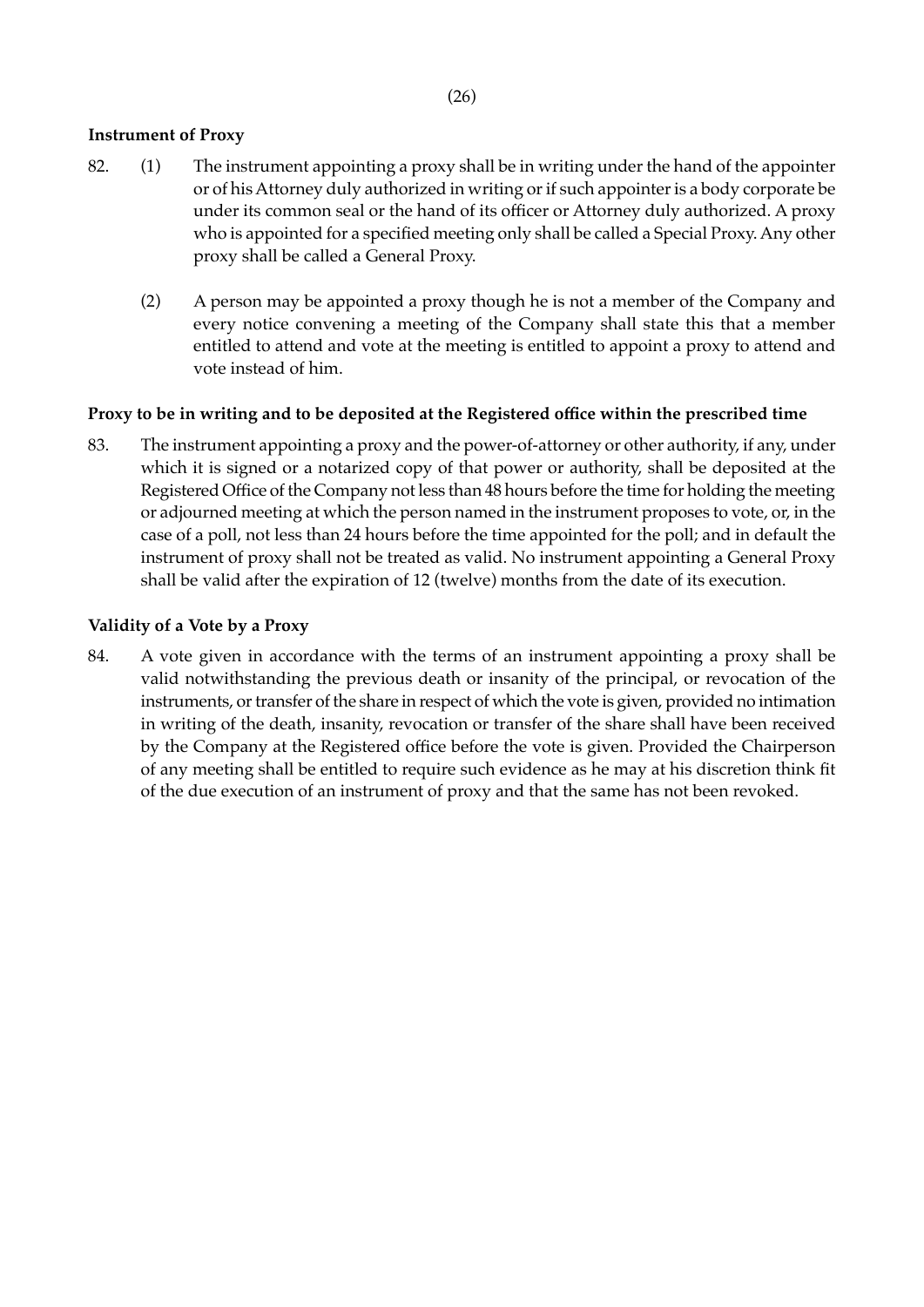**Instrument of Proxy**

82. (1) The instrument appointing a proxy shall be in writing under the hand of the appointer or of his Attorney duly authorized in writing or if such appointer is a body corporate be under its common seal or the hand of its officer or Attorney duly authorized. A proxy who is appointed for a specified meeting only shall be called a Special Proxy. Any other proxy shall be called a General Proxy.

(2) A person may be appointed a proxy though he is not a member of the Company and every notice convening a meeting of the Company shall state this that a member entitled to attend and vote at the meeting is entitled to appoint a proxy to attend and vote instead of him.

**Proxy to be in writing and to be deposited at the Registered office within the prescribed time**

83. The instrument appointing a proxy and the power-of-attorney or other authority, if any, under which it is signed or a notarized copy of that power or authority, shall be deposited at the Registered Office of the Company not less than 48 hours before the time for holding the meeting or adjourned meeting at which the person named in the instrument proposes to vote, or, in the case of a poll, not less than 24 hours before the time appointed for the poll; and in default the instrument of proxy shall not be treated as valid. No instrument appointing a General Proxy shall be valid after the expiration of 12 (twelve) months from the date of its execution.

**Validity of a Vote by a Proxy**

84. A vote given in accordance with the terms of an instrument appointing a proxy shall be valid notwithstanding the previous death or insanity of the principal, or revocation of the instruments, or transfer of the share in respect of which the vote is given, provided no intimation in writing of the death, insanity, revocation or transfer of the share shall have been received by the Company at the Registered office before the vote is given. Provided the Chairperson of any meeting shall be entitled to require such evidence as he may at his discretion think fit of the due execution of an instrument of proxy and that the same has not been revoked.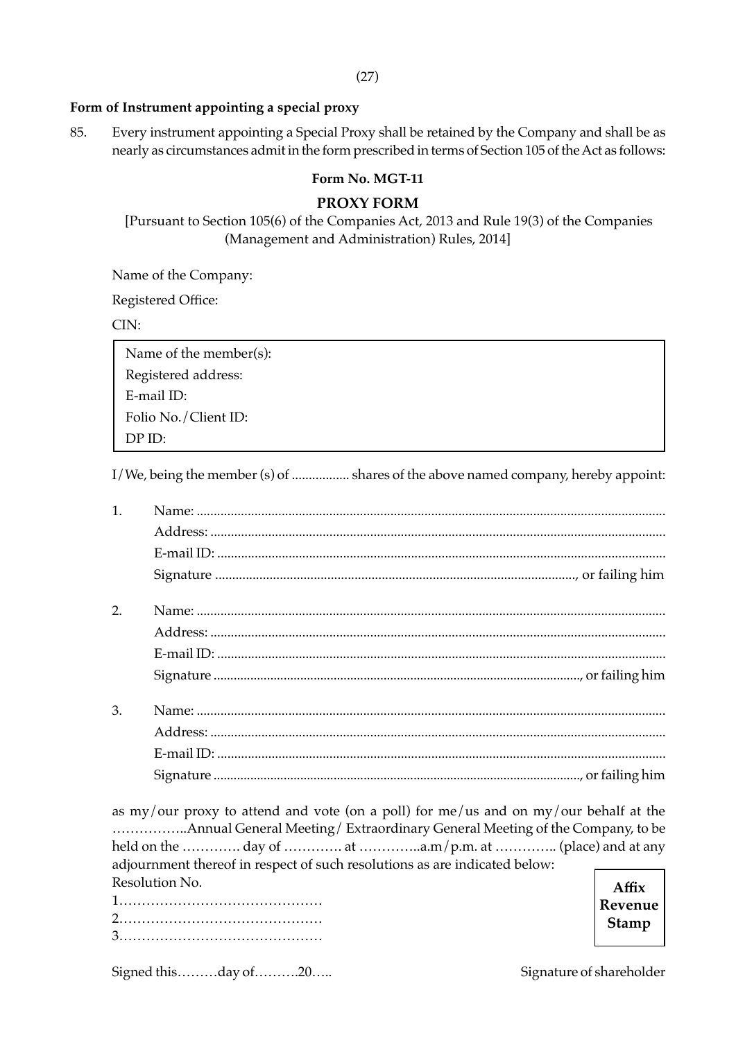**Form of Instrument appointing a special proxy**

85. Every instrument appointing a Special Proxy shall be retained by the Company and shall be as nearly as circumstances admit in the form prescribed in terms of Section 105 of the Act as follows:

**Form No. MGT-11**

**PROXY FORM**

[Pursuant to Section 105(6) of the Companies Act, 2013 and Rule 19(3) of the Companies (Management and Administration) Rules, 2014]

Name of the Company:

Registered Office:

CIN:

| Name of the member(s): |
|---|
| Registered address: |
| E-mail ID: |
| Folio No./Client ID: |
| DP ID: |

I/We, being the member (s) of ................. shares of the above named company, hereby appoint:

1. Name: ..........................................................................................................................
   Address: ......................................................................................................................
   E-mail ID: ....................................................................................................................
   Signature ..........................................................................................., or failing him

2. Name: ..........................................................................................................................
   Address: ......................................................................................................................
   E-mail ID: ....................................................................................................................
   Signature ..........................................................................................., or failing him

3. Name: ..........................................................................................................................
   Address: ......................................................................................................................
   E-mail ID: ....................................................................................................................
   Signature ..........................................................................................., or failing him

as my/our proxy to attend and vote (on a poll) for me/us and on my/our behalf at the ……………..Annual General Meeting/ Extraordinary General Meeting of the Company, to be held on the …………. day of …………. at …………..a.m/p.m. at ………….. (place) and at any adjournment thereof in respect of such resolutions as are indicated below:

Resolution No.

1………………………………………

2………………………………………

3………………………………………

**Affix Revenue Stamp**

Signed this………day of……….20…..

Signature of shareholder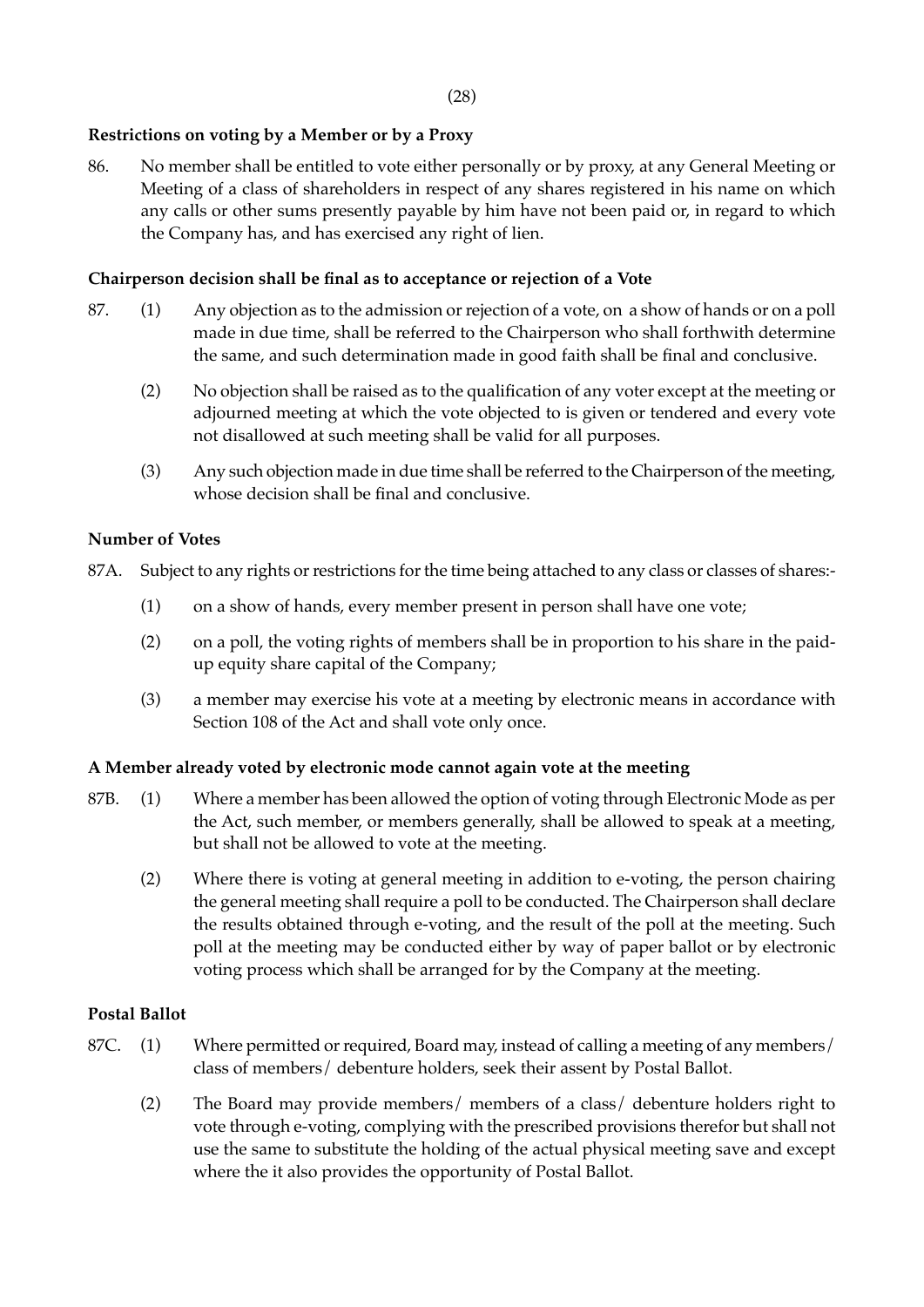**Restrictions on voting by a Member or by a Proxy**

86. No member shall be entitled to vote either personally or by proxy, at any General Meeting or Meeting of a class of shareholders in respect of any shares registered in his name on which any calls or other sums presently payable by him have not been paid or, in regard to which the Company has, and has exercised any right of lien.

**Chairperson decision shall be final as to acceptance or rejection of a Vote**

87. (1) Any objection as to the admission or rejection of a vote, on a show of hands or on a poll made in due time, shall be referred to the Chairperson who shall forthwith determine the same, and such determination made in good faith shall be final and conclusive.

(2) No objection shall be raised as to the qualification of any voter except at the meeting or adjourned meeting at which the vote objected to is given or tendered and every vote not disallowed at such meeting shall be valid for all purposes.

(3) Any such objection made in due time shall be referred to the Chairperson of the meeting, whose decision shall be final and conclusive.

**Number of Votes**

87A. Subject to any rights or restrictions for the time being attached to any class or classes of shares:-

(1) on a show of hands, every member present in person shall have one vote;

(2) on a poll, the voting rights of members shall be in proportion to his share in the paid-up equity share capital of the Company;

(3) a member may exercise his vote at a meeting by electronic means in accordance with Section 108 of the Act and shall vote only once.

**A Member already voted by electronic mode cannot again vote at the meeting**

87B. (1) Where a member has been allowed the option of voting through Electronic Mode as per the Act, such member, or members generally, shall be allowed to speak at a meeting, but shall not be allowed to vote at the meeting.

(2) Where there is voting at general meeting in addition to e-voting, the person chairing the general meeting shall require a poll to be conducted. The Chairperson shall declare the results obtained through e-voting, and the result of the poll at the meeting. Such poll at the meeting may be conducted either by way of paper ballot or by electronic voting process which shall be arranged for by the Company at the meeting.

**Postal Ballot**

87C. (1) Where permitted or required, Board may, instead of calling a meeting of any members/ class of members/ debenture holders, seek their assent by Postal Ballot.

(2) The Board may provide members/ members of a class/ debenture holders right to vote through e-voting, complying with the prescribed provisions therefor but shall not use the same to substitute the holding of the actual physical meeting save and except where the it also provides the opportunity of Postal Ballot.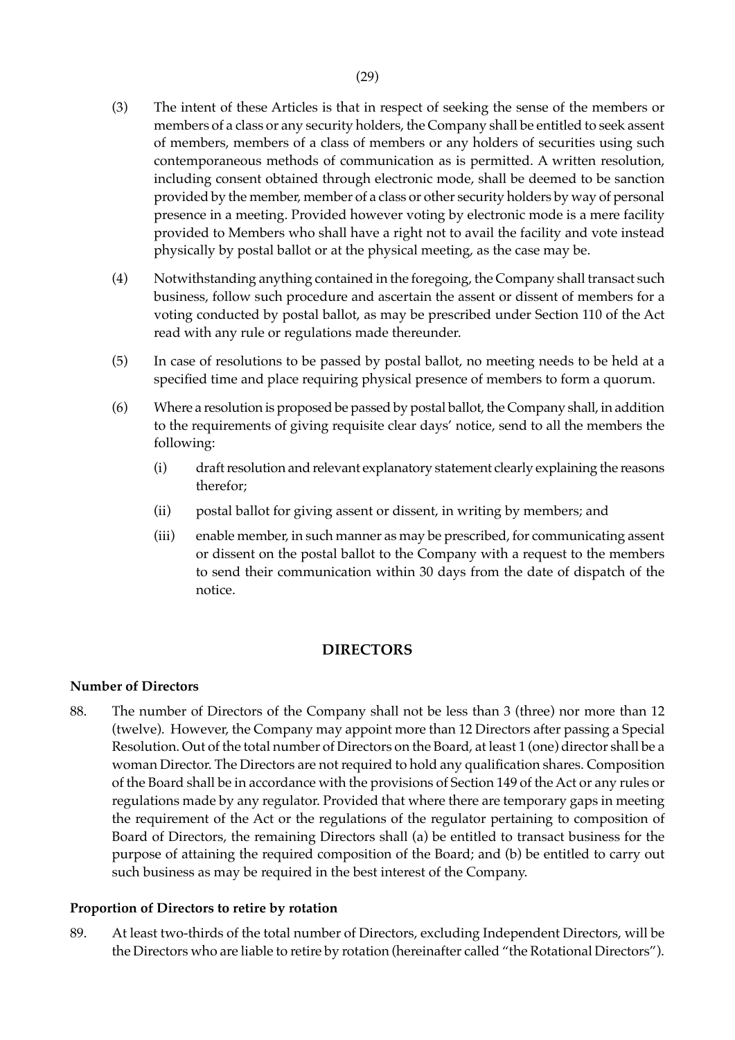(3) The intent of these Articles is that in respect of seeking the sense of the members or members of a class or any security holders, the Company shall be entitled to seek assent of members, members of a class of members or any holders of securities using such contemporaneous methods of communication as is permitted. A written resolution, including consent obtained through electronic mode, shall be deemed to be sanction provided by the member, member of a class or other security holders by way of personal presence in a meeting. Provided however voting by electronic mode is a mere facility provided to Members who shall have a right not to avail the facility and vote instead physically by postal ballot or at the physical meeting, as the case may be.

(4) Notwithstanding anything contained in the foregoing, the Company shall transact such business, follow such procedure and ascertain the assent or dissent of members for a voting conducted by postal ballot, as may be prescribed under Section 110 of the Act read with any rule or regulations made thereunder.

(5) In case of resolutions to be passed by postal ballot, no meeting needs to be held at a specified time and place requiring physical presence of members to form a quorum.

(6) Where a resolution is proposed be passed by postal ballot, the Company shall, in addition to the requirements of giving requisite clear days' notice, send to all the members the following:

  (i) draft resolution and relevant explanatory statement clearly explaining the reasons therefor;

  (ii) postal ballot for giving assent or dissent, in writing by members; and

  (iii) enable member, in such manner as may be prescribed, for communicating assent or dissent on the postal ballot to the Company with a request to the members to send their communication within 30 days from the date of dispatch of the notice.

## DIRECTORS

### Number of Directors

88. The number of Directors of the Company shall not be less than 3 (three) nor more than 12 (twelve). However, the Company may appoint more than 12 Directors after passing a Special Resolution. Out of the total number of Directors on the Board, at least 1 (one) director shall be a woman Director. The Directors are not required to hold any qualification shares. Composition of the Board shall be in accordance with the provisions of Section 149 of the Act or any rules or regulations made by any regulator. Provided that where there are temporary gaps in meeting the requirement of the Act or the regulations of the regulator pertaining to composition of Board of Directors, the remaining Directors shall (a) be entitled to transact business for the purpose of attaining the required composition of the Board; and (b) be entitled to carry out such business as may be required in the best interest of the Company.

### Proportion of Directors to retire by rotation

89. At least two-thirds of the total number of Directors, excluding Independent Directors, will be the Directors who are liable to retire by rotation (hereinafter called "the Rotational Directors").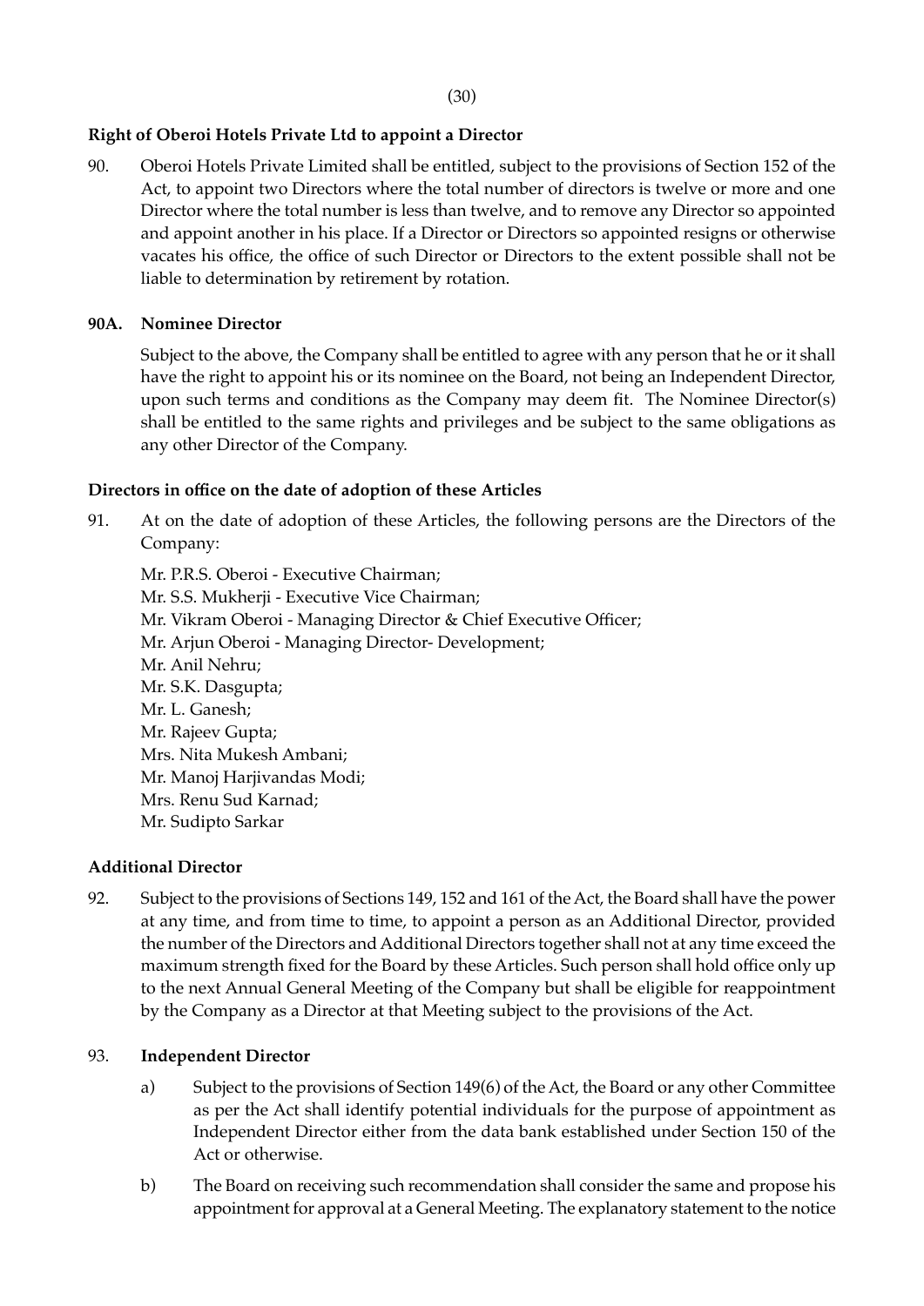**Right of Oberoi Hotels Private Ltd to appoint a Director**

90. Oberoi Hotels Private Limited shall be entitled, subject to the provisions of Section 152 of the Act, to appoint two Directors where the total number of directors is twelve or more and one Director where the total number is less than twelve, and to remove any Director so appointed and appoint another in his place. If a Director or Directors so appointed resigns or otherwise vacates his office, the office of such Director or Directors to the extent possible shall not be liable to determination by retirement by rotation.

**90A. Nominee Director**

Subject to the above, the Company shall be entitled to agree with any person that he or it shall have the right to appoint his or its nominee on the Board, not being an Independent Director, upon such terms and conditions as the Company may deem fit. The Nominee Director(s) shall be entitled to the same rights and privileges and be subject to the same obligations as any other Director of the Company.

**Directors in office on the date of adoption of these Articles**

91. At on the date of adoption of these Articles, the following persons are the Directors of the Company:

Mr. P.R.S. Oberoi - Executive Chairman;
Mr. S.S. Mukherji - Executive Vice Chairman;
Mr. Vikram Oberoi - Managing Director & Chief Executive Officer;
Mr. Arjun Oberoi - Managing Director- Development;
Mr. Anil Nehru;
Mr. S.K. Dasgupta;
Mr. L. Ganesh;
Mr. Rajeev Gupta;
Mrs. Nita Mukesh Ambani;
Mr. Manoj Harjivandas Modi;
Mrs. Renu Sud Karnad;
Mr. Sudipto Sarkar

**Additional Director**

92. Subject to the provisions of Sections 149, 152 and 161 of the Act, the Board shall have the power at any time, and from time to time, to appoint a person as an Additional Director, provided the number of the Directors and Additional Directors together shall not at any time exceed the maximum strength fixed for the Board by these Articles. Such person shall hold office only up to the next Annual General Meeting of the Company but shall be eligible for reappointment by the Company as a Director at that Meeting subject to the provisions of the Act.

93. **Independent Director**

a) Subject to the provisions of Section 149(6) of the Act, the Board or any other Committee as per the Act shall identify potential individuals for the purpose of appointment as Independent Director either from the data bank established under Section 150 of the Act or otherwise.

b) The Board on receiving such recommendation shall consider the same and propose his appointment for approval at a General Meeting. The explanatory statement to the notice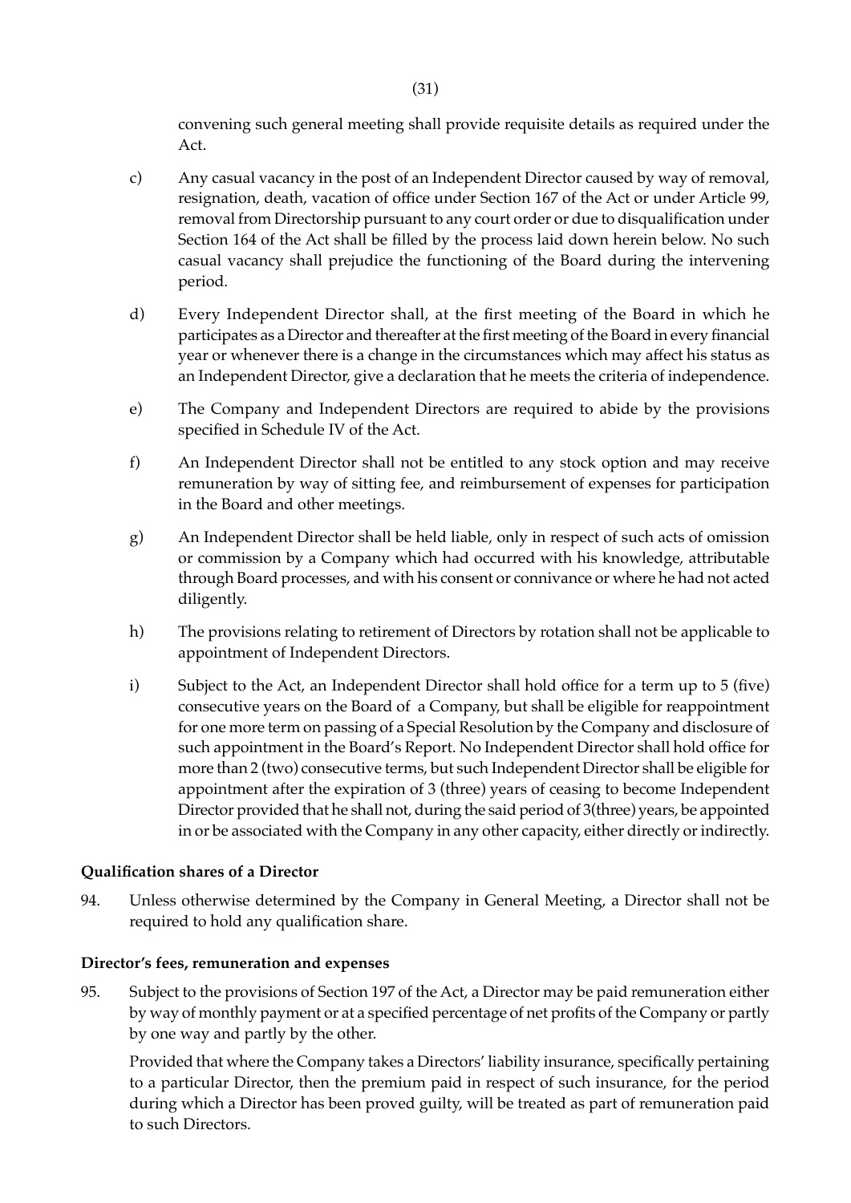convening such general meeting shall provide requisite details as required under the Act.

c) Any casual vacancy in the post of an Independent Director caused by way of removal, resignation, death, vacation of office under Section 167 of the Act or under Article 99, removal from Directorship pursuant to any court order or due to disqualification under Section 164 of the Act shall be filled by the process laid down herein below. No such casual vacancy shall prejudice the functioning of the Board during the intervening period.

d) Every Independent Director shall, at the first meeting of the Board in which he participates as a Director and thereafter at the first meeting of the Board in every financial year or whenever there is a change in the circumstances which may affect his status as an Independent Director, give a declaration that he meets the criteria of independence.

e) The Company and Independent Directors are required to abide by the provisions specified in Schedule IV of the Act.

f) An Independent Director shall not be entitled to any stock option and may receive remuneration by way of sitting fee, and reimbursement of expenses for participation in the Board and other meetings.

g) An Independent Director shall be held liable, only in respect of such acts of omission or commission by a Company which had occurred with his knowledge, attributable through Board processes, and with his consent or connivance or where he had not acted diligently.

h) The provisions relating to retirement of Directors by rotation shall not be applicable to appointment of Independent Directors.

i) Subject to the Act, an Independent Director shall hold office for a term up to 5 (five) consecutive years on the Board of a Company, but shall be eligible for reappointment for one more term on passing of a Special Resolution by the Company and disclosure of such appointment in the Board's Report. No Independent Director shall hold office for more than 2 (two) consecutive terms, but such Independent Director shall be eligible for appointment after the expiration of 3 (three) years of ceasing to become Independent Director provided that he shall not, during the said period of 3(three) years, be appointed in or be associated with the Company in any other capacity, either directly or indirectly.

**Qualification shares of a Director**

94. Unless otherwise determined by the Company in General Meeting, a Director shall not be required to hold any qualification share.

**Director's fees, remuneration and expenses**

95. Subject to the provisions of Section 197 of the Act, a Director may be paid remuneration either by way of monthly payment or at a specified percentage of net profits of the Company or partly by one way and partly by the other.

Provided that where the Company takes a Directors' liability insurance, specifically pertaining to a particular Director, then the premium paid in respect of such insurance, for the period during which a Director has been proved guilty, will be treated as part of remuneration paid to such Directors.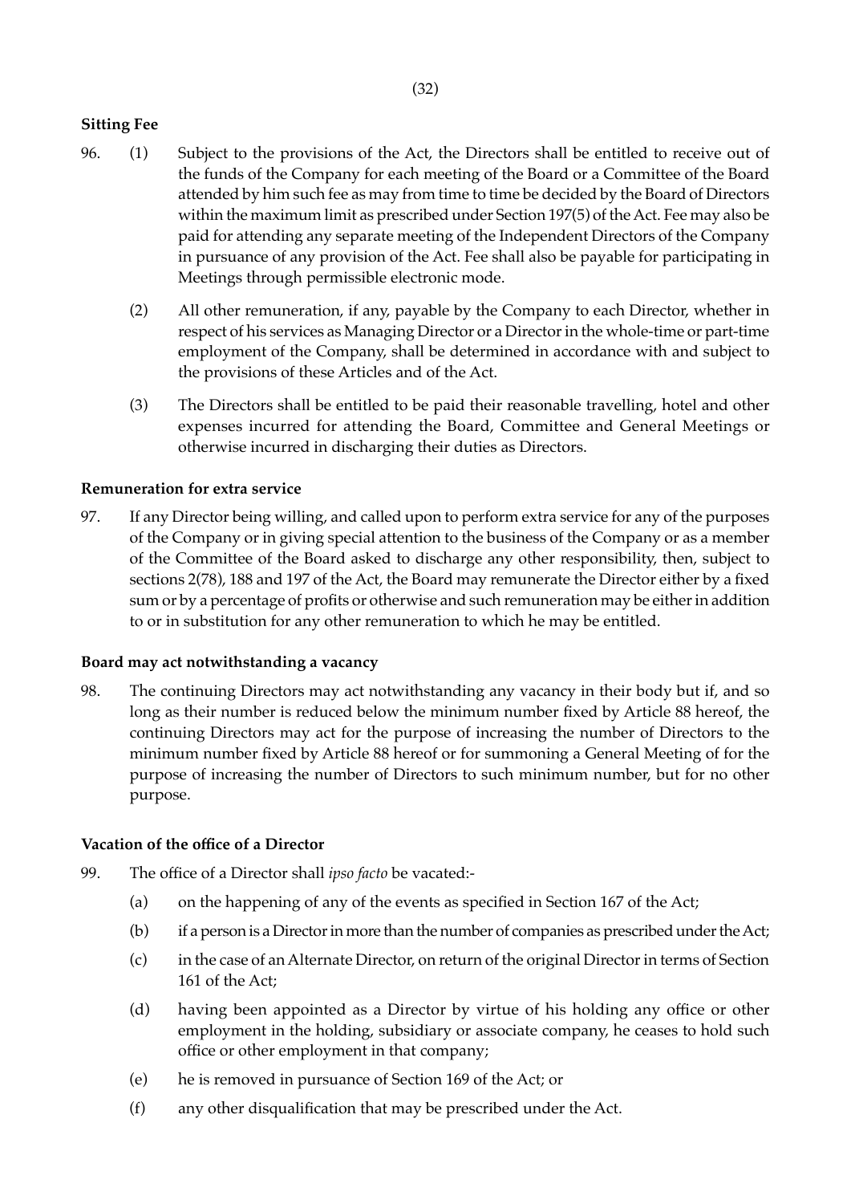**Sitting Fee**

96. (1) Subject to the provisions of the Act, the Directors shall be entitled to receive out of the funds of the Company for each meeting of the Board or a Committee of the Board attended by him such fee as may from time to time be decided by the Board of Directors within the maximum limit as prescribed under Section 197(5) of the Act. Fee may also be paid for attending any separate meeting of the Independent Directors of the Company in pursuance of any provision of the Act. Fee shall also be payable for participating in Meetings through permissible electronic mode.

(2) All other remuneration, if any, payable by the Company to each Director, whether in respect of his services as Managing Director or a Director in the whole-time or part-time employment of the Company, shall be determined in accordance with and subject to the provisions of these Articles and of the Act.

(3) The Directors shall be entitled to be paid their reasonable travelling, hotel and other expenses incurred for attending the Board, Committee and General Meetings or otherwise incurred in discharging their duties as Directors.

**Remuneration for extra service**

97. If any Director being willing, and called upon to perform extra service for any of the purposes of the Company or in giving special attention to the business of the Company or as a member of the Committee of the Board asked to discharge any other responsibility, then, subject to sections 2(78), 188 and 197 of the Act, the Board may remunerate the Director either by a fixed sum or by a percentage of profits or otherwise and such remuneration may be either in addition to or in substitution for any other remuneration to which he may be entitled.

**Board may act notwithstanding a vacancy**

98. The continuing Directors may act notwithstanding any vacancy in their body but if, and so long as their number is reduced below the minimum number fixed by Article 88 hereof, the continuing Directors may act for the purpose of increasing the number of Directors to the minimum number fixed by Article 88 hereof or for summoning a General Meeting of for the purpose of increasing the number of Directors to such minimum number, but for no other purpose.

**Vacation of the office of a Director**

99. The office of a Director shall *ipso facto* be vacated:-

(a) on the happening of any of the events as specified in Section 167 of the Act;

(b) if a person is a Director in more than the number of companies as prescribed under the Act;

(c) in the case of an Alternate Director, on return of the original Director in terms of Section 161 of the Act;

(d) having been appointed as a Director by virtue of his holding any office or other employment in the holding, subsidiary or associate company, he ceases to hold such office or other employment in that company;

(e) he is removed in pursuance of Section 169 of the Act; or

(f) any other disqualification that may be prescribed under the Act.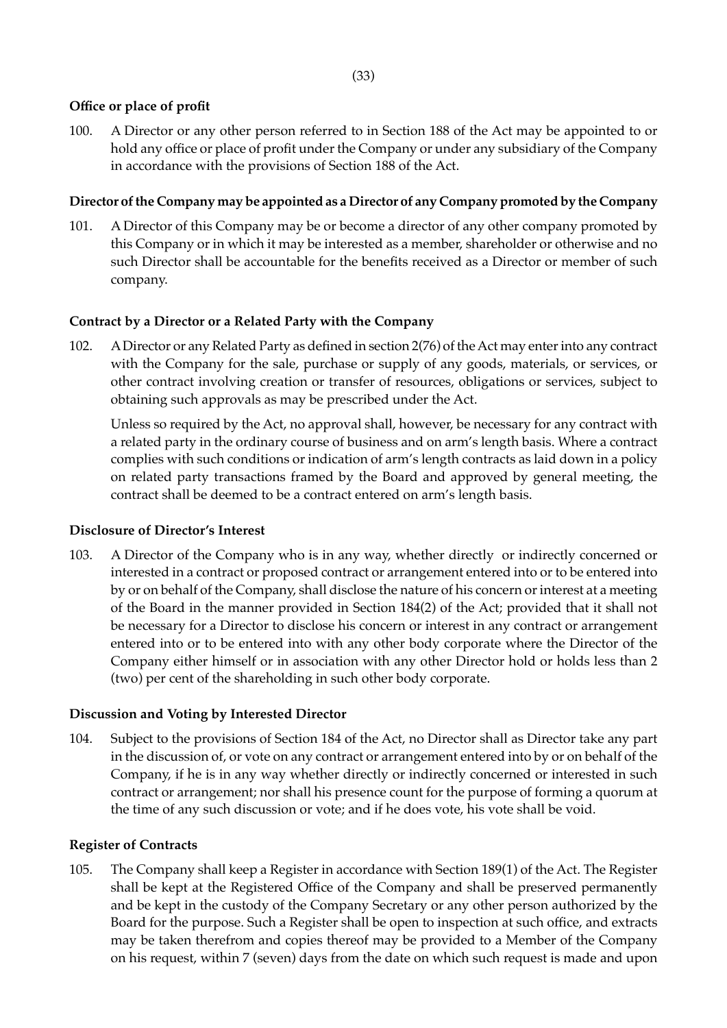**Office or place of profit**

100. A Director or any other person referred to in Section 188 of the Act may be appointed to or hold any office or place of profit under the Company or under any subsidiary of the Company in accordance with the provisions of Section 188 of the Act.

**Director of the Company may be appointed as a Director of any Company promoted by the Company**

101. A Director of this Company may be or become a director of any other company promoted by this Company or in which it may be interested as a member, shareholder or otherwise and no such Director shall be accountable for the benefits received as a Director or member of such company.

**Contract by a Director or a Related Party with the Company**

102. A Director or any Related Party as defined in section 2(76) of the Act may enter into any contract with the Company for the sale, purchase or supply of any goods, materials, or services, or other contract involving creation or transfer of resources, obligations or services, subject to obtaining such approvals as may be prescribed under the Act.

Unless so required by the Act, no approval shall, however, be necessary for any contract with a related party in the ordinary course of business and on arm's length basis. Where a contract complies with such conditions or indication of arm's length contracts as laid down in a policy on related party transactions framed by the Board and approved by general meeting, the contract shall be deemed to be a contract entered on arm's length basis.

**Disclosure of Director's Interest**

103. A Director of the Company who is in any way, whether directly or indirectly concerned or interested in a contract or proposed contract or arrangement entered into or to be entered into by or on behalf of the Company, shall disclose the nature of his concern or interest at a meeting of the Board in the manner provided in Section 184(2) of the Act; provided that it shall not be necessary for a Director to disclose his concern or interest in any contract or arrangement entered into or to be entered into with any other body corporate where the Director of the Company either himself or in association with any other Director hold or holds less than 2 (two) per cent of the shareholding in such other body corporate.

**Discussion and Voting by Interested Director**

104. Subject to the provisions of Section 184 of the Act, no Director shall as Director take any part in the discussion of, or vote on any contract or arrangement entered into by or on behalf of the Company, if he is in any way whether directly or indirectly concerned or interested in such contract or arrangement; nor shall his presence count for the purpose of forming a quorum at the time of any such discussion or vote; and if he does vote, his vote shall be void.

**Register of Contracts**

105. The Company shall keep a Register in accordance with Section 189(1) of the Act. The Register shall be kept at the Registered Office of the Company and shall be preserved permanently and be kept in the custody of the Company Secretary or any other person authorized by the Board for the purpose. Such a Register shall be open to inspection at such office, and extracts may be taken therefrom and copies thereof may be provided to a Member of the Company on his request, within 7 (seven) days from the date on which such request is made and upon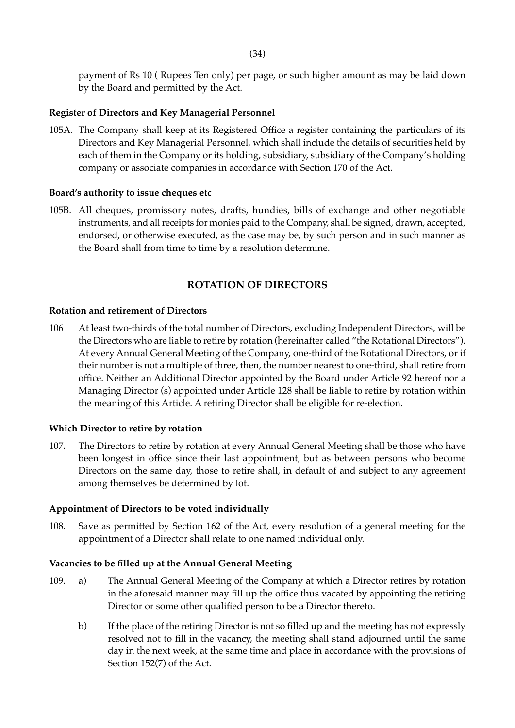payment of Rs 10 ( Rupees Ten only) per page, or such higher amount as may be laid down by the Board and permitted by the Act.

**Register of Directors and Key Managerial Personnel**

105A. The Company shall keep at its Registered Office a register containing the particulars of its Directors and Key Managerial Personnel, which shall include the details of securities held by each of them in the Company or its holding, subsidiary, subsidiary of the Company's holding company or associate companies in accordance with Section 170 of the Act.

**Board's authority to issue cheques etc**

105B. All cheques, promissory notes, drafts, hundies, bills of exchange and other negotiable instruments, and all receipts for monies paid to the Company, shall be signed, drawn, accepted, endorsed, or otherwise executed, as the case may be, by such person and in such manner as the Board shall from time to time by a resolution determine.

## ROTATION OF DIRECTORS

**Rotation and retirement of Directors**

106 At least two-thirds of the total number of Directors, excluding Independent Directors, will be the Directors who are liable to retire by rotation (hereinafter called "the Rotational Directors"). At every Annual General Meeting of the Company, one-third of the Rotational Directors, or if their number is not a multiple of three, then, the number nearest to one-third, shall retire from office. Neither an Additional Director appointed by the Board under Article 92 hereof nor a Managing Director (s) appointed under Article 128 shall be liable to retire by rotation within the meaning of this Article. A retiring Director shall be eligible for re-election.

**Which Director to retire by rotation**

107. The Directors to retire by rotation at every Annual General Meeting shall be those who have been longest in office since their last appointment, but as between persons who become Directors on the same day, those to retire shall, in default of and subject to any agreement among themselves be determined by lot.

**Appointment of Directors to be voted individually**

108. Save as permitted by Section 162 of the Act, every resolution of a general meeting for the appointment of a Director shall relate to one named individual only.

**Vacancies to be filled up at the Annual General Meeting**

109. a) The Annual General Meeting of the Company at which a Director retires by rotation in the aforesaid manner may fill up the office thus vacated by appointing the retiring Director or some other qualified person to be a Director thereto.

b) If the place of the retiring Director is not so filled up and the meeting has not expressly resolved not to fill in the vacancy, the meeting shall stand adjourned until the same day in the next week, at the same time and place in accordance with the provisions of Section 152(7) of the Act.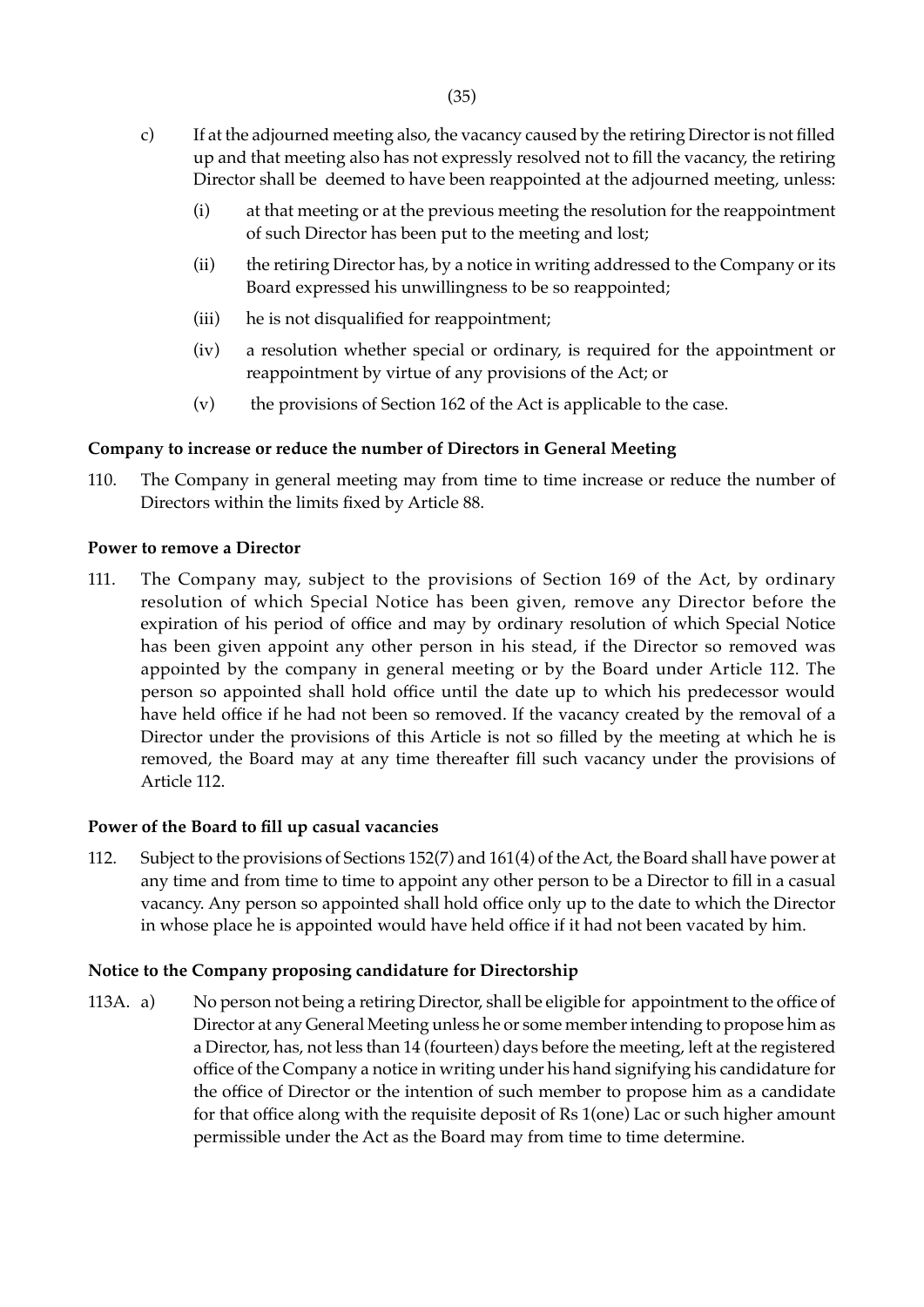c) If at the adjourned meeting also, the vacancy caused by the retiring Director is not filled up and that meeting also has not expressly resolved not to fill the vacancy, the retiring Director shall be deemed to have been reappointed at the adjourned meeting, unless:

(i) at that meeting or at the previous meeting the resolution for the reappointment of such Director has been put to the meeting and lost;

(ii) the retiring Director has, by a notice in writing addressed to the Company or its Board expressed his unwillingness to be so reappointed;

(iii) he is not disqualified for reappointment;

(iv) a resolution whether special or ordinary, is required for the appointment or reappointment by virtue of any provisions of the Act; or

(v) the provisions of Section 162 of the Act is applicable to the case.

**Company to increase or reduce the number of Directors in General Meeting**

110. The Company in general meeting may from time to time increase or reduce the number of Directors within the limits fixed by Article 88.

**Power to remove a Director**

111. The Company may, subject to the provisions of Section 169 of the Act, by ordinary resolution of which Special Notice has been given, remove any Director before the expiration of his period of office and may by ordinary resolution of which Special Notice has been given appoint any other person in his stead, if the Director so removed was appointed by the company in general meeting or by the Board under Article 112. The person so appointed shall hold office until the date up to which his predecessor would have held office if he had not been so removed. If the vacancy created by the removal of a Director under the provisions of this Article is not so filled by the meeting at which he is removed, the Board may at any time thereafter fill such vacancy under the provisions of Article 112.

**Power of the Board to fill up casual vacancies**

112. Subject to the provisions of Sections 152(7) and 161(4) of the Act, the Board shall have power at any time and from time to time to appoint any other person to be a Director to fill in a casual vacancy. Any person so appointed shall hold office only up to the date to which the Director in whose place he is appointed would have held office if it had not been vacated by him.

**Notice to the Company proposing candidature for Directorship**

113A. a) No person not being a retiring Director, shall be eligible for appointment to the office of Director at any General Meeting unless he or some member intending to propose him as a Director, has, not less than 14 (fourteen) days before the meeting, left at the registered office of the Company a notice in writing under his hand signifying his candidature for the office of Director or the intention of such member to propose him as a candidate for that office along with the requisite deposit of Rs 1(one) Lac or such higher amount permissible under the Act as the Board may from time to time determine.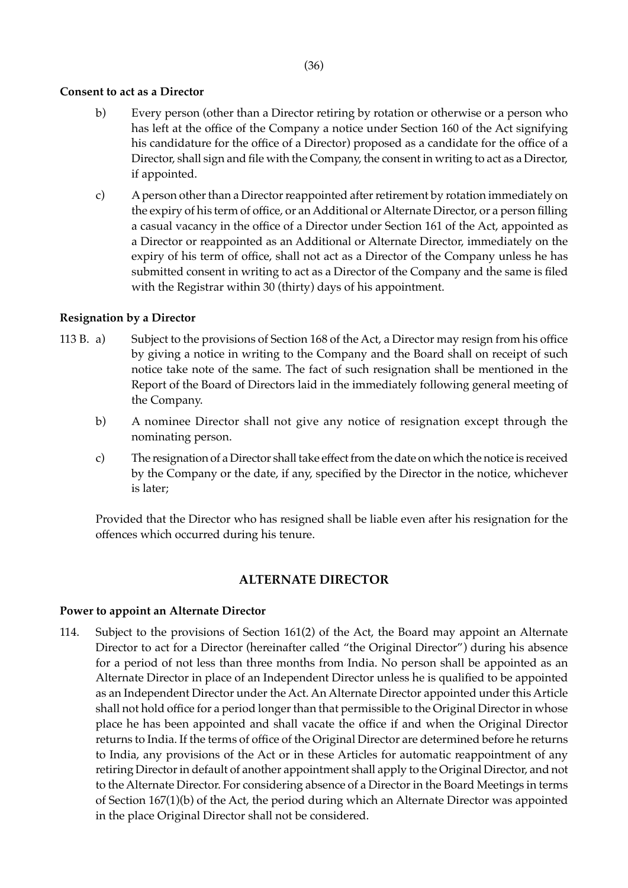**Consent to act as a Director**

b) Every person (other than a Director retiring by rotation or otherwise or a person who has left at the office of the Company a notice under Section 160 of the Act signifying his candidature for the office of a Director) proposed as a candidate for the office of a Director, shall sign and file with the Company, the consent in writing to act as a Director, if appointed.

c) A person other than a Director reappointed after retirement by rotation immediately on the expiry of his term of office, or an Additional or Alternate Director, or a person filling a casual vacancy in the office of a Director under Section 161 of the Act, appointed as a Director or reappointed as an Additional or Alternate Director, immediately on the expiry of his term of office, shall not act as a Director of the Company unless he has submitted consent in writing to act as a Director of the Company and the same is filed with the Registrar within 30 (thirty) days of his appointment.

**Resignation by a Director**

113 B. a) Subject to the provisions of Section 168 of the Act, a Director may resign from his office by giving a notice in writing to the Company and the Board shall on receipt of such notice take note of the same. The fact of such resignation shall be mentioned in the Report of the Board of Directors laid in the immediately following general meeting of the Company.

b) A nominee Director shall not give any notice of resignation except through the nominating person.

c) The resignation of a Director shall take effect from the date on which the notice is received by the Company or the date, if any, specified by the Director in the notice, whichever is later;

Provided that the Director who has resigned shall be liable even after his resignation for the offences which occurred during his tenure.

## ALTERNATE DIRECTOR

**Power to appoint an Alternate Director**

114. Subject to the provisions of Section 161(2) of the Act, the Board may appoint an Alternate Director to act for a Director (hereinafter called "the Original Director") during his absence for a period of not less than three months from India. No person shall be appointed as an Alternate Director in place of an Independent Director unless he is qualified to be appointed as an Independent Director under the Act. An Alternate Director appointed under this Article shall not hold office for a period longer than that permissible to the Original Director in whose place he has been appointed and shall vacate the office if and when the Original Director returns to India. If the terms of office of the Original Director are determined before he returns to India, any provisions of the Act or in these Articles for automatic reappointment of any retiring Director in default of another appointment shall apply to the Original Director, and not to the Alternate Director. For considering absence of a Director in the Board Meetings in terms of Section 167(1)(b) of the Act, the period during which an Alternate Director was appointed in the place Original Director shall not be considered.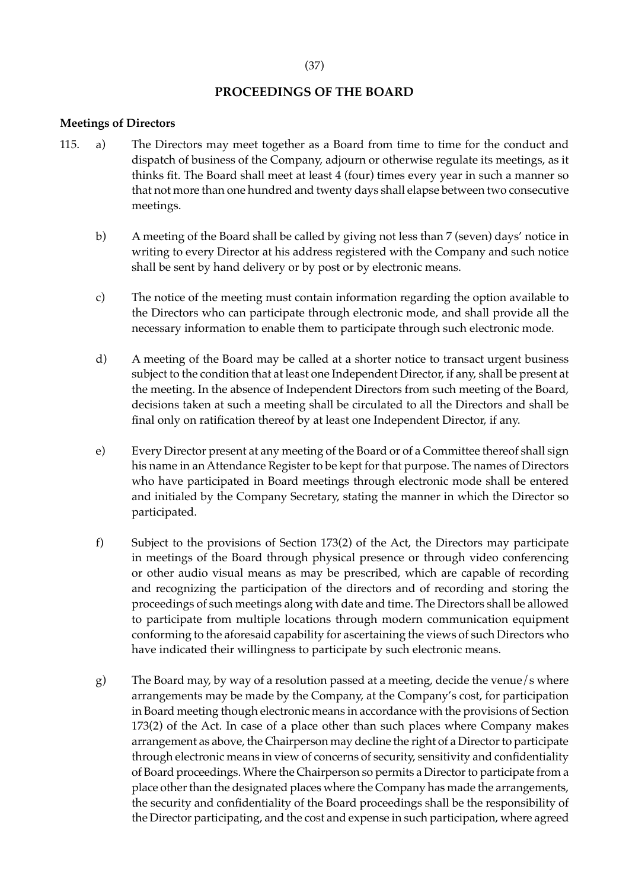## PROCEEDINGS OF THE BOARD

**Meetings of Directors**

115. a) The Directors may meet together as a Board from time to time for the conduct and dispatch of business of the Company, adjourn or otherwise regulate its meetings, as it thinks fit. The Board shall meet at least 4 (four) times every year in such a manner so that not more than one hundred and twenty days shall elapse between two consecutive meetings.

   b) A meeting of the Board shall be called by giving not less than 7 (seven) days' notice in writing to every Director at his address registered with the Company and such notice shall be sent by hand delivery or by post or by electronic means.

   c) The notice of the meeting must contain information regarding the option available to the Directors who can participate through electronic mode, and shall provide all the necessary information to enable them to participate through such electronic mode.

   d) A meeting of the Board may be called at a shorter notice to transact urgent business subject to the condition that at least one Independent Director, if any, shall be present at the meeting. In the absence of Independent Directors from such meeting of the Board, decisions taken at such a meeting shall be circulated to all the Directors and shall be final only on ratification thereof by at least one Independent Director, if any.

   e) Every Director present at any meeting of the Board or of a Committee thereof shall sign his name in an Attendance Register to be kept for that purpose. The names of Directors who have participated in Board meetings through electronic mode shall be entered and initialed by the Company Secretary, stating the manner in which the Director so participated.

   f) Subject to the provisions of Section 173(2) of the Act, the Directors may participate in meetings of the Board through physical presence or through video conferencing or other audio visual means as may be prescribed, which are capable of recording and recognizing the participation of the directors and of recording and storing the proceedings of such meetings along with date and time. The Directors shall be allowed to participate from multiple locations through modern communication equipment conforming to the aforesaid capability for ascertaining the views of such Directors who have indicated their willingness to participate by such electronic means.

   g) The Board may, by way of a resolution passed at a meeting, decide the venue/s where arrangements may be made by the Company, at the Company's cost, for participation in Board meeting though electronic means in accordance with the provisions of Section 173(2) of the Act. In case of a place other than such places where Company makes arrangement as above, the Chairperson may decline the right of a Director to participate through electronic means in view of concerns of security, sensitivity and confidentiality of Board proceedings. Where the Chairperson so permits a Director to participate from a place other than the designated places where the Company has made the arrangements, the security and confidentiality of the Board proceedings shall be the responsibility of the Director participating, and the cost and expense in such participation, where agreed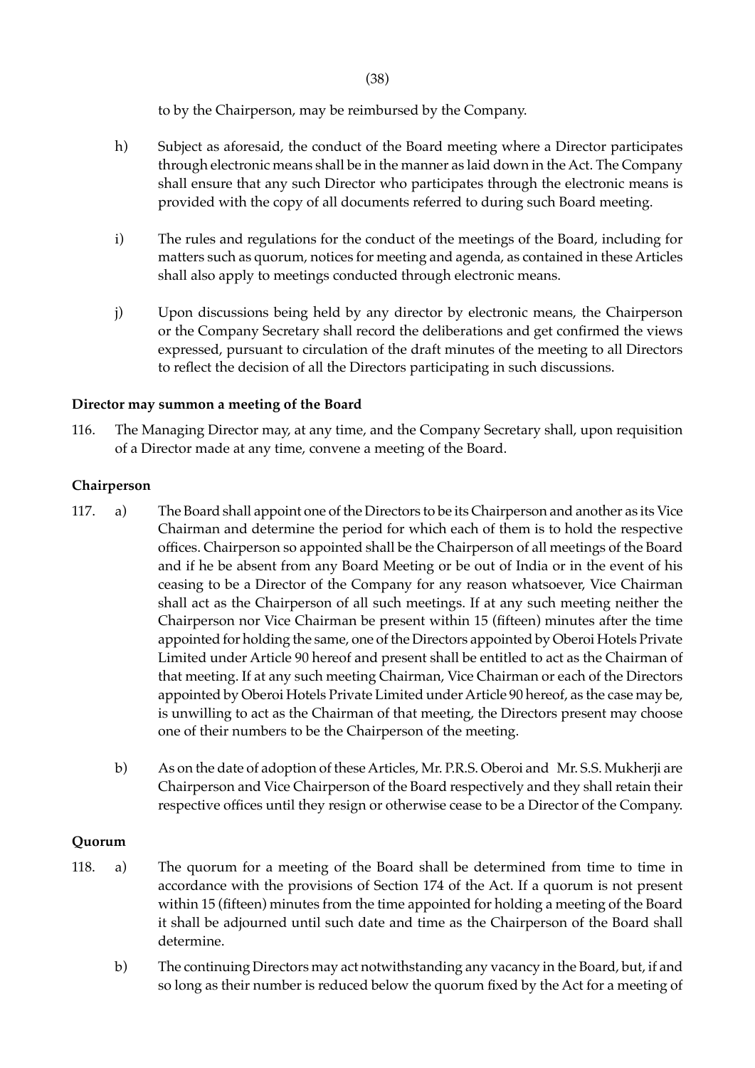to by the Chairperson, may be reimbursed by the Company.

h) Subject as aforesaid, the conduct of the Board meeting where a Director participates through electronic means shall be in the manner as laid down in the Act. The Company shall ensure that any such Director who participates through the electronic means is provided with the copy of all documents referred to during such Board meeting.

i) The rules and regulations for the conduct of the meetings of the Board, including for matters such as quorum, notices for meeting and agenda, as contained in these Articles shall also apply to meetings conducted through electronic means.

j) Upon discussions being held by any director by electronic means, the Chairperson or the Company Secretary shall record the deliberations and get confirmed the views expressed, pursuant to circulation of the draft minutes of the meeting to all Directors to reflect the decision of all the Directors participating in such discussions.

**Director may summon a meeting of the Board**

116. The Managing Director may, at any time, and the Company Secretary shall, upon requisition of a Director made at any time, convene a meeting of the Board.

**Chairperson**

117. a) The Board shall appoint one of the Directors to be its Chairperson and another as its Vice Chairman and determine the period for which each of them is to hold the respective offices. Chairperson so appointed shall be the Chairperson of all meetings of the Board and if he be absent from any Board Meeting or be out of India or in the event of his ceasing to be a Director of the Company for any reason whatsoever, Vice Chairman shall act as the Chairperson of all such meetings. If at any such meeting neither the Chairperson nor Vice Chairman be present within 15 (fifteen) minutes after the time appointed for holding the same, one of the Directors appointed by Oberoi Hotels Private Limited under Article 90 hereof and present shall be entitled to act as the Chairman of that meeting. If at any such meeting Chairman, Vice Chairman or each of the Directors appointed by Oberoi Hotels Private Limited under Article 90 hereof, as the case may be, is unwilling to act as the Chairman of that meeting, the Directors present may choose one of their numbers to be the Chairperson of the meeting.

b) As on the date of adoption of these Articles, Mr. P.R.S. Oberoi and Mr. S.S. Mukherji are Chairperson and Vice Chairperson of the Board respectively and they shall retain their respective offices until they resign or otherwise cease to be a Director of the Company.

**Quorum**

118. a) The quorum for a meeting of the Board shall be determined from time to time in accordance with the provisions of Section 174 of the Act. If a quorum is not present within 15 (fifteen) minutes from the time appointed for holding a meeting of the Board it shall be adjourned until such date and time as the Chairperson of the Board shall determine.

b) The continuing Directors may act notwithstanding any vacancy in the Board, but, if and so long as their number is reduced below the quorum fixed by the Act for a meeting of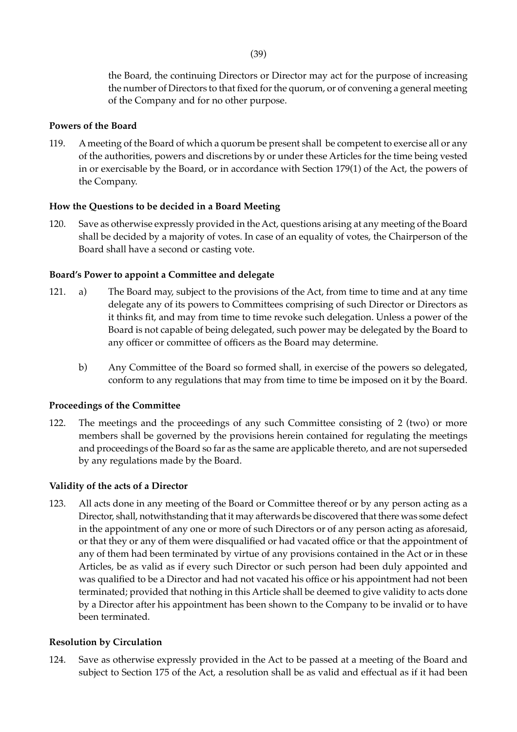the Board, the continuing Directors or Director may act for the purpose of increasing the number of Directors to that fixed for the quorum, or of convening a general meeting of the Company and for no other purpose.

**Powers of the Board**

119. A meeting of the Board of which a quorum be present shall be competent to exercise all or any of the authorities, powers and discretions by or under these Articles for the time being vested in or exercisable by the Board, or in accordance with Section 179(1) of the Act, the powers of the Company.

**How the Questions to be decided in a Board Meeting**

120. Save as otherwise expressly provided in the Act, questions arising at any meeting of the Board shall be decided by a majority of votes. In case of an equality of votes, the Chairperson of the Board shall have a second or casting vote.

**Board's Power to appoint a Committee and delegate**

121. a) The Board may, subject to the provisions of the Act, from time to time and at any time delegate any of its powers to Committees comprising of such Director or Directors as it thinks fit, and may from time to time revoke such delegation. Unless a power of the Board is not capable of being delegated, such power may be delegated by the Board to any officer or committee of officers as the Board may determine.

   b) Any Committee of the Board so formed shall, in exercise of the powers so delegated, conform to any regulations that may from time to time be imposed on it by the Board.

**Proceedings of the Committee**

122. The meetings and the proceedings of any such Committee consisting of 2 (two) or more members shall be governed by the provisions herein contained for regulating the meetings and proceedings of the Board so far as the same are applicable thereto, and are not superseded by any regulations made by the Board.

**Validity of the acts of a Director**

123. All acts done in any meeting of the Board or Committee thereof or by any person acting as a Director, shall, notwithstanding that it may afterwards be discovered that there was some defect in the appointment of any one or more of such Directors or of any person acting as aforesaid, or that they or any of them were disqualified or had vacated office or that the appointment of any of them had been terminated by virtue of any provisions contained in the Act or in these Articles, be as valid as if every such Director or such person had been duly appointed and was qualified to be a Director and had not vacated his office or his appointment had not been terminated; provided that nothing in this Article shall be deemed to give validity to acts done by a Director after his appointment has been shown to the Company to be invalid or to have been terminated.

**Resolution by Circulation**

124. Save as otherwise expressly provided in the Act to be passed at a meeting of the Board and subject to Section 175 of the Act, a resolution shall be as valid and effectual as if it had been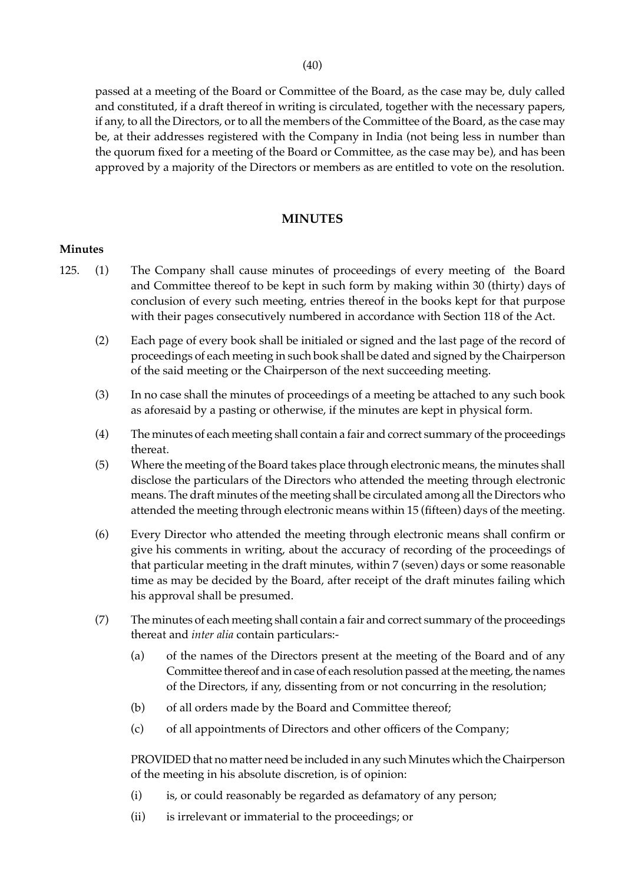passed at a meeting of the Board or Committee of the Board, as the case may be, duly called and constituted, if a draft thereof in writing is circulated, together with the necessary papers, if any, to all the Directors, or to all the members of the Committee of the Board, as the case may be, at their addresses registered with the Company in India (not being less in number than the quorum fixed for a meeting of the Board or Committee, as the case may be), and has been approved by a majority of the Directors or members as are entitled to vote on the resolution.

## MINUTES

**Minutes**

125. (1) The Company shall cause minutes of proceedings of every meeting of the Board and Committee thereof to be kept in such form by making within 30 (thirty) days of conclusion of every such meeting, entries thereof in the books kept for that purpose with their pages consecutively numbered in accordance with Section 118 of the Act.

(2) Each page of every book shall be initialed or signed and the last page of the record of proceedings of each meeting in such book shall be dated and signed by the Chairperson of the said meeting or the Chairperson of the next succeeding meeting.

(3) In no case shall the minutes of proceedings of a meeting be attached to any such book as aforesaid by a pasting or otherwise, if the minutes are kept in physical form.

(4) The minutes of each meeting shall contain a fair and correct summary of the proceedings thereat.

(5) Where the meeting of the Board takes place through electronic means, the minutes shall disclose the particulars of the Directors who attended the meeting through electronic means. The draft minutes of the meeting shall be circulated among all the Directors who attended the meeting through electronic means within 15 (fifteen) days of the meeting.

(6) Every Director who attended the meeting through electronic means shall confirm or give his comments in writing, about the accuracy of recording of the proceedings of that particular meeting in the draft minutes, within 7 (seven) days or some reasonable time as may be decided by the Board, after receipt of the draft minutes failing which his approval shall be presumed.

(7) The minutes of each meeting shall contain a fair and correct summary of the proceedings thereat and *inter alia* contain particulars:-

(a) of the names of the Directors present at the meeting of the Board and of any Committee thereof and in case of each resolution passed at the meeting, the names of the Directors, if any, dissenting from or not concurring in the resolution;

(b) of all orders made by the Board and Committee thereof;

(c) of all appointments of Directors and other officers of the Company;

PROVIDED that no matter need be included in any such Minutes which the Chairperson of the meeting in his absolute discretion, is of opinion:

(i) is, or could reasonably be regarded as defamatory of any person;

(ii) is irrelevant or immaterial to the proceedings; or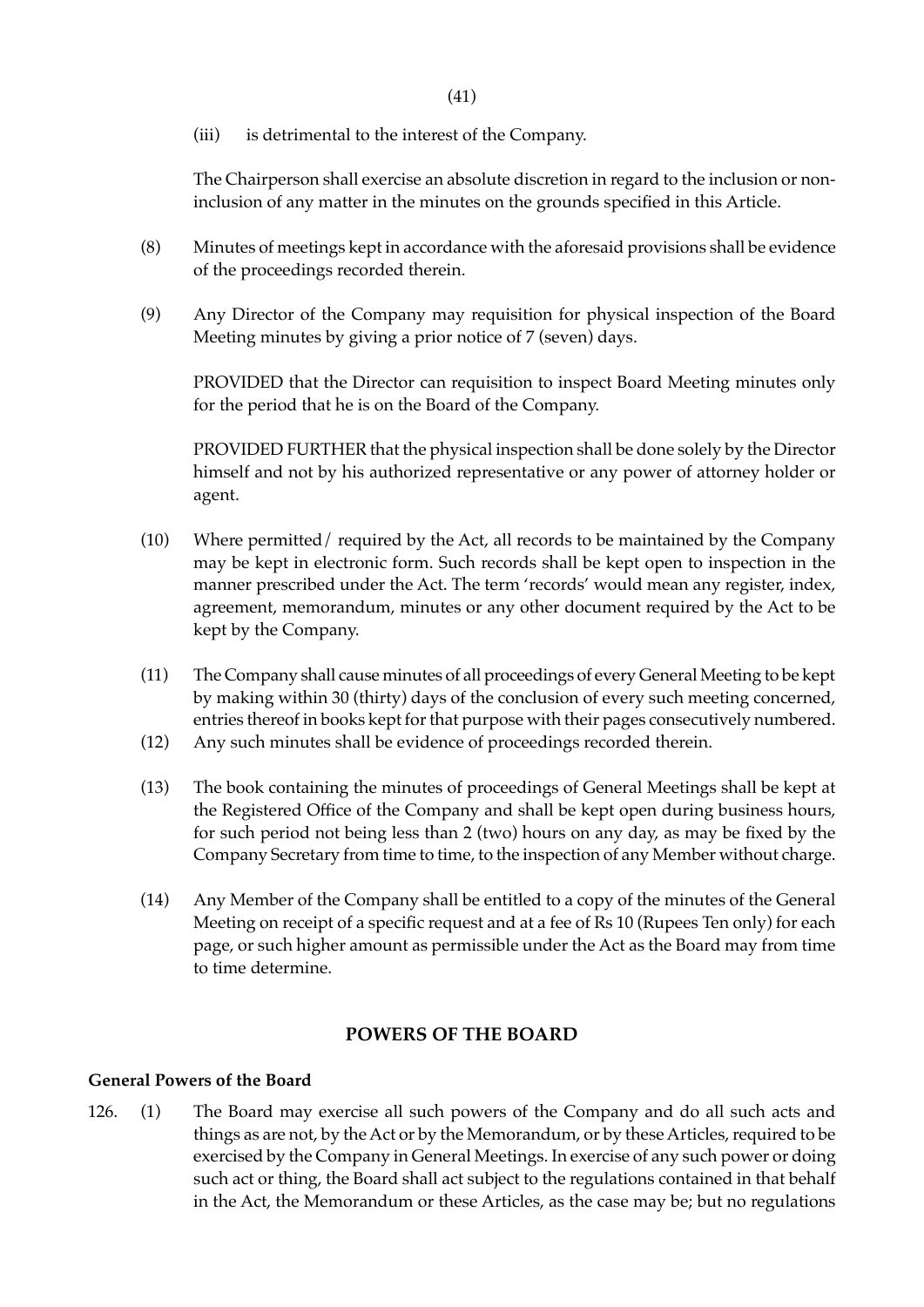(iii) is detrimental to the interest of the Company.

The Chairperson shall exercise an absolute discretion in regard to the inclusion or non-inclusion of any matter in the minutes on the grounds specified in this Article.

(8) Minutes of meetings kept in accordance with the aforesaid provisions shall be evidence of the proceedings recorded therein.

(9) Any Director of the Company may requisition for physical inspection of the Board Meeting minutes by giving a prior notice of 7 (seven) days.

PROVIDED that the Director can requisition to inspect Board Meeting minutes only for the period that he is on the Board of the Company.

PROVIDED FURTHER that the physical inspection shall be done solely by the Director himself and not by his authorized representative or any power of attorney holder or agent.

(10) Where permitted/ required by the Act, all records to be maintained by the Company may be kept in electronic form. Such records shall be kept open to inspection in the manner prescribed under the Act. The term 'records' would mean any register, index, agreement, memorandum, minutes or any other document required by the Act to be kept by the Company.

(11) The Company shall cause minutes of all proceedings of every General Meeting to be kept by making within 30 (thirty) days of the conclusion of every such meeting concerned, entries thereof in books kept for that purpose with their pages consecutively numbered.

(12) Any such minutes shall be evidence of proceedings recorded therein.

(13) The book containing the minutes of proceedings of General Meetings shall be kept at the Registered Office of the Company and shall be kept open during business hours, for such period not being less than 2 (two) hours on any day, as may be fixed by the Company Secretary from time to time, to the inspection of any Member without charge.

(14) Any Member of the Company shall be entitled to a copy of the minutes of the General Meeting on receipt of a specific request and at a fee of Rs 10 (Rupees Ten only) for each page, or such higher amount as permissible under the Act as the Board may from time to time determine.

## POWERS OF THE BOARD

**General Powers of the Board**

126. (1) The Board may exercise all such powers of the Company and do all such acts and things as are not, by the Act or by the Memorandum, or by these Articles, required to be exercised by the Company in General Meetings. In exercise of any such power or doing such act or thing, the Board shall act subject to the regulations contained in that behalf in the Act, the Memorandum or these Articles, as the case may be; but no regulations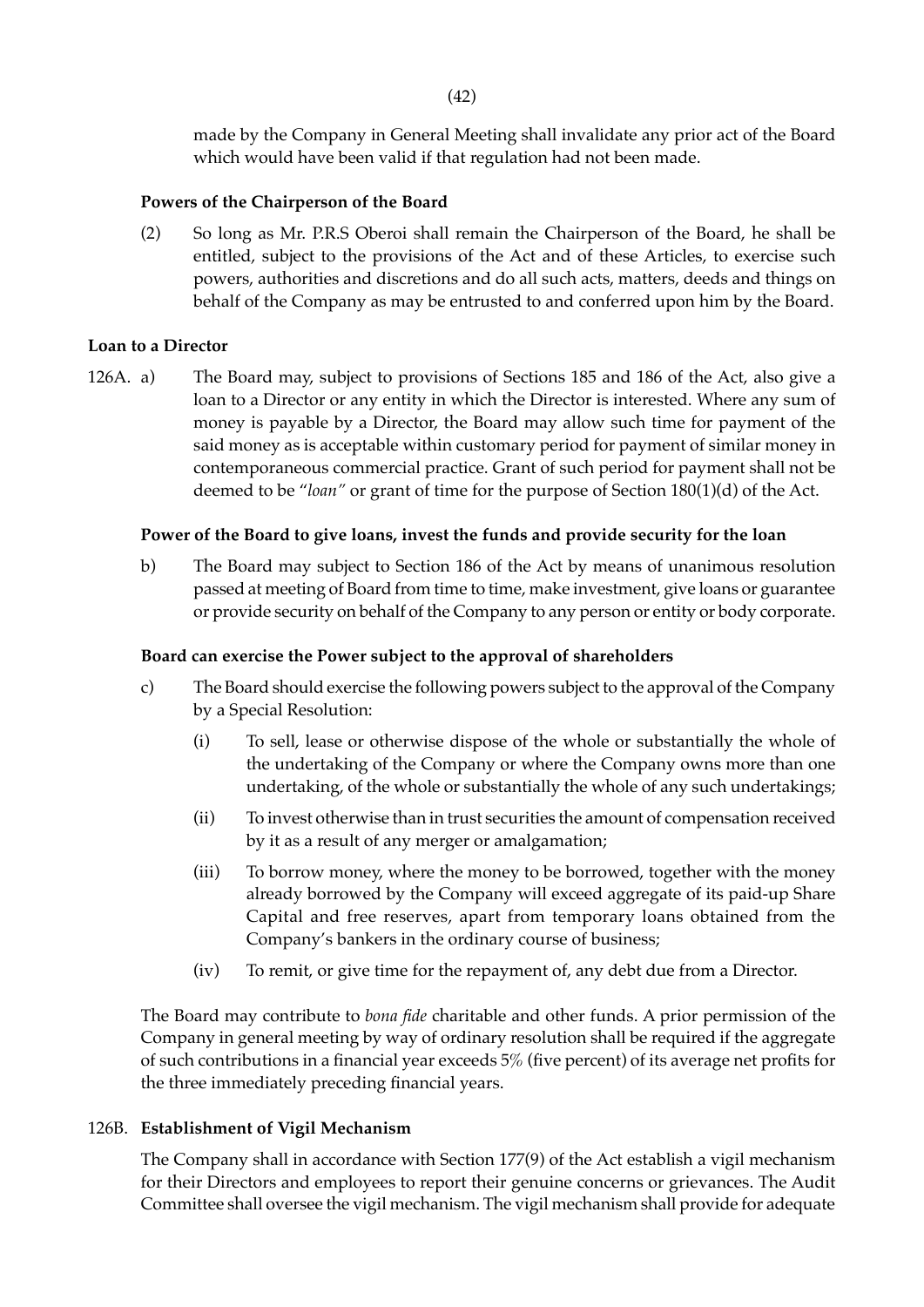made by the Company in General Meeting shall invalidate any prior act of the Board which would have been valid if that regulation had not been made.

**Powers of the Chairperson of the Board**

(2) So long as Mr. P.R.S Oberoi shall remain the Chairperson of the Board, he shall be entitled, subject to the provisions of the Act and of these Articles, to exercise such powers, authorities and discretions and do all such acts, matters, deeds and things on behalf of the Company as may be entrusted to and conferred upon him by the Board.

**Loan to a Director**

126A. a) The Board may, subject to provisions of Sections 185 and 186 of the Act, also give a loan to a Director or any entity in which the Director is interested. Where any sum of money is payable by a Director, the Board may allow such time for payment of the said money as is acceptable within customary period for payment of similar money in contemporaneous commercial practice. Grant of such period for payment shall not be deemed to be "*loan*" or grant of time for the purpose of Section 180(1)(d) of the Act.

**Power of the Board to give loans, invest the funds and provide security for the loan**

b) The Board may subject to Section 186 of the Act by means of unanimous resolution passed at meeting of Board from time to time, make investment, give loans or guarantee or provide security on behalf of the Company to any person or entity or body corporate.

**Board can exercise the Power subject to the approval of shareholders**

c) The Board should exercise the following powers subject to the approval of the Company by a Special Resolution:

(i) To sell, lease or otherwise dispose of the whole or substantially the whole of the undertaking of the Company or where the Company owns more than one undertaking, of the whole or substantially the whole of any such undertakings;

(ii) To invest otherwise than in trust securities the amount of compensation received by it as a result of any merger or amalgamation;

(iii) To borrow money, where the money to be borrowed, together with the money already borrowed by the Company will exceed aggregate of its paid-up Share Capital and free reserves, apart from temporary loans obtained from the Company's bankers in the ordinary course of business;

(iv) To remit, or give time for the repayment of, any debt due from a Director.

The Board may contribute to *bona fide* charitable and other funds. A prior permission of the Company in general meeting by way of ordinary resolution shall be required if the aggregate of such contributions in a financial year exceeds 5% (five percent) of its average net profits for the three immediately preceding financial years.

126B. **Establishment of Vigil Mechanism**

The Company shall in accordance with Section 177(9) of the Act establish a vigil mechanism for their Directors and employees to report their genuine concerns or grievances. The Audit Committee shall oversee the vigil mechanism. The vigil mechanism shall provide for adequate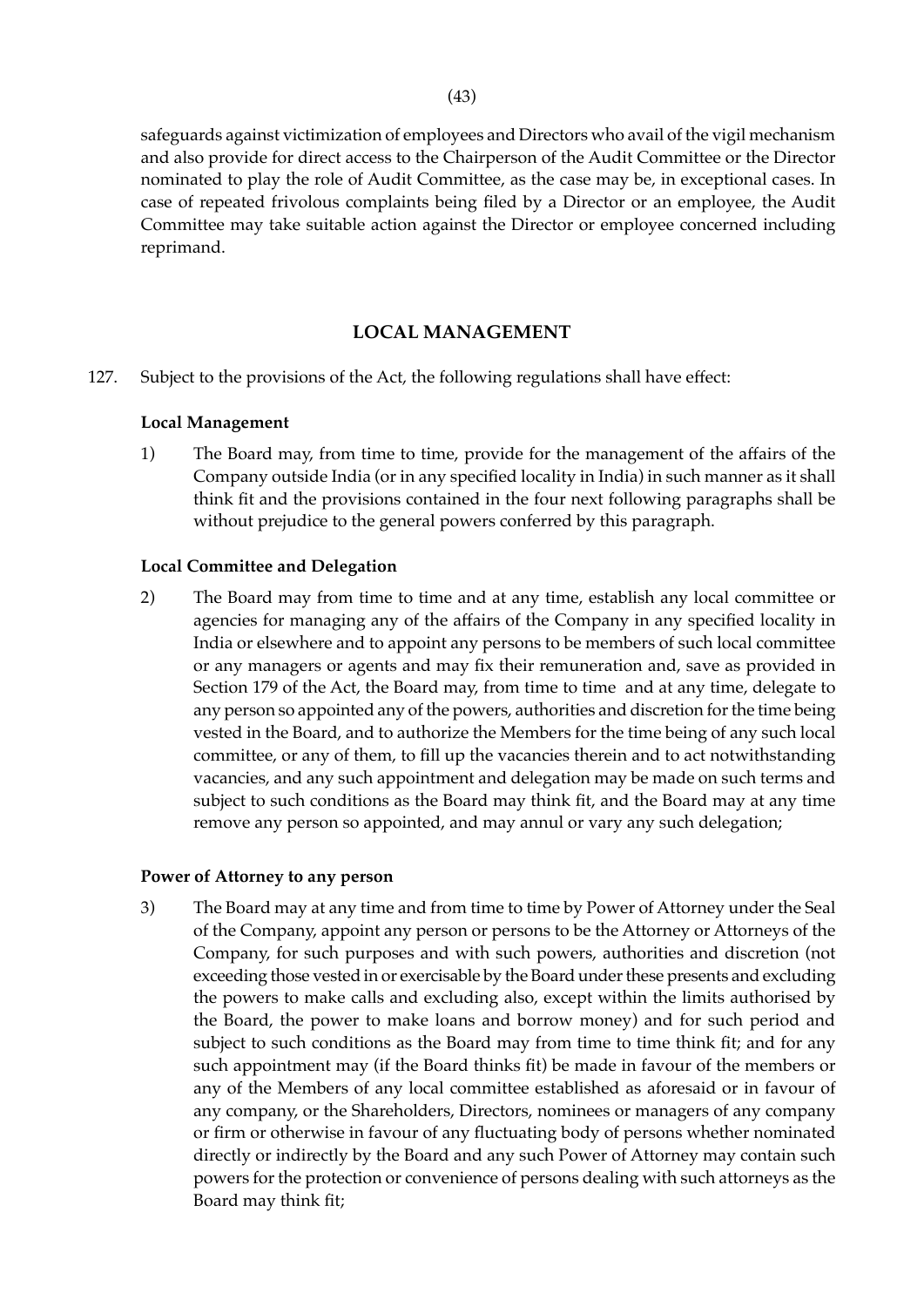safeguards against victimization of employees and Directors who avail of the vigil mechanism and also provide for direct access to the Chairperson of the Audit Committee or the Director nominated to play the role of Audit Committee, as the case may be, in exceptional cases. In case of repeated frivolous complaints being filed by a Director or an employee, the Audit Committee may take suitable action against the Director or employee concerned including reprimand.

## LOCAL MANAGEMENT

127. Subject to the provisions of the Act, the following regulations shall have effect:

**Local Management**

1) The Board may, from time to time, provide for the management of the affairs of the Company outside India (or in any specified locality in India) in such manner as it shall think fit and the provisions contained in the four next following paragraphs shall be without prejudice to the general powers conferred by this paragraph.

**Local Committee and Delegation**

2) The Board may from time to time and at any time, establish any local committee or agencies for managing any of the affairs of the Company in any specified locality in India or elsewhere and to appoint any persons to be members of such local committee or any managers or agents and may fix their remuneration and, save as provided in Section 179 of the Act, the Board may, from time to time and at any time, delegate to any person so appointed any of the powers, authorities and discretion for the time being vested in the Board, and to authorize the Members for the time being of any such local committee, or any of them, to fill up the vacancies therein and to act notwithstanding vacancies, and any such appointment and delegation may be made on such terms and subject to such conditions as the Board may think fit, and the Board may at any time remove any person so appointed, and may annul or vary any such delegation;

**Power of Attorney to any person**

3) The Board may at any time and from time to time by Power of Attorney under the Seal of the Company, appoint any person or persons to be the Attorney or Attorneys of the Company, for such purposes and with such powers, authorities and discretion (not exceeding those vested in or exercisable by the Board under these presents and excluding the powers to make calls and excluding also, except within the limits authorised by the Board, the power to make loans and borrow money) and for such period and subject to such conditions as the Board may from time to time think fit; and for any such appointment may (if the Board thinks fit) be made in favour of the members or any of the Members of any local committee established as aforesaid or in favour of any company, or the Shareholders, Directors, nominees or managers of any company or firm or otherwise in favour of any fluctuating body of persons whether nominated directly or indirectly by the Board and any such Power of Attorney may contain such powers for the protection or convenience of persons dealing with such attorneys as the Board may think fit;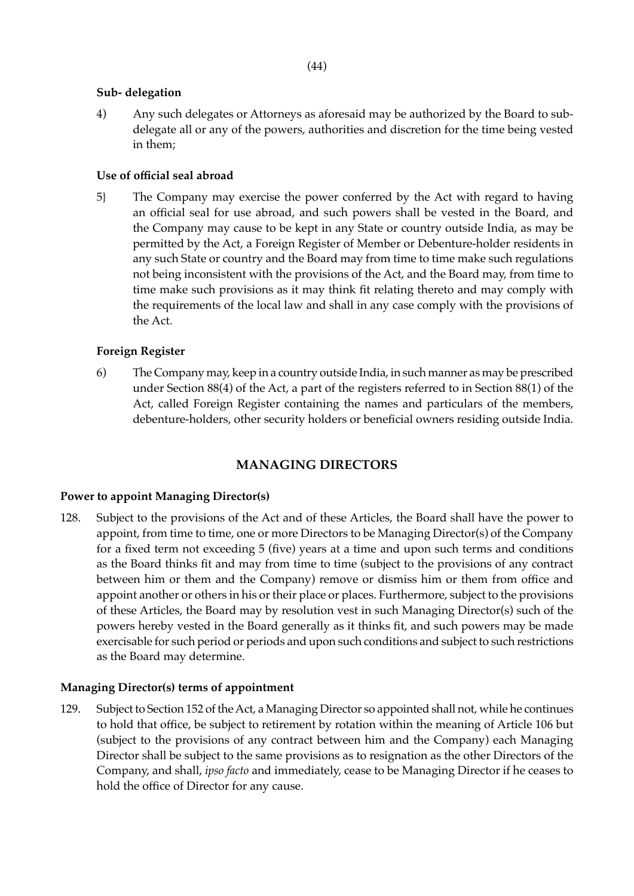**Sub- delegation**

4) Any such delegates or Attorneys as aforesaid may be authorized by the Board to sub-delegate all or any of the powers, authorities and discretion for the time being vested in them;

**Use of official seal abroad**

5} The Company may exercise the power conferred by the Act with regard to having an official seal for use abroad, and such powers shall be vested in the Board, and the Company may cause to be kept in any State or country outside India, as may be permitted by the Act, a Foreign Register of Member or Debenture-holder residents in any such State or country and the Board may from time to time make such regulations not being inconsistent with the provisions of the Act, and the Board may, from time to time make such provisions as it may think fit relating thereto and may comply with the requirements of the local law and shall in any case comply with the provisions of the Act.

**Foreign Register**

6) The Company may, keep in a country outside India, in such manner as may be prescribed under Section 88(4) of the Act, a part of the registers referred to in Section 88(1) of the Act, called Foreign Register containing the names and particulars of the members, debenture-holders, other security holders or beneficial owners residing outside India.

## MANAGING DIRECTORS

**Power to appoint Managing Director(s)**

128. Subject to the provisions of the Act and of these Articles, the Board shall have the power to appoint, from time to time, one or more Directors to be Managing Director(s) of the Company for a fixed term not exceeding 5 (five) years at a time and upon such terms and conditions as the Board thinks fit and may from time to time (subject to the provisions of any contract between him or them and the Company) remove or dismiss him or them from office and appoint another or others in his or their place or places. Furthermore, subject to the provisions of these Articles, the Board may by resolution vest in such Managing Director(s) such of the powers hereby vested in the Board generally as it thinks fit, and such powers may be made exercisable for such period or periods and upon such conditions and subject to such restrictions as the Board may determine.

**Managing Director(s) terms of appointment**

129. Subject to Section 152 of the Act, a Managing Director so appointed shall not, while he continues to hold that office, be subject to retirement by rotation within the meaning of Article 106 but (subject to the provisions of any contract between him and the Company) each Managing Director shall be subject to the same provisions as to resignation as the other Directors of the Company, and shall, *ipso facto* and immediately, cease to be Managing Director if he ceases to hold the office of Director for any cause.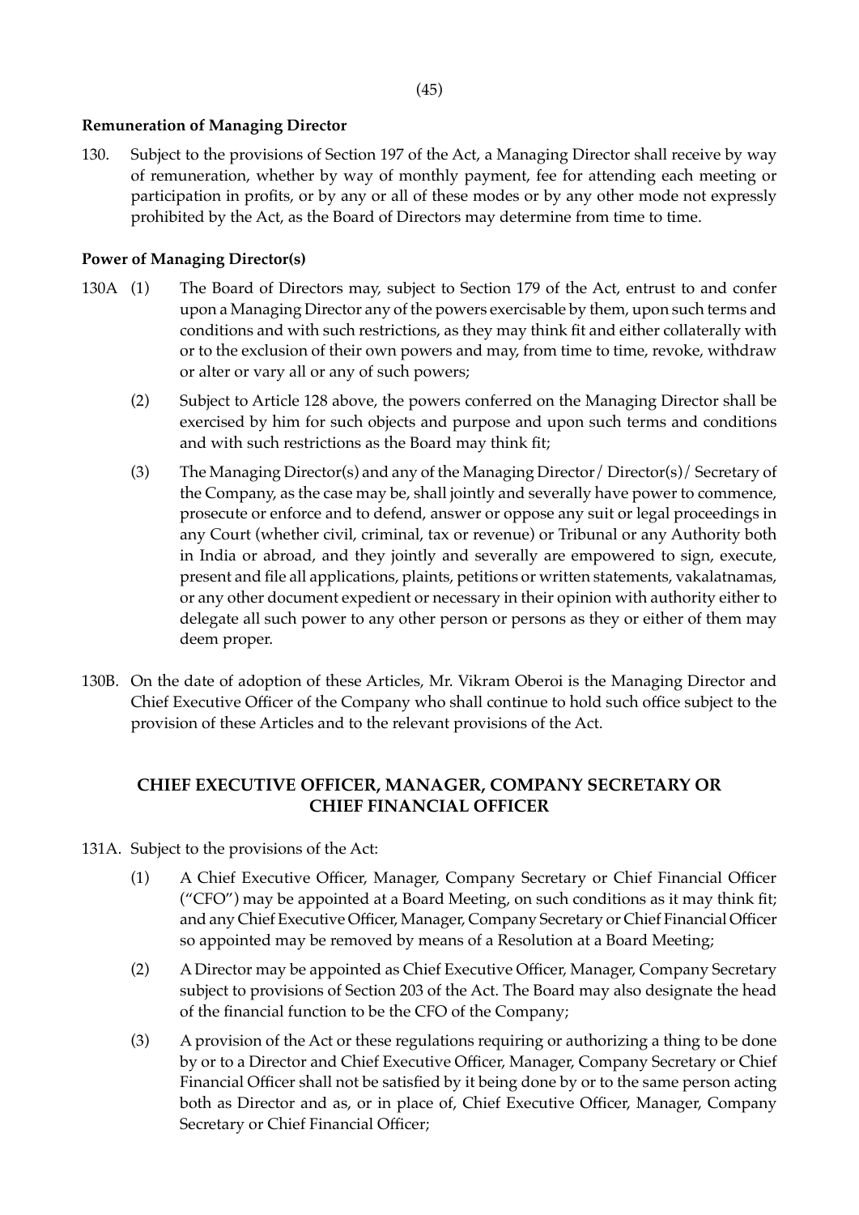**Remuneration of Managing Director**

130. Subject to the provisions of Section 197 of the Act, a Managing Director shall receive by way of remuneration, whether by way of monthly payment, fee for attending each meeting or participation in profits, or by any or all of these modes or by any other mode not expressly prohibited by the Act, as the Board of Directors may determine from time to time.

**Power of Managing Director(s)**

130A (1) The Board of Directors may, subject to Section 179 of the Act, entrust to and confer upon a Managing Director any of the powers exercisable by them, upon such terms and conditions and with such restrictions, as they may think fit and either collaterally with or to the exclusion of their own powers and may, from time to time, revoke, withdraw or alter or vary all or any of such powers;

(2) Subject to Article 128 above, the powers conferred on the Managing Director shall be exercised by him for such objects and purpose and upon such terms and conditions and with such restrictions as the Board may think fit;

(3) The Managing Director(s) and any of the Managing Director / Director(s) / Secretary of the Company, as the case may be, shall jointly and severally have power to commence, prosecute or enforce and to defend, answer or oppose any suit or legal proceedings in any Court (whether civil, criminal, tax or revenue) or Tribunal or any Authority both in India or abroad, and they jointly and severally are empowered to sign, execute, present and file all applications, plaints, petitions or written statements, vakalatnamas, or any other document expedient or necessary in their opinion with authority either to delegate all such power to any other person or persons as they or either of them may deem proper.

130B. On the date of adoption of these Articles, Mr. Vikram Oberoi is the Managing Director and Chief Executive Officer of the Company who shall continue to hold such office subject to the provision of these Articles and to the relevant provisions of the Act.

## CHIEF EXECUTIVE OFFICER, MANAGER, COMPANY SECRETARY OR CHIEF FINANCIAL OFFICER

131A. Subject to the provisions of the Act:

(1) A Chief Executive Officer, Manager, Company Secretary or Chief Financial Officer ("CFO") may be appointed at a Board Meeting, on such conditions as it may think fit; and any Chief Executive Officer, Manager, Company Secretary or Chief Financial Officer so appointed may be removed by means of a Resolution at a Board Meeting;

(2) A Director may be appointed as Chief Executive Officer, Manager, Company Secretary subject to provisions of Section 203 of the Act. The Board may also designate the head of the financial function to be the CFO of the Company;

(3) A provision of the Act or these regulations requiring or authorizing a thing to be done by or to a Director and Chief Executive Officer, Manager, Company Secretary or Chief Financial Officer shall not be satisfied by it being done by or to the same person acting both as Director and as, or in place of, Chief Executive Officer, Manager, Company Secretary or Chief Financial Officer;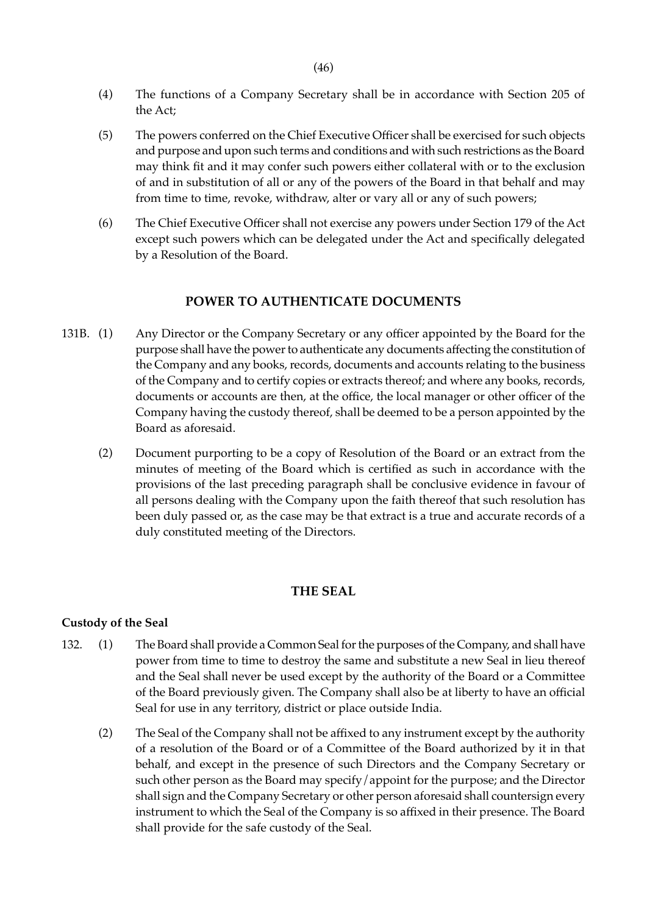(4) The functions of a Company Secretary shall be in accordance with Section 205 of the Act;

(5) The powers conferred on the Chief Executive Officer shall be exercised for such objects and purpose and upon such terms and conditions and with such restrictions as the Board may think fit and it may confer such powers either collateral with or to the exclusion of and in substitution of all or any of the powers of the Board in that behalf and may from time to time, revoke, withdraw, alter or vary all or any of such powers;

(6) The Chief Executive Officer shall not exercise any powers under Section 179 of the Act except such powers which can be delegated under the Act and specifically delegated by a Resolution of the Board.

## POWER TO AUTHENTICATE DOCUMENTS

131B. (1) Any Director or the Company Secretary or any officer appointed by the Board for the purpose shall have the power to authenticate any documents affecting the constitution of the Company and any books, records, documents and accounts relating to the business of the Company and to certify copies or extracts thereof; and where any books, records, documents or accounts are then, at the office, the local manager or other officer of the Company having the custody thereof, shall be deemed to be a person appointed by the Board as aforesaid.

(2) Document purporting to be a copy of Resolution of the Board or an extract from the minutes of meeting of the Board which is certified as such in accordance with the provisions of the last preceding paragraph shall be conclusive evidence in favour of all persons dealing with the Company upon the faith thereof that such resolution has been duly passed or, as the case may be that extract is a true and accurate records of a duly constituted meeting of the Directors.

## THE SEAL

**Custody of the Seal**

132. (1) The Board shall provide a Common Seal for the purposes of the Company, and shall have power from time to time to destroy the same and substitute a new Seal in lieu thereof and the Seal shall never be used except by the authority of the Board or a Committee of the Board previously given. The Company shall also be at liberty to have an official Seal for use in any territory, district or place outside India.

(2) The Seal of the Company shall not be affixed to any instrument except by the authority of a resolution of the Board or of a Committee of the Board authorized by it in that behalf, and except in the presence of such Directors and the Company Secretary or such other person as the Board may specify/appoint for the purpose; and the Director shall sign and the Company Secretary or other person aforesaid shall countersign every instrument to which the Seal of the Company is so affixed in their presence. The Board shall provide for the safe custody of the Seal.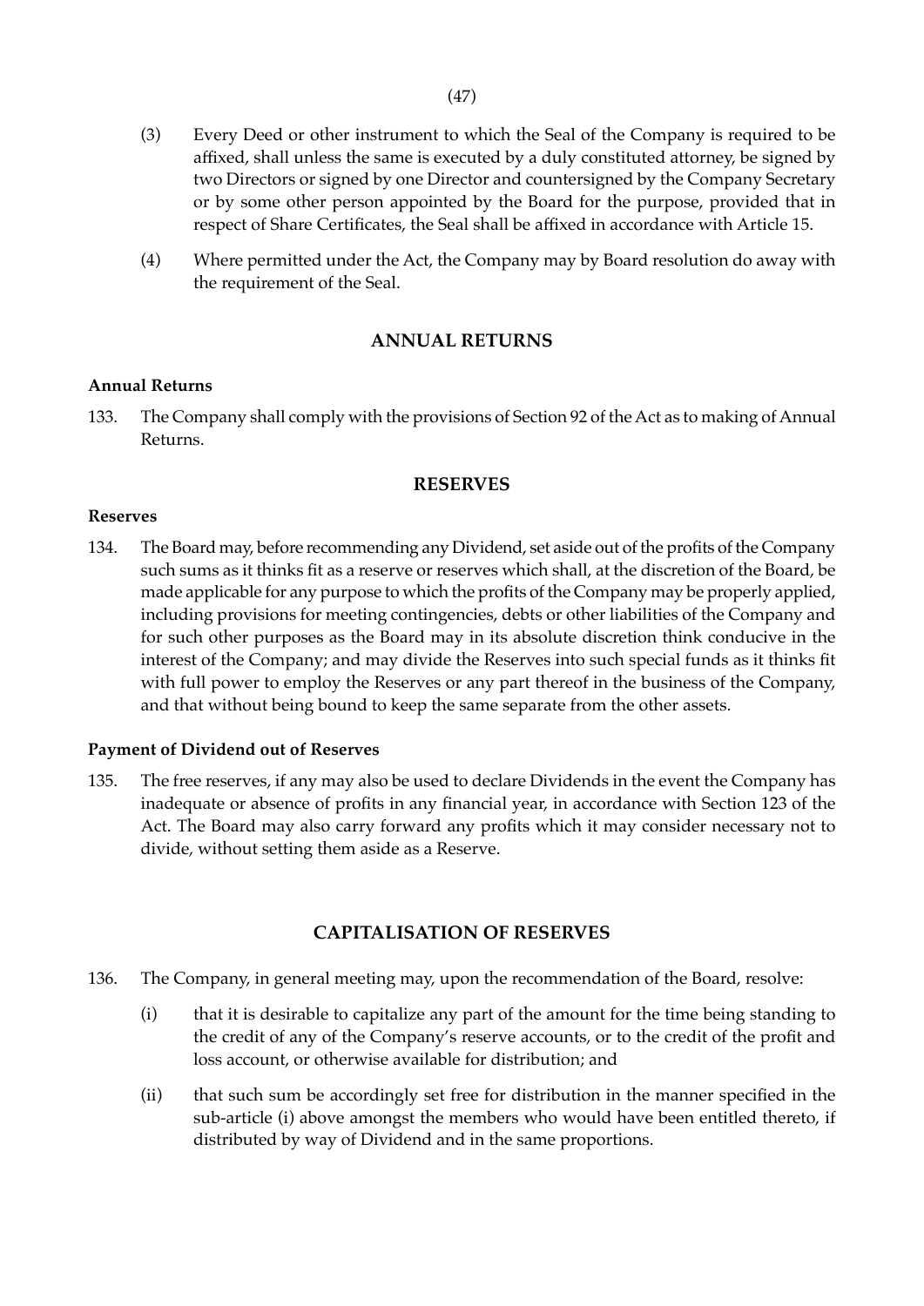(3) Every Deed or other instrument to which the Seal of the Company is required to be affixed, shall unless the same is executed by a duly constituted attorney, be signed by two Directors or signed by one Director and countersigned by the Company Secretary or by some other person appointed by the Board for the purpose, provided that in respect of Share Certificates, the Seal shall be affixed in accordance with Article 15.

(4) Where permitted under the Act, the Company may by Board resolution do away with the requirement of the Seal.

## ANNUAL RETURNS

**Annual Returns**

133. The Company shall comply with the provisions of Section 92 of the Act as to making of Annual Returns.

## RESERVES

**Reserves**

134. The Board may, before recommending any Dividend, set aside out of the profits of the Company such sums as it thinks fit as a reserve or reserves which shall, at the discretion of the Board, be made applicable for any purpose to which the profits of the Company may be properly applied, including provisions for meeting contingencies, debts or other liabilities of the Company and for such other purposes as the Board may in its absolute discretion think conducive in the interest of the Company; and may divide the Reserves into such special funds as it thinks fit with full power to employ the Reserves or any part thereof in the business of the Company, and that without being bound to keep the same separate from the other assets.

**Payment of Dividend out of Reserves**

135. The free reserves, if any may also be used to declare Dividends in the event the Company has inadequate or absence of profits in any financial year, in accordance with Section 123 of the Act. The Board may also carry forward any profits which it may consider necessary not to divide, without setting them aside as a Reserve.

## CAPITALISATION OF RESERVES

136. The Company, in general meeting may, upon the recommendation of the Board, resolve:

(i) that it is desirable to capitalize any part of the amount for the time being standing to the credit of any of the Company's reserve accounts, or to the credit of the profit and loss account, or otherwise available for distribution; and

(ii) that such sum be accordingly set free for distribution in the manner specified in the sub-article (i) above amongst the members who would have been entitled thereto, if distributed by way of Dividend and in the same proportions.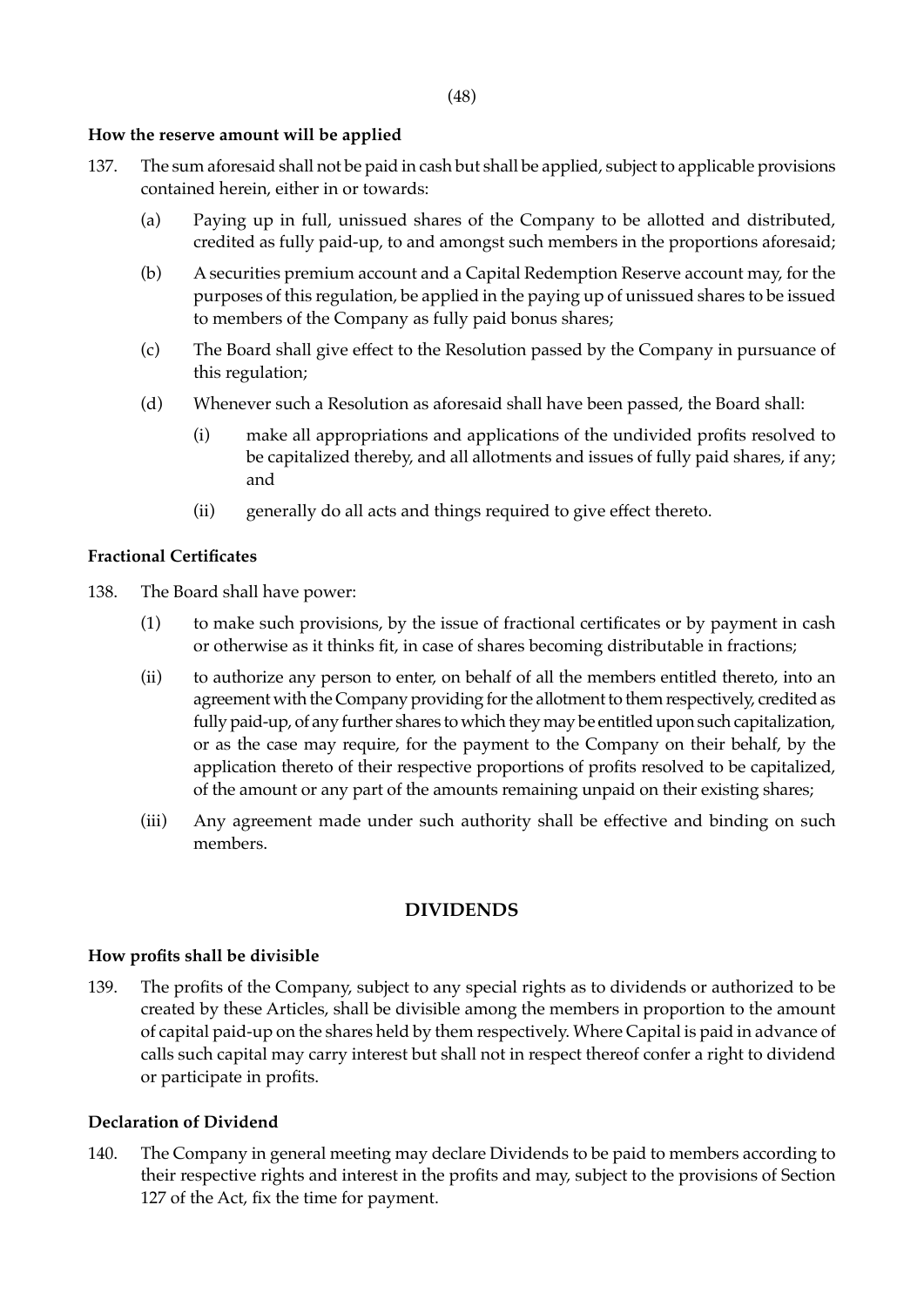**How the reserve amount will be applied**

137. The sum aforesaid shall not be paid in cash but shall be applied, subject to applicable provisions contained herein, either in or towards:

    (a) Paying up in full, unissued shares of the Company to be allotted and distributed, credited as fully paid-up, to and amongst such members in the proportions aforesaid;

    (b) A securities premium account and a Capital Redemption Reserve account may, for the purposes of this regulation, be applied in the paying up of unissued shares to be issued to members of the Company as fully paid bonus shares;

    (c) The Board shall give effect to the Resolution passed by the Company in pursuance of this regulation;

    (d) Whenever such a Resolution as aforesaid shall have been passed, the Board shall:

        (i) make all appropriations and applications of the undivided profits resolved to be capitalized thereby, and all allotments and issues of fully paid shares, if any; and

        (ii) generally do all acts and things required to give effect thereto.

**Fractional Certificates**

138. The Board shall have power:

    (1) to make such provisions, by the issue of fractional certificates or by payment in cash or otherwise as it thinks fit, in case of shares becoming distributable in fractions;

    (ii) to authorize any person to enter, on behalf of all the members entitled thereto, into an agreement with the Company providing for the allotment to them respectively, credited as fully paid-up, of any further shares to which they may be entitled upon such capitalization, or as the case may require, for the payment to the Company on their behalf, by the application thereto of their respective proportions of profits resolved to be capitalized, of the amount or any part of the amounts remaining unpaid on their existing shares;

    (iii) Any agreement made under such authority shall be effective and binding on such members.

## DIVIDENDS

**How profits shall be divisible**

139. The profits of the Company, subject to any special rights as to dividends or authorized to be created by these Articles, shall be divisible among the members in proportion to the amount of capital paid-up on the shares held by them respectively. Where Capital is paid in advance of calls such capital may carry interest but shall not in respect thereof confer a right to dividend or participate in profits.

**Declaration of Dividend**

140. The Company in general meeting may declare Dividends to be paid to members according to their respective rights and interest in the profits and may, subject to the provisions of Section 127 of the Act, fix the time for payment.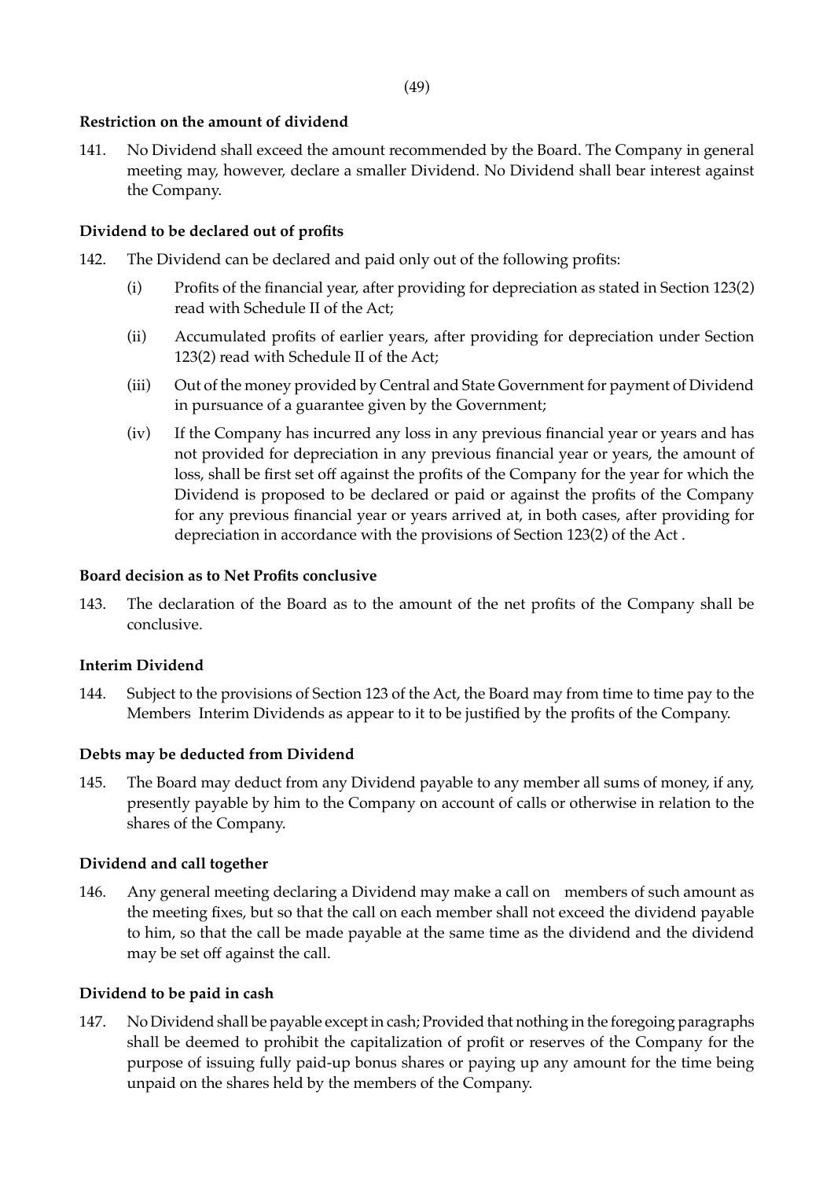**Restriction on the amount of dividend**

141. No Dividend shall exceed the amount recommended by the Board. The Company in general meeting may, however, declare a smaller Dividend. No Dividend shall bear interest against the Company.

**Dividend to be declared out of profits**

142. The Dividend can be declared and paid only out of the following profits:

   (i) Profits of the financial year, after providing for depreciation as stated in Section 123(2) read with Schedule II of the Act;

   (ii) Accumulated profits of earlier years, after providing for depreciation under Section 123(2) read with Schedule II of the Act;

   (iii) Out of the money provided by Central and State Government for payment of Dividend in pursuance of a guarantee given by the Government;

   (iv) If the Company has incurred any loss in any previous financial year or years and has not provided for depreciation in any previous financial year or years, the amount of loss, shall be first set off against the profits of the Company for the year for which the Dividend is proposed to be declared or paid or against the profits of the Company for any previous financial year or years arrived at, in both cases, after providing for depreciation in accordance with the provisions of Section 123(2) of the Act .

**Board decision as to Net Profits conclusive**

143. The declaration of the Board as to the amount of the net profits of the Company shall be conclusive.

**Interim Dividend**

144. Subject to the provisions of Section 123 of the Act, the Board may from time to time pay to the Members Interim Dividends as appear to it to be justified by the profits of the Company.

**Debts may be deducted from Dividend**

145. The Board may deduct from any Dividend payable to any member all sums of money, if any, presently payable by him to the Company on account of calls or otherwise in relation to the shares of the Company.

**Dividend and call together**

146. Any general meeting declaring a Dividend may make a call on members of such amount as the meeting fixes, but so that the call on each member shall not exceed the dividend payable to him, so that the call be made payable at the same time as the dividend and the dividend may be set off against the call.

**Dividend to be paid in cash**

147. No Dividend shall be payable except in cash; Provided that nothing in the foregoing paragraphs shall be deemed to prohibit the capitalization of profit or reserves of the Company for the purpose of issuing fully paid-up bonus shares or paying up any amount for the time being unpaid on the shares held by the members of the Company.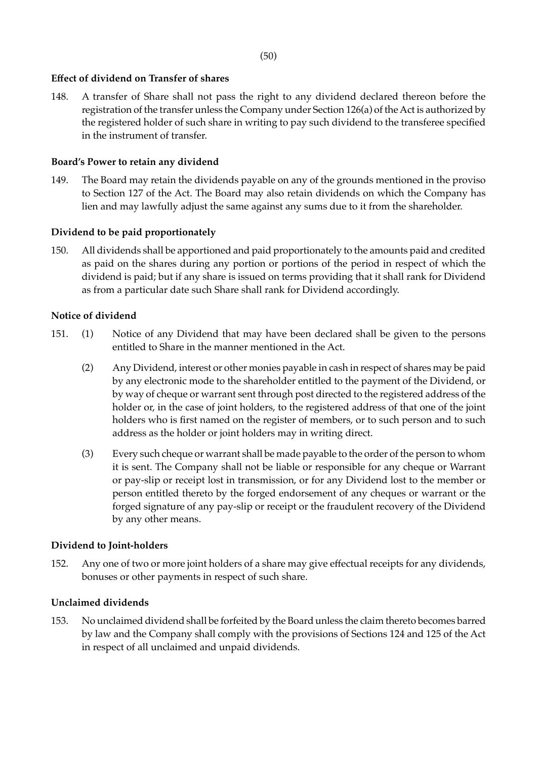**Effect of dividend on Transfer of shares**

148. A transfer of Share shall not pass the right to any dividend declared thereon before the registration of the transfer unless the Company under Section 126(a) of the Act is authorized by the registered holder of such share in writing to pay such dividend to the transferee specified in the instrument of transfer.

**Board's Power to retain any dividend**

149. The Board may retain the dividends payable on any of the grounds mentioned in the proviso to Section 127 of the Act. The Board may also retain dividends on which the Company has lien and may lawfully adjust the same against any sums due to it from the shareholder.

**Dividend to be paid proportionately**

150. All dividends shall be apportioned and paid proportionately to the amounts paid and credited as paid on the shares during any portion or portions of the period in respect of which the dividend is paid; but if any share is issued on terms providing that it shall rank for Dividend as from a particular date such Share shall rank for Dividend accordingly.

**Notice of dividend**

151. (1) Notice of any Dividend that may have been declared shall be given to the persons entitled to Share in the manner mentioned in the Act.

(2) Any Dividend, interest or other monies payable in cash in respect of shares may be paid by any electronic mode to the shareholder entitled to the payment of the Dividend, or by way of cheque or warrant sent through post directed to the registered address of the holder or, in the case of joint holders, to the registered address of that one of the joint holders who is first named on the register of members, or to such person and to such address as the holder or joint holders may in writing direct.

(3) Every such cheque or warrant shall be made payable to the order of the person to whom it is sent. The Company shall not be liable or responsible for any cheque or Warrant or pay-slip or receipt lost in transmission, or for any Dividend lost to the member or person entitled thereto by the forged endorsement of any cheques or warrant or the forged signature of any pay-slip or receipt or the fraudulent recovery of the Dividend by any other means.

**Dividend to Joint-holders**

152. Any one of two or more joint holders of a share may give effectual receipts for any dividends, bonuses or other payments in respect of such share.

**Unclaimed dividends**

153. No unclaimed dividend shall be forfeited by the Board unless the claim thereto becomes barred by law and the Company shall comply with the provisions of Sections 124 and 125 of the Act in respect of all unclaimed and unpaid dividends.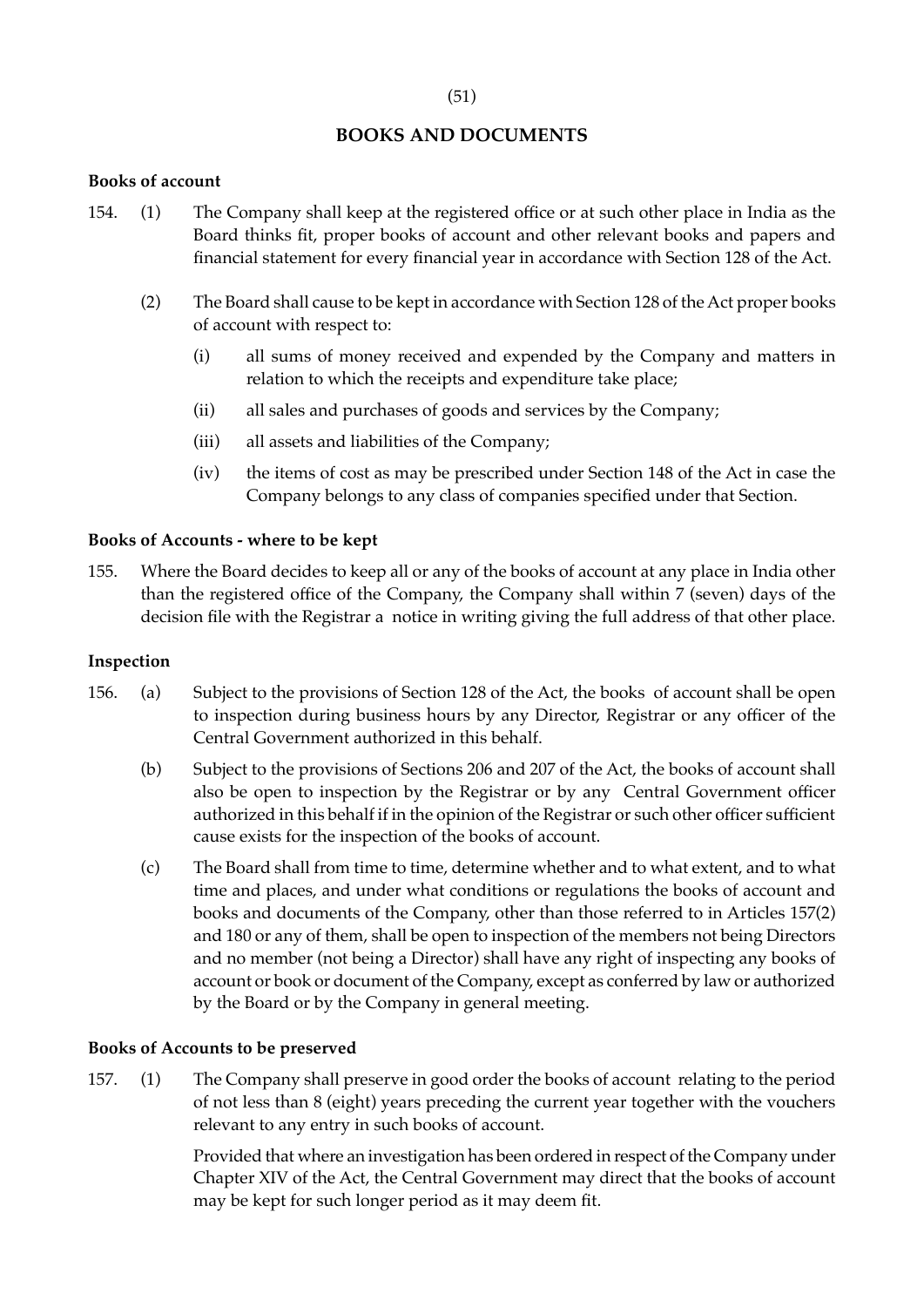## BOOKS AND DOCUMENTS

**Books of account**

154. (1) The Company shall keep at the registered office or at such other place in India as the Board thinks fit, proper books of account and other relevant books and papers and financial statement for every financial year in accordance with Section 128 of the Act.

(2) The Board shall cause to be kept in accordance with Section 128 of the Act proper books of account with respect to:

(i) all sums of money received and expended by the Company and matters in relation to which the receipts and expenditure take place;

(ii) all sales and purchases of goods and services by the Company;

(iii) all assets and liabilities of the Company;

(iv) the items of cost as may be prescribed under Section 148 of the Act in case the Company belongs to any class of companies specified under that Section.

**Books of Accounts - where to be kept**

155. Where the Board decides to keep all or any of the books of account at any place in India other than the registered office of the Company, the Company shall within 7 (seven) days of the decision file with the Registrar a notice in writing giving the full address of that other place.

**Inspection**

156. (a) Subject to the provisions of Section 128 of the Act, the books of account shall be open to inspection during business hours by any Director, Registrar or any officer of the Central Government authorized in this behalf.

(b) Subject to the provisions of Sections 206 and 207 of the Act, the books of account shall also be open to inspection by the Registrar or by any Central Government officer authorized in this behalf if in the opinion of the Registrar or such other officer sufficient cause exists for the inspection of the books of account.

(c) The Board shall from time to time, determine whether and to what extent, and to what time and places, and under what conditions or regulations the books of account and books and documents of the Company, other than those referred to in Articles 157(2) and 180 or any of them, shall be open to inspection of the members not being Directors and no member (not being a Director) shall have any right of inspecting any books of account or book or document of the Company, except as conferred by law or authorized by the Board or by the Company in general meeting.

**Books of Accounts to be preserved**

157. (1) The Company shall preserve in good order the books of account relating to the period of not less than 8 (eight) years preceding the current year together with the vouchers relevant to any entry in such books of account.

Provided that where an investigation has been ordered in respect of the Company under Chapter XIV of the Act, the Central Government may direct that the books of account may be kept for such longer period as it may deem fit.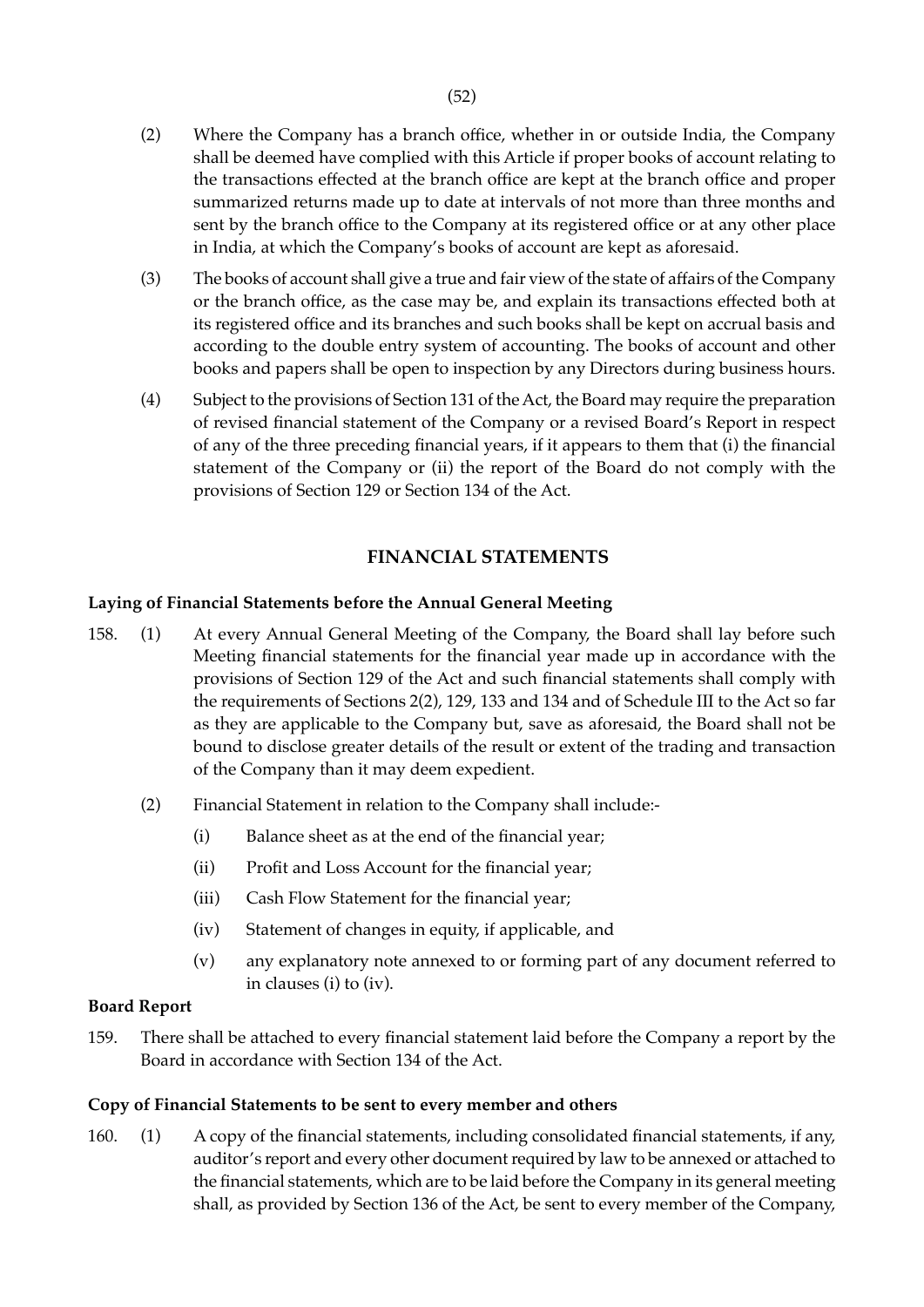(2) Where the Company has a branch office, whether in or outside India, the Company shall be deemed have complied with this Article if proper books of account relating to the transactions effected at the branch office are kept at the branch office and proper summarized returns made up to date at intervals of not more than three months and sent by the branch office to the Company at its registered office or at any other place in India, at which the Company's books of account are kept as aforesaid.

(3) The books of account shall give a true and fair view of the state of affairs of the Company or the branch office, as the case may be, and explain its transactions effected both at its registered office and its branches and such books shall be kept on accrual basis and according to the double entry system of accounting. The books of account and other books and papers shall be open to inspection by any Directors during business hours.

(4) Subject to the provisions of Section 131 of the Act, the Board may require the preparation of revised financial statement of the Company or a revised Board's Report in respect of any of the three preceding financial years, if it appears to them that (i) the financial statement of the Company or (ii) the report of the Board do not comply with the provisions of Section 129 or Section 134 of the Act.

## FINANCIAL STATEMENTS

**Laying of Financial Statements before the Annual General Meeting**

158. (1) At every Annual General Meeting of the Company, the Board shall lay before such Meeting financial statements for the financial year made up in accordance with the provisions of Section 129 of the Act and such financial statements shall comply with the requirements of Sections 2(2), 129, 133 and 134 and of Schedule III to the Act so far as they are applicable to the Company but, save as aforesaid, the Board shall not be bound to disclose greater details of the result or extent of the trading and transaction of the Company than it may deem expedient.

(2) Financial Statement in relation to the Company shall include:-

(i) Balance sheet as at the end of the financial year;

(ii) Profit and Loss Account for the financial year;

(iii) Cash Flow Statement for the financial year;

(iv) Statement of changes in equity, if applicable, and

(v) any explanatory note annexed to or forming part of any document referred to in clauses (i) to (iv).

**Board Report**

159. There shall be attached to every financial statement laid before the Company a report by the Board in accordance with Section 134 of the Act.

**Copy of Financial Statements to be sent to every member and others**

160. (1) A copy of the financial statements, including consolidated financial statements, if any, auditor's report and every other document required by law to be annexed or attached to the financial statements, which are to be laid before the Company in its general meeting shall, as provided by Section 136 of the Act, be sent to every member of the Company,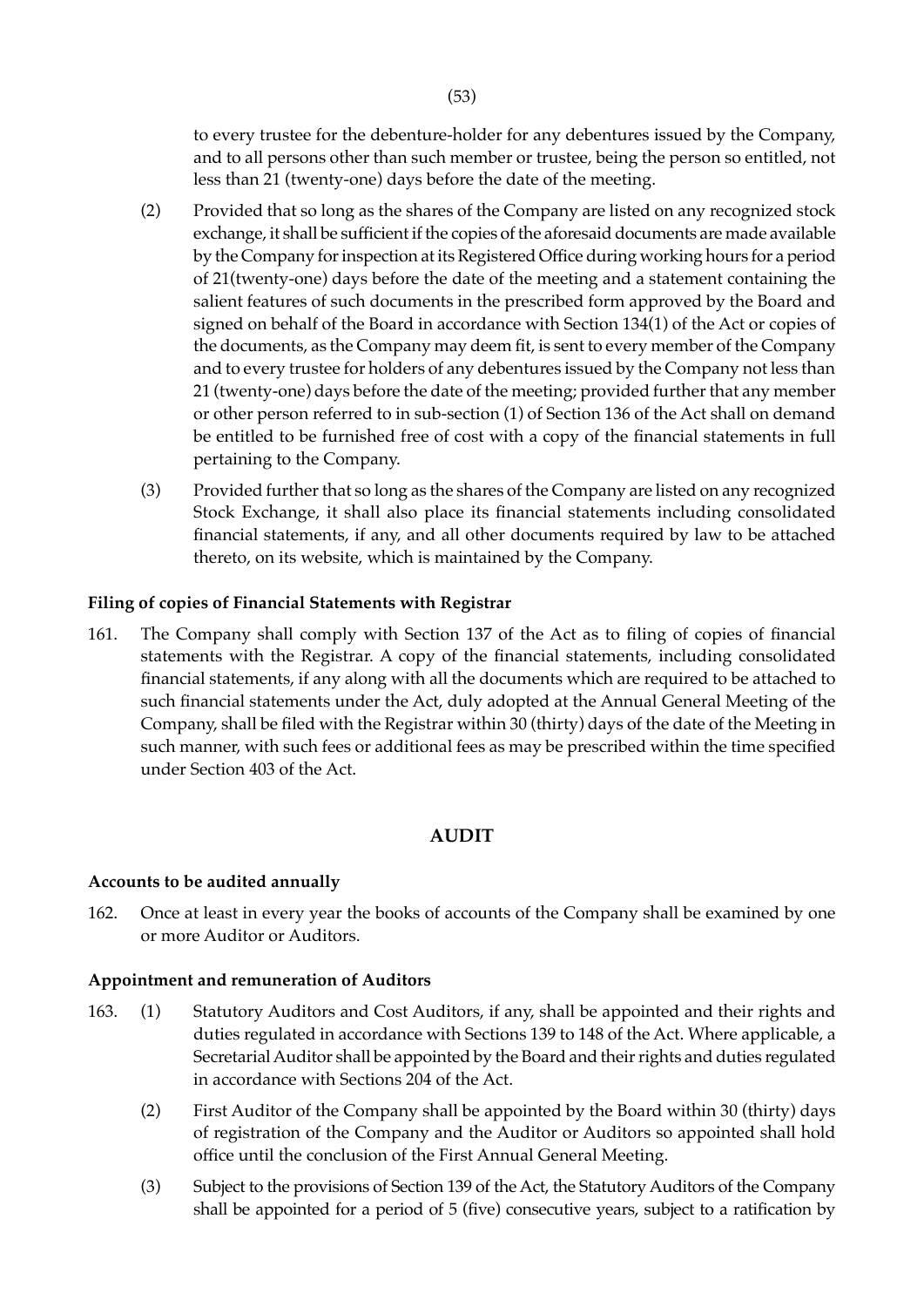to every trustee for the debenture-holder for any debentures issued by the Company, and to all persons other than such member or trustee, being the person so entitled, not less than 21 (twenty-one) days before the date of the meeting.

(2) Provided that so long as the shares of the Company are listed on any recognized stock exchange, it shall be sufficient if the copies of the aforesaid documents are made available by the Company for inspection at its Registered Office during working hours for a period of 21(twenty-one) days before the date of the meeting and a statement containing the salient features of such documents in the prescribed form approved by the Board and signed on behalf of the Board in accordance with Section 134(1) of the Act or copies of the documents, as the Company may deem fit, is sent to every member of the Company and to every trustee for holders of any debentures issued by the Company not less than 21 (twenty-one) days before the date of the meeting; provided further that any member or other person referred to in sub-section (1) of Section 136 of the Act shall on demand be entitled to be furnished free of cost with a copy of the financial statements in full pertaining to the Company.

(3) Provided further that so long as the shares of the Company are listed on any recognized Stock Exchange, it shall also place its financial statements including consolidated financial statements, if any, and all other documents required by law to be attached thereto, on its website, which is maintained by the Company.

**Filing of copies of Financial Statements with Registrar**

161. The Company shall comply with Section 137 of the Act as to filing of copies of financial statements with the Registrar. A copy of the financial statements, including consolidated financial statements, if any along with all the documents which are required to be attached to such financial statements under the Act, duly adopted at the Annual General Meeting of the Company, shall be filed with the Registrar within 30 (thirty) days of the date of the Meeting in such manner, with such fees or additional fees as may be prescribed within the time specified under Section 403 of the Act.

## AUDIT

**Accounts to be audited annually**

162. Once at least in every year the books of accounts of the Company shall be examined by one or more Auditor or Auditors.

**Appointment and remuneration of Auditors**

163. (1) Statutory Auditors and Cost Auditors, if any, shall be appointed and their rights and duties regulated in accordance with Sections 139 to 148 of the Act. Where applicable, a Secretarial Auditor shall be appointed by the Board and their rights and duties regulated in accordance with Sections 204 of the Act.

(2) First Auditor of the Company shall be appointed by the Board within 30 (thirty) days of registration of the Company and the Auditor or Auditors so appointed shall hold office until the conclusion of the First Annual General Meeting.

(3) Subject to the provisions of Section 139 of the Act, the Statutory Auditors of the Company shall be appointed for a period of 5 (five) consecutive years, subject to a ratification by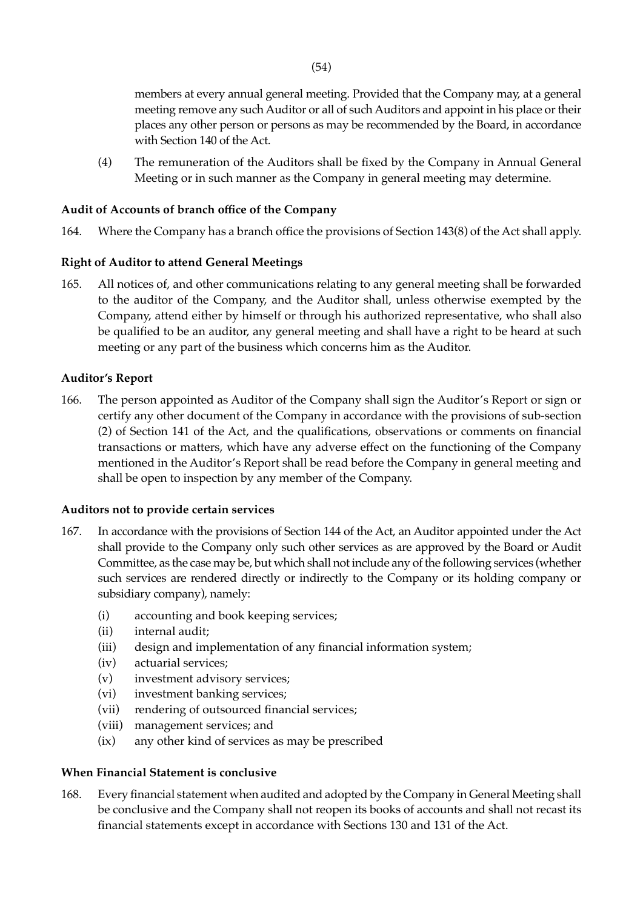members at every annual general meeting. Provided that the Company may, at a general meeting remove any such Auditor or all of such Auditors and appoint in his place or their places any other person or persons as may be recommended by the Board, in accordance with Section 140 of the Act.

(4) The remuneration of the Auditors shall be fixed by the Company in Annual General Meeting or in such manner as the Company in general meeting may determine.

**Audit of Accounts of branch office of the Company**

164. Where the Company has a branch office the provisions of Section 143(8) of the Act shall apply.

**Right of Auditor to attend General Meetings**

165. All notices of, and other communications relating to any general meeting shall be forwarded to the auditor of the Company, and the Auditor shall, unless otherwise exempted by the Company, attend either by himself or through his authorized representative, who shall also be qualified to be an auditor, any general meeting and shall have a right to be heard at such meeting or any part of the business which concerns him as the Auditor.

**Auditor's Report**

166. The person appointed as Auditor of the Company shall sign the Auditor's Report or sign or certify any other document of the Company in accordance with the provisions of sub-section (2) of Section 141 of the Act, and the qualifications, observations or comments on financial transactions or matters, which have any adverse effect on the functioning of the Company mentioned in the Auditor's Report shall be read before the Company in general meeting and shall be open to inspection by any member of the Company.

**Auditors not to provide certain services**

167. In accordance with the provisions of Section 144 of the Act, an Auditor appointed under the Act shall provide to the Company only such other services as are approved by the Board or Audit Committee, as the case may be, but which shall not include any of the following services (whether such services are rendered directly or indirectly to the Company or its holding company or subsidiary company), namely:

(i) accounting and book keeping services;
(ii) internal audit;
(iii) design and implementation of any financial information system;
(iv) actuarial services;
(v) investment advisory services;
(vi) investment banking services;
(vii) rendering of outsourced financial services;
(viii) management services; and
(ix) any other kind of services as may be prescribed

**When Financial Statement is conclusive**

168. Every financial statement when audited and adopted by the Company in General Meeting shall be conclusive and the Company shall not reopen its books of accounts and shall not recast its financial statements except in accordance with Sections 130 and 131 of the Act.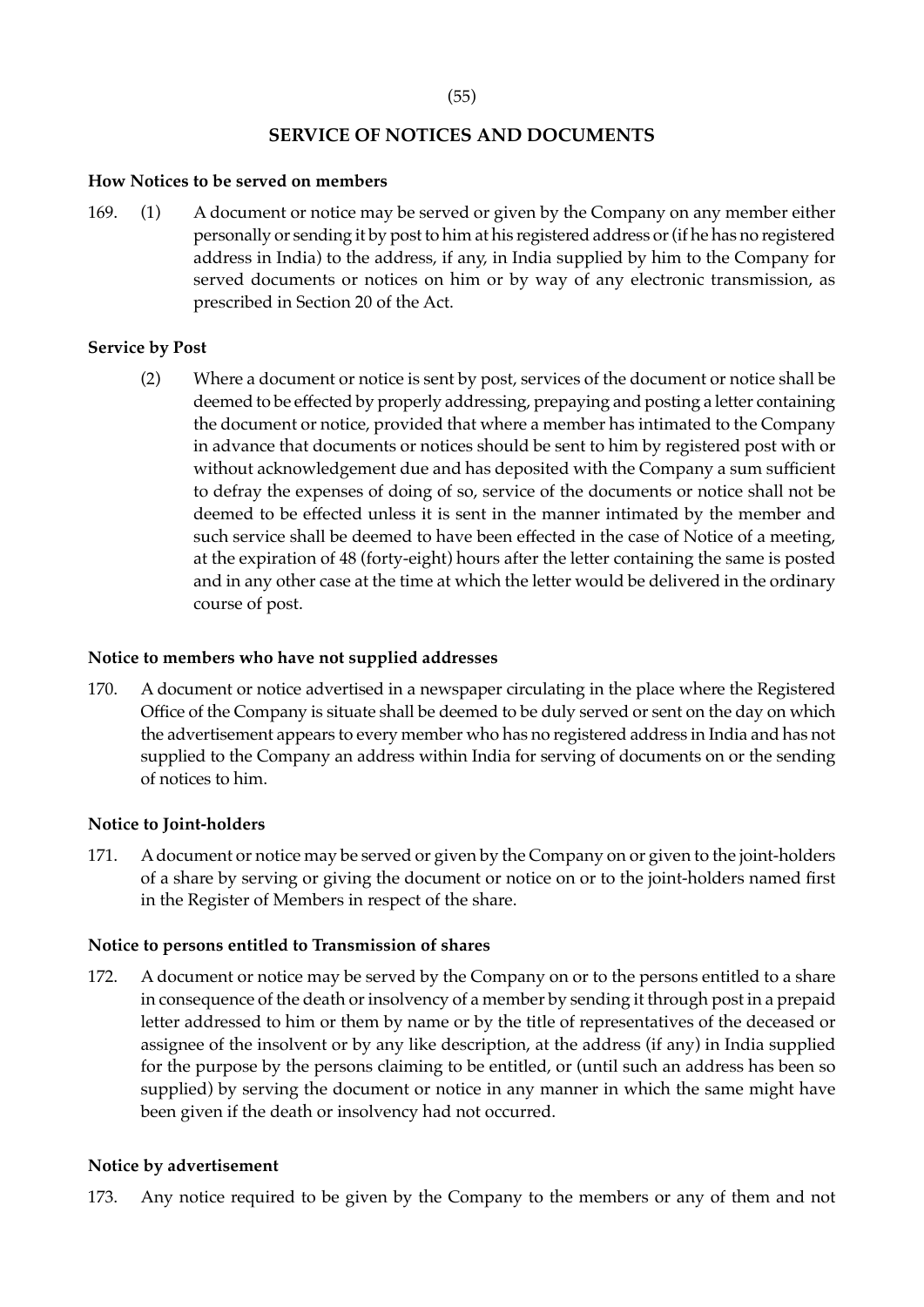## SERVICE OF NOTICES AND DOCUMENTS

**How Notices to be served on members**

169. (1) A document or notice may be served or given by the Company on any member either personally or sending it by post to him at his registered address or (if he has no registered address in India) to the address, if any, in India supplied by him to the Company for served documents or notices on him or by way of any electronic transmission, as prescribed in Section 20 of the Act.

**Service by Post**

(2) Where a document or notice is sent by post, services of the document or notice shall be deemed to be effected by properly addressing, prepaying and posting a letter containing the document or notice, provided that where a member has intimated to the Company in advance that documents or notices should be sent to him by registered post with or without acknowledgement due and has deposited with the Company a sum sufficient to defray the expenses of doing of so, service of the documents or notice shall not be deemed to be effected unless it is sent in the manner intimated by the member and such service shall be deemed to have been effected in the case of Notice of a meeting, at the expiration of 48 (forty-eight) hours after the letter containing the same is posted and in any other case at the time at which the letter would be delivered in the ordinary course of post.

**Notice to members who have not supplied addresses**

170. A document or notice advertised in a newspaper circulating in the place where the Registered Office of the Company is situate shall be deemed to be duly served or sent on the day on which the advertisement appears to every member who has no registered address in India and has not supplied to the Company an address within India for serving of documents on or the sending of notices to him.

**Notice to Joint-holders**

171. A document or notice may be served or given by the Company on or given to the joint-holders of a share by serving or giving the document or notice on or to the joint-holders named first in the Register of Members in respect of the share.

**Notice to persons entitled to Transmission of shares**

172. A document or notice may be served by the Company on or to the persons entitled to a share in consequence of the death or insolvency of a member by sending it through post in a prepaid letter addressed to him or them by name or by the title of representatives of the deceased or assignee of the insolvent or by any like description, at the address (if any) in India supplied for the purpose by the persons claiming to be entitled, or (until such an address has been so supplied) by serving the document or notice in any manner in which the same might have been given if the death or insolvency had not occurred.

**Notice by advertisement**

173. Any notice required to be given by the Company to the members or any of them and not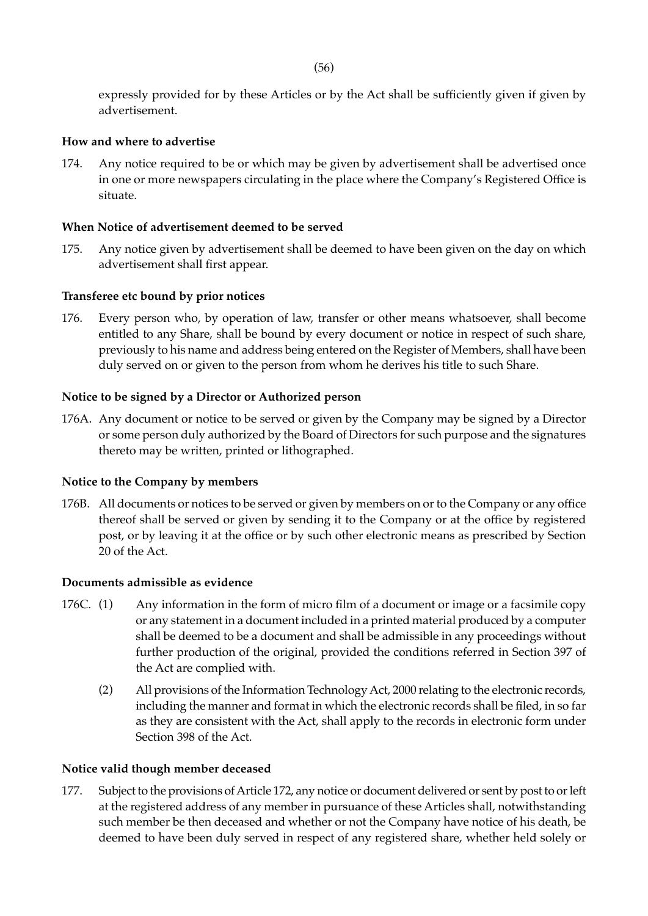expressly provided for by these Articles or by the Act shall be sufficiently given if given by advertisement.

**How and where to advertise**

174. Any notice required to be or which may be given by advertisement shall be advertised once in one or more newspapers circulating in the place where the Company's Registered Office is situate.

**When Notice of advertisement deemed to be served**

175. Any notice given by advertisement shall be deemed to have been given on the day on which advertisement shall first appear.

**Transferee etc bound by prior notices**

176. Every person who, by operation of law, transfer or other means whatsoever, shall become entitled to any Share, shall be bound by every document or notice in respect of such share, previously to his name and address being entered on the Register of Members, shall have been duly served on or given to the person from whom he derives his title to such Share.

**Notice to be signed by a Director or Authorized person**

176A. Any document or notice to be served or given by the Company may be signed by a Director or some person duly authorized by the Board of Directors for such purpose and the signatures thereto may be written, printed or lithographed.

**Notice to the Company by members**

176B. All documents or notices to be served or given by members on or to the Company or any office thereof shall be served or given by sending it to the Company or at the office by registered post, or by leaving it at the office or by such other electronic means as prescribed by Section 20 of the Act.

**Documents admissible as evidence**

176C. (1) Any information in the form of micro film of a document or image or a facsimile copy or any statement in a document included in a printed material produced by a computer shall be deemed to be a document and shall be admissible in any proceedings without further production of the original, provided the conditions referred in Section 397 of the Act are complied with.

(2) All provisions of the Information Technology Act, 2000 relating to the electronic records, including the manner and format in which the electronic records shall be filed, in so far as they are consistent with the Act, shall apply to the records in electronic form under Section 398 of the Act.

**Notice valid though member deceased**

177. Subject to the provisions of Article 172, any notice or document delivered or sent by post to or left at the registered address of any member in pursuance of these Articles shall, notwithstanding such member be then deceased and whether or not the Company have notice of his death, be deemed to have been duly served in respect of any registered share, whether held solely or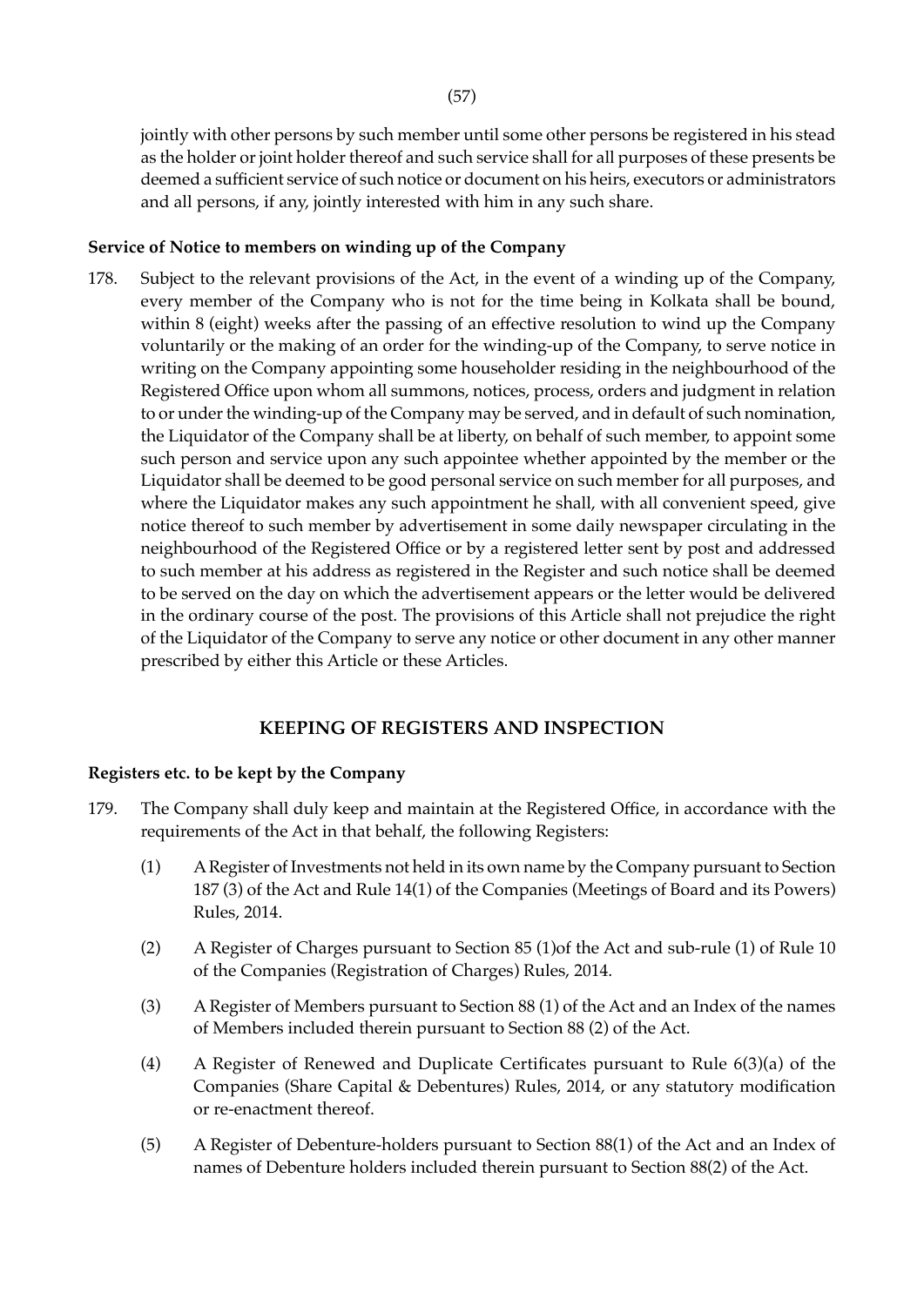jointly with other persons by such member until some other persons be registered in his stead as the holder or joint holder thereof and such service shall for all purposes of these presents be deemed a sufficient service of such notice or document on his heirs, executors or administrators and all persons, if any, jointly interested with him in any such share.

**Service of Notice to members on winding up of the Company**

178. Subject to the relevant provisions of the Act, in the event of a winding up of the Company, every member of the Company who is not for the time being in Kolkata shall be bound, within 8 (eight) weeks after the passing of an effective resolution to wind up the Company voluntarily or the making of an order for the winding-up of the Company, to serve notice in writing on the Company appointing some householder residing in the neighbourhood of the Registered Office upon whom all summons, notices, process, orders and judgment in relation to or under the winding-up of the Company may be served, and in default of such nomination, the Liquidator of the Company shall be at liberty, on behalf of such member, to appoint some such person and service upon any such appointee whether appointed by the member or the Liquidator shall be deemed to be good personal service on such member for all purposes, and where the Liquidator makes any such appointment he shall, with all convenient speed, give notice thereof to such member by advertisement in some daily newspaper circulating in the neighbourhood of the Registered Office or by a registered letter sent by post and addressed to such member at his address as registered in the Register and such notice shall be deemed to be served on the day on which the advertisement appears or the letter would be delivered in the ordinary course of the post. The provisions of this Article shall not prejudice the right of the Liquidator of the Company to serve any notice or other document in any other manner prescribed by either this Article or these Articles.

## KEEPING OF REGISTERS AND INSPECTION

**Registers etc. to be kept by the Company**

179. The Company shall duly keep and maintain at the Registered Office, in accordance with the requirements of the Act in that behalf, the following Registers:

    (1) A Register of Investments not held in its own name by the Company pursuant to Section 187 (3) of the Act and Rule 14(1) of the Companies (Meetings of Board and its Powers) Rules, 2014.

    (2) A Register of Charges pursuant to Section 85 (1)of the Act and sub-rule (1) of Rule 10 of the Companies (Registration of Charges) Rules, 2014.

    (3) A Register of Members pursuant to Section 88 (1) of the Act and an Index of the names of Members included therein pursuant to Section 88 (2) of the Act.

    (4) A Register of Renewed and Duplicate Certificates pursuant to Rule 6(3)(a) of the Companies (Share Capital & Debentures) Rules, 2014, or any statutory modification or re-enactment thereof.

    (5) A Register of Debenture-holders pursuant to Section 88(1) of the Act and an Index of names of Debenture holders included therein pursuant to Section 88(2) of the Act.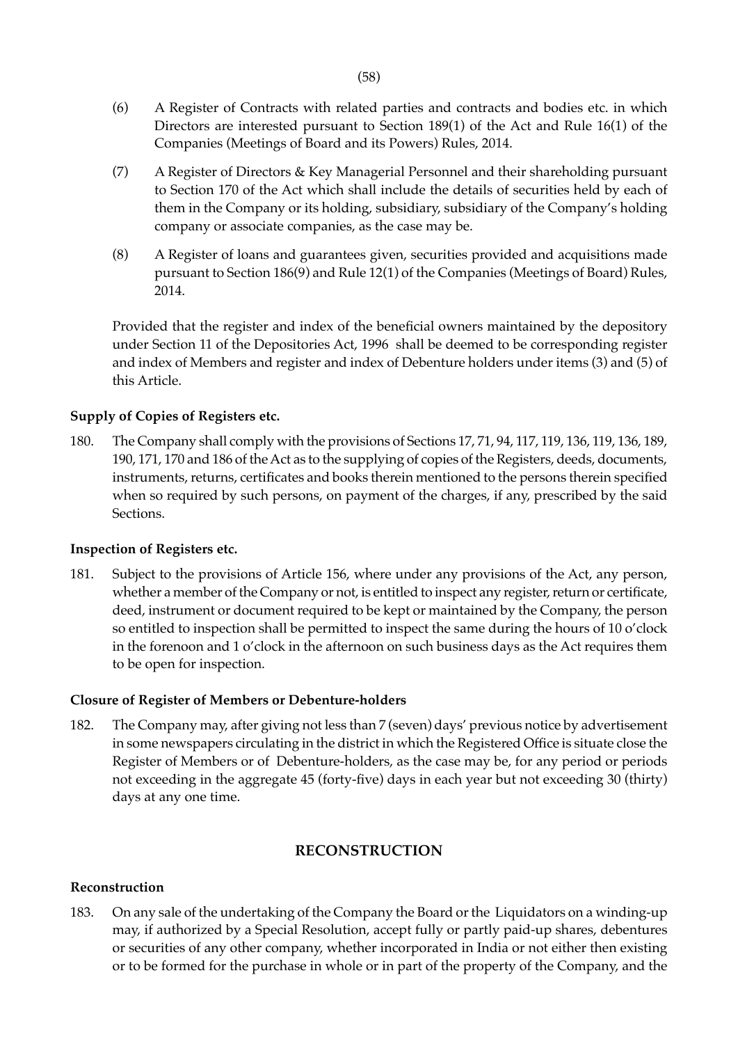(6) A Register of Contracts with related parties and contracts and bodies etc. in which Directors are interested pursuant to Section 189(1) of the Act and Rule 16(1) of the Companies (Meetings of Board and its Powers) Rules, 2014.

(7) A Register of Directors & Key Managerial Personnel and their shareholding pursuant to Section 170 of the Act which shall include the details of securities held by each of them in the Company or its holding, subsidiary, subsidiary of the Company's holding company or associate companies, as the case may be.

(8) A Register of loans and guarantees given, securities provided and acquisitions made pursuant to Section 186(9) and Rule 12(1) of the Companies (Meetings of Board) Rules, 2014.

Provided that the register and index of the beneficial owners maintained by the depository under Section 11 of the Depositories Act, 1996 shall be deemed to be corresponding register and index of Members and register and index of Debenture holders under items (3) and (5) of this Article.

**Supply of Copies of Registers etc.**

180. The Company shall comply with the provisions of Sections 17, 71, 94, 117, 119, 136, 119, 136, 189, 190, 171, 170 and 186 of the Act as to the supplying of copies of the Registers, deeds, documents, instruments, returns, certificates and books therein mentioned to the persons therein specified when so required by such persons, on payment of the charges, if any, prescribed by the said Sections.

**Inspection of Registers etc.**

181. Subject to the provisions of Article 156, where under any provisions of the Act, any person, whether a member of the Company or not, is entitled to inspect any register, return or certificate, deed, instrument or document required to be kept or maintained by the Company, the person so entitled to inspection shall be permitted to inspect the same during the hours of 10 o'clock in the forenoon and 1 o'clock in the afternoon on such business days as the Act requires them to be open for inspection.

**Closure of Register of Members or Debenture-holders**

182. The Company may, after giving not less than 7 (seven) days' previous notice by advertisement in some newspapers circulating in the district in which the Registered Office is situate close the Register of Members or of Debenture-holders, as the case may be, for any period or periods not exceeding in the aggregate 45 (forty-five) days in each year but not exceeding 30 (thirty) days at any one time.

## RECONSTRUCTION

**Reconstruction**

183. On any sale of the undertaking of the Company the Board or the Liquidators on a winding-up may, if authorized by a Special Resolution, accept fully or partly paid-up shares, debentures or securities of any other company, whether incorporated in India or not either then existing or to be formed for the purchase in whole or in part of the property of the Company, and the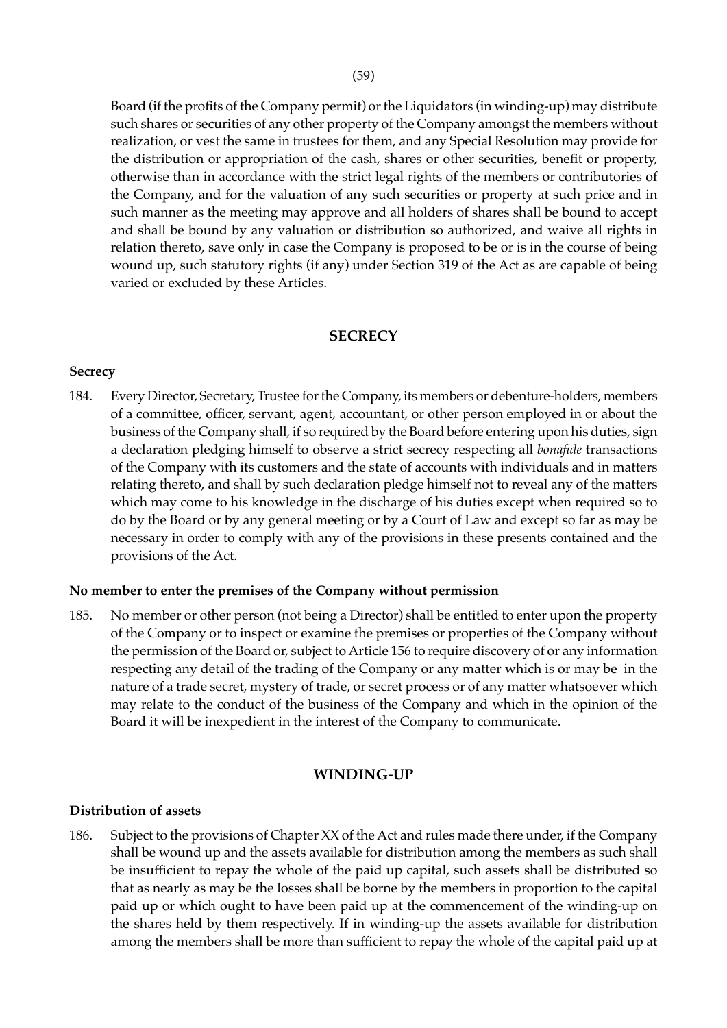Board (if the profits of the Company permit) or the Liquidators (in winding-up) may distribute such shares or securities of any other property of the Company amongst the members without realization, or vest the same in trustees for them, and any Special Resolution may provide for the distribution or appropriation of the cash, shares or other securities, benefit or property, otherwise than in accordance with the strict legal rights of the members or contributories of the Company, and for the valuation of any such securities or property at such price and in such manner as the meeting may approve and all holders of shares shall be bound to accept and shall be bound by any valuation or distribution so authorized, and waive all rights in relation thereto, save only in case the Company is proposed to be or is in the course of being wound up, such statutory rights (if any) under Section 319 of the Act as are capable of being varied or excluded by these Articles.

## SECRECY

**Secrecy**

184. Every Director, Secretary, Trustee for the Company, its members or debenture-holders, members of a committee, officer, servant, agent, accountant, or other person employed in or about the business of the Company shall, if so required by the Board before entering upon his duties, sign a declaration pledging himself to observe a strict secrecy respecting all *bonafide* transactions of the Company with its customers and the state of accounts with individuals and in matters relating thereto, and shall by such declaration pledge himself not to reveal any of the matters which may come to his knowledge in the discharge of his duties except when required so to do by the Board or by any general meeting or by a Court of Law and except so far as may be necessary in order to comply with any of the provisions in these presents contained and the provisions of the Act.

**No member to enter the premises of the Company without permission**

185. No member or other person (not being a Director) shall be entitled to enter upon the property of the Company or to inspect or examine the premises or properties of the Company without the permission of the Board or, subject to Article 156 to require discovery of or any information respecting any detail of the trading of the Company or any matter which is or may be in the nature of a trade secret, mystery of trade, or secret process or of any matter whatsoever which may relate to the conduct of the business of the Company and which in the opinion of the Board it will be inexpedient in the interest of the Company to communicate.

## WINDING-UP

**Distribution of assets**

186. Subject to the provisions of Chapter XX of the Act and rules made there under, if the Company shall be wound up and the assets available for distribution among the members as such shall be insufficient to repay the whole of the paid up capital, such assets shall be distributed so that as nearly as may be the losses shall be borne by the members in proportion to the capital paid up or which ought to have been paid up at the commencement of the winding-up on the shares held by them respectively. If in winding-up the assets available for distribution among the members shall be more than sufficient to repay the whole of the capital paid up at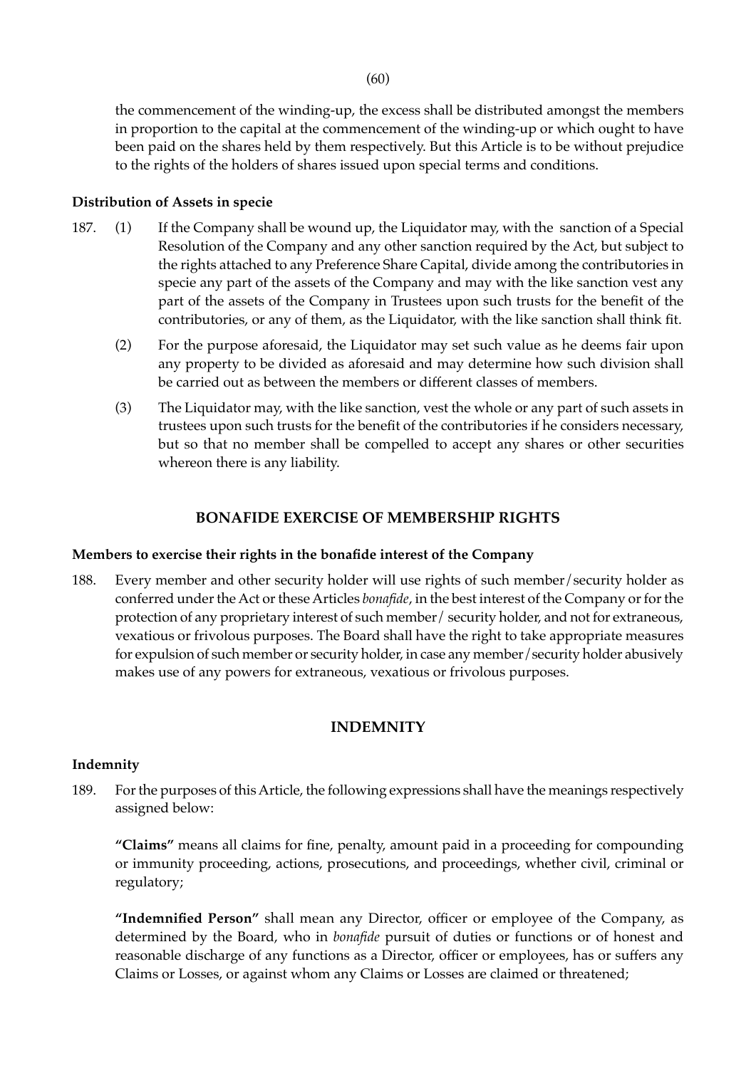the commencement of the winding-up, the excess shall be distributed amongst the members in proportion to the capital at the commencement of the winding-up or which ought to have been paid on the shares held by them respectively. But this Article is to be without prejudice to the rights of the holders of shares issued upon special terms and conditions.

**Distribution of Assets in specie**

187. (1) If the Company shall be wound up, the Liquidator may, with the sanction of a Special Resolution of the Company and any other sanction required by the Act, but subject to the rights attached to any Preference Share Capital, divide among the contributories in specie any part of the assets of the Company and may with the like sanction vest any part of the assets of the Company in Trustees upon such trusts for the benefit of the contributories, or any of them, as the Liquidator, with the like sanction shall think fit.

(2) For the purpose aforesaid, the Liquidator may set such value as he deems fair upon any property to be divided as aforesaid and may determine how such division shall be carried out as between the members or different classes of members.

(3) The Liquidator may, with the like sanction, vest the whole or any part of such assets in trustees upon such trusts for the benefit of the contributories if he considers necessary, but so that no member shall be compelled to accept any shares or other securities whereon there is any liability.

## BONAFIDE EXERCISE OF MEMBERSHIP RIGHTS

**Members to exercise their rights in the bonafide interest of the Company**

188. Every member and other security holder will use rights of such member/security holder as conferred under the Act or these Articles *bonafide*, in the best interest of the Company or for the protection of any proprietary interest of such member/ security holder, and not for extraneous, vexatious or frivolous purposes. The Board shall have the right to take appropriate measures for expulsion of such member or security holder, in case any member/security holder abusively makes use of any powers for extraneous, vexatious or frivolous purposes.

## INDEMNITY

**Indemnity**

189. For the purposes of this Article, the following expressions shall have the meanings respectively assigned below:

**"Claims"** means all claims for fine, penalty, amount paid in a proceeding for compounding or immunity proceeding, actions, prosecutions, and proceedings, whether civil, criminal or regulatory;

**"Indemnified Person"** shall mean any Director, officer or employee of the Company, as determined by the Board, who in *bonafide* pursuit of duties or functions or of honest and reasonable discharge of any functions as a Director, officer or employees, has or suffers any Claims or Losses, or against whom any Claims or Losses are claimed or threatened;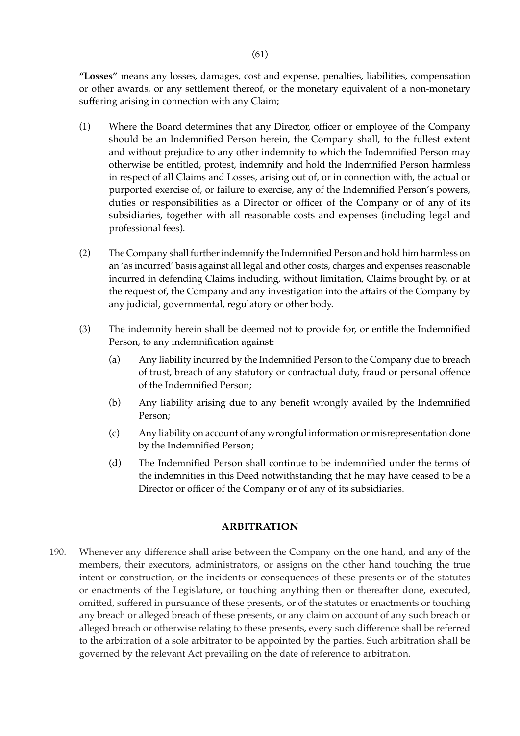**"Losses"** means any losses, damages, cost and expense, penalties, liabilities, compensation or other awards, or any settlement thereof, or the monetary equivalent of a non-monetary suffering arising in connection with any Claim;

(1) Where the Board determines that any Director, officer or employee of the Company should be an Indemnified Person herein, the Company shall, to the fullest extent and without prejudice to any other indemnity to which the Indemnified Person may otherwise be entitled, protest, indemnify and hold the Indemnified Person harmless in respect of all Claims and Losses, arising out of, or in connection with, the actual or purported exercise of, or failure to exercise, any of the Indemnified Person's powers, duties or responsibilities as a Director or officer of the Company or of any of its subsidiaries, together with all reasonable costs and expenses (including legal and professional fees).

(2) The Company shall further indemnify the Indemnified Person and hold him harmless on an 'as incurred' basis against all legal and other costs, charges and expenses reasonable incurred in defending Claims including, without limitation, Claims brought by, or at the request of, the Company and any investigation into the affairs of the Company by any judicial, governmental, regulatory or other body.

(3) The indemnity herein shall be deemed not to provide for, or entitle the Indemnified Person, to any indemnification against:

(a) Any liability incurred by the Indemnified Person to the Company due to breach of trust, breach of any statutory or contractual duty, fraud or personal offence of the Indemnified Person;

(b) Any liability arising due to any benefit wrongly availed by the Indemnified Person;

(c) Any liability on account of any wrongful information or misrepresentation done by the Indemnified Person;

(d) The Indemnified Person shall continue to be indemnified under the terms of the indemnities in this Deed notwithstanding that he may have ceased to be a Director or officer of the Company or of any of its subsidiaries.

## ARBITRATION

190. Whenever any difference shall arise between the Company on the one hand, and any of the members, their executors, administrators, or assigns on the other hand touching the true intent or construction, or the incidents or consequences of these presents or of the statutes or enactments of the Legislature, or touching anything then or thereafter done, executed, omitted, suffered in pursuance of these presents, or of the statutes or enactments or touching any breach or alleged breach of these presents, or any claim on account of any such breach or alleged breach or otherwise relating to these presents, every such difference shall be referred to the arbitration of a sole arbitrator to be appointed by the parties. Such arbitration shall be governed by the relevant Act prevailing on the date of reference to arbitration.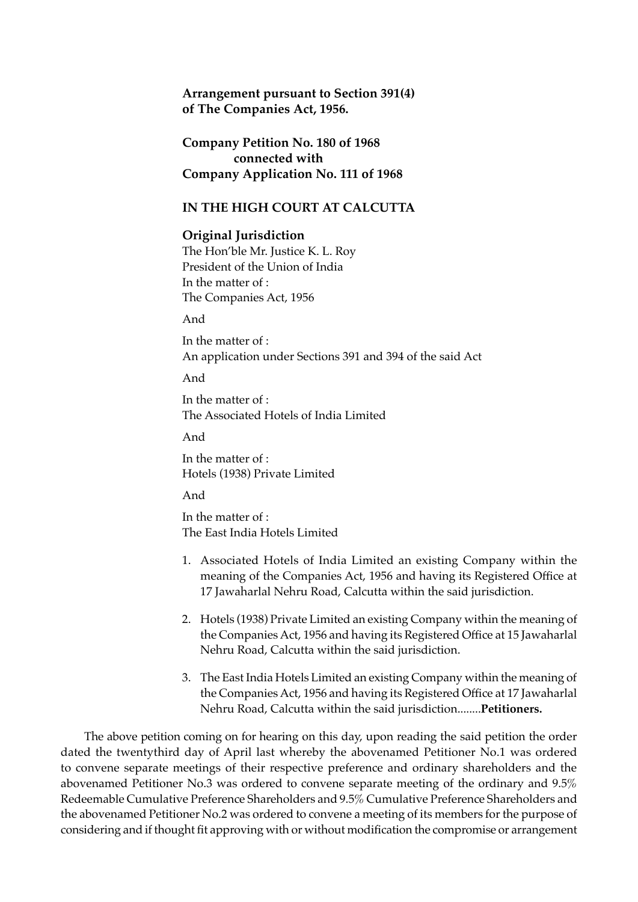**Arrangement pursuant to Section 391(4) of The Companies Act, 1956.**

**Company Petition No. 180 of 1968 connected with Company Application No. 111 of 1968**

**IN THE HIGH COURT AT CALCUTTA**

**Original Jurisdiction**

The Hon'ble Mr. Justice K. L. Roy
President of the Union of India
In the matter of :
The Companies Act, 1956

And

In the matter of :
An application under Sections 391 and 394 of the said Act

And

In the matter of :
The Associated Hotels of India Limited

And

In the matter of :
Hotels (1938) Private Limited

And

In the matter of :
The East India Hotels Limited

1. Associated Hotels of India Limited an existing Company within the meaning of the Companies Act, 1956 and having its Registered Office at 17 Jawaharlal Nehru Road, Calcutta within the said jurisdiction.

2. Hotels (1938) Private Limited an existing Company within the meaning of the Companies Act, 1956 and having its Registered Office at 15 Jawaharlal Nehru Road, Calcutta within the said jurisdiction.

3. The East India Hotels Limited an existing Company within the meaning of the Companies Act, 1956 and having its Registered Office at 17 Jawaharlal Nehru Road, Calcutta within the said jurisdiction........**Petitioners.**

The above petition coming on for hearing on this day, upon reading the said petition the order dated the twentythird day of April last whereby the abovenamed Petitioner No.1 was ordered to convene separate meetings of their respective preference and ordinary shareholders and the abovenamed Petitioner No.3 was ordered to convene separate meeting of the ordinary and 9.5% Redeemable Cumulative Preference Shareholders and 9.5% Cumulative Preference Shareholders and the abovenamed Petitioner No.2 was ordered to convene a meeting of its members for the purpose of considering and if thought fit approving with or without modification the compromise or arrangement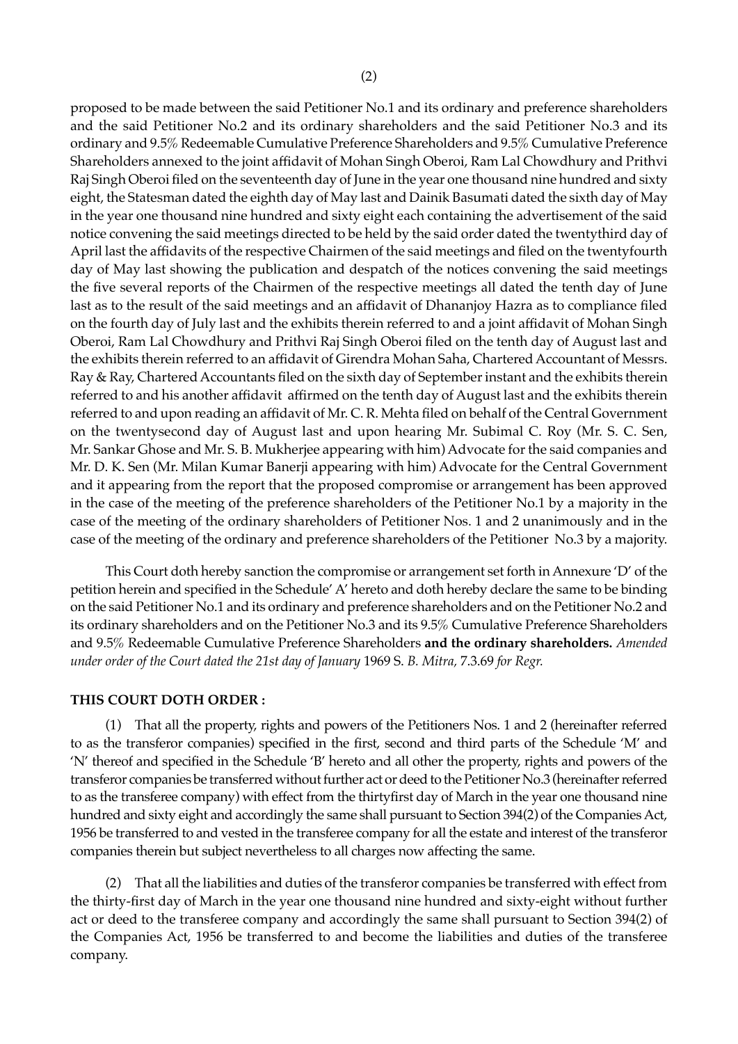proposed to be made between the said Petitioner No.1 and its ordinary and preference shareholders and the said Petitioner No.2 and its ordinary shareholders and the said Petitioner No.3 and its ordinary and 9.5% Redeemable Cumulative Preference Shareholders and 9.5% Cumulative Preference Shareholders annexed to the joint affidavit of Mohan Singh Oberoi, Ram Lal Chowdhury and Prithvi Raj Singh Oberoi filed on the seventeenth day of June in the year one thousand nine hundred and sixty eight, the Statesman dated the eighth day of May last and Dainik Basumati dated the sixth day of May in the year one thousand nine hundred and sixty eight each containing the advertisement of the said notice convening the said meetings directed to be held by the said order dated the twentythird day of April last the affidavits of the respective Chairmen of the said meetings and filed on the twentyfourth day of May last showing the publication and despatch of the notices convening the said meetings the five several reports of the Chairmen of the respective meetings all dated the tenth day of June last as to the result of the said meetings and an affidavit of Dhananjoy Hazra as to compliance filed on the fourth day of July last and the exhibits therein referred to and a joint affidavit of Mohan Singh Oberoi, Ram Lal Chowdhury and Prithvi Raj Singh Oberoi filed on the tenth day of August last and the exhibits therein referred to an affidavit of Girendra Mohan Saha, Chartered Accountant of Messrs. Ray & Ray, Chartered Accountants filed on the sixth day of September instant and the exhibits therein referred to and his another affidavit affirmed on the tenth day of August last and the exhibits therein referred to and upon reading an affidavit of Mr. C. R. Mehta filed on behalf of the Central Government on the twentysecond day of August last and upon hearing Mr. Subimal C. Roy (Mr. S. C. Sen, Mr. Sankar Ghose and Mr. S. B. Mukherjee appearing with him) Advocate for the said companies and Mr. D. K. Sen (Mr. Milan Kumar Banerji appearing with him) Advocate for the Central Government and it appearing from the report that the proposed compromise or arrangement has been approved in the case of the meeting of the preference shareholders of the Petitioner No.1 by a majority in the case of the meeting of the ordinary shareholders of Petitioner Nos. 1 and 2 unanimously and in the case of the meeting of the ordinary and preference shareholders of the Petitioner No.3 by a majority.

This Court doth hereby sanction the compromise or arrangement set forth in Annexure 'D' of the petition herein and specified in the Schedule' A' hereto and doth hereby declare the same to be binding on the said Petitioner No.1 and its ordinary and preference shareholders and on the Petitioner No.2 and its ordinary shareholders and on the Petitioner No.3 and its 9.5% Cumulative Preference Shareholders and 9.5% Redeemable Cumulative Preference Shareholders **and the ordinary shareholders.** *Amended under order of the Court dated the 21st day of January* 1969 S. *B. Mitra,* 7.3.69 *for Regr.*

**THIS COURT DOTH ORDER :**

(1) That all the property, rights and powers of the Petitioners Nos. 1 and 2 (hereinafter referred to as the transferor companies) specified in the first, second and third parts of the Schedule 'M' and 'N' thereof and specified in the Schedule 'B' hereto and all other the property, rights and powers of the transferor companies be transferred without further act or deed to the Petitioner No.3 (hereinafter referred to as the transferee company) with effect from the thirtyfirst day of March in the year one thousand nine hundred and sixty eight and accordingly the same shall pursuant to Section 394(2) of the Companies Act, 1956 be transferred to and vested in the transferee company for all the estate and interest of the transferor companies therein but subject nevertheless to all charges now affecting the same.

(2) That all the liabilities and duties of the transferor companies be transferred with effect from the thirty-first day of March in the year one thousand nine hundred and sixty-eight without further act or deed to the transferee company and accordingly the same shall pursuant to Section 394(2) of the Companies Act, 1956 be transferred to and become the liabilities and duties of the transferee company.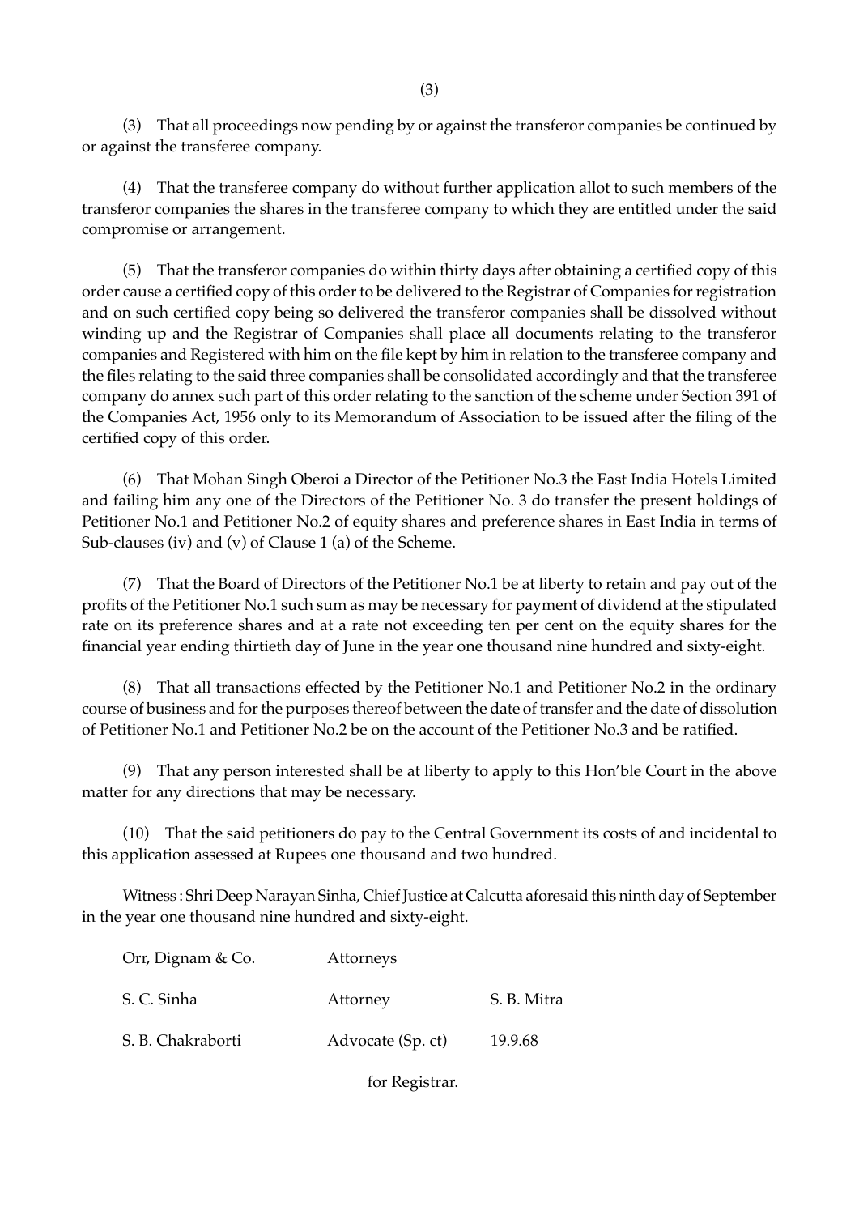(3) That all proceedings now pending by or against the transferor companies be continued by or against the transferee company.

(4) That the transferee company do without further application allot to such members of the transferor companies the shares in the transferee company to which they are entitled under the said compromise or arrangement.

(5) That the transferor companies do within thirty days after obtaining a certified copy of this order cause a certified copy of this order to be delivered to the Registrar of Companies for registration and on such certified copy being so delivered the transferor companies shall be dissolved without winding up and the Registrar of Companies shall place all documents relating to the transferor companies and Registered with him on the file kept by him in relation to the transferee company and the files relating to the said three companies shall be consolidated accordingly and that the transferee company do annex such part of this order relating to the sanction of the scheme under Section 391 of the Companies Act, 1956 only to its Memorandum of Association to be issued after the filing of the certified copy of this order.

(6) That Mohan Singh Oberoi a Director of the Petitioner No.3 the East India Hotels Limited and failing him any one of the Directors of the Petitioner No. 3 do transfer the present holdings of Petitioner No.1 and Petitioner No.2 of equity shares and preference shares in East India in terms of Sub-clauses (iv) and (v) of Clause 1 (a) of the Scheme.

(7) That the Board of Directors of the Petitioner No.1 be at liberty to retain and pay out of the profits of the Petitioner No.1 such sum as may be necessary for payment of dividend at the stipulated rate on its preference shares and at a rate not exceeding ten per cent on the equity shares for the financial year ending thirtieth day of June in the year one thousand nine hundred and sixty-eight.

(8) That all transactions effected by the Petitioner No.1 and Petitioner No.2 in the ordinary course of business and for the purposes thereof between the date of transfer and the date of dissolution of Petitioner No.1 and Petitioner No.2 be on the account of the Petitioner No.3 and be ratified.

(9) That any person interested shall be at liberty to apply to this Hon'ble Court in the above matter for any directions that may be necessary.

(10) That the said petitioners do pay to the Central Government its costs of and incidental to this application assessed at Rupees one thousand and two hundred.

Witness : Shri Deep Narayan Sinha, Chief Justice at Calcutta aforesaid this ninth day of September in the year one thousand nine hundred and sixty-eight.

| | | |
|---|---|---|
| Orr, Dignam & Co. | Attorneys | |
| S. C. Sinha | Attorney | S. B. Mitra |
| S. B. Chakraborti | Advocate (Sp. ct) | 19.9.68 |

for Registrar.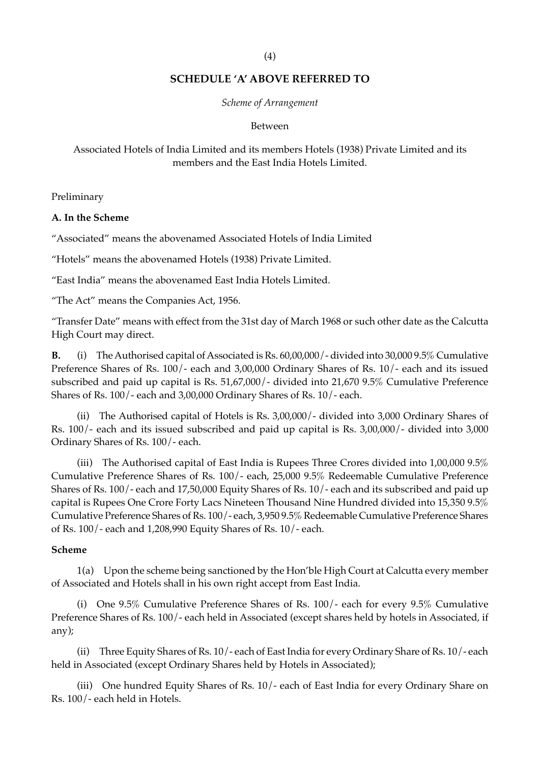## SCHEDULE 'A' ABOVE REFERRED TO

*Scheme of Arrangement*

Between

Associated Hotels of India Limited and its members Hotels (1938) Private Limited and its members and the East India Hotels Limited.

Preliminary

**A. In the Scheme**

"Associated" means the abovenamed Associated Hotels of India Limited

"Hotels" means the abovenamed Hotels (1938) Private Limited.

"East India" means the abovenamed East India Hotels Limited.

"The Act" means the Companies Act, 1956.

"Transfer Date" means with effect from the 31st day of March 1968 or such other date as the Calcutta High Court may direct.

**B.** (i) The Authorised capital of Associated is Rs. 60,00,000/- divided into 30,000 9.5% Cumulative Preference Shares of Rs. 100/- each and 3,00,000 Ordinary Shares of Rs. 10/- each and its issued subscribed and paid up capital is Rs. 51,67,000/- divided into 21,670 9.5% Cumulative Preference Shares of Rs. 100/- each and 3,00,000 Ordinary Shares of Rs. 10/- each.

(ii) The Authorised capital of Hotels is Rs. 3,00,000/- divided into 3,000 Ordinary Shares of Rs. 100/- each and its issued subscribed and paid up capital is Rs. 3,00,000/- divided into 3,000 Ordinary Shares of Rs. 100/- each.

(iii) The Authorised capital of East India is Rupees Three Crores divided into 1,00,000 9.5% Cumulative Preference Shares of Rs. 100/- each, 25,000 9.5% Redeemable Cumulative Preference Shares of Rs. 100/- each and 17,50,000 Equity Shares of Rs. 10/- each and its subscribed and paid up capital is Rupees One Crore Forty Lacs Nineteen Thousand Nine Hundred divided into 15,350 9.5% Cumulative Preference Shares of Rs. 100/- each, 3,950 9.5% Redeemable Cumulative Preference Shares of Rs. 100/- each and 1,208,990 Equity Shares of Rs. 10/- each.

**Scheme**

1(a) Upon the scheme being sanctioned by the Hon'ble High Court at Calcutta every member of Associated and Hotels shall in his own right accept from East India.

(i) One 9.5% Cumulative Preference Shares of Rs. 100/- each for every 9.5% Cumulative Preference Shares of Rs. 100/- each held in Associated (except shares held by hotels in Associated, if any);

(ii) Three Equity Shares of Rs. 10/- each of East India for every Ordinary Share of Rs. 10/- each held in Associated (except Ordinary Shares held by Hotels in Associated);

(iii) One hundred Equity Shares of Rs. 10/- each of East India for every Ordinary Share on Rs. 100/- each held in Hotels.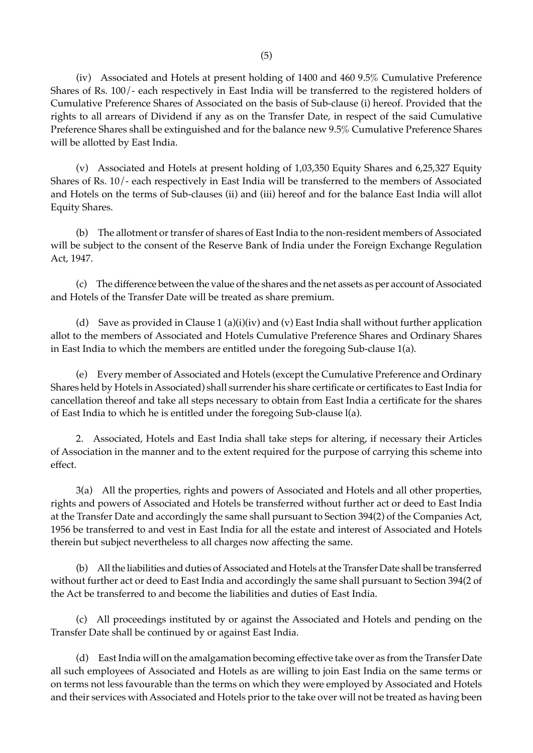(iv) Associated and Hotels at present holding of 1400 and 460 9.5% Cumulative Preference Shares of Rs. 100/- each respectively in East India will be transferred to the registered holders of Cumulative Preference Shares of Associated on the basis of Sub-clause (i) hereof. Provided that the rights to all arrears of Dividend if any as on the Transfer Date, in respect of the said Cumulative Preference Shares shall be extinguished and for the balance new 9.5% Cumulative Preference Shares will be allotted by East India.

(v) Associated and Hotels at present holding of 1,03,350 Equity Shares and 6,25,327 Equity Shares of Rs. 10/- each respectively in East India will be transferred to the members of Associated and Hotels on the terms of Sub-clauses (ii) and (iii) hereof and for the balance East India will allot Equity Shares.

(b) The allotment or transfer of shares of East India to the non-resident members of Associated will be subject to the consent of the Reserve Bank of India under the Foreign Exchange Regulation Act, 1947.

(c) The difference between the value of the shares and the net assets as per account of Associated and Hotels of the Transfer Date will be treated as share premium.

(d) Save as provided in Clause 1 (a)(i)(iv) and (v) East India shall without further application allot to the members of Associated and Hotels Cumulative Preference Shares and Ordinary Shares in East India to which the members are entitled under the foregoing Sub-clause 1(a).

(e) Every member of Associated and Hotels (except the Cumulative Preference and Ordinary Shares held by Hotels in Associated) shall surrender his share certificate or certificates to East India for cancellation thereof and take all steps necessary to obtain from East India a certificate for the shares of East India to which he is entitled under the foregoing Sub-clause l(a).

2. Associated, Hotels and East India shall take steps for altering, if necessary their Articles of Association in the manner and to the extent required for the purpose of carrying this scheme into effect.

3(a) All the properties, rights and powers of Associated and Hotels and all other properties, rights and powers of Associated and Hotels be transferred without further act or deed to East India at the Transfer Date and accordingly the same shall pursuant to Section 394(2) of the Companies Act, 1956 be transferred to and vest in East India for all the estate and interest of Associated and Hotels therein but subject nevertheless to all charges now affecting the same.

(b) All the liabilities and duties of Associated and Hotels at the Transfer Date shall be transferred without further act or deed to East India and accordingly the same shall pursuant to Section 394(2 of the Act be transferred to and become the liabilities and duties of East India.

(c) All proceedings instituted by or against the Associated and Hotels and pending on the Transfer Date shall be continued by or against East India.

(d) East India will on the amalgamation becoming effective take over as from the Transfer Date all such employees of Associated and Hotels as are willing to join East India on the same terms or on terms not less favourable than the terms on which they were employed by Associated and Hotels and their services with Associated and Hotels prior to the take over will not be treated as having been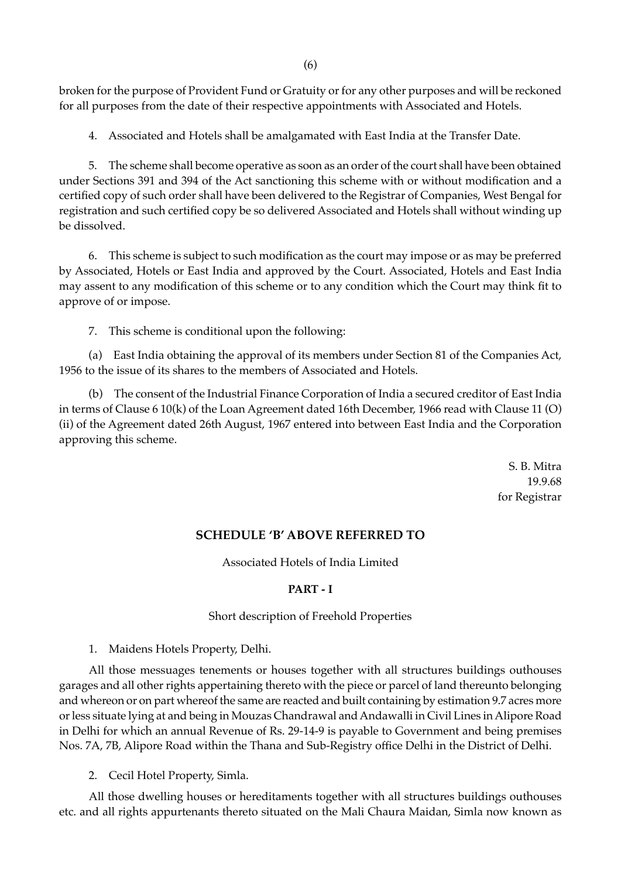broken for the purpose of Provident Fund or Gratuity or for any other purposes and will be reckoned for all purposes from the date of their respective appointments with Associated and Hotels.

4. Associated and Hotels shall be amalgamated with East India at the Transfer Date.

5. The scheme shall become operative as soon as an order of the court shall have been obtained under Sections 391 and 394 of the Act sanctioning this scheme with or without modification and a certified copy of such order shall have been delivered to the Registrar of Companies, West Bengal for registration and such certified copy be so delivered Associated and Hotels shall without winding up be dissolved.

6. This scheme is subject to such modification as the court may impose or as may be preferred by Associated, Hotels or East India and approved by the Court. Associated, Hotels and East India may assent to any modification of this scheme or to any condition which the Court may think fit to approve of or impose.

7. This scheme is conditional upon the following:

(a) East India obtaining the approval of its members under Section 81 of the Companies Act, 1956 to the issue of its shares to the members of Associated and Hotels.

(b) The consent of the Industrial Finance Corporation of India a secured creditor of East India in terms of Clause 6 10(k) of the Loan Agreement dated 16th December, 1966 read with Clause 11 (O) (ii) of the Agreement dated 26th August, 1967 entered into between East India and the Corporation approving this scheme.

S. B. Mitra
19.9.68
for Registrar

## SCHEDULE 'B' ABOVE REFERRED TO

Associated Hotels of India Limited

### PART - I

Short description of Freehold Properties

1. Maidens Hotels Property, Delhi.

All those messuages tenements or houses together with all structures buildings outhouses garages and all other rights appertaining thereto with the piece or parcel of land thereunto belonging and whereon or on part whereof the same are reacted and built containing by estimation 9.7 acres more or less situate lying at and being in Mouzas Chandrawal and Andawalli in Civil Lines in Alipore Road in Delhi for which an annual Revenue of Rs. 29-14-9 is payable to Government and being premises Nos. 7A, 7B, Alipore Road within the Thana and Sub-Registry office Delhi in the District of Delhi.

2. Cecil Hotel Property, Simla.

All those dwelling houses or hereditaments together with all structures buildings outhouses etc. and all rights appurtenants thereto situated on the Mali Chaura Maidan, Simla now known as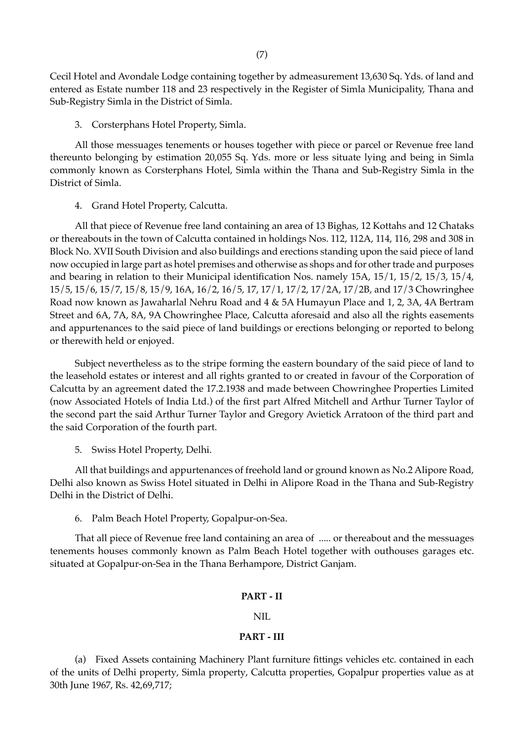Cecil Hotel and Avondale Lodge containing together by admeasurement 13,630 Sq. Yds. of land and entered as Estate number 118 and 23 respectively in the Register of Simla Municipality, Thana and Sub-Registry Simla in the District of Simla.

3. Corsterphans Hotel Property, Simla.

All those messuages tenements or houses together with piece or parcel or Revenue free land thereunto belonging by estimation 20,055 Sq. Yds. more or less situate lying and being in Simla commonly known as Corsterphans Hotel, Simla within the Thana and Sub-Registry Simla in the District of Simla.

4. Grand Hotel Property, Calcutta.

All that piece of Revenue free land containing an area of 13 Bighas, 12 Kottahs and 12 Chataks or thereabouts in the town of Calcutta contained in holdings Nos. 112, 112A, 114, 116, 298 and 308 in Block No. XVII South Division and also buildings and erections standing upon the said piece of land now occupied in large part as hotel premises and otherwise as shops and for other trade and purposes and bearing in relation to their Municipal identification Nos. namely 15A, 15/1, 15/2, 15/3, 15/4, 15/5, 15/6, 15/7, 15/8, 15/9, 16A, 16/2, 16/5, 17, 17/1, 17/2, 17/2A, 17/2B, and 17/3 Chowringhee Road now known as Jawaharlal Nehru Road and 4 & 5A Humayun Place and 1, 2, 3A, 4A Bertram Street and 6A, 7A, 8A, 9A Chowringhee Place, Calcutta aforesaid and also all the rights easements and appurtenances to the said piece of land buildings or erections belonging or reported to belong or therewith held or enjoyed.

Subject nevertheless as to the stripe forming the eastern boundary of the said piece of land to the leasehold estates or interest and all rights granted to or created in favour of the Corporation of Calcutta by an agreement dated the 17.2.1938 and made between Chowringhee Properties Limited (now Associated Hotels of India Ltd.) of the first part Alfred Mitchell and Arthur Turner Taylor of the second part the said Arthur Turner Taylor and Gregory Avietick Arratoon of the third part and the said Corporation of the fourth part.

5. Swiss Hotel Property, Delhi.

All that buildings and appurtenances of freehold land or ground known as No.2 Alipore Road, Delhi also known as Swiss Hotel situated in Delhi in Alipore Road in the Thana and Sub-Registry Delhi in the District of Delhi.

6. Palm Beach Hotel Property, Gopalpur-on-Sea.

That all piece of Revenue free land containing an area of ..... or thereabout and the messuages tenements houses commonly known as Palm Beach Hotel together with outhouses garages etc. situated at Gopalpur-on-Sea in the Thana Berhampore, District Ganjam.

**PART - II**

NIL

**PART - III**

(a) Fixed Assets containing Machinery Plant furniture fittings vehicles etc. contained in each of the units of Delhi property, Simla property, Calcutta properties, Gopalpur properties value as at 30th June 1967, Rs. 42,69,717;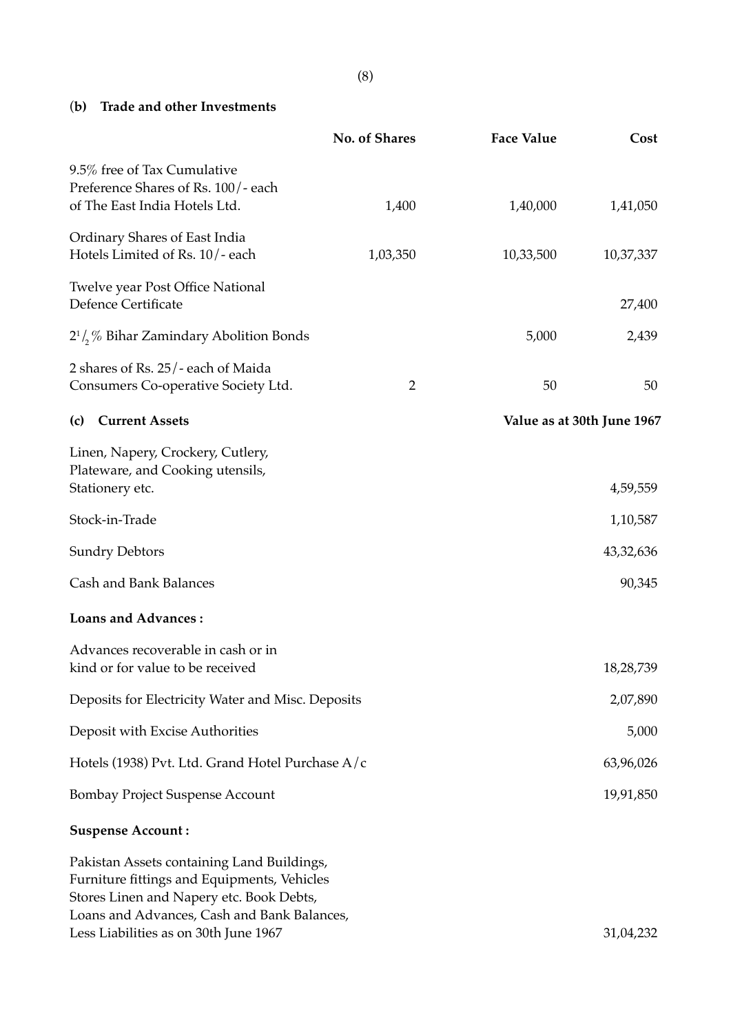**(b) Trade and other Investments**

| | No. of Shares | Face Value | Cost |
|---|---|---|---|
| 9.5% free of Tax Cumulative Preference Shares of Rs. 100/- each of The East India Hotels Ltd. | 1,400 | 1,40,000 | 1,41,050 |
| Ordinary Shares of East India Hotels Limited of Rs. 10/- each | 1,03,350 | 10,33,500 | 10,37,337 |
| Twelve year Post Office National Defence Certificate | | | 27,400 |
| $2^1/_2$% Bihar Zamindary Abolition Bonds | | 5,000 | 2,439 |
| 2 shares of Rs. 25/- each of Maida Consumers Co-operative Society Ltd. | 2 | 50 | 50 |

**(c) Current Assets**

| | Value as at 30th June 1967 |
|---|---|
| Linen, Napery, Crockery, Cutlery, Plateware, and Cooking utensils, Stationery etc. | 4,59,559 |
| Stock-in-Trade | 1,10,587 |
| Sundry Debtors | 43,32,636 |
| Cash and Bank Balances | 90,345 |
| **Loans and Advances :** | |
| Advances recoverable in cash or in kind or for value to be received | 18,28,739 |
| Deposits for Electricity Water and Misc. Deposits | 2,07,890 |
| Deposit with Excise Authorities | 5,000 |
| Hotels (1938) Pvt. Ltd. Grand Hotel Purchase A/c | 63,96,026 |
| Bombay Project Suspense Account | 19,91,850 |
| **Suspense Account :** | |
| Pakistan Assets containing Land Buildings, Furniture fittings and Equipments, Vehicles Stores Linen and Napery etc. Book Debts, Loans and Advances, Cash and Bank Balances, Less Liabilities as on 30th June 1967 | 31,04,232 |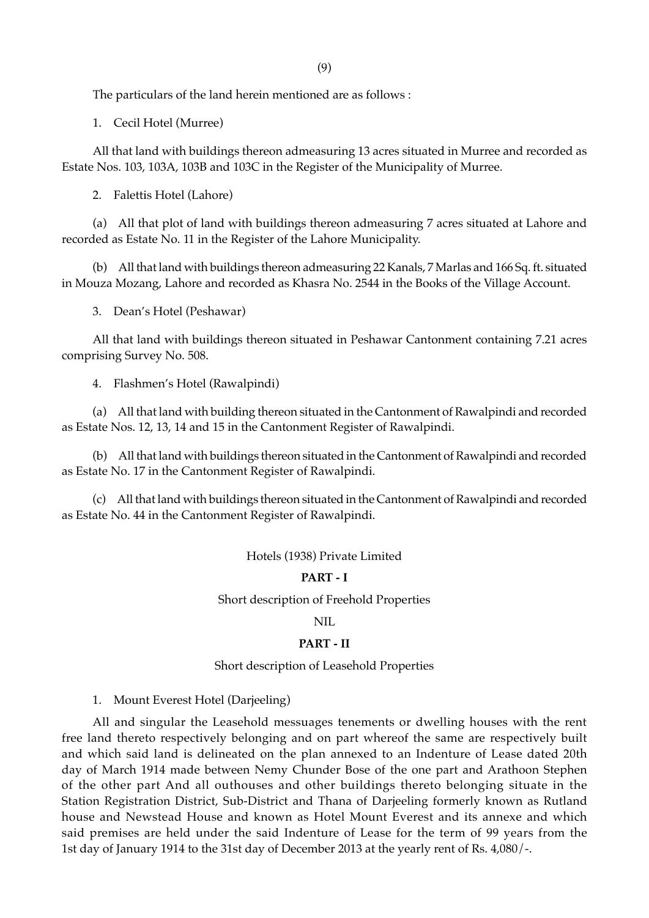The particulars of the land herein mentioned are as follows :

1. Cecil Hotel (Murree)

All that land with buildings thereon admeasuring 13 acres situated in Murree and recorded as Estate Nos. 103, 103A, 103B and 103C in the Register of the Municipality of Murree.

2. Falettis Hotel (Lahore)

(a) All that plot of land with buildings thereon admeasuring 7 acres situated at Lahore and recorded as Estate No. 11 in the Register of the Lahore Municipality.

(b) All that land with buildings thereon admeasuring 22 Kanals, 7 Marlas and 166 Sq. ft. situated in Mouza Mozang, Lahore and recorded as Khasra No. 2544 in the Books of the Village Account.

3. Dean's Hotel (Peshawar)

All that land with buildings thereon situated in Peshawar Cantonment containing 7.21 acres comprising Survey No. 508.

4. Flashmen's Hotel (Rawalpindi)

(a) All that land with building thereon situated in the Cantonment of Rawalpindi and recorded as Estate Nos. 12, 13, 14 and 15 in the Cantonment Register of Rawalpindi.

(b) All that land with buildings thereon situated in the Cantonment of Rawalpindi and recorded as Estate No. 17 in the Cantonment Register of Rawalpindi.

(c) All that land with buildings thereon situated in the Cantonment of Rawalpindi and recorded as Estate No. 44 in the Cantonment Register of Rawalpindi.

Hotels (1938) Private Limited

**PART - I**

Short description of Freehold Properties

NIL

**PART - II**

Short description of Leasehold Properties

1. Mount Everest Hotel (Darjeeling)

All and singular the Leasehold messuages tenements or dwelling houses with the rent free land thereto respectively belonging and on part whereof the same are respectively built and which said land is delineated on the plan annexed to an Indenture of Lease dated 20th day of March 1914 made between Nemy Chunder Bose of the one part and Arathoon Stephen of the other part And all outhouses and other buildings thereto belonging situate in the Station Registration District, Sub-District and Thana of Darjeeling formerly known as Rutland house and Newstead House and known as Hotel Mount Everest and its annexe and which said premises are held under the said Indenture of Lease for the term of 99 years from the 1st day of January 1914 to the 31st day of December 2013 at the yearly rent of Rs. 4,080/-.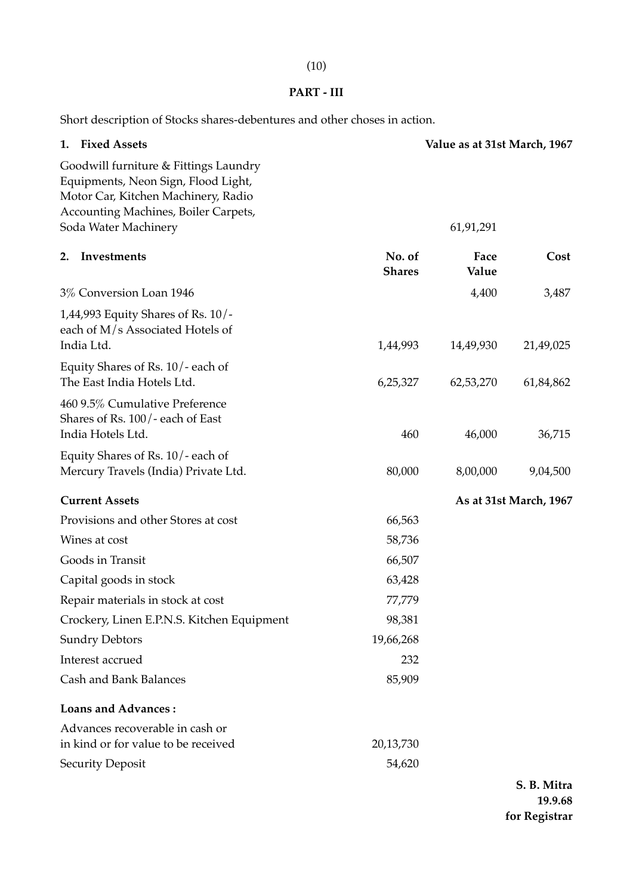## PART - III

Short description of Stocks shares-debentures and other choses in action.

| 1. **Fixed Assets** | | **Value as at 31st March, 1967** | |
|---|---|---|---|
| Goodwill furniture & Fittings Laundry Equipments, Neon Sign, Flood Light, Motor Car, Kitchen Machinery, Radio Accounting Machines, Boiler Carpets, Soda Water Machinery | | 61,91,291 | |
| 2. **Investments** | **No. of Shares** | **Face Value** | **Cost** |
| 3% Conversion Loan 1946 | | 4,400 | 3,487 |
| 1,44,993 Equity Shares of Rs. 10/- each of M/s Associated Hotels of India Ltd. | 1,44,993 | 14,49,930 | 21,49,025 |
| Equity Shares of Rs. 10/- each of The East India Hotels Ltd. | 6,25,327 | 62,53,270 | 61,84,862 |
| 460 9.5% Cumulative Preference Shares of Rs. 100/- each of East India Hotels Ltd. | 460 | 46,000 | 36,715 |
| Equity Shares of Rs. 10/- each of Mercury Travels (India) Private Ltd. | 80,000 | 8,00,000 | 9,04,500 |

| **Current Assets** | | **As at 31st March, 1967** |
|---|---|---|
| Provisions and other Stores at cost | 66,563 | |
| Wines at cost | 58,736 | |
| Goods in Transit | 66,507 | |
| Capital goods in stock | 63,428 | |
| Repair materials in stock at cost | 77,779 | |
| Crockery, Linen E.P.N.S. Kitchen Equipment | 98,381 | |
| Sundry Debtors | 19,66,268 | |
| Interest accrued | 232 | |
| Cash and Bank Balances | 85,909 | |
| **Loans and Advances :** | | |
| Advances recoverable in cash or in kind or for value to be received | 20,13,730 | |
| Security Deposit | 54,620 | |

**S. B. Mitra**
**19.9.68**
**for Registrar**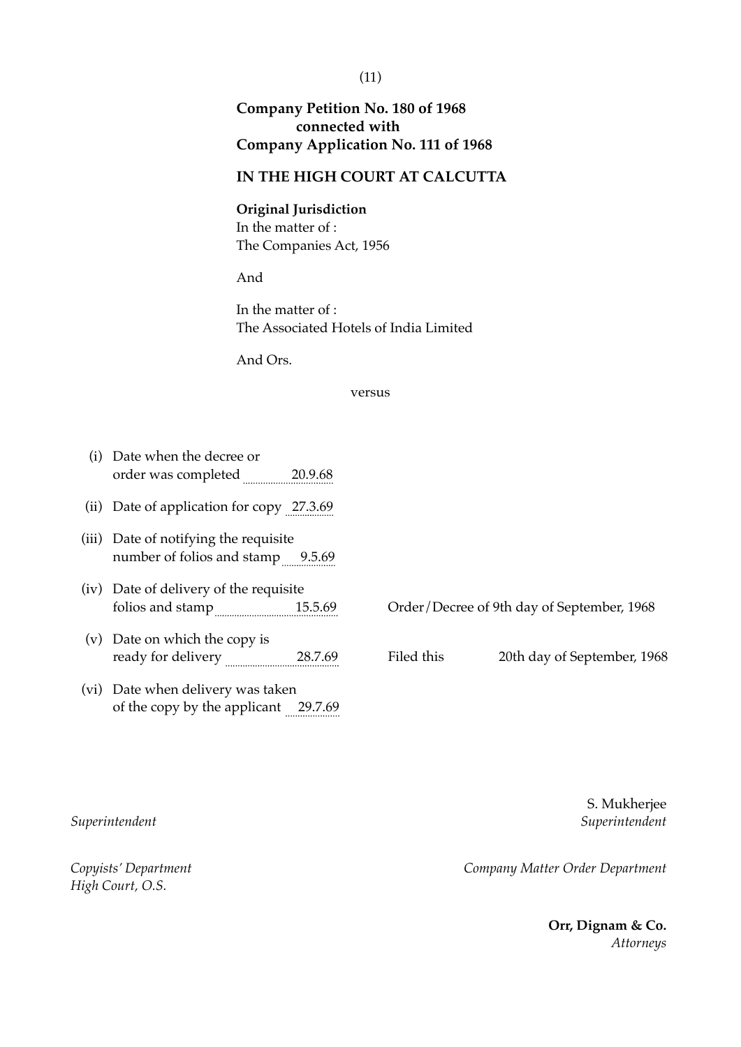**Company Petition No. 180 of 1968**
**connected with**
**Company Application No. 111 of 1968**

**IN THE HIGH COURT AT CALCUTTA**

**Original Jurisdiction**
In the matter of :
The Companies Act, 1956

And

In the matter of :
The Associated Hotels of India Limited

And Ors.

versus

(i) Date when the decree or order was completed 20.9.68

(ii) Date of application for copy 27.3.69

(iii) Date of notifying the requisite number of folios and stamp 9.5.69

(iv) Date of delivery of the requisite folios and stamp 15.5.69

(v) Date on which the copy is ready for delivery 28.7.69

(vi) Date when delivery was taken of the copy by the applicant 29.7.69

Order/Decree of 9th day of September, 1968

Filed this 20th day of September, 1968

*Superintendent*

*Copyists' Department*
*High Court, O.S.*

S. Mukherjee
*Superintendent*

*Company Matter Order Department*

**Orr, Dignam & Co.**
*Attorneys*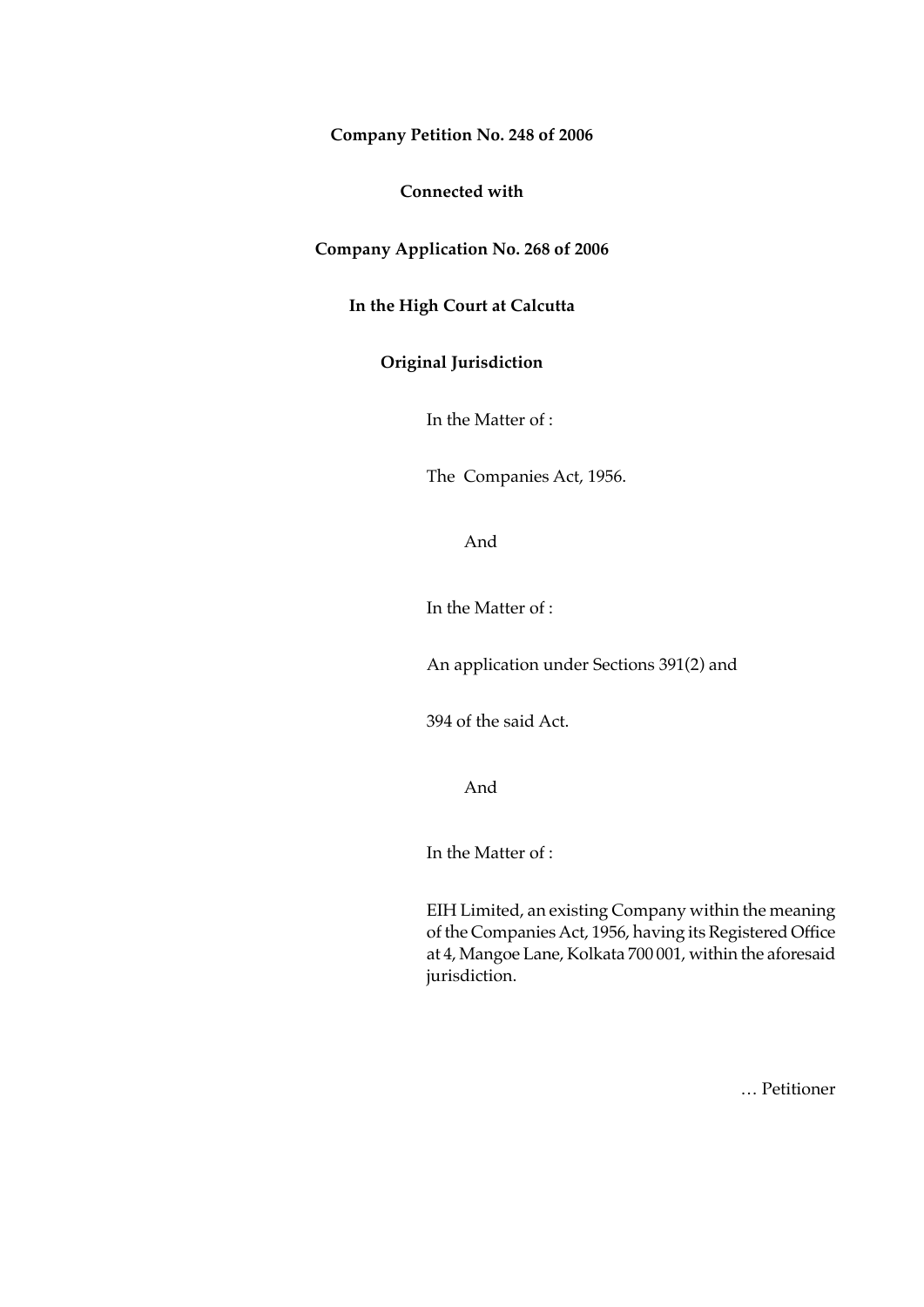**Company Petition No. 248 of 2006**

**Connected with**

**Company Application No. 268 of 2006**

**In the High Court at Calcutta**

**Original Jurisdiction**

In the Matter of :

The Companies Act, 1956.

And

In the Matter of :

An application under Sections 391(2) and 394 of the said Act.

And

In the Matter of :

EIH Limited, an existing Company within the meaning of the Companies Act, 1956, having its Registered Office at 4, Mangoe Lane, Kolkata 700 001, within the aforesaid jurisdiction.

… Petitioner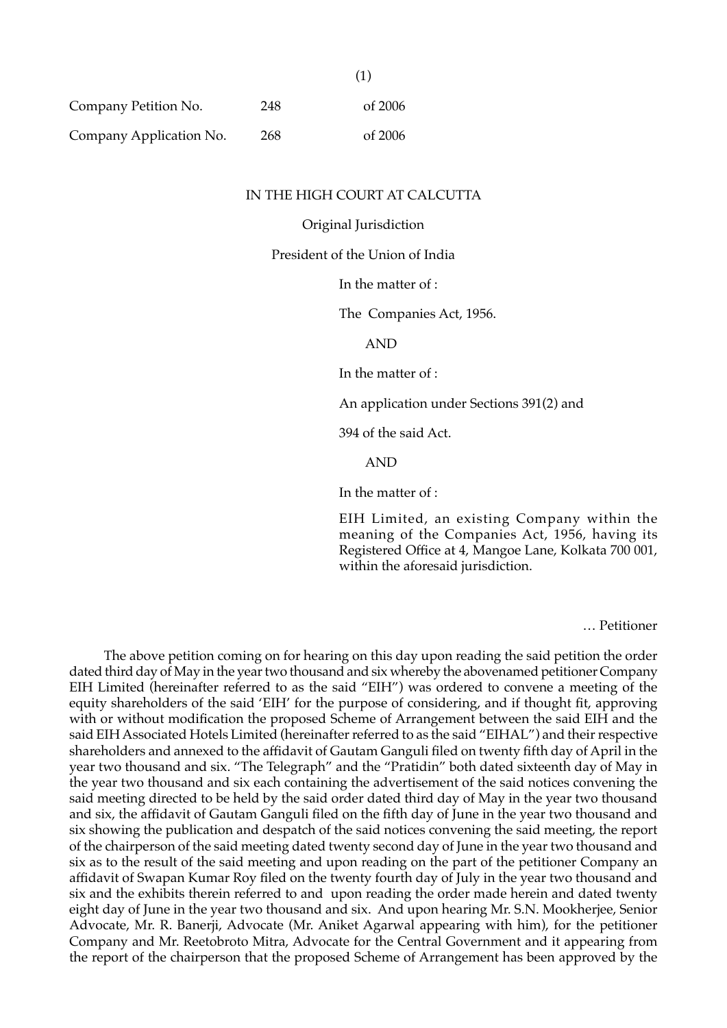(1)

| | | |
|---|---|---|
| Company Petition No. | 248 | of 2006 |
| Company Application No. | 268 | of 2006 |

IN THE HIGH COURT AT CALCUTTA

Original Jurisdiction

President of the Union of India

In the matter of :

The Companies Act, 1956.

AND

In the matter of :

An application under Sections 391(2) and 394 of the said Act.

AND

In the matter of :

EIH Limited, an existing Company within the meaning of the Companies Act, 1956, having its Registered Office at 4, Mangoe Lane, Kolkata 700 001, within the aforesaid jurisdiction.

… Petitioner

The above petition coming on for hearing on this day upon reading the said petition the order dated third day of May in the year two thousand and six whereby the abovenamed petitioner Company EIH Limited (hereinafter referred to as the said "EIH") was ordered to convene a meeting of the equity shareholders of the said 'EIH' for the purpose of considering, and if thought fit, approving with or without modification the proposed Scheme of Arrangement between the said EIH and the said EIH Associated Hotels Limited (hereinafter referred to as the said "EIHAL") and their respective shareholders and annexed to the affidavit of Gautam Ganguli filed on twenty fifth day of April in the year two thousand and six. "The Telegraph" and the "Pratidin" both dated sixteenth day of May in the year two thousand and six each containing the advertisement of the said notices convening the said meeting directed to be held by the said order dated third day of May in the year two thousand and six, the affidavit of Gautam Ganguli filed on the fifth day of June in the year two thousand and six showing the publication and despatch of the said notices convening the said meeting, the report of the chairperson of the said meeting dated twenty second day of June in the year two thousand and six as to the result of the said meeting and upon reading on the part of the petitioner Company an affidavit of Swapan Kumar Roy filed on the twenty fourth day of July in the year two thousand and six and the exhibits therein referred to and upon reading the order made herein and dated twenty eight day of June in the year two thousand and six. And upon hearing Mr. S.N. Mookherjee, Senior Advocate, Mr. R. Banerji, Advocate (Mr. Aniket Agarwal appearing with him), for the petitioner Company and Mr. Reetobroto Mitra, Advocate for the Central Government and it appearing from the report of the chairperson that the proposed Scheme of Arrangement has been approved by the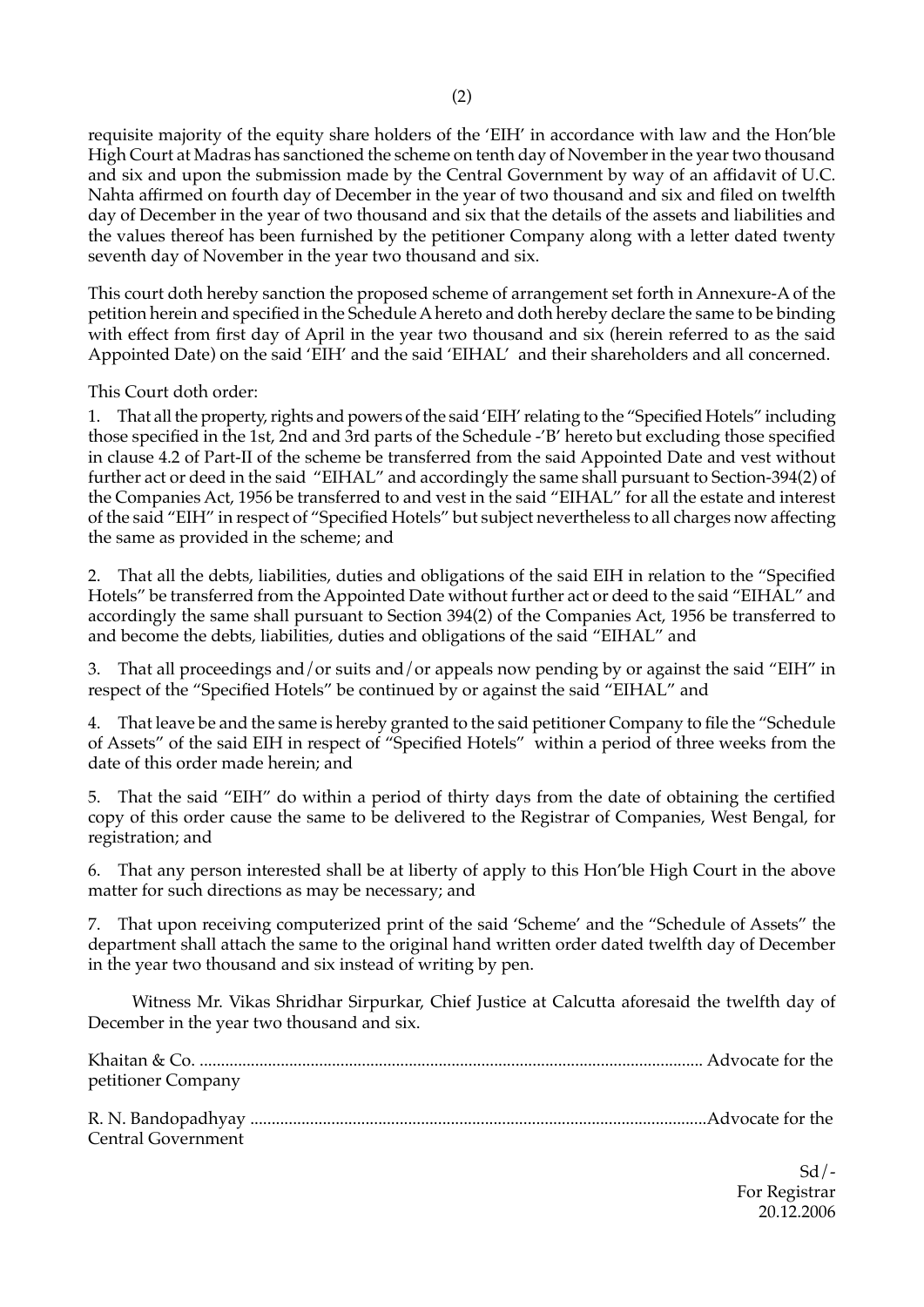requisite majority of the equity share holders of the 'EIH' in accordance with law and the Hon'ble High Court at Madras has sanctioned the scheme on tenth day of November in the year two thousand and six and upon the submission made by the Central Government by way of an affidavit of U.C. Nahta affirmed on fourth day of December in the year of two thousand and six and filed on twelfth day of December in the year of two thousand and six that the details of the assets and liabilities and the values thereof has been furnished by the petitioner Company along with a letter dated twenty seventh day of November in the year two thousand and six.

This court doth hereby sanction the proposed scheme of arrangement set forth in Annexure-A of the petition herein and specified in the Schedule A hereto and doth hereby declare the same to be binding with effect from first day of April in the year two thousand and six (herein referred to as the said Appointed Date) on the said 'EIH' and the said 'EIHAL' and their shareholders and all concerned.

This Court doth order:

1. That all the property, rights and powers of the said 'EIH' relating to the "Specified Hotels" including those specified in the 1st, 2nd and 3rd parts of the Schedule -'B' hereto but excluding those specified in clause 4.2 of Part-II of the scheme be transferred from the said Appointed Date and vest without further act or deed in the said "EIHAL" and accordingly the same shall pursuant to Section-394(2) of the Companies Act, 1956 be transferred to and vest in the said "EIHAL" for all the estate and interest of the said "EIH" in respect of "Specified Hotels" but subject nevertheless to all charges now affecting the same as provided in the scheme; and

2. That all the debts, liabilities, duties and obligations of the said EIH in relation to the "Specified Hotels" be transferred from the Appointed Date without further act or deed to the said "EIHAL" and accordingly the same shall pursuant to Section 394(2) of the Companies Act, 1956 be transferred to and become the debts, liabilities, duties and obligations of the said "EIHAL" and

3. That all proceedings and/or suits and/or appeals now pending by or against the said "EIH" in respect of the "Specified Hotels" be continued by or against the said "EIHAL" and

4. That leave be and the same is hereby granted to the said petitioner Company to file the "Schedule of Assets" of the said EIH in respect of "Specified Hotels" within a period of three weeks from the date of this order made herein; and

5. That the said "EIH" do within a period of thirty days from the date of obtaining the certified copy of this order cause the same to be delivered to the Registrar of Companies, West Bengal, for registration; and

6. That any person interested shall be at liberty of apply to this Hon'ble High Court in the above matter for such directions as may be necessary; and

7. That upon receiving computerized print of the said 'Scheme' and the "Schedule of Assets" the department shall attach the same to the original hand written order dated twelfth day of December in the year two thousand and six instead of writing by pen.

Witness Mr. Vikas Shridhar Sirpurkar, Chief Justice at Calcutta aforesaid the twelfth day of December in the year two thousand and six.

Khaitan & Co. ..................................................................................................................... Advocate for the petitioner Company

R. N. Bandopadhyay ..........................................................................................................Advocate for the Central Government

Sd/-
For Registrar
20.12.2006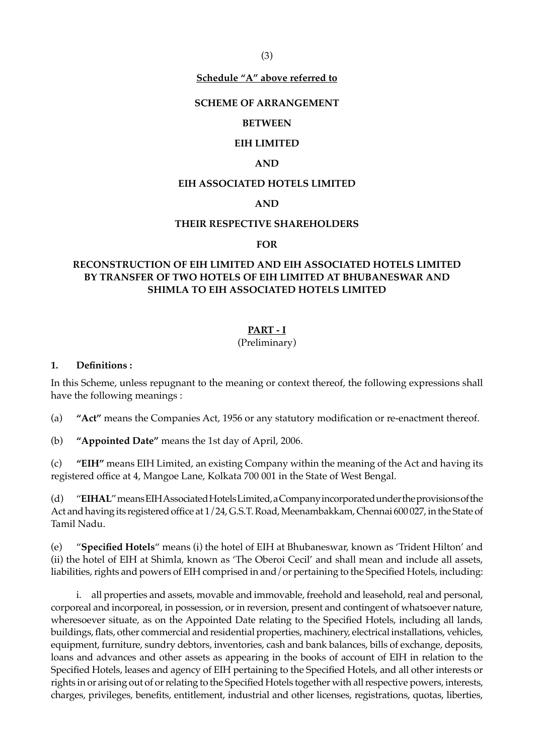**Schedule "A" above referred to**

**SCHEME OF ARRANGEMENT**

**BETWEEN**

**EIH LIMITED**

**AND**

**EIH ASSOCIATED HOTELS LIMITED**

**AND**

**THEIR RESPECTIVE SHAREHOLDERS**

**FOR**

**RECONSTRUCTION OF EIH LIMITED AND EIH ASSOCIATED HOTELS LIMITED BY TRANSFER OF TWO HOTELS OF EIH LIMITED AT BHUBANESWAR AND SHIMLA TO EIH ASSOCIATED HOTELS LIMITED**

**PART - I**

(Preliminary)

**1. Definitions :**

In this Scheme, unless repugnant to the meaning or context thereof, the following expressions shall have the following meanings :

(a) **"Act"** means the Companies Act, 1956 or any statutory modification or re-enactment thereof.

(b) **"Appointed Date"** means the 1st day of April, 2006.

(c) **"EIH"** means EIH Limited, an existing Company within the meaning of the Act and having its registered office at 4, Mangoe Lane, Kolkata 700 001 in the State of West Bengal.

(d) "**EIHAL**" means EIH Associated Hotels Limited, a Company incorporated under the provisions of the Act and having its registered office at 1/24, G.S.T. Road, Meenambakkam, Chennai 600 027, in the State of Tamil Nadu.

(e) "**Specified Hotels**" means (i) the hotel of EIH at Bhubaneswar, known as 'Trident Hilton' and (ii) the hotel of EIH at Shimla, known as 'The Oberoi Cecil' and shall mean and include all assets, liabilities, rights and powers of EIH comprised in and/or pertaining to the Specified Hotels, including:

i. all properties and assets, movable and immovable, freehold and leasehold, real and personal, corporeal and incorporeal, in possession, or in reversion, present and contingent of whatsoever nature, wheresoever situate, as on the Appointed Date relating to the Specified Hotels, including all lands, buildings, flats, other commercial and residential properties, machinery, electrical installations, vehicles, equipment, furniture, sundry debtors, inventories, cash and bank balances, bills of exchange, deposits, loans and advances and other assets as appearing in the books of account of EIH in relation to the Specified Hotels, leases and agency of EIH pertaining to the Specified Hotels, and all other interests or rights in or arising out of or relating to the Specified Hotels together with all respective powers, interests, charges, privileges, benefits, entitlement, industrial and other licenses, registrations, quotas, liberties,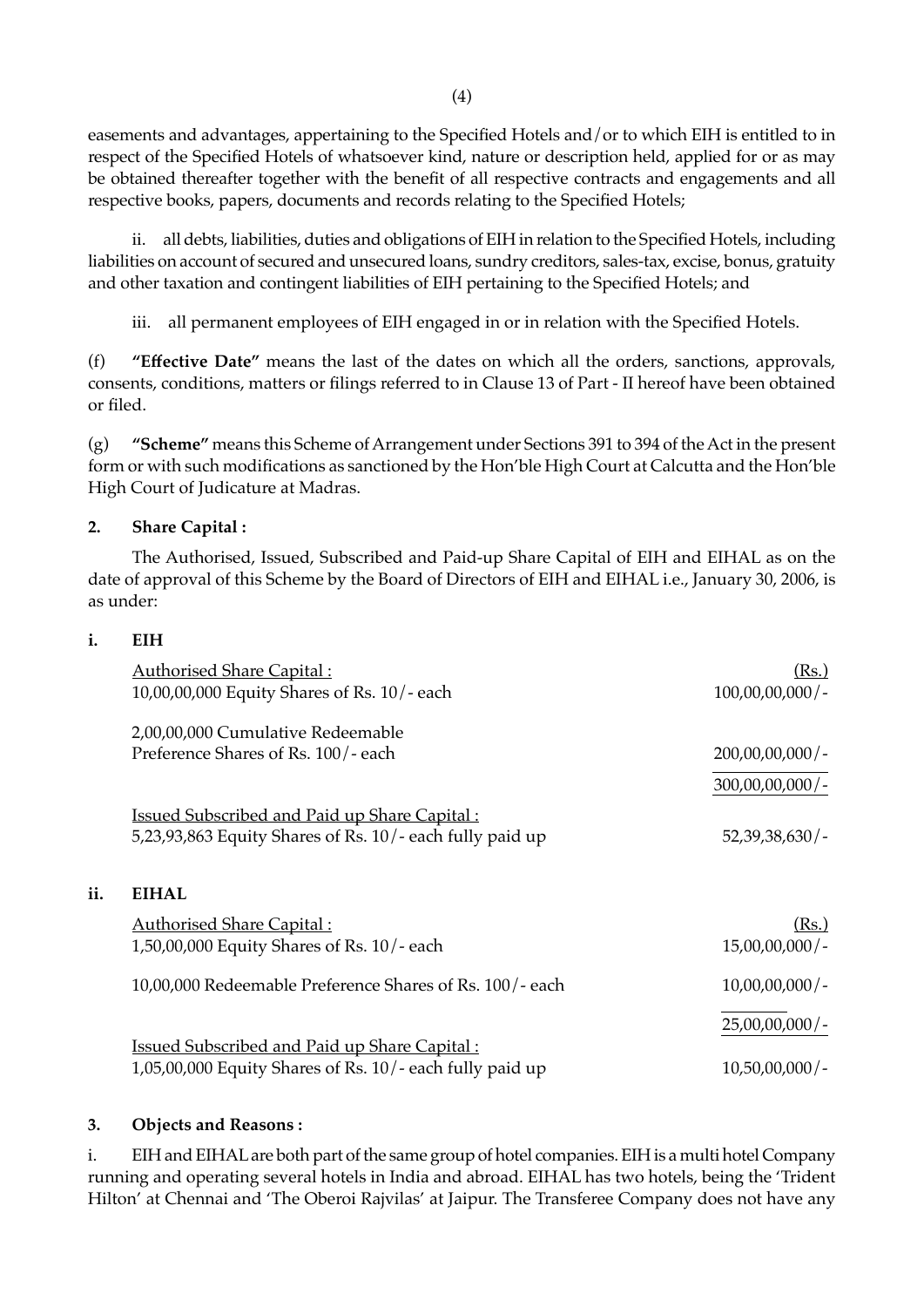easements and advantages, appertaining to the Specified Hotels and/or to which EIH is entitled to in respect of the Specified Hotels of whatsoever kind, nature or description held, applied for or as may be obtained thereafter together with the benefit of all respective contracts and engagements and all respective books, papers, documents and records relating to the Specified Hotels;

ii. all debts, liabilities, duties and obligations of EIH in relation to the Specified Hotels, including liabilities on account of secured and unsecured loans, sundry creditors, sales-tax, excise, bonus, gratuity and other taxation and contingent liabilities of EIH pertaining to the Specified Hotels; and

iii. all permanent employees of EIH engaged in or in relation with the Specified Hotels.

(f) **"Effective Date"** means the last of the dates on which all the orders, sanctions, approvals, consents, conditions, matters or filings referred to in Clause 13 of Part - II hereof have been obtained or filed.

(g) **"Scheme"** means this Scheme of Arrangement under Sections 391 to 394 of the Act in the present form or with such modifications as sanctioned by the Hon'ble High Court at Calcutta and the Hon'ble High Court of Judicature at Madras.

**2. Share Capital :**

The Authorised, Issued, Subscribed and Paid-up Share Capital of EIH and EIHAL as on the date of approval of this Scheme by the Board of Directors of EIH and EIHAL i.e., January 30, 2006, is as under:

**i. EIH**

| | (Rs.) |
|---|---|
| Authorised Share Capital : | |
| 10,00,00,000 Equity Shares of Rs. 10/- each | 100,00,00,000/- |
| 2,00,00,000 Cumulative Redeemable Preference Shares of Rs. 100/- each | 200,00,00,000/- |
| | 300,00,00,000/- |
| Issued Subscribed and Paid up Share Capital : | |
| 5,23,93,863 Equity Shares of Rs. 10/- each fully paid up | 52,39,38,630/- |

**ii. EIHAL**

| | (Rs.) |
|---|---|
| Authorised Share Capital : | |
| 1,50,00,000 Equity Shares of Rs. 10/- each | 15,00,00,000/- |
| 10,00,000 Redeemable Preference Shares of Rs. 100/- each | 10,00,00,000/- |
| | 25,00,00,000/- |
| Issued Subscribed and Paid up Share Capital : | |
| 1,05,00,000 Equity Shares of Rs. 10/- each fully paid up | 10,50,00,000/- |

**3. Objects and Reasons :**

i. EIH and EIHAL are both part of the same group of hotel companies. EIH is a multi hotel Company running and operating several hotels in India and abroad. EIHAL has two hotels, being the 'Trident Hilton' at Chennai and 'The Oberoi Rajvilas' at Jaipur. The Transferee Company does not have any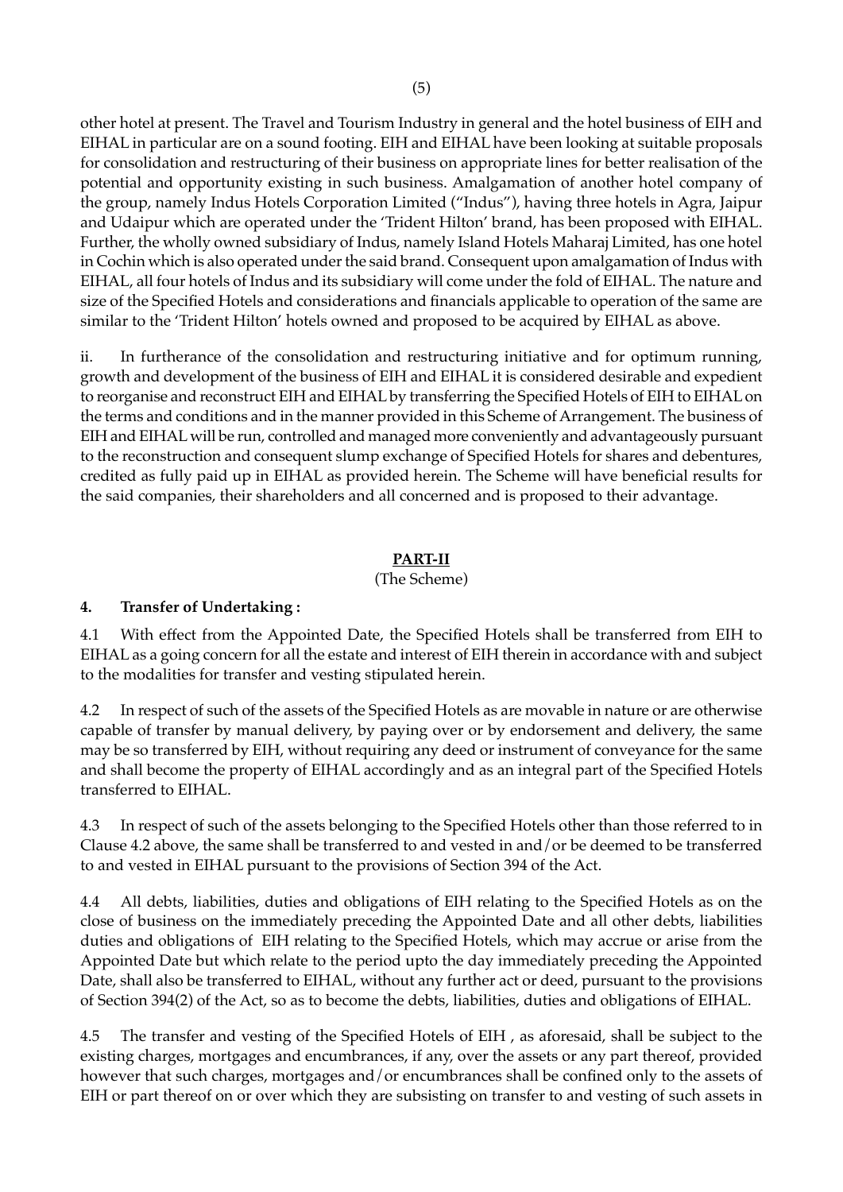other hotel at present. The Travel and Tourism Industry in general and the hotel business of EIH and EIHAL in particular are on a sound footing. EIH and EIHAL have been looking at suitable proposals for consolidation and restructuring of their business on appropriate lines for better realisation of the potential and opportunity existing in such business. Amalgamation of another hotel company of the group, namely Indus Hotels Corporation Limited ("Indus"), having three hotels in Agra, Jaipur and Udaipur which are operated under the 'Trident Hilton' brand, has been proposed with EIHAL. Further, the wholly owned subsidiary of Indus, namely Island Hotels Maharaj Limited, has one hotel in Cochin which is also operated under the said brand. Consequent upon amalgamation of Indus with EIHAL, all four hotels of Indus and its subsidiary will come under the fold of EIHAL. The nature and size of the Specified Hotels and considerations and financials applicable to operation of the same are similar to the 'Trident Hilton' hotels owned and proposed to be acquired by EIHAL as above.

ii. In furtherance of the consolidation and restructuring initiative and for optimum running, growth and development of the business of EIH and EIHAL it is considered desirable and expedient to reorganise and reconstruct EIH and EIHAL by transferring the Specified Hotels of EIH to EIHAL on the terms and conditions and in the manner provided in this Scheme of Arrangement. The business of EIH and EIHAL will be run, controlled and managed more conveniently and advantageously pursuant to the reconstruction and consequent slump exchange of Specified Hotels for shares and debentures, credited as fully paid up in EIHAL as provided herein. The Scheme will have beneficial results for the said companies, their shareholders and all concerned and is proposed to their advantage.

## PART-II

(The Scheme)

### 4. Transfer of Undertaking :

4.1 With effect from the Appointed Date, the Specified Hotels shall be transferred from EIH to EIHAL as a going concern for all the estate and interest of EIH therein in accordance with and subject to the modalities for transfer and vesting stipulated herein.

4.2 In respect of such of the assets of the Specified Hotels as are movable in nature or are otherwise capable of transfer by manual delivery, by paying over or by endorsement and delivery, the same may be so transferred by EIH, without requiring any deed or instrument of conveyance for the same and shall become the property of EIHAL accordingly and as an integral part of the Specified Hotels transferred to EIHAL.

4.3 In respect of such of the assets belonging to the Specified Hotels other than those referred to in Clause 4.2 above, the same shall be transferred to and vested in and/or be deemed to be transferred to and vested in EIHAL pursuant to the provisions of Section 394 of the Act.

4.4 All debts, liabilities, duties and obligations of EIH relating to the Specified Hotels as on the close of business on the immediately preceding the Appointed Date and all other debts, liabilities duties and obligations of EIH relating to the Specified Hotels, which may accrue or arise from the Appointed Date but which relate to the period upto the day immediately preceding the Appointed Date, shall also be transferred to EIHAL, without any further act or deed, pursuant to the provisions of Section 394(2) of the Act, so as to become the debts, liabilities, duties and obligations of EIHAL.

4.5 The transfer and vesting of the Specified Hotels of EIH , as aforesaid, shall be subject to the existing charges, mortgages and encumbrances, if any, over the assets or any part thereof, provided however that such charges, mortgages and/or encumbrances shall be confined only to the assets of EIH or part thereof on or over which they are subsisting on transfer to and vesting of such assets in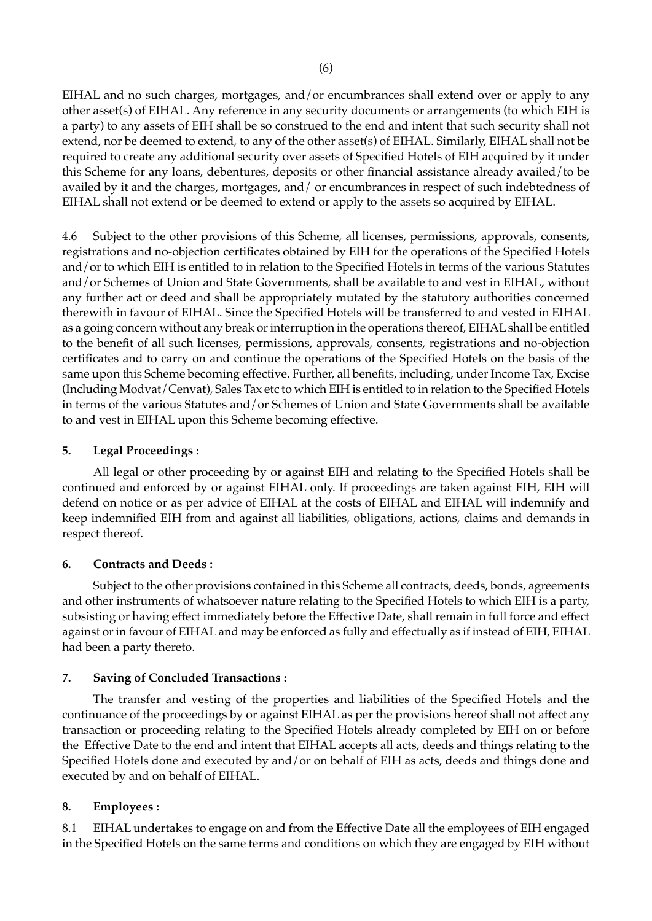EIHAL and no such charges, mortgages, and/or encumbrances shall extend over or apply to any other asset(s) of EIHAL. Any reference in any security documents or arrangements (to which EIH is a party) to any assets of EIH shall be so construed to the end and intent that such security shall not extend, nor be deemed to extend, to any of the other asset(s) of EIHAL. Similarly, EIHAL shall not be required to create any additional security over assets of Specified Hotels of EIH acquired by it under this Scheme for any loans, debentures, deposits or other financial assistance already availed/to be availed by it and the charges, mortgages, and/ or encumbrances in respect of such indebtedness of EIHAL shall not extend or be deemed to extend or apply to the assets so acquired by EIHAL.

4.6 Subject to the other provisions of this Scheme, all licenses, permissions, approvals, consents, registrations and no-objection certificates obtained by EIH for the operations of the Specified Hotels and/or to which EIH is entitled to in relation to the Specified Hotels in terms of the various Statutes and/or Schemes of Union and State Governments, shall be available to and vest in EIHAL, without any further act or deed and shall be appropriately mutated by the statutory authorities concerned therewith in favour of EIHAL. Since the Specified Hotels will be transferred to and vested in EIHAL as a going concern without any break or interruption in the operations thereof, EIHAL shall be entitled to the benefit of all such licenses, permissions, approvals, consents, registrations and no-objection certificates and to carry on and continue the operations of the Specified Hotels on the basis of the same upon this Scheme becoming effective. Further, all benefits, including, under Income Tax, Excise (Including Modvat/Cenvat), Sales Tax etc to which EIH is entitled to in relation to the Specified Hotels in terms of the various Statutes and/or Schemes of Union and State Governments shall be available to and vest in EIHAL upon this Scheme becoming effective.

## 5. Legal Proceedings :

All legal or other proceeding by or against EIH and relating to the Specified Hotels shall be continued and enforced by or against EIHAL only. If proceedings are taken against EIH, EIH will defend on notice or as per advice of EIHAL at the costs of EIHAL and EIHAL will indemnify and keep indemnified EIH from and against all liabilities, obligations, actions, claims and demands in respect thereof.

## 6. Contracts and Deeds :

Subject to the other provisions contained in this Scheme all contracts, deeds, bonds, agreements and other instruments of whatsoever nature relating to the Specified Hotels to which EIH is a party, subsisting or having effect immediately before the Effective Date, shall remain in full force and effect against or in favour of EIHAL and may be enforced as fully and effectually as if instead of EIH, EIHAL had been a party thereto.

## 7. Saving of Concluded Transactions :

The transfer and vesting of the properties and liabilities of the Specified Hotels and the continuance of the proceedings by or against EIHAL as per the provisions hereof shall not affect any transaction or proceeding relating to the Specified Hotels already completed by EIH on or before the Effective Date to the end and intent that EIHAL accepts all acts, deeds and things relating to the Specified Hotels done and executed by and/or on behalf of EIH as acts, deeds and things done and executed by and on behalf of EIHAL.

## 8. Employees :

8.1 EIHAL undertakes to engage on and from the Effective Date all the employees of EIH engaged in the Specified Hotels on the same terms and conditions on which they are engaged by EIH without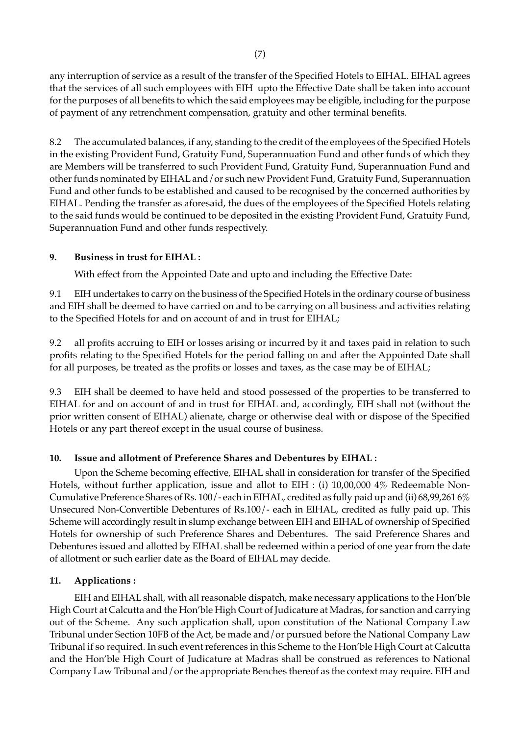any interruption of service as a result of the transfer of the Specified Hotels to EIHAL. EIHAL agrees that the services of all such employees with EIH upto the Effective Date shall be taken into account for the purposes of all benefits to which the said employees may be eligible, including for the purpose of payment of any retrenchment compensation, gratuity and other terminal benefits.

8.2 The accumulated balances, if any, standing to the credit of the employees of the Specified Hotels in the existing Provident Fund, Gratuity Fund, Superannuation Fund and other funds of which they are Members will be transferred to such Provident Fund, Gratuity Fund, Superannuation Fund and other funds nominated by EIHAL and/or such new Provident Fund, Gratuity Fund, Superannuation Fund and other funds to be established and caused to be recognised by the concerned authorities by EIHAL. Pending the transfer as aforesaid, the dues of the employees of the Specified Hotels relating to the said funds would be continued to be deposited in the existing Provident Fund, Gratuity Fund, Superannuation Fund and other funds respectively.

**9. Business in trust for EIHAL :**

With effect from the Appointed Date and upto and including the Effective Date:

9.1 EIH undertakes to carry on the business of the Specified Hotels in the ordinary course of business and EIH shall be deemed to have carried on and to be carrying on all business and activities relating to the Specified Hotels for and on account of and in trust for EIHAL;

9.2 all profits accruing to EIH or losses arising or incurred by it and taxes paid in relation to such profits relating to the Specified Hotels for the period falling on and after the Appointed Date shall for all purposes, be treated as the profits or losses and taxes, as the case may be of EIHAL;

9.3 EIH shall be deemed to have held and stood possessed of the properties to be transferred to EIHAL for and on account of and in trust for EIHAL and, accordingly, EIH shall not (without the prior written consent of EIHAL) alienate, charge or otherwise deal with or dispose of the Specified Hotels or any part thereof except in the usual course of business.

**10. Issue and allotment of Preference Shares and Debentures by EIHAL :**

Upon the Scheme becoming effective, EIHAL shall in consideration for transfer of the Specified Hotels, without further application, issue and allot to EIH : (i) 10,00,000 4% Redeemable Non-Cumulative Preference Shares of Rs. 100/- each in EIHAL, credited as fully paid up and (ii) 68,99,261 6% Unsecured Non-Convertible Debentures of Rs.100/- each in EIHAL, credited as fully paid up. This Scheme will accordingly result in slump exchange between EIH and EIHAL of ownership of Specified Hotels for ownership of such Preference Shares and Debentures. The said Preference Shares and Debentures issued and allotted by EIHAL shall be redeemed within a period of one year from the date of allotment or such earlier date as the Board of EIHAL may decide.

**11. Applications :**

EIH and EIHAL shall, with all reasonable dispatch, make necessary applications to the Hon'ble High Court at Calcutta and the Hon'ble High Court of Judicature at Madras, for sanction and carrying out of the Scheme. Any such application shall, upon constitution of the National Company Law Tribunal under Section 10FB of the Act, be made and/or pursued before the National Company Law Tribunal if so required. In such event references in this Scheme to the Hon'ble High Court at Calcutta and the Hon'ble High Court of Judicature at Madras shall be construed as references to National Company Law Tribunal and/or the appropriate Benches thereof as the context may require. EIH and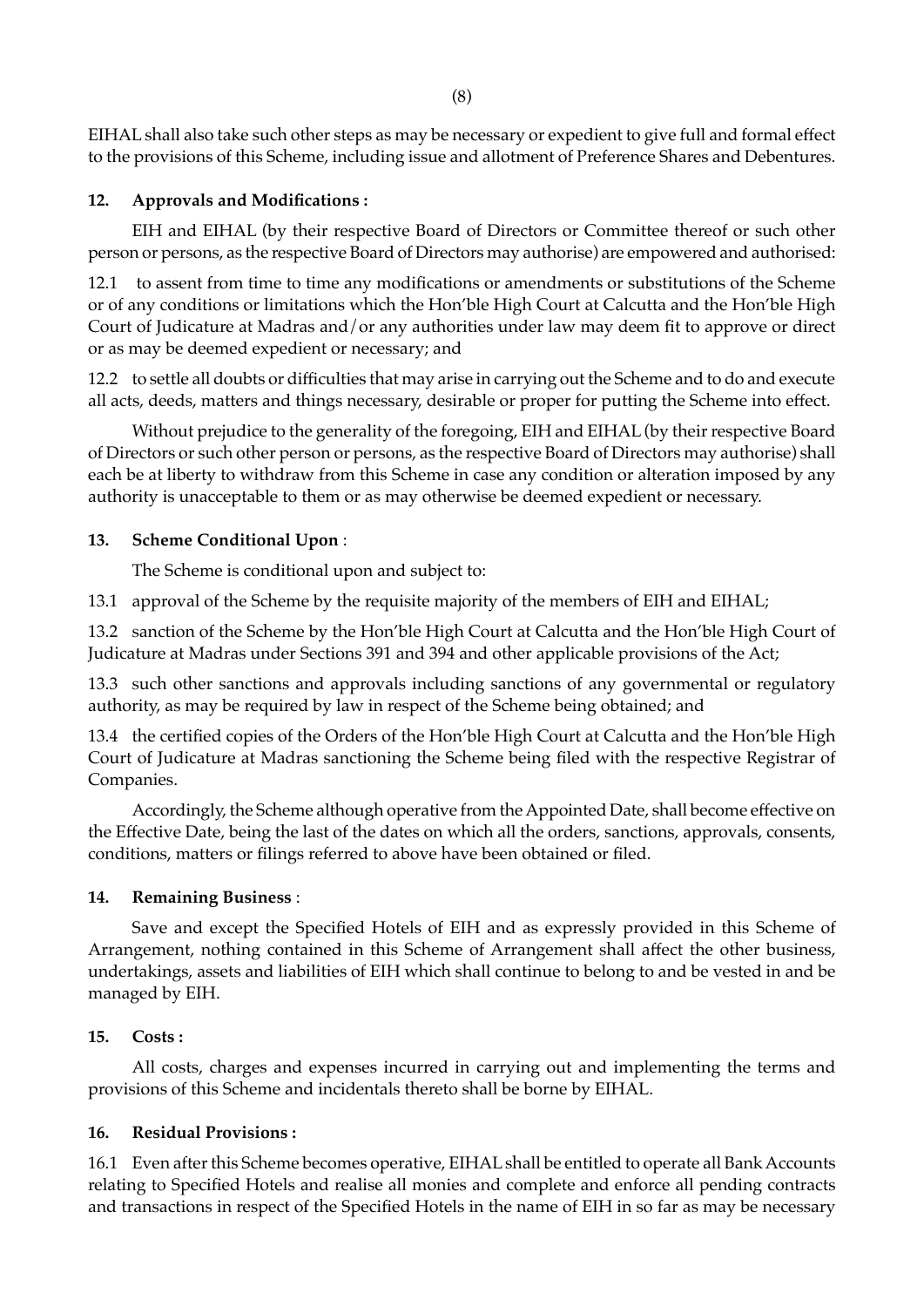EIHAL shall also take such other steps as may be necessary or expedient to give full and formal effect to the provisions of this Scheme, including issue and allotment of Preference Shares and Debentures.

**12. Approvals and Modifications :**

EIH and EIHAL (by their respective Board of Directors or Committee thereof or such other person or persons, as the respective Board of Directors may authorise) are empowered and authorised:

12.1 to assent from time to time any modifications or amendments or substitutions of the Scheme or of any conditions or limitations which the Hon'ble High Court at Calcutta and the Hon'ble High Court of Judicature at Madras and/or any authorities under law may deem fit to approve or direct or as may be deemed expedient or necessary; and

12.2 to settle all doubts or difficulties that may arise in carrying out the Scheme and to do and execute all acts, deeds, matters and things necessary, desirable or proper for putting the Scheme into effect.

Without prejudice to the generality of the foregoing, EIH and EIHAL (by their respective Board of Directors or such other person or persons, as the respective Board of Directors may authorise) shall each be at liberty to withdraw from this Scheme in case any condition or alteration imposed by any authority is unacceptable to them or as may otherwise be deemed expedient or necessary.

**13. Scheme Conditional Upon** :

The Scheme is conditional upon and subject to:

13.1 approval of the Scheme by the requisite majority of the members of EIH and EIHAL;

13.2 sanction of the Scheme by the Hon'ble High Court at Calcutta and the Hon'ble High Court of Judicature at Madras under Sections 391 and 394 and other applicable provisions of the Act;

13.3 such other sanctions and approvals including sanctions of any governmental or regulatory authority, as may be required by law in respect of the Scheme being obtained; and

13.4 the certified copies of the Orders of the Hon'ble High Court at Calcutta and the Hon'ble High Court of Judicature at Madras sanctioning the Scheme being filed with the respective Registrar of Companies.

Accordingly, the Scheme although operative from the Appointed Date, shall become effective on the Effective Date, being the last of the dates on which all the orders, sanctions, approvals, consents, conditions, matters or filings referred to above have been obtained or filed.

**14. Remaining Business** :

Save and except the Specified Hotels of EIH and as expressly provided in this Scheme of Arrangement, nothing contained in this Scheme of Arrangement shall affect the other business, undertakings, assets and liabilities of EIH which shall continue to belong to and be vested in and be managed by EIH.

**15. Costs :**

All costs, charges and expenses incurred in carrying out and implementing the terms and provisions of this Scheme and incidentals thereto shall be borne by EIHAL.

**16. Residual Provisions :**

16.1 Even after this Scheme becomes operative, EIHAL shall be entitled to operate all Bank Accounts relating to Specified Hotels and realise all monies and complete and enforce all pending contracts and transactions in respect of the Specified Hotels in the name of EIH in so far as may be necessary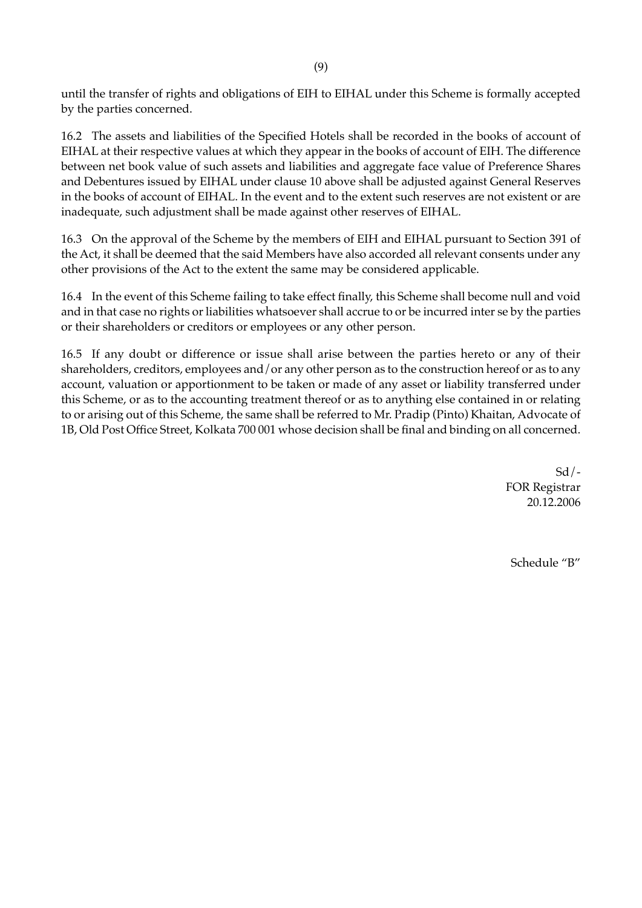until the transfer of rights and obligations of EIH to EIHAL under this Scheme is formally accepted by the parties concerned.

16.2 The assets and liabilities of the Specified Hotels shall be recorded in the books of account of EIHAL at their respective values at which they appear in the books of account of EIH. The difference between net book value of such assets and liabilities and aggregate face value of Preference Shares and Debentures issued by EIHAL under clause 10 above shall be adjusted against General Reserves in the books of account of EIHAL. In the event and to the extent such reserves are not existent or are inadequate, such adjustment shall be made against other reserves of EIHAL.

16.3 On the approval of the Scheme by the members of EIH and EIHAL pursuant to Section 391 of the Act, it shall be deemed that the said Members have also accorded all relevant consents under any other provisions of the Act to the extent the same may be considered applicable.

16.4 In the event of this Scheme failing to take effect finally, this Scheme shall become null and void and in that case no rights or liabilities whatsoever shall accrue to or be incurred inter se by the parties or their shareholders or creditors or employees or any other person.

16.5 If any doubt or difference or issue shall arise between the parties hereto or any of their shareholders, creditors, employees and/or any other person as to the construction hereof or as to any account, valuation or apportionment to be taken or made of any asset or liability transferred under this Scheme, or as to the accounting treatment thereof or as to anything else contained in or relating to or arising out of this Scheme, the same shall be referred to Mr. Pradip (Pinto) Khaitan, Advocate of 1B, Old Post Office Street, Kolkata 700 001 whose decision shall be final and binding on all concerned.

Sd/-
FOR Registrar
20.12.2006

Schedule "B"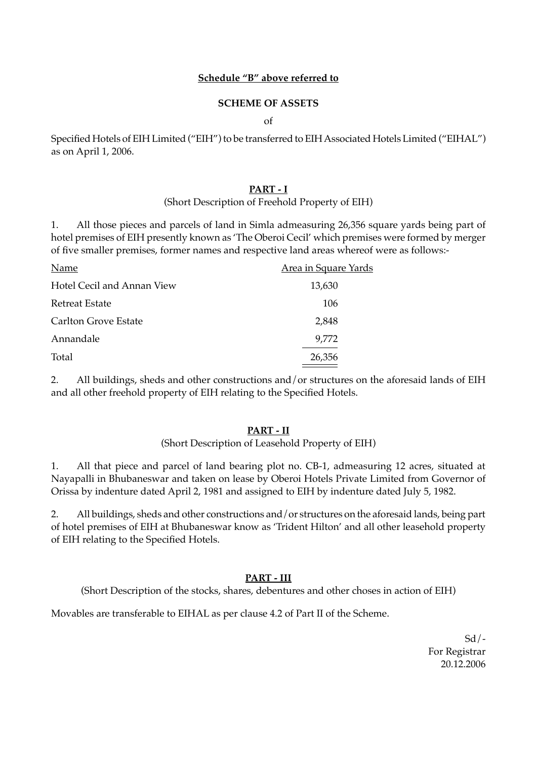**Schedule "B" above referred to**

**SCHEME OF ASSETS**

of

Specified Hotels of EIH Limited ("EIH") to be transferred to EIH Associated Hotels Limited ("EIHAL") as on April 1, 2006.

**PART - I**

(Short Description of Freehold Property of EIH)

1. All those pieces and parcels of land in Simla admeasuring 26,356 square yards being part of hotel premises of EIH presently known as 'The Oberoi Cecil' which premises were formed by merger of five smaller premises, former names and respective land areas whereof were as follows:-

| Name | Area in Square Yards |
|---|---|
| Hotel Cecil and Annan View | 13,630 |
| Retreat Estate | 106 |
| Carlton Grove Estate | 2,848 |
| Annandale | 9,772 |
| Total | 26,356 |

2. All buildings, sheds and other constructions and/or structures on the aforesaid lands of EIH and all other freehold property of EIH relating to the Specified Hotels.

**PART - II**

(Short Description of Leasehold Property of EIH)

1. All that piece and parcel of land bearing plot no. CB-1, admeasuring 12 acres, situated at Nayapalli in Bhubaneswar and taken on lease by Oberoi Hotels Private Limited from Governor of Orissa by indenture dated April 2, 1981 and assigned to EIH by indenture dated July 5, 1982.

2. All buildings, sheds and other constructions and/or structures on the aforesaid lands, being part of hotel premises of EIH at Bhubaneswar know as 'Trident Hilton' and all other leasehold property of EIH relating to the Specified Hotels.

**PART - III**

(Short Description of the stocks, shares, debentures and other choses in action of EIH)

Movables are transferable to EIHAL as per clause 4.2 of Part II of the Scheme.

Sd/-
For Registrar
20.12.2006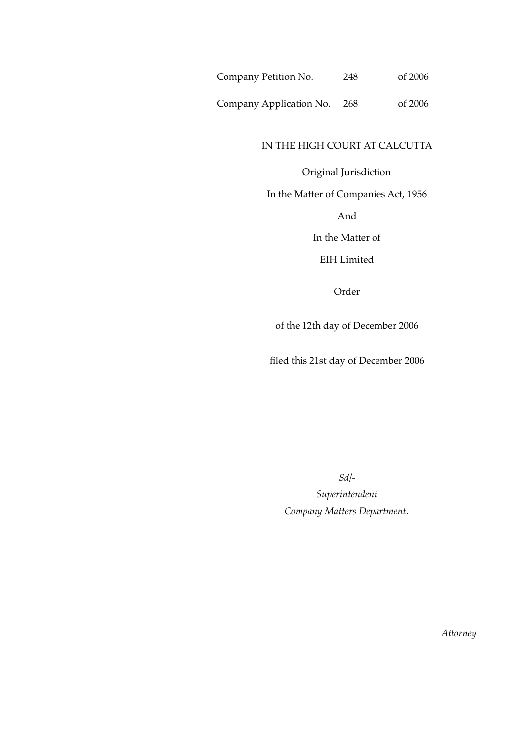Company Petition No. 248 of 2006

Company Application No. 268 of 2006

IN THE HIGH COURT AT CALCUTTA

Original Jurisdiction

In the Matter of Companies Act, 1956

And

In the Matter of

EIH Limited

Order

of the 12th day of December 2006

filed this 21st day of December 2006

*Sd/-*

*Superintendent*

*Company Matters Department.*

*Attorney*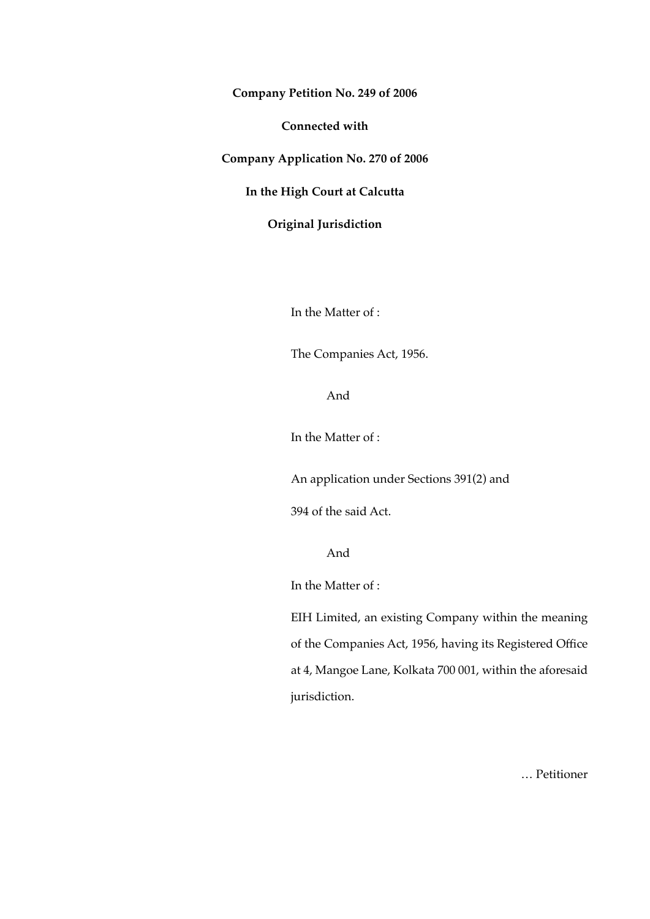**Company Petition No. 249 of 2006**

**Connected with**

**Company Application No. 270 of 2006**

**In the High Court at Calcutta**

**Original Jurisdiction**

In the Matter of :

The Companies Act, 1956.

And

In the Matter of :

An application under Sections 391(2) and 394 of the said Act.

And

In the Matter of :

EIH Limited, an existing Company within the meaning of the Companies Act, 1956, having its Registered Office at 4, Mangoe Lane, Kolkata 700 001, within the aforesaid jurisdiction.

… Petitioner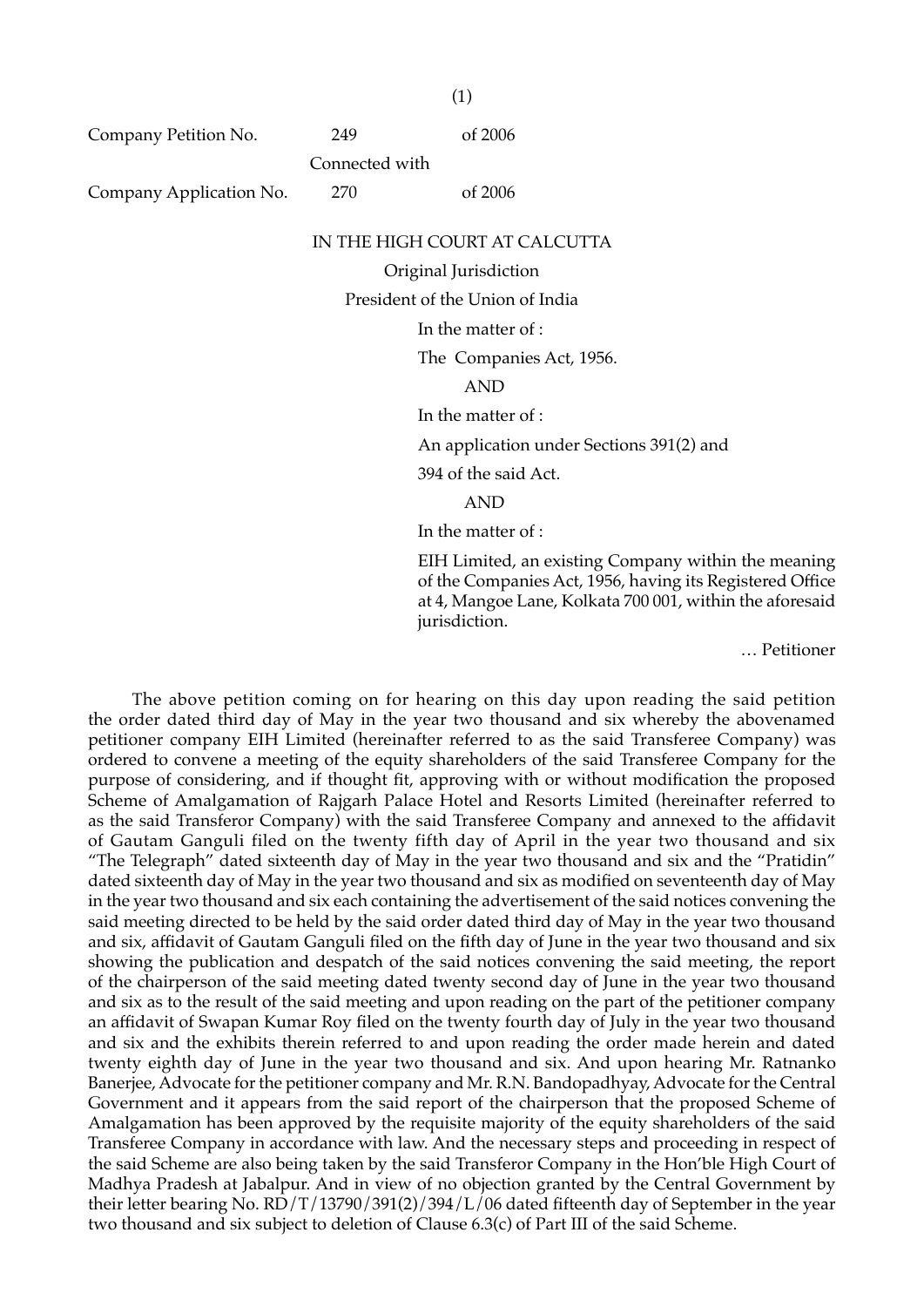Company Petition No. 249 of 2006

Connected with

Company Application No. 270 of 2006

IN THE HIGH COURT AT CALCUTTA

Original Jurisdiction

President of the Union of India

In the matter of :

The Companies Act, 1956.

AND

In the matter of :

An application under Sections 391(2) and 394 of the said Act.

AND

In the matter of :

EIH Limited, an existing Company within the meaning of the Companies Act, 1956, having its Registered Office at 4, Mangoe Lane, Kolkata 700 001, within the aforesaid jurisdiction.

… Petitioner

The above petition coming on for hearing on this day upon reading the said petition the order dated third day of May in the year two thousand and six whereby the abovenamed petitioner company EIH Limited (hereinafter referred to as the said Transferee Company) was ordered to convene a meeting of the equity shareholders of the said Transferee Company for the purpose of considering, and if thought fit, approving with or without modification the proposed Scheme of Amalgamation of Rajgarh Palace Hotel and Resorts Limited (hereinafter referred to as the said Transferor Company) with the said Transferee Company and annexed to the affidavit of Gautam Ganguli filed on the twenty fifth day of April in the year two thousand and six "The Telegraph" dated sixteenth day of May in the year two thousand and six and the "Pratidin" dated sixteenth day of May in the year two thousand and six as modified on seventeenth day of May in the year two thousand and six each containing the advertisement of the said notices convening the said meeting directed to be held by the said order dated third day of May in the year two thousand and six, affidavit of Gautam Ganguli filed on the fifth day of June in the year two thousand and six showing the publication and despatch of the said notices convening the said meeting, the report of the chairperson of the said meeting dated twenty second day of June in the year two thousand and six as to the result of the said meeting and upon reading on the part of the petitioner company an affidavit of Swapan Kumar Roy filed on the twenty fourth day of July in the year two thousand and six and the exhibits therein referred to and upon reading the order made herein and dated twenty eighth day of June in the year two thousand and six. And upon hearing Mr. Ratnanko Banerjee, Advocate for the petitioner company and Mr. R.N. Bandopadhyay, Advocate for the Central Government and it appears from the said report of the chairperson that the proposed Scheme of Amalgamation has been approved by the requisite majority of the equity shareholders of the said Transferee Company in accordance with law. And the necessary steps and proceeding in respect of the said Scheme are also being taken by the said Transferor Company in the Hon'ble High Court of Madhya Pradesh at Jabalpur. And in view of no objection granted by the Central Government by their letter bearing No. RD/T/13790/391(2)/394/L/06 dated fifteenth day of September in the year two thousand and six subject to deletion of Clause 6.3(c) of Part III of the said Scheme.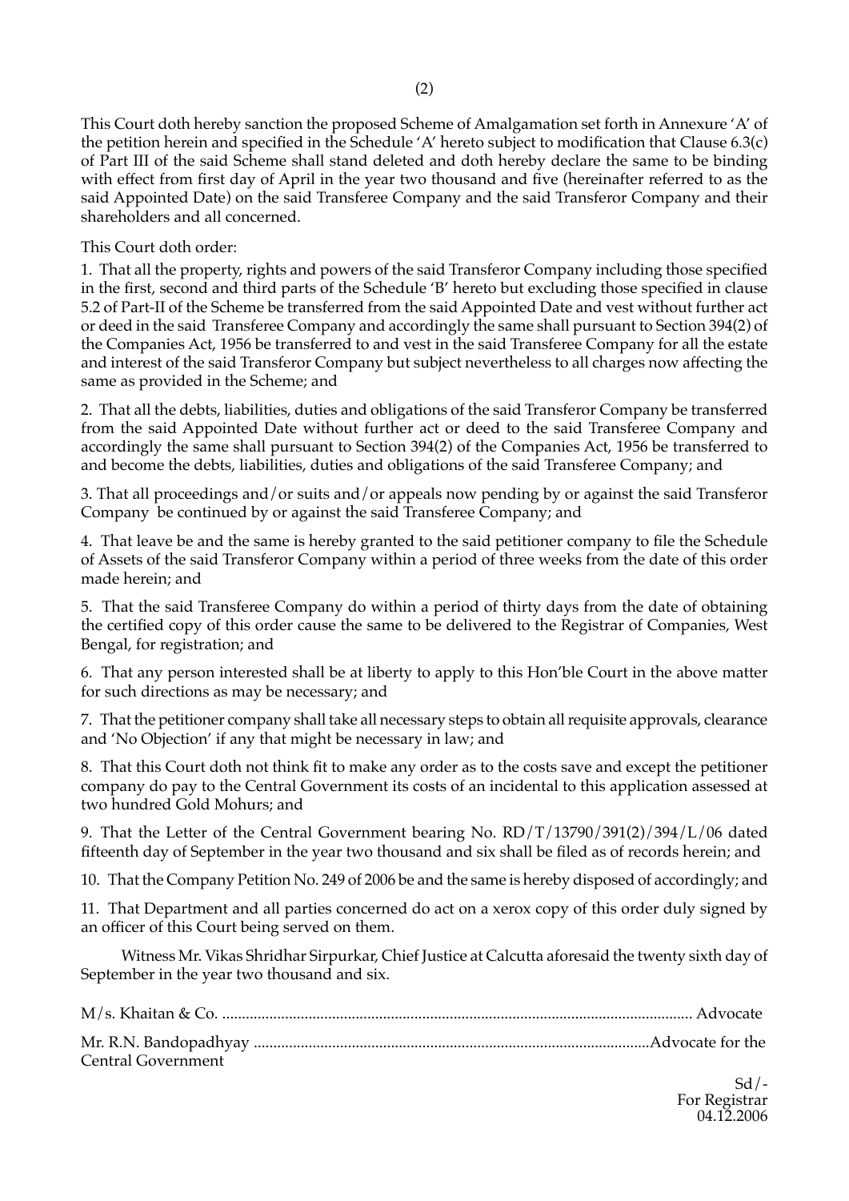This Court doth hereby sanction the proposed Scheme of Amalgamation set forth in Annexure 'A' of the petition herein and specified in the Schedule 'A' hereto subject to modification that Clause 6.3(c) of Part III of the said Scheme shall stand deleted and doth hereby declare the same to be binding with effect from first day of April in the year two thousand and five (hereinafter referred to as the said Appointed Date) on the said Transferee Company and the said Transferor Company and their shareholders and all concerned.

This Court doth order:

1. That all the property, rights and powers of the said Transferor Company including those specified in the first, second and third parts of the Schedule 'B' hereto but excluding those specified in clause 5.2 of Part-II of the Scheme be transferred from the said Appointed Date and vest without further act or deed in the said Transferee Company and accordingly the same shall pursuant to Section 394(2) of the Companies Act, 1956 be transferred to and vest in the said Transferee Company for all the estate and interest of the said Transferor Company but subject nevertheless to all charges now affecting the same as provided in the Scheme; and

2. That all the debts, liabilities, duties and obligations of the said Transferor Company be transferred from the said Appointed Date without further act or deed to the said Transferee Company and accordingly the same shall pursuant to Section 394(2) of the Companies Act, 1956 be transferred to and become the debts, liabilities, duties and obligations of the said Transferee Company; and

3. That all proceedings and/or suits and/or appeals now pending by or against the said Transferor Company be continued by or against the said Transferee Company; and

4. That leave be and the same is hereby granted to the said petitioner company to file the Schedule of Assets of the said Transferor Company within a period of three weeks from the date of this order made herein; and

5. That the said Transferee Company do within a period of thirty days from the date of obtaining the certified copy of this order cause the same to be delivered to the Registrar of Companies, West Bengal, for registration; and

6. That any person interested shall be at liberty to apply to this Hon'ble Court in the above matter for such directions as may be necessary; and

7. That the petitioner company shall take all necessary steps to obtain all requisite approvals, clearance and 'No Objection' if any that might be necessary in law; and

8. That this Court doth not think fit to make any order as to the costs save and except the petitioner company do pay to the Central Government its costs of an incidental to this application assessed at two hundred Gold Mohurs; and

9. That the Letter of the Central Government bearing No. RD/T/13790/391(2)/394/L/06 dated fifteenth day of September in the year two thousand and six shall be filed as of records herein; and

10. That the Company Petition No. 249 of 2006 be and the same is hereby disposed of accordingly; and

11. That Department and all parties concerned do act on a xerox copy of this order duly signed by an officer of this Court being served on them.

Witness Mr. Vikas Shridhar Sirpurkar, Chief Justice at Calcutta aforesaid the twenty sixth day of September in the year two thousand and six.

M/s. Khaitan & Co. ........................................................................................................ Advocate

Mr. R.N. Bandopadhyay ....................................................................................................Advocate for the Central Government

Sd/-
For Registrar
04.12.2006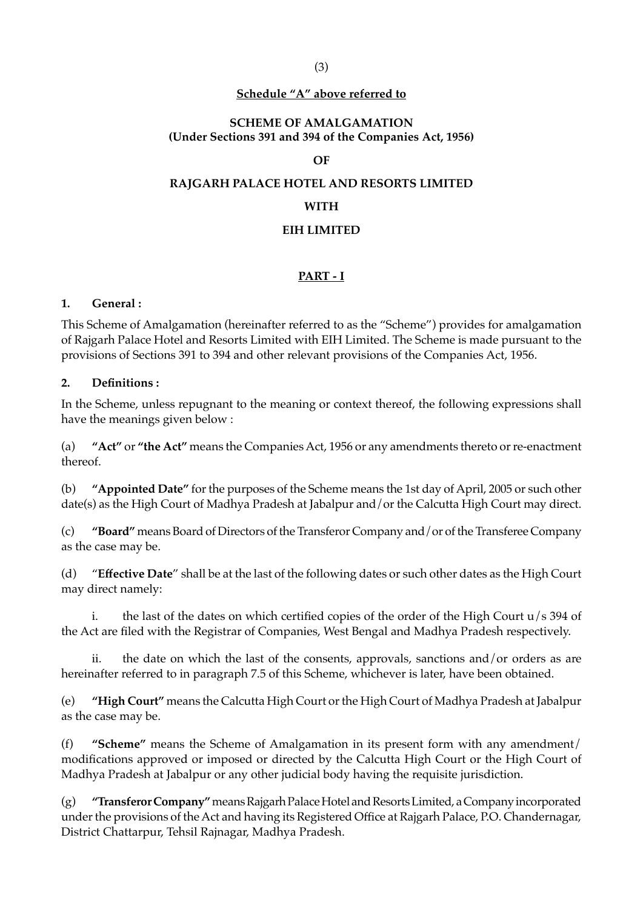**Schedule "A" above referred to**

**SCHEME OF AMALGAMATION**
**(Under Sections 391 and 394 of the Companies Act, 1956)**

**OF**

**RAJGARH PALACE HOTEL AND RESORTS LIMITED**

**WITH**

**EIH LIMITED**

**PART - I**

**1. General :**

This Scheme of Amalgamation (hereinafter referred to as the "Scheme") provides for amalgamation of Rajgarh Palace Hotel and Resorts Limited with EIH Limited. The Scheme is made pursuant to the provisions of Sections 391 to 394 and other relevant provisions of the Companies Act, 1956.

**2. Definitions :**

In the Scheme, unless repugnant to the meaning or context thereof, the following expressions shall have the meanings given below :

(a) **"Act"** or **"the Act"** means the Companies Act, 1956 or any amendments thereto or re-enactment thereof.

(b) **"Appointed Date"** for the purposes of the Scheme means the 1st day of April, 2005 or such other date(s) as the High Court of Madhya Pradesh at Jabalpur and/or the Calcutta High Court may direct.

(c) **"Board"** means Board of Directors of the Transferor Company and/or of the Transferee Company as the case may be.

(d) "**Effective Date**" shall be at the last of the following dates or such other dates as the High Court may direct namely:

i. the last of the dates on which certified copies of the order of the High Court u/s 394 of the Act are filed with the Registrar of Companies, West Bengal and Madhya Pradesh respectively.

ii. the date on which the last of the consents, approvals, sanctions and/or orders as are hereinafter referred to in paragraph 7.5 of this Scheme, whichever is later, have been obtained.

(e) **"High Court"** means the Calcutta High Court or the High Court of Madhya Pradesh at Jabalpur as the case may be.

(f) **"Scheme"** means the Scheme of Amalgamation in its present form with any amendment/ modifications approved or imposed or directed by the Calcutta High Court or the High Court of Madhya Pradesh at Jabalpur or any other judicial body having the requisite jurisdiction.

(g) **"Transferor Company"** means Rajgarh Palace Hotel and Resorts Limited, a Company incorporated under the provisions of the Act and having its Registered Office at Rajgarh Palace, P.O. Chandernagar, District Chattarpur, Tehsil Rajnagar, Madhya Pradesh.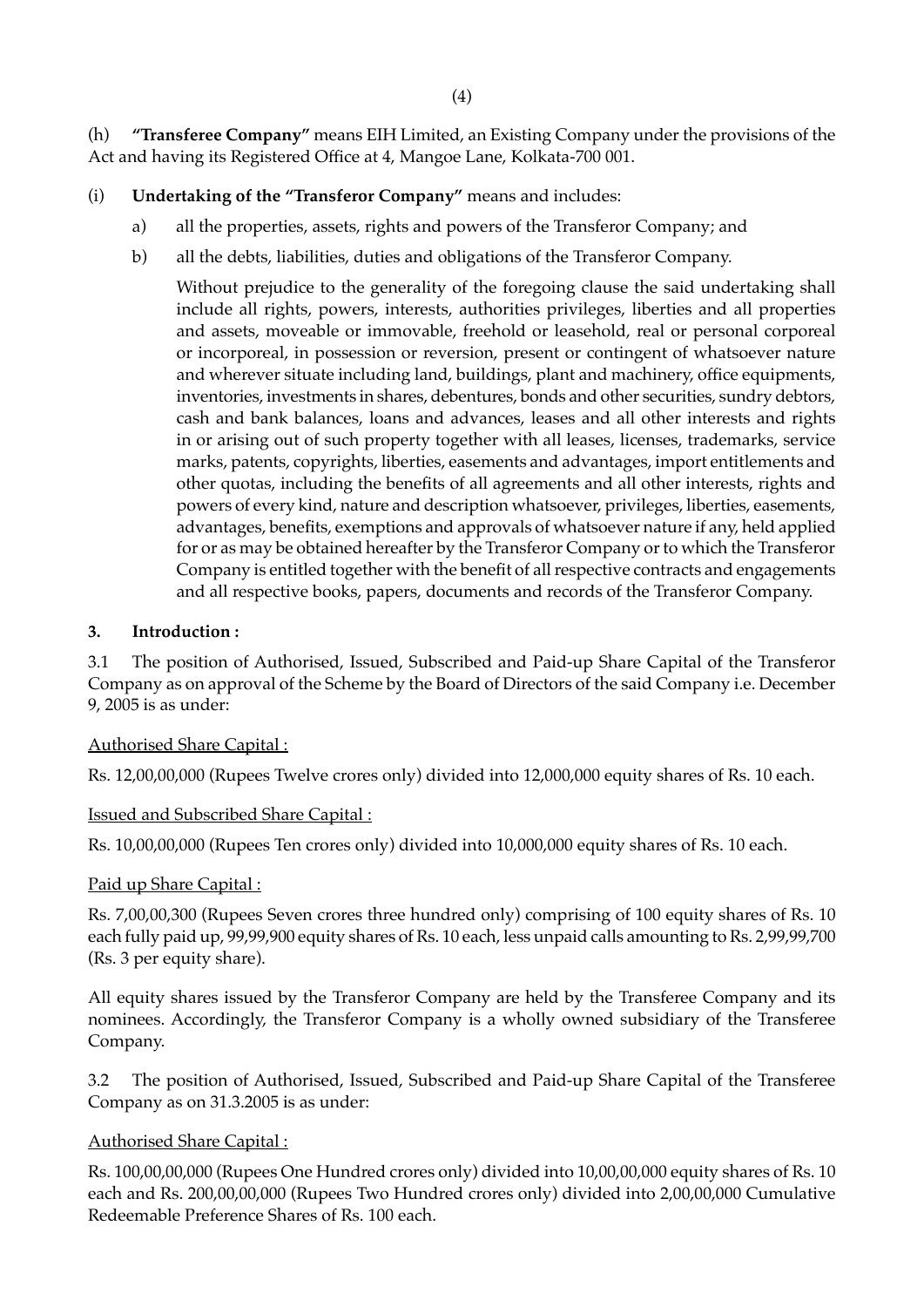(h) **"Transferee Company"** means EIH Limited, an Existing Company under the provisions of the Act and having its Registered Office at 4, Mangoe Lane, Kolkata-700 001.

(i) **Undertaking of the "Transferor Company"** means and includes:

a) all the properties, assets, rights and powers of the Transferor Company; and

b) all the debts, liabilities, duties and obligations of the Transferor Company.

Without prejudice to the generality of the foregoing clause the said undertaking shall include all rights, powers, interests, authorities privileges, liberties and all properties and assets, moveable or immovable, freehold or leasehold, real or personal corporeal or incorporeal, in possession or reversion, present or contingent of whatsoever nature and wherever situate including land, buildings, plant and machinery, office equipments, inventories, investments in shares, debentures, bonds and other securities, sundry debtors, cash and bank balances, loans and advances, leases and all other interests and rights in or arising out of such property together with all leases, licenses, trademarks, service marks, patents, copyrights, liberties, easements and advantages, import entitlements and other quotas, including the benefits of all agreements and all other interests, rights and powers of every kind, nature and description whatsoever, privileges, liberties, easements, advantages, benefits, exemptions and approvals of whatsoever nature if any, held applied for or as may be obtained hereafter by the Transferor Company or to which the Transferor Company is entitled together with the benefit of all respective contracts and engagements and all respective books, papers, documents and records of the Transferor Company.

**3. Introduction :**

3.1 The position of Authorised, Issued, Subscribed and Paid-up Share Capital of the Transferor Company as on approval of the Scheme by the Board of Directors of the said Company i.e. December 9, 2005 is as under:

Authorised Share Capital :

Rs. 12,00,00,000 (Rupees Twelve crores only) divided into 12,000,000 equity shares of Rs. 10 each.

Issued and Subscribed Share Capital :

Rs. 10,00,00,000 (Rupees Ten crores only) divided into 10,000,000 equity shares of Rs. 10 each.

Paid up Share Capital :

Rs. 7,00,00,300 (Rupees Seven crores three hundred only) comprising of 100 equity shares of Rs. 10 each fully paid up, 99,99,900 equity shares of Rs. 10 each, less unpaid calls amounting to Rs. 2,99,99,700 (Rs. 3 per equity share).

All equity shares issued by the Transferor Company are held by the Transferee Company and its nominees. Accordingly, the Transferor Company is a wholly owned subsidiary of the Transferee Company.

3.2 The position of Authorised, Issued, Subscribed and Paid-up Share Capital of the Transferee Company as on 31.3.2005 is as under:

Authorised Share Capital :

Rs. 100,00,00,000 (Rupees One Hundred crores only) divided into 10,00,00,000 equity shares of Rs. 10 each and Rs. 200,00,00,000 (Rupees Two Hundred crores only) divided into 2,00,00,000 Cumulative Redeemable Preference Shares of Rs. 100 each.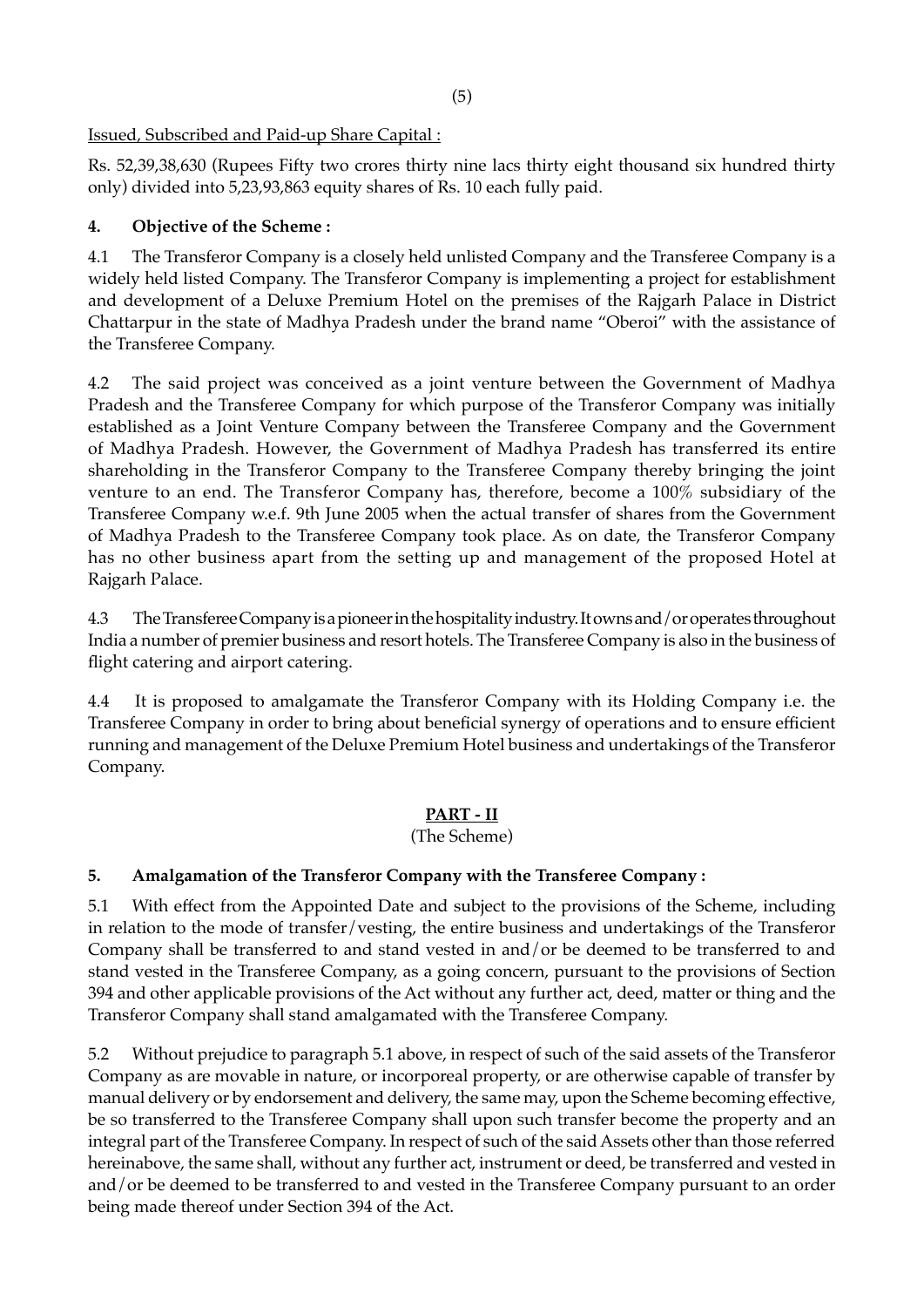Issued, Subscribed and Paid-up Share Capital :

Rs. 52,39,38,630 (Rupees Fifty two crores thirty nine lacs thirty eight thousand six hundred thirty only) divided into 5,23,93,863 equity shares of Rs. 10 each fully paid.

**4. Objective of the Scheme :**

4.1 The Transferor Company is a closely held unlisted Company and the Transferee Company is a widely held listed Company. The Transferor Company is implementing a project for establishment and development of a Deluxe Premium Hotel on the premises of the Rajgarh Palace in District Chattarpur in the state of Madhya Pradesh under the brand name "Oberoi" with the assistance of the Transferee Company.

4.2 The said project was conceived as a joint venture between the Government of Madhya Pradesh and the Transferee Company for which purpose of the Transferor Company was initially established as a Joint Venture Company between the Transferee Company and the Government of Madhya Pradesh. However, the Government of Madhya Pradesh has transferred its entire shareholding in the Transferor Company to the Transferee Company thereby bringing the joint venture to an end. The Transferor Company has, therefore, become a 100% subsidiary of the Transferee Company w.e.f. 9th June 2005 when the actual transfer of shares from the Government of Madhya Pradesh to the Transferee Company took place. As on date, the Transferor Company has no other business apart from the setting up and management of the proposed Hotel at Rajgarh Palace.

4.3 The Transferee Company is a pioneer in the hospitality industry. It owns and/or operates throughout India a number of premier business and resort hotels. The Transferee Company is also in the business of flight catering and airport catering.

4.4 It is proposed to amalgamate the Transferor Company with its Holding Company i.e. the Transferee Company in order to bring about beneficial synergy of operations and to ensure efficient running and management of the Deluxe Premium Hotel business and undertakings of the Transferor Company.

## PART - II

(The Scheme)

**5. Amalgamation of the Transferor Company with the Transferee Company :**

5.1 With effect from the Appointed Date and subject to the provisions of the Scheme, including in relation to the mode of transfer/vesting, the entire business and undertakings of the Transferor Company shall be transferred to and stand vested in and/or be deemed to be transferred to and stand vested in the Transferee Company, as a going concern, pursuant to the provisions of Section 394 and other applicable provisions of the Act without any further act, deed, matter or thing and the Transferor Company shall stand amalgamated with the Transferee Company.

5.2 Without prejudice to paragraph 5.1 above, in respect of such of the said assets of the Transferor Company as are movable in nature, or incorporeal property, or are otherwise capable of transfer by manual delivery or by endorsement and delivery, the same may, upon the Scheme becoming effective, be so transferred to the Transferee Company shall upon such transfer become the property and an integral part of the Transferee Company. In respect of such of the said Assets other than those referred hereinabove, the same shall, without any further act, instrument or deed, be transferred and vested in and/or be deemed to be transferred to and vested in the Transferee Company pursuant to an order being made thereof under Section 394 of the Act.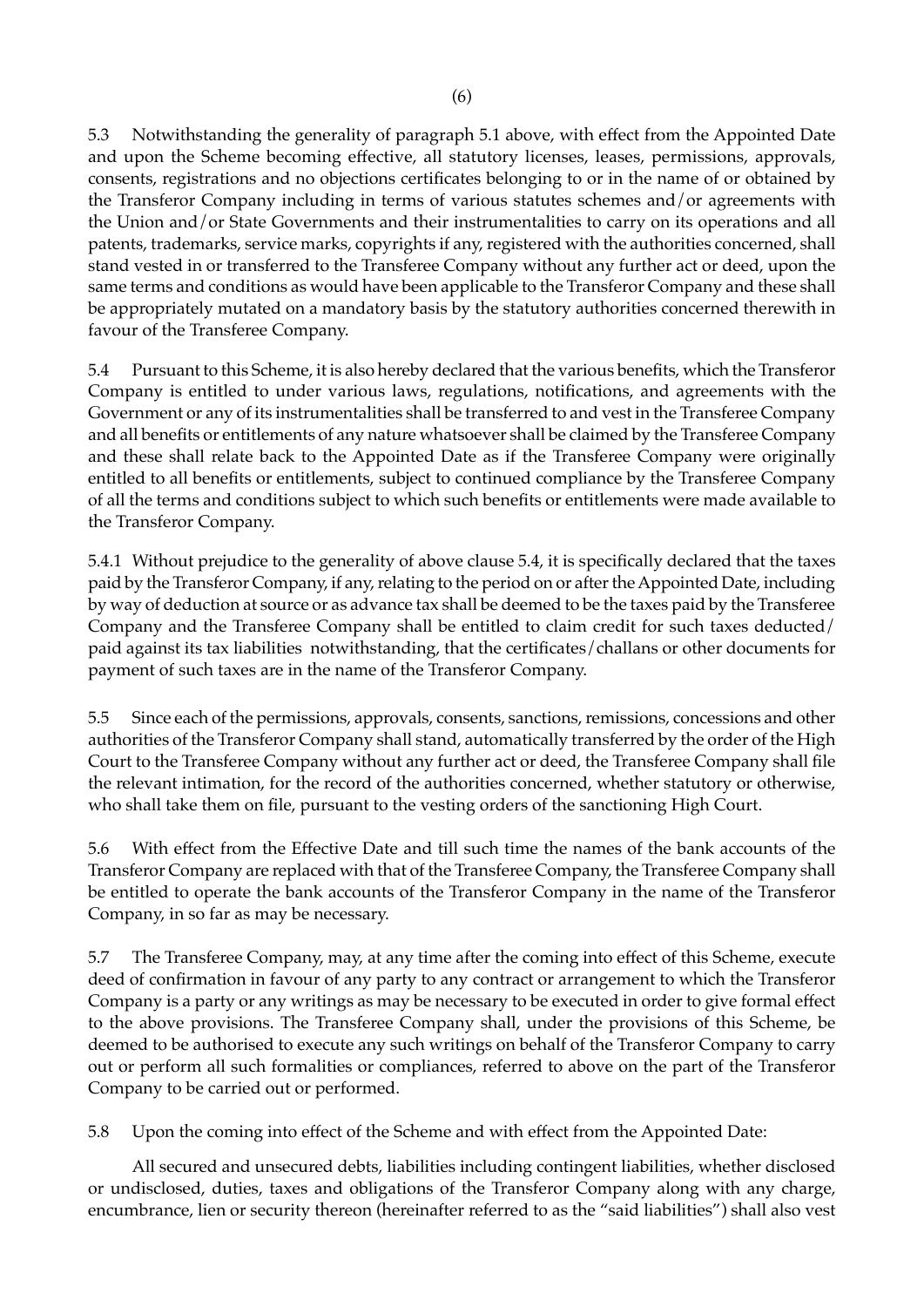5.3 Notwithstanding the generality of paragraph 5.1 above, with effect from the Appointed Date and upon the Scheme becoming effective, all statutory licenses, leases, permissions, approvals, consents, registrations and no objections certificates belonging to or in the name of or obtained by the Transferor Company including in terms of various statutes schemes and/or agreements with the Union and/or State Governments and their instrumentalities to carry on its operations and all patents, trademarks, service marks, copyrights if any, registered with the authorities concerned, shall stand vested in or transferred to the Transferee Company without any further act or deed, upon the same terms and conditions as would have been applicable to the Transferor Company and these shall be appropriately mutated on a mandatory basis by the statutory authorities concerned therewith in favour of the Transferee Company.

5.4 Pursuant to this Scheme, it is also hereby declared that the various benefits, which the Transferor Company is entitled to under various laws, regulations, notifications, and agreements with the Government or any of its instrumentalities shall be transferred to and vest in the Transferee Company and all benefits or entitlements of any nature whatsoever shall be claimed by the Transferee Company and these shall relate back to the Appointed Date as if the Transferee Company were originally entitled to all benefits or entitlements, subject to continued compliance by the Transferee Company of all the terms and conditions subject to which such benefits or entitlements were made available to the Transferor Company.

5.4.1 Without prejudice to the generality of above clause 5.4, it is specifically declared that the taxes paid by the Transferor Company, if any, relating to the period on or after the Appointed Date, including by way of deduction at source or as advance tax shall be deemed to be the taxes paid by the Transferee Company and the Transferee Company shall be entitled to claim credit for such taxes deducted/ paid against its tax liabilities notwithstanding, that the certificates/challans or other documents for payment of such taxes are in the name of the Transferor Company.

5.5 Since each of the permissions, approvals, consents, sanctions, remissions, concessions and other authorities of the Transferor Company shall stand, automatically transferred by the order of the High Court to the Transferee Company without any further act or deed, the Transferee Company shall file the relevant intimation, for the record of the authorities concerned, whether statutory or otherwise, who shall take them on file, pursuant to the vesting orders of the sanctioning High Court.

5.6 With effect from the Effective Date and till such time the names of the bank accounts of the Transferor Company are replaced with that of the Transferee Company, the Transferee Company shall be entitled to operate the bank accounts of the Transferor Company in the name of the Transferor Company, in so far as may be necessary.

5.7 The Transferee Company, may, at any time after the coming into effect of this Scheme, execute deed of confirmation in favour of any party to any contract or arrangement to which the Transferor Company is a party or any writings as may be necessary to be executed in order to give formal effect to the above provisions. The Transferee Company shall, under the provisions of this Scheme, be deemed to be authorised to execute any such writings on behalf of the Transferor Company to carry out or perform all such formalities or compliances, referred to above on the part of the Transferor Company to be carried out or performed.

5.8 Upon the coming into effect of the Scheme and with effect from the Appointed Date:

All secured and unsecured debts, liabilities including contingent liabilities, whether disclosed or undisclosed, duties, taxes and obligations of the Transferor Company along with any charge, encumbrance, lien or security thereon (hereinafter referred to as the "said liabilities") shall also vest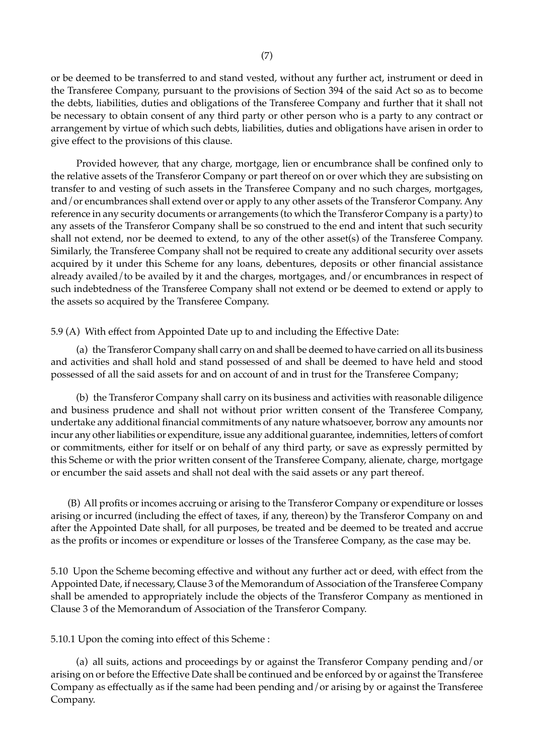or be deemed to be transferred to and stand vested, without any further act, instrument or deed in the Transferee Company, pursuant to the provisions of Section 394 of the said Act so as to become the debts, liabilities, duties and obligations of the Transferee Company and further that it shall not be necessary to obtain consent of any third party or other person who is a party to any contract or arrangement by virtue of which such debts, liabilities, duties and obligations have arisen in order to give effect to the provisions of this clause.

Provided however, that any charge, mortgage, lien or encumbrance shall be confined only to the relative assets of the Transferor Company or part thereof on or over which they are subsisting on transfer to and vesting of such assets in the Transferee Company and no such charges, mortgages, and/or encumbrances shall extend over or apply to any other assets of the Transferor Company. Any reference in any security documents or arrangements (to which the Transferor Company is a party) to any assets of the Transferor Company shall be so construed to the end and intent that such security shall not extend, nor be deemed to extend, to any of the other asset(s) of the Transferee Company. Similarly, the Transferee Company shall not be required to create any additional security over assets acquired by it under this Scheme for any loans, debentures, deposits or other financial assistance already availed/to be availed by it and the charges, mortgages, and/or encumbrances in respect of such indebtedness of the Transferee Company shall not extend or be deemed to extend or apply to the assets so acquired by the Transferee Company.

5.9 (A) With effect from Appointed Date up to and including the Effective Date:

(a) the Transferor Company shall carry on and shall be deemed to have carried on all its business and activities and shall hold and stand possessed of and shall be deemed to have held and stood possessed of all the said assets for and on account of and in trust for the Transferee Company;

(b) the Transferor Company shall carry on its business and activities with reasonable diligence and business prudence and shall not without prior written consent of the Transferee Company, undertake any additional financial commitments of any nature whatsoever, borrow any amounts nor incur any other liabilities or expenditure, issue any additional guarantee, indemnities, letters of comfort or commitments, either for itself or on behalf of any third party, or save as expressly permitted by this Scheme or with the prior written consent of the Transferee Company, alienate, charge, mortgage or encumber the said assets and shall not deal with the said assets or any part thereof.

(B) All profits or incomes accruing or arising to the Transferor Company or expenditure or losses arising or incurred (including the effect of taxes, if any, thereon) by the Transferor Company on and after the Appointed Date shall, for all purposes, be treated and be deemed to be treated and accrue as the profits or incomes or expenditure or losses of the Transferee Company, as the case may be.

5.10 Upon the Scheme becoming effective and without any further act or deed, with effect from the Appointed Date, if necessary, Clause 3 of the Memorandum of Association of the Transferee Company shall be amended to appropriately include the objects of the Transferor Company as mentioned in Clause 3 of the Memorandum of Association of the Transferor Company.

5.10.1 Upon the coming into effect of this Scheme :

(a) all suits, actions and proceedings by or against the Transferor Company pending and/or arising on or before the Effective Date shall be continued and be enforced by or against the Transferee Company as effectually as if the same had been pending and/or arising by or against the Transferee Company.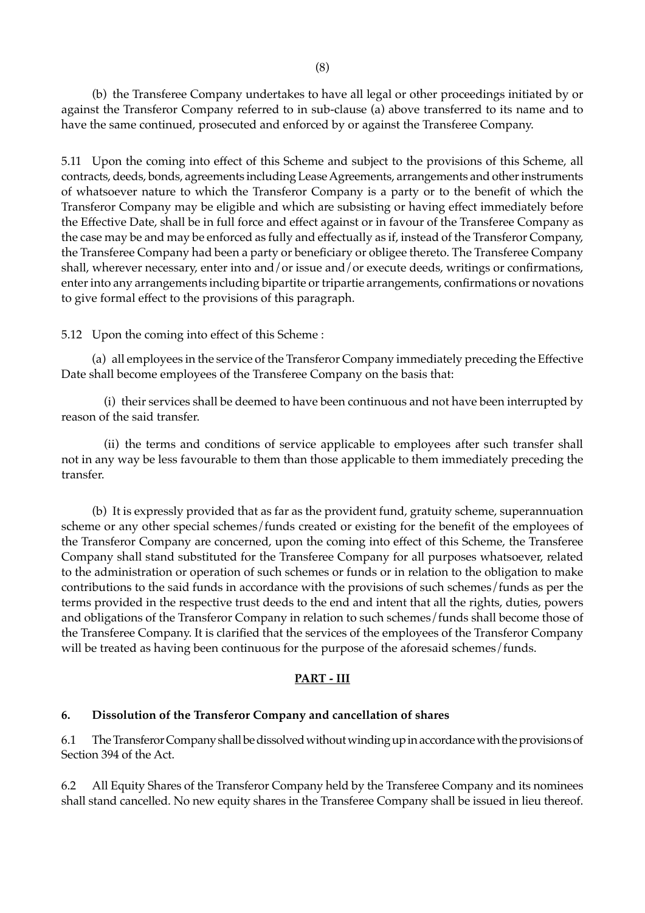(b) the Transferee Company undertakes to have all legal or other proceedings initiated by or against the Transferor Company referred to in sub-clause (a) above transferred to its name and to have the same continued, prosecuted and enforced by or against the Transferee Company.

5.11 Upon the coming into effect of this Scheme and subject to the provisions of this Scheme, all contracts, deeds, bonds, agreements including Lease Agreements, arrangements and other instruments of whatsoever nature to which the Transferor Company is a party or to the benefit of which the Transferor Company may be eligible and which are subsisting or having effect immediately before the Effective Date, shall be in full force and effect against or in favour of the Transferee Company as the case may be and may be enforced as fully and effectually as if, instead of the Transferor Company, the Transferee Company had been a party or beneficiary or obligee thereto. The Transferee Company shall, wherever necessary, enter into and/or issue and/or execute deeds, writings or confirmations, enter into any arrangements including bipartite or tripartie arrangements, confirmations or novations to give formal effect to the provisions of this paragraph.

5.12 Upon the coming into effect of this Scheme :

(a) all employees in the service of the Transferor Company immediately preceding the Effective Date shall become employees of the Transferee Company on the basis that:

(i) their services shall be deemed to have been continuous and not have been interrupted by reason of the said transfer.

(ii) the terms and conditions of service applicable to employees after such transfer shall not in any way be less favourable to them than those applicable to them immediately preceding the transfer.

(b) It is expressly provided that as far as the provident fund, gratuity scheme, superannuation scheme or any other special schemes/funds created or existing for the benefit of the employees of the Transferor Company are concerned, upon the coming into effect of this Scheme, the Transferee Company shall stand substituted for the Transferee Company for all purposes whatsoever, related to the administration or operation of such schemes or funds or in relation to the obligation to make contributions to the said funds in accordance with the provisions of such schemes/funds as per the terms provided in the respective trust deeds to the end and intent that all the rights, duties, powers and obligations of the Transferor Company in relation to such schemes/funds shall become those of the Transferee Company. It is clarified that the services of the employees of the Transferor Company will be treated as having been continuous for the purpose of the aforesaid schemes/funds.

## PART - III

### 6. Dissolution of the Transferor Company and cancellation of shares

6.1 The Transferor Company shall be dissolved without winding up in accordance with the provisions of Section 394 of the Act.

6.2 All Equity Shares of the Transferor Company held by the Transferee Company and its nominees shall stand cancelled. No new equity shares in the Transferee Company shall be issued in lieu thereof.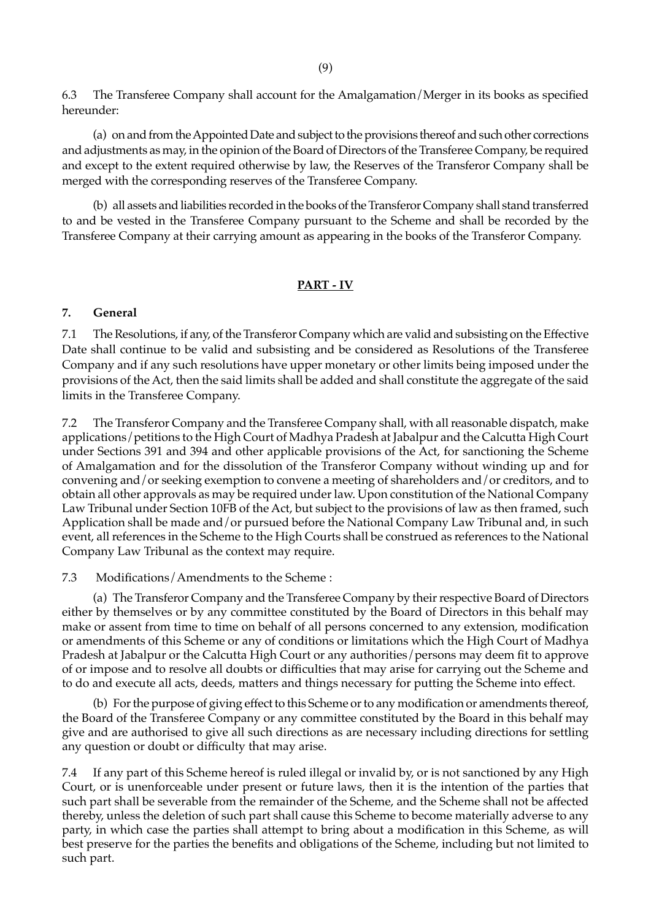6.3 The Transferee Company shall account for the Amalgamation/Merger in its books as specified hereunder:

(a) on and from the Appointed Date and subject to the provisions thereof and such other corrections and adjustments as may, in the opinion of the Board of Directors of the Transferee Company, be required and except to the extent required otherwise by law, the Reserves of the Transferor Company shall be merged with the corresponding reserves of the Transferee Company.

(b) all assets and liabilities recorded in the books of the Transferor Company shall stand transferred to and be vested in the Transferee Company pursuant to the Scheme and shall be recorded by the Transferee Company at their carrying amount as appearing in the books of the Transferor Company.

## PART - IV

### 7. General

7.1 The Resolutions, if any, of the Transferor Company which are valid and subsisting on the Effective Date shall continue to be valid and subsisting and be considered as Resolutions of the Transferee Company and if any such resolutions have upper monetary or other limits being imposed under the provisions of the Act, then the said limits shall be added and shall constitute the aggregate of the said limits in the Transferee Company.

7.2 The Transferor Company and the Transferee Company shall, with all reasonable dispatch, make applications/petitions to the High Court of Madhya Pradesh at Jabalpur and the Calcutta High Court under Sections 391 and 394 and other applicable provisions of the Act, for sanctioning the Scheme of Amalgamation and for the dissolution of the Transferor Company without winding up and for convening and/or seeking exemption to convene a meeting of shareholders and/or creditors, and to obtain all other approvals as may be required under law. Upon constitution of the National Company Law Tribunal under Section 10FB of the Act, but subject to the provisions of law as then framed, such Application shall be made and/or pursued before the National Company Law Tribunal and, in such event, all references in the Scheme to the High Courts shall be construed as references to the National Company Law Tribunal as the context may require.

7.3 Modifications/Amendments to the Scheme :

(a) The Transferor Company and the Transferee Company by their respective Board of Directors either by themselves or by any committee constituted by the Board of Directors in this behalf may make or assent from time to time on behalf of all persons concerned to any extension, modification or amendments of this Scheme or any of conditions or limitations which the High Court of Madhya Pradesh at Jabalpur or the Calcutta High Court or any authorities/persons may deem fit to approve of or impose and to resolve all doubts or difficulties that may arise for carrying out the Scheme and to do and execute all acts, deeds, matters and things necessary for putting the Scheme into effect.

(b) For the purpose of giving effect to this Scheme or to any modification or amendments thereof, the Board of the Transferee Company or any committee constituted by the Board in this behalf may give and are authorised to give all such directions as are necessary including directions for settling any question or doubt or difficulty that may arise.

7.4 If any part of this Scheme hereof is ruled illegal or invalid by, or is not sanctioned by any High Court, or is unenforceable under present or future laws, then it is the intention of the parties that such part shall be severable from the remainder of the Scheme, and the Scheme shall not be affected thereby, unless the deletion of such part shall cause this Scheme to become materially adverse to any party, in which case the parties shall attempt to bring about a modification in this Scheme, as will best preserve for the parties the benefits and obligations of the Scheme, including but not limited to such part.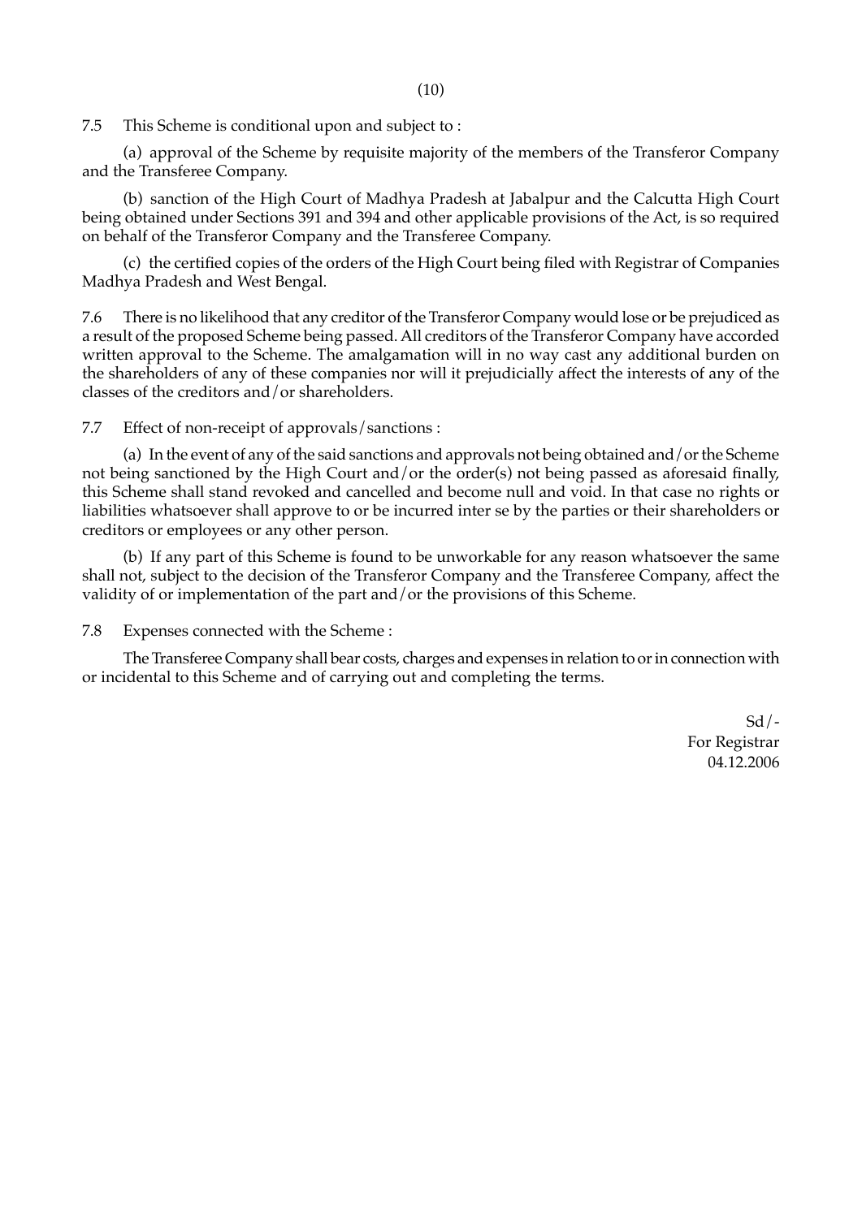7.5 This Scheme is conditional upon and subject to :

(a) approval of the Scheme by requisite majority of the members of the Transferor Company and the Transferee Company.

(b) sanction of the High Court of Madhya Pradesh at Jabalpur and the Calcutta High Court being obtained under Sections 391 and 394 and other applicable provisions of the Act, is so required on behalf of the Transferor Company and the Transferee Company.

(c) the certified copies of the orders of the High Court being filed with Registrar of Companies Madhya Pradesh and West Bengal.

7.6 There is no likelihood that any creditor of the Transferor Company would lose or be prejudiced as a result of the proposed Scheme being passed. All creditors of the Transferor Company have accorded written approval to the Scheme. The amalgamation will in no way cast any additional burden on the shareholders of any of these companies nor will it prejudicially affect the interests of any of the classes of the creditors and/or shareholders.

7.7 Effect of non-receipt of approvals/sanctions :

(a) In the event of any of the said sanctions and approvals not being obtained and/or the Scheme not being sanctioned by the High Court and/or the order(s) not being passed as aforesaid finally, this Scheme shall stand revoked and cancelled and become null and void. In that case no rights or liabilities whatsoever shall approve to or be incurred inter se by the parties or their shareholders or creditors or employees or any other person.

(b) If any part of this Scheme is found to be unworkable for any reason whatsoever the same shall not, subject to the decision of the Transferor Company and the Transferee Company, affect the validity of or implementation of the part and/or the provisions of this Scheme.

7.8 Expenses connected with the Scheme :

The Transferee Company shall bear costs, charges and expenses in relation to or in connection with or incidental to this Scheme and of carrying out and completing the terms.

Sd/-
For Registrar
04.12.2006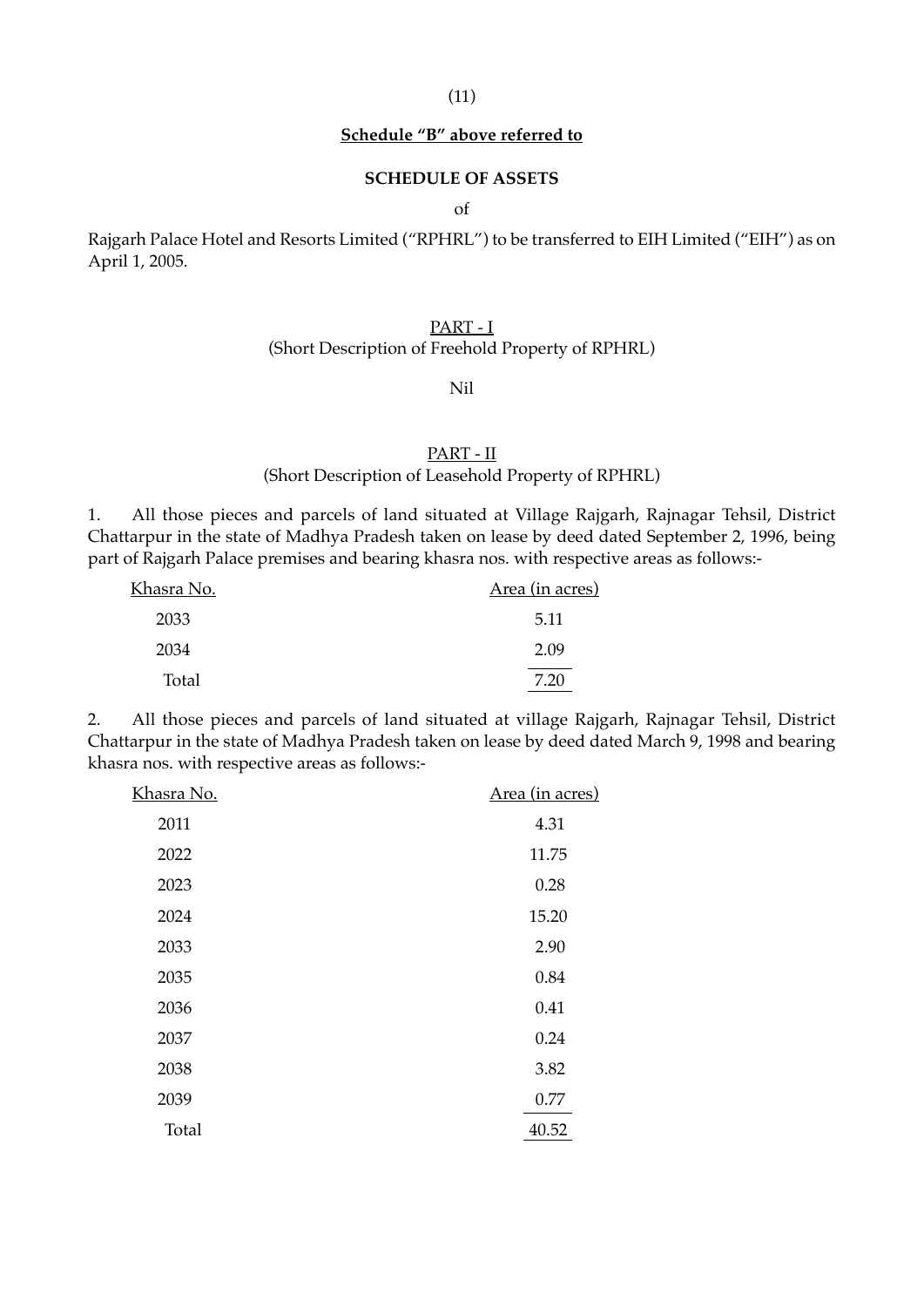**<u>Schedule "B" above referred to</u>**

**SCHEDULE OF ASSETS**

of

Rajgarh Palace Hotel and Resorts Limited ("RPHRL") to be transferred to EIH Limited ("EIH") as on April 1, 2005.

PART - I

(Short Description of Freehold Property of RPHRL)

Nil

PART - II

(Short Description of Leasehold Property of RPHRL)

1. All those pieces and parcels of land situated at Village Rajgarh, Rajnagar Tehsil, District Chattarpur in the state of Madhya Pradesh taken on lease by deed dated September 2, 1996, being part of Rajgarh Palace premises and bearing khasra nos. with respective areas as follows:-

| Khasra No. | Area (in acres) |
|---|---|
| 2033 | 5.11 |
| 2034 | 2.09 |
| Total | 7.20 |

2. All those pieces and parcels of land situated at village Rajgarh, Rajnagar Tehsil, District Chattarpur in the state of Madhya Pradesh taken on lease by deed dated March 9, 1998 and bearing khasra nos. with respective areas as follows:-

| Khasra No. | Area (in acres) |
|---|---|
| 2011 | 4.31 |
| 2022 | 11.75 |
| 2023 | 0.28 |
| 2024 | 15.20 |
| 2033 | 2.90 |
| 2035 | 0.84 |
| 2036 | 0.41 |
| 2037 | 0.24 |
| 2038 | 3.82 |
| 2039 | 0.77 |
| Total | 40.52 |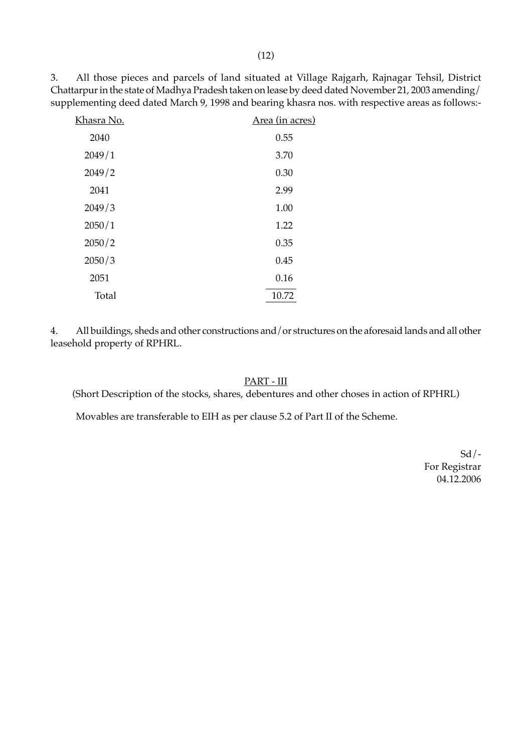3. All those pieces and parcels of land situated at Village Rajgarh, Rajnagar Tehsil, District Chattarpur in the state of Madhya Pradesh taken on lease by deed dated November 21, 2003 amending/ supplementing deed dated March 9, 1998 and bearing khasra nos. with respective areas as follows:-

| Khasra No. | Area (in acres) |
|---|---|
| 2040 | 0.55 |
| 2049/1 | 3.70 |
| 2049/2 | 0.30 |
| 2041 | 2.99 |
| 2049/3 | 1.00 |
| 2050/1 | 1.22 |
| 2050/2 | 0.35 |
| 2050/3 | 0.45 |
| 2051 | 0.16 |
| Total | 10.72 |

4. All buildings, sheds and other constructions and/or structures on the aforesaid lands and all other leasehold property of RPHRL.

## PART - III

(Short Description of the stocks, shares, debentures and other choses in action of RPHRL)

Movables are transferable to EIH as per clause 5.2 of Part II of the Scheme.

Sd/-
For Registrar
04.12.2006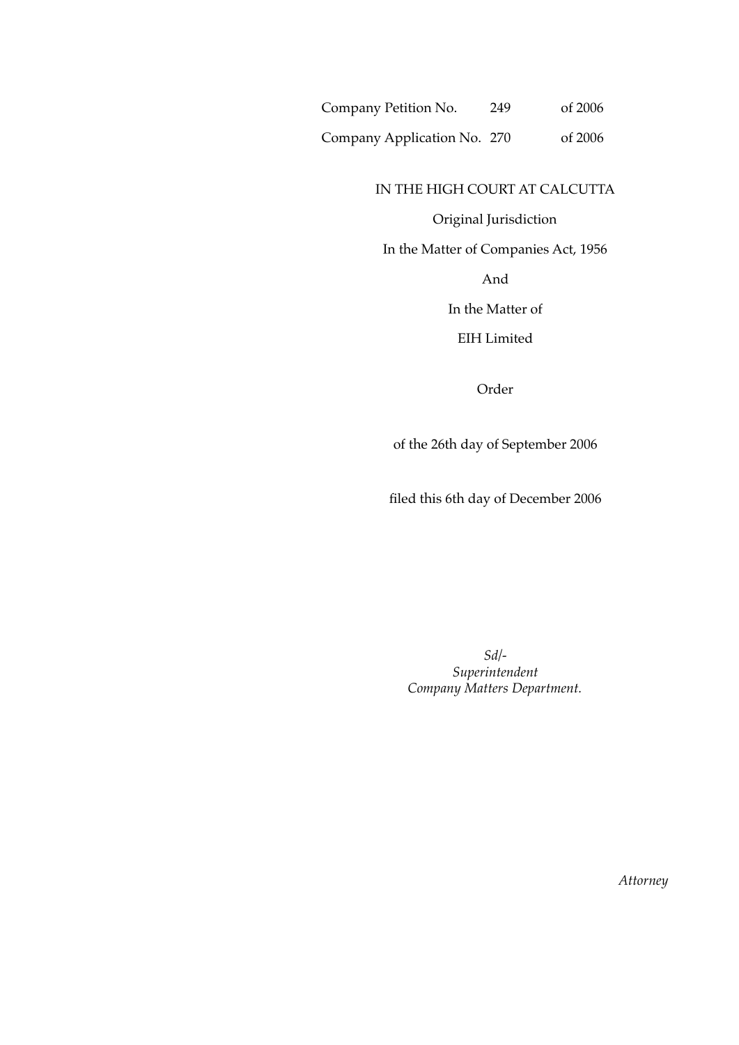Company Petition No. 249 of 2006

Company Application No. 270 of 2006

IN THE HIGH COURT AT CALCUTTA

Original Jurisdiction

In the Matter of Companies Act, 1956

And

In the Matter of

EIH Limited

Order

of the 26th day of September 2006

filed this 6th day of December 2006

*Sd/-*
*Superintendent*
*Company Matters Department.*

*Attorney*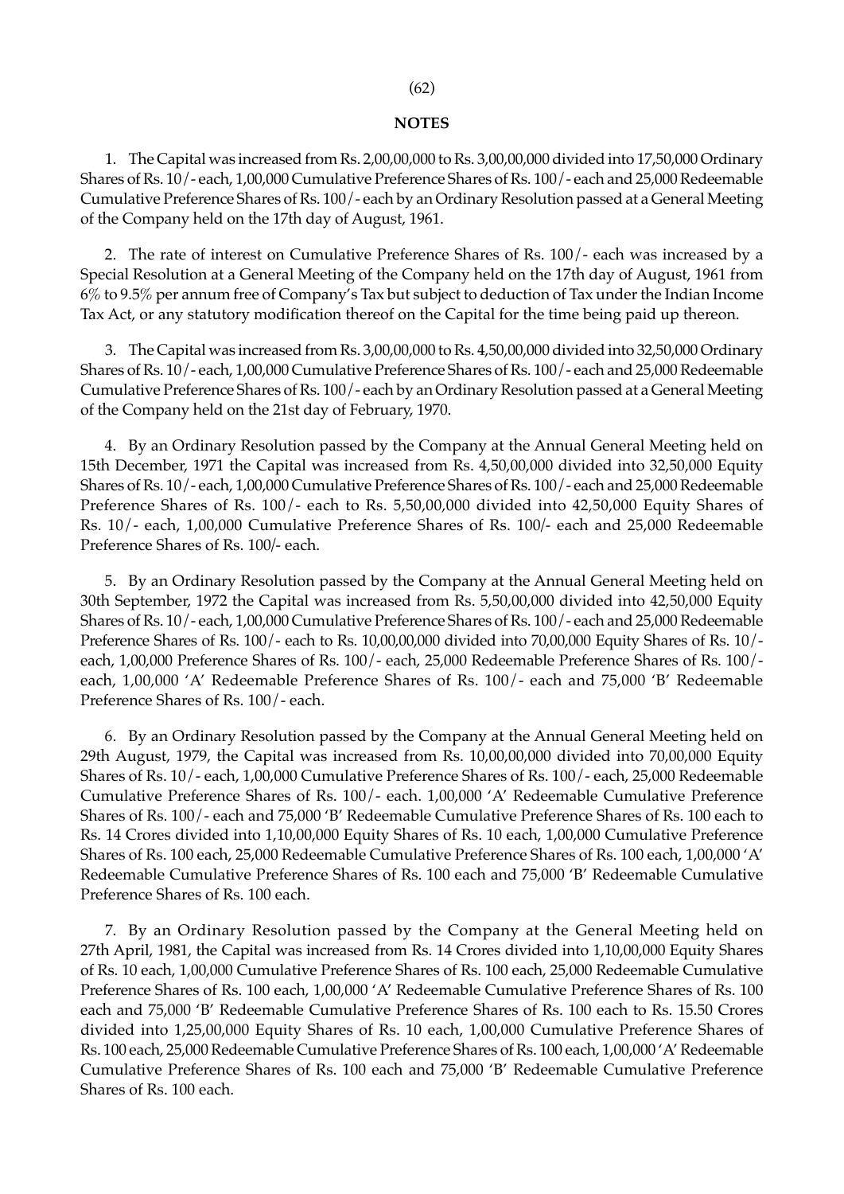## NOTES

1. The Capital was increased from Rs. 2,00,00,000 to Rs. 3,00,00,000 divided into 17,50,000 Ordinary Shares of Rs. 10/- each, 1,00,000 Cumulative Preference Shares of Rs. 100/- each and 25,000 Redeemable Cumulative Preference Shares of Rs. 100/- each by an Ordinary Resolution passed at a General Meeting of the Company held on the 17th day of August, 1961.

2. The rate of interest on Cumulative Preference Shares of Rs. 100/- each was increased by a Special Resolution at a General Meeting of the Company held on the 17th day of August, 1961 from 6% to 9.5% per annum free of Company's Tax but subject to deduction of Tax under the Indian Income Tax Act, or any statutory modification thereof on the Capital for the time being paid up thereon.

3. The Capital was increased from Rs. 3,00,00,000 to Rs. 4,50,00,000 divided into 32,50,000 Ordinary Shares of Rs. 10/- each, 1,00,000 Cumulative Preference Shares of Rs. 100/- each and 25,000 Redeemable Cumulative Preference Shares of Rs. 100/- each by an Ordinary Resolution passed at a General Meeting of the Company held on the 21st day of February, 1970.

4. By an Ordinary Resolution passed by the Company at the Annual General Meeting held on 15th December, 1971 the Capital was increased from Rs. 4,50,00,000 divided into 32,50,000 Equity Shares of Rs. 10/- each, 1,00,000 Cumulative Preference Shares of Rs. 100/- each and 25,000 Redeemable Preference Shares of Rs. 100/- each to Rs. 5,50,00,000 divided into 42,50,000 Equity Shares of Rs. 10/- each, 1,00,000 Cumulative Preference Shares of Rs. 100/- each and 25,000 Redeemable Preference Shares of Rs. 100/- each.

5. By an Ordinary Resolution passed by the Company at the Annual General Meeting held on 30th September, 1972 the Capital was increased from Rs. 5,50,00,000 divided into 42,50,000 Equity Shares of Rs. 10/- each, 1,00,000 Cumulative Preference Shares of Rs. 100/- each and 25,000 Redeemable Preference Shares of Rs. 100/- each to Rs. 10,00,00,000 divided into 70,00,000 Equity Shares of Rs. 10/- each, 1,00,000 Preference Shares of Rs. 100/- each, 25,000 Redeemable Preference Shares of Rs. 100/- each, 1,00,000 'A' Redeemable Preference Shares of Rs. 100/- each and 75,000 'B' Redeemable Preference Shares of Rs. 100/- each.

6. By an Ordinary Resolution passed by the Company at the Annual General Meeting held on 29th August, 1979, the Capital was increased from Rs. 10,00,00,000 divided into 70,00,000 Equity Shares of Rs. 10/- each, 1,00,000 Cumulative Preference Shares of Rs. 100/- each, 25,000 Redeemable Cumulative Preference Shares of Rs. 100/- each. 1,00,000 'A' Redeemable Cumulative Preference Shares of Rs. 100/- each and 75,000 'B' Redeemable Cumulative Preference Shares of Rs. 100 each to Rs. 14 Crores divided into 1,10,00,000 Equity Shares of Rs. 10 each, 1,00,000 Cumulative Preference Shares of Rs. 100 each, 25,000 Redeemable Cumulative Preference Shares of Rs. 100 each, 1,00,000 'A' Redeemable Cumulative Preference Shares of Rs. 100 each and 75,000 'B' Redeemable Cumulative Preference Shares of Rs. 100 each.

7. By an Ordinary Resolution passed by the Company at the General Meeting held on 27th April, 1981, the Capital was increased from Rs. 14 Crores divided into 1,10,00,000 Equity Shares of Rs. 10 each, 1,00,000 Cumulative Preference Shares of Rs. 100 each, 25,000 Redeemable Cumulative Preference Shares of Rs. 100 each, 1,00,000 'A' Redeemable Cumulative Preference Shares of Rs. 100 each and 75,000 'B' Redeemable Cumulative Preference Shares of Rs. 100 each to Rs. 15.50 Crores divided into 1,25,00,000 Equity Shares of Rs. 10 each, 1,00,000 Cumulative Preference Shares of Rs. 100 each, 25,000 Redeemable Cumulative Preference Shares of Rs. 100 each, 1,00,000 'A' Redeemable Cumulative Preference Shares of Rs. 100 each and 75,000 'B' Redeemable Cumulative Preference Shares of Rs. 100 each.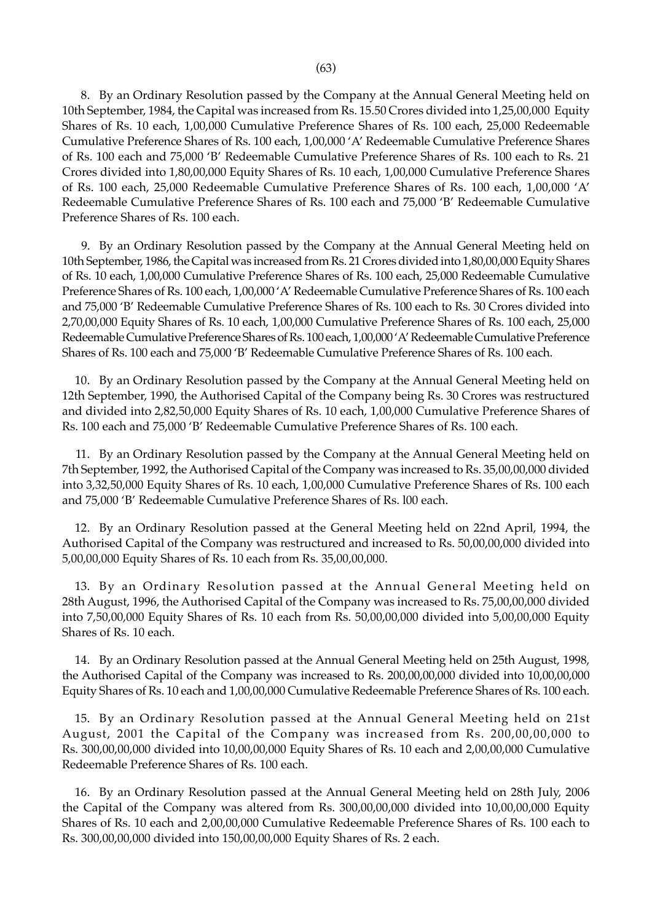8. By an Ordinary Resolution passed by the Company at the Annual General Meeting held on 10th September, 1984, the Capital was increased from Rs. 15.50 Crores divided into 1,25,00,000 Equity Shares of Rs. 10 each, 1,00,000 Cumulative Preference Shares of Rs. 100 each, 25,000 Redeemable Cumulative Preference Shares of Rs. 100 each, 1,00,000 'A' Redeemable Cumulative Preference Shares of Rs. 100 each and 75,000 'B' Redeemable Cumulative Preference Shares of Rs. 100 each to Rs. 21 Crores divided into 1,80,00,000 Equity Shares of Rs. 10 each, 1,00,000 Cumulative Preference Shares of Rs. 100 each, 25,000 Redeemable Cumulative Preference Shares of Rs. 100 each, 1,00,000 'A' Redeemable Cumulative Preference Shares of Rs. 100 each and 75,000 'B' Redeemable Cumulative Preference Shares of Rs. 100 each.

9. By an Ordinary Resolution passed by the Company at the Annual General Meeting held on 10th September, 1986, the Capital was increased from Rs. 21 Crores divided into 1,80,00,000 Equity Shares of Rs. 10 each, 1,00,000 Cumulative Preference Shares of Rs. 100 each, 25,000 Redeemable Cumulative Preference Shares of Rs. 100 each, 1,00,000 'A' Redeemable Cumulative Preference Shares of Rs. 100 each and 75,000 'B' Redeemable Cumulative Preference Shares of Rs. 100 each to Rs. 30 Crores divided into 2,70,00,000 Equity Shares of Rs. 10 each, 1,00,000 Cumulative Preference Shares of Rs. 100 each, 25,000 Redeemable Cumulative Preference Shares of Rs. 100 each, 1,00,000 'A' Redeemable Cumulative Preference Shares of Rs. 100 each and 75,000 'B' Redeemable Cumulative Preference Shares of Rs. 100 each.

10. By an Ordinary Resolution passed by the Company at the Annual General Meeting held on 12th September, 1990, the Authorised Capital of the Company being Rs. 30 Crores was restructured and divided into 2,82,50,000 Equity Shares of Rs. 10 each, 1,00,000 Cumulative Preference Shares of Rs. 100 each and 75,000 'B' Redeemable Cumulative Preference Shares of Rs. 100 each.

11. By an Ordinary Resolution passed by the Company at the Annual General Meeting held on 7th September, 1992, the Authorised Capital of the Company was increased to Rs. 35,00,00,000 divided into 3,32,50,000 Equity Shares of Rs. 10 each, 1,00,000 Cumulative Preference Shares of Rs. 100 each and 75,000 'B' Redeemable Cumulative Preference Shares of Rs. l00 each.

12. By an Ordinary Resolution passed at the General Meeting held on 22nd April, 1994, the Authorised Capital of the Company was restructured and increased to Rs. 50,00,00,000 divided into 5,00,00,000 Equity Shares of Rs. 10 each from Rs. 35,00,00,000.

13. By an Ordinary Resolution passed at the Annual General Meeting held on 28th August, 1996, the Authorised Capital of the Company was increased to Rs. 75,00,00,000 divided into 7,50,00,000 Equity Shares of Rs. 10 each from Rs. 50,00,00,000 divided into 5,00,00,000 Equity Shares of Rs. 10 each.

14. By an Ordinary Resolution passed at the Annual General Meeting held on 25th August, 1998, the Authorised Capital of the Company was increased to Rs. 200,00,00,000 divided into 10,00,00,000 Equity Shares of Rs. 10 each and 1,00,00,000 Cumulative Redeemable Preference Shares of Rs. 100 each.

15. By an Ordinary Resolution passed at the Annual General Meeting held on 21st August, 2001 the Capital of the Company was increased from Rs. 200,00,00,000 to Rs. 300,00,00,000 divided into 10,00,00,000 Equity Shares of Rs. 10 each and 2,00,00,000 Cumulative Redeemable Preference Shares of Rs. 100 each.

16. By an Ordinary Resolution passed at the Annual General Meeting held on 28th July, 2006 the Capital of the Company was altered from Rs. 300,00,00,000 divided into 10,00,00,000 Equity Shares of Rs. 10 each and 2,00,00,000 Cumulative Redeemable Preference Shares of Rs. 100 each to Rs. 300,00,00,000 divided into 150,00,00,000 Equity Shares of Rs. 2 each.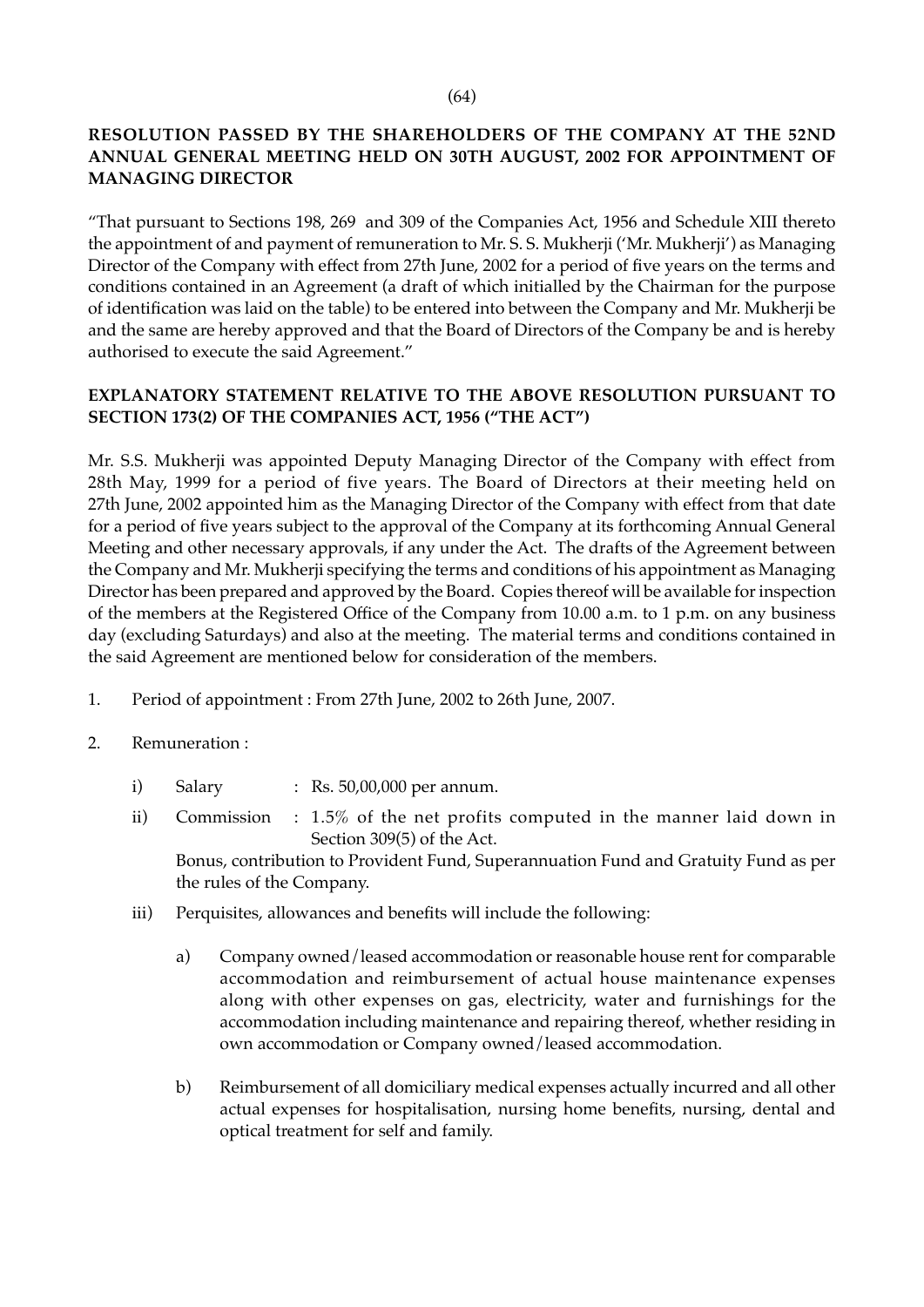**RESOLUTION PASSED BY THE SHAREHOLDERS OF THE COMPANY AT THE 52ND ANNUAL GENERAL MEETING HELD ON 30TH AUGUST, 2002 FOR APPOINTMENT OF MANAGING DIRECTOR**

"That pursuant to Sections 198, 269 and 309 of the Companies Act, 1956 and Schedule XIII thereto the appointment of and payment of remuneration to Mr. S. S. Mukherji ('Mr. Mukherji') as Managing Director of the Company with effect from 27th June, 2002 for a period of five years on the terms and conditions contained in an Agreement (a draft of which initialled by the Chairman for the purpose of identification was laid on the table) to be entered into between the Company and Mr. Mukherji be and the same are hereby approved and that the Board of Directors of the Company be and is hereby authorised to execute the said Agreement."

**EXPLANATORY STATEMENT RELATIVE TO THE ABOVE RESOLUTION PURSUANT TO SECTION 173(2) OF THE COMPANIES ACT, 1956 ("THE ACT")**

Mr. S.S. Mukherji was appointed Deputy Managing Director of the Company with effect from 28th May, 1999 for a period of five years. The Board of Directors at their meeting held on 27th June, 2002 appointed him as the Managing Director of the Company with effect from that date for a period of five years subject to the approval of the Company at its forthcoming Annual General Meeting and other necessary approvals, if any under the Act. The drafts of the Agreement between the Company and Mr. Mukherji specifying the terms and conditions of his appointment as Managing Director has been prepared and approved by the Board. Copies thereof will be available for inspection of the members at the Registered Office of the Company from 10.00 a.m. to 1 p.m. on any business day (excluding Saturdays) and also at the meeting. The material terms and conditions contained in the said Agreement are mentioned below for consideration of the members.

1. Period of appointment : From 27th June, 2002 to 26th June, 2007.

2. Remuneration :

   i) Salary : Rs. 50,00,000 per annum.

   ii) Commission : 1.5% of the net profits computed in the manner laid down in Section 309(5) of the Act.

      Bonus, contribution to Provident Fund, Superannuation Fund and Gratuity Fund as per the rules of the Company.

   iii) Perquisites, allowances and benefits will include the following:

      a) Company owned/leased accommodation or reasonable house rent for comparable accommodation and reimbursement of actual house maintenance expenses along with other expenses on gas, electricity, water and furnishings for the accommodation including maintenance and repairing thereof, whether residing in own accommodation or Company owned/leased accommodation.

      b) Reimbursement of all domiciliary medical expenses actually incurred and all other actual expenses for hospitalisation, nursing home benefits, nursing, dental and optical treatment for self and family.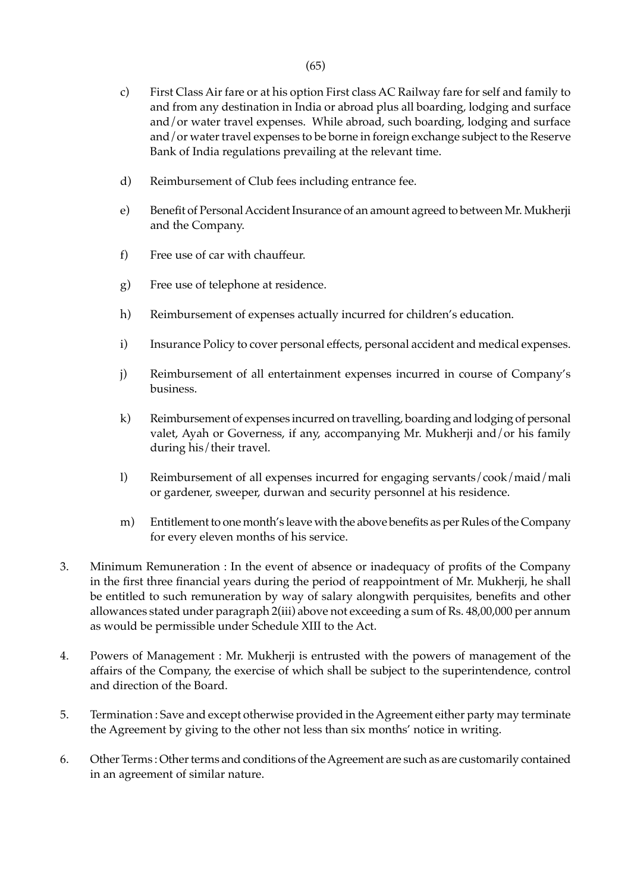c) First Class Air fare or at his option First class AC Railway fare for self and family to and from any destination in India or abroad plus all boarding, lodging and surface and/or water travel expenses. While abroad, such boarding, lodging and surface and/or water travel expenses to be borne in foreign exchange subject to the Reserve Bank of India regulations prevailing at the relevant time.

d) Reimbursement of Club fees including entrance fee.

e) Benefit of Personal Accident Insurance of an amount agreed to between Mr. Mukherji and the Company.

f) Free use of car with chauffeur.

g) Free use of telephone at residence.

h) Reimbursement of expenses actually incurred for children's education.

i) Insurance Policy to cover personal effects, personal accident and medical expenses.

j) Reimbursement of all entertainment expenses incurred in course of Company's business.

k) Reimbursement of expenses incurred on travelling, boarding and lodging of personal valet, Ayah or Governess, if any, accompanying Mr. Mukherji and/or his family during his/their travel.

l) Reimbursement of all expenses incurred for engaging servants/cook/maid/mali or gardener, sweeper, durwan and security personnel at his residence.

m) Entitlement to one month's leave with the above benefits as per Rules of the Company for every eleven months of his service.

3. Minimum Remuneration : In the event of absence or inadequacy of profits of the Company in the first three financial years during the period of reappointment of Mr. Mukherji, he shall be entitled to such remuneration by way of salary alongwith perquisites, benefits and other allowances stated under paragraph 2(iii) above not exceeding a sum of Rs. 48,00,000 per annum as would be permissible under Schedule XIII to the Act.

4. Powers of Management : Mr. Mukherji is entrusted with the powers of management of the affairs of the Company, the exercise of which shall be subject to the superintendence, control and direction of the Board.

5. Termination : Save and except otherwise provided in the Agreement either party may terminate the Agreement by giving to the other not less than six months' notice in writing.

6. Other Terms : Other terms and conditions of the Agreement are such as are customarily contained in an agreement of similar nature.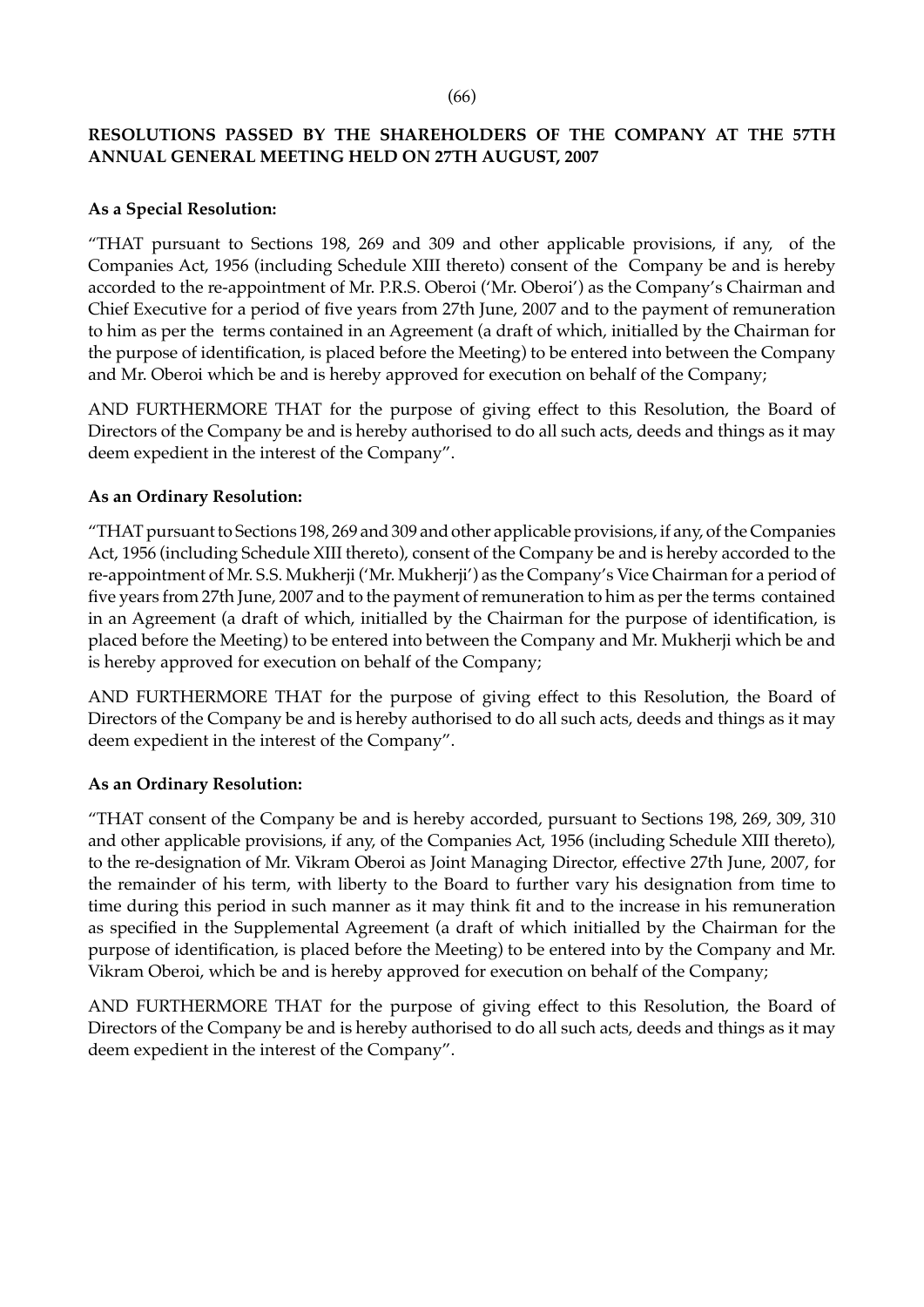## RESOLUTIONS PASSED BY THE SHAREHOLDERS OF THE COMPANY AT THE 57TH ANNUAL GENERAL MEETING HELD ON 27TH AUGUST, 2007

**As a Special Resolution:**

"THAT pursuant to Sections 198, 269 and 309 and other applicable provisions, if any, of the Companies Act, 1956 (including Schedule XIII thereto) consent of the Company be and is hereby accorded to the re-appointment of Mr. P.R.S. Oberoi ('Mr. Oberoi') as the Company's Chairman and Chief Executive for a period of five years from 27th June, 2007 and to the payment of remuneration to him as per the terms contained in an Agreement (a draft of which, initialled by the Chairman for the purpose of identification, is placed before the Meeting) to be entered into between the Company and Mr. Oberoi which be and is hereby approved for execution on behalf of the Company;

AND FURTHERMORE THAT for the purpose of giving effect to this Resolution, the Board of Directors of the Company be and is hereby authorised to do all such acts, deeds and things as it may deem expedient in the interest of the Company".

**As an Ordinary Resolution:**

"THAT pursuant to Sections 198, 269 and 309 and other applicable provisions, if any, of the Companies Act, 1956 (including Schedule XIII thereto), consent of the Company be and is hereby accorded to the re-appointment of Mr. S.S. Mukherji ('Mr. Mukherji') as the Company's Vice Chairman for a period of five years from 27th June, 2007 and to the payment of remuneration to him as per the terms contained in an Agreement (a draft of which, initialled by the Chairman for the purpose of identification, is placed before the Meeting) to be entered into between the Company and Mr. Mukherji which be and is hereby approved for execution on behalf of the Company;

AND FURTHERMORE THAT for the purpose of giving effect to this Resolution, the Board of Directors of the Company be and is hereby authorised to do all such acts, deeds and things as it may deem expedient in the interest of the Company".

**As an Ordinary Resolution:**

"THAT consent of the Company be and is hereby accorded, pursuant to Sections 198, 269, 309, 310 and other applicable provisions, if any, of the Companies Act, 1956 (including Schedule XIII thereto), to the re-designation of Mr. Vikram Oberoi as Joint Managing Director, effective 27th June, 2007, for the remainder of his term, with liberty to the Board to further vary his designation from time to time during this period in such manner as it may think fit and to the increase in his remuneration as specified in the Supplemental Agreement (a draft of which initialled by the Chairman for the purpose of identification, is placed before the Meeting) to be entered into by the Company and Mr. Vikram Oberoi, which be and is hereby approved for execution on behalf of the Company;

AND FURTHERMORE THAT for the purpose of giving effect to this Resolution, the Board of Directors of the Company be and is hereby authorised to do all such acts, deeds and things as it may deem expedient in the interest of the Company".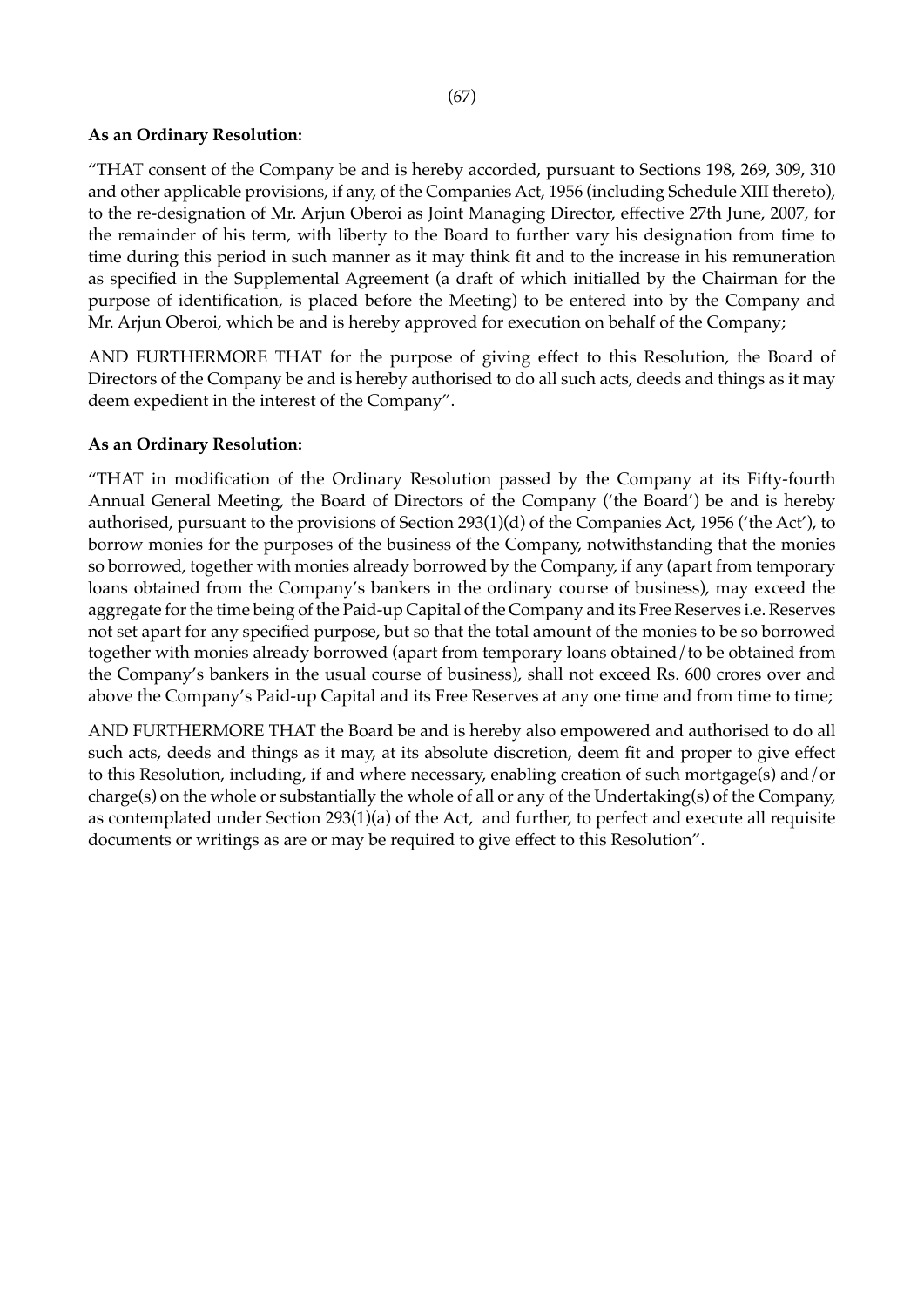**As an Ordinary Resolution:**

"THAT consent of the Company be and is hereby accorded, pursuant to Sections 198, 269, 309, 310 and other applicable provisions, if any, of the Companies Act, 1956 (including Schedule XIII thereto), to the re-designation of Mr. Arjun Oberoi as Joint Managing Director, effective 27th June, 2007, for the remainder of his term, with liberty to the Board to further vary his designation from time to time during this period in such manner as it may think fit and to the increase in his remuneration as specified in the Supplemental Agreement (a draft of which initialled by the Chairman for the purpose of identification, is placed before the Meeting) to be entered into by the Company and Mr. Arjun Oberoi, which be and is hereby approved for execution on behalf of the Company;

AND FURTHERMORE THAT for the purpose of giving effect to this Resolution, the Board of Directors of the Company be and is hereby authorised to do all such acts, deeds and things as it may deem expedient in the interest of the Company".

**As an Ordinary Resolution:**

"THAT in modification of the Ordinary Resolution passed by the Company at its Fifty-fourth Annual General Meeting, the Board of Directors of the Company ('the Board') be and is hereby authorised, pursuant to the provisions of Section 293(1)(d) of the Companies Act, 1956 ('the Act'), to borrow monies for the purposes of the business of the Company, notwithstanding that the monies so borrowed, together with monies already borrowed by the Company, if any (apart from temporary loans obtained from the Company's bankers in the ordinary course of business), may exceed the aggregate for the time being of the Paid-up Capital of the Company and its Free Reserves i.e. Reserves not set apart for any specified purpose, but so that the total amount of the monies to be so borrowed together with monies already borrowed (apart from temporary loans obtained/to be obtained from the Company's bankers in the usual course of business), shall not exceed Rs. 600 crores over and above the Company's Paid-up Capital and its Free Reserves at any one time and from time to time;

AND FURTHERMORE THAT the Board be and is hereby also empowered and authorised to do all such acts, deeds and things as it may, at its absolute discretion, deem fit and proper to give effect to this Resolution, including, if and where necessary, enabling creation of such mortgage(s) and/or charge(s) on the whole or substantially the whole of all or any of the Undertaking(s) of the Company, as contemplated under Section 293(1)(a) of the Act, and further, to perfect and execute all requisite documents or writings as are or may be required to give effect to this Resolution".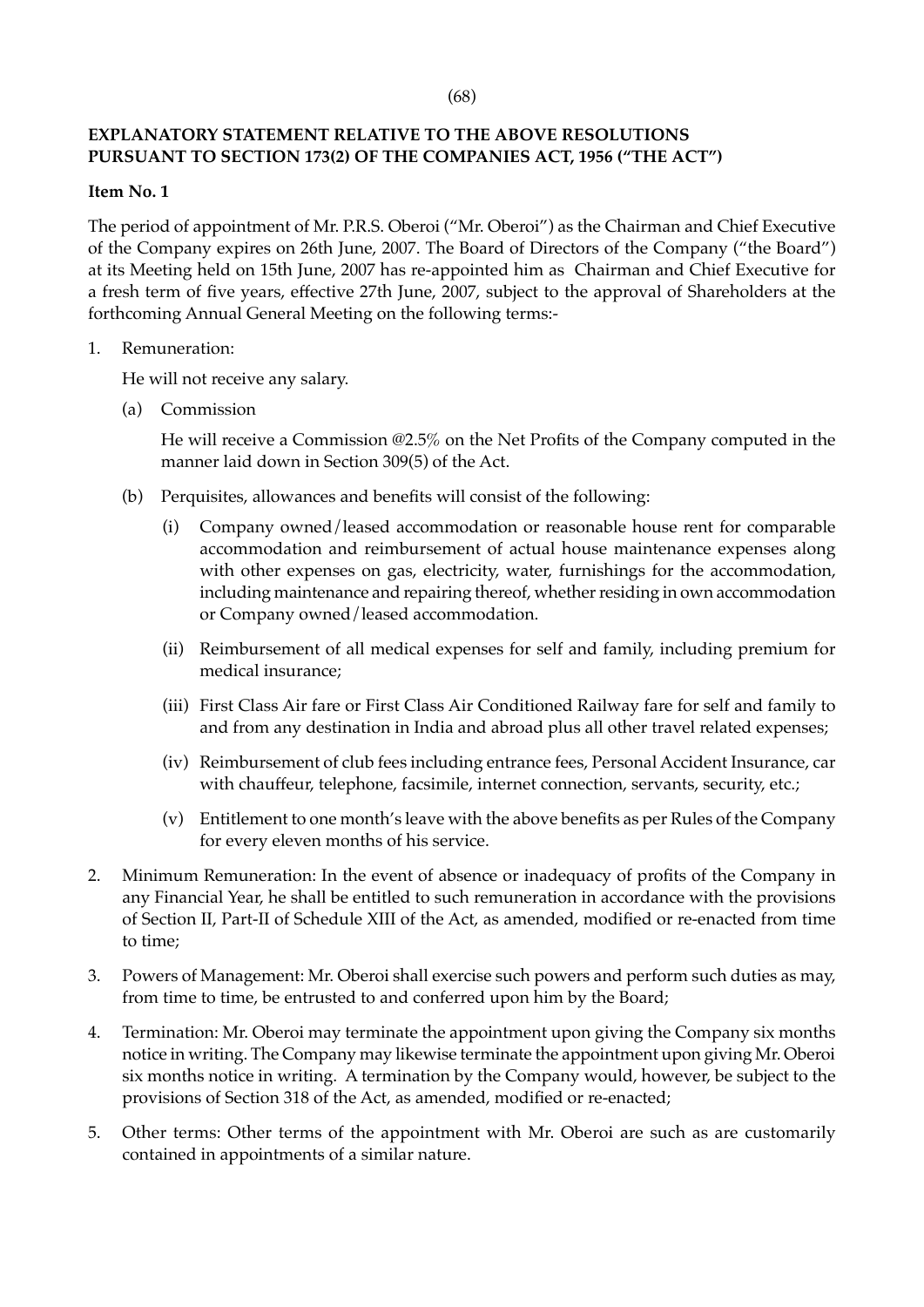**EXPLANATORY STATEMENT RELATIVE TO THE ABOVE RESOLUTIONS PURSUANT TO SECTION 173(2) OF THE COMPANIES ACT, 1956 ("THE ACT")**

**Item No. 1**

The period of appointment of Mr. P.R.S. Oberoi ("Mr. Oberoi") as the Chairman and Chief Executive of the Company expires on 26th June, 2007. The Board of Directors of the Company ("the Board") at its Meeting held on 15th June, 2007 has re-appointed him as Chairman and Chief Executive for a fresh term of five years, effective 27th June, 2007, subject to the approval of Shareholders at the forthcoming Annual General Meeting on the following terms:-

1. Remuneration:

   He will not receive any salary.

   (a) Commission

   He will receive a Commission @2.5% on the Net Profits of the Company computed in the manner laid down in Section 309(5) of the Act.

   (b) Perquisites, allowances and benefits will consist of the following:

   (i) Company owned/leased accommodation or reasonable house rent for comparable accommodation and reimbursement of actual house maintenance expenses along with other expenses on gas, electricity, water, furnishings for the accommodation, including maintenance and repairing thereof, whether residing in own accommodation or Company owned/leased accommodation.

   (ii) Reimbursement of all medical expenses for self and family, including premium for medical insurance;

   (iii) First Class Air fare or First Class Air Conditioned Railway fare for self and family to and from any destination in India and abroad plus all other travel related expenses;

   (iv) Reimbursement of club fees including entrance fees, Personal Accident Insurance, car with chauffeur, telephone, facsimile, internet connection, servants, security, etc.;

   (v) Entitlement to one month's leave with the above benefits as per Rules of the Company for every eleven months of his service.

2. Minimum Remuneration: In the event of absence or inadequacy of profits of the Company in any Financial Year, he shall be entitled to such remuneration in accordance with the provisions of Section II, Part-II of Schedule XIII of the Act, as amended, modified or re-enacted from time to time;

3. Powers of Management: Mr. Oberoi shall exercise such powers and perform such duties as may, from time to time, be entrusted to and conferred upon him by the Board;

4. Termination: Mr. Oberoi may terminate the appointment upon giving the Company six months notice in writing. The Company may likewise terminate the appointment upon giving Mr. Oberoi six months notice in writing. A termination by the Company would, however, be subject to the provisions of Section 318 of the Act, as amended, modified or re-enacted;

5. Other terms: Other terms of the appointment with Mr. Oberoi are such as are customarily contained in appointments of a similar nature.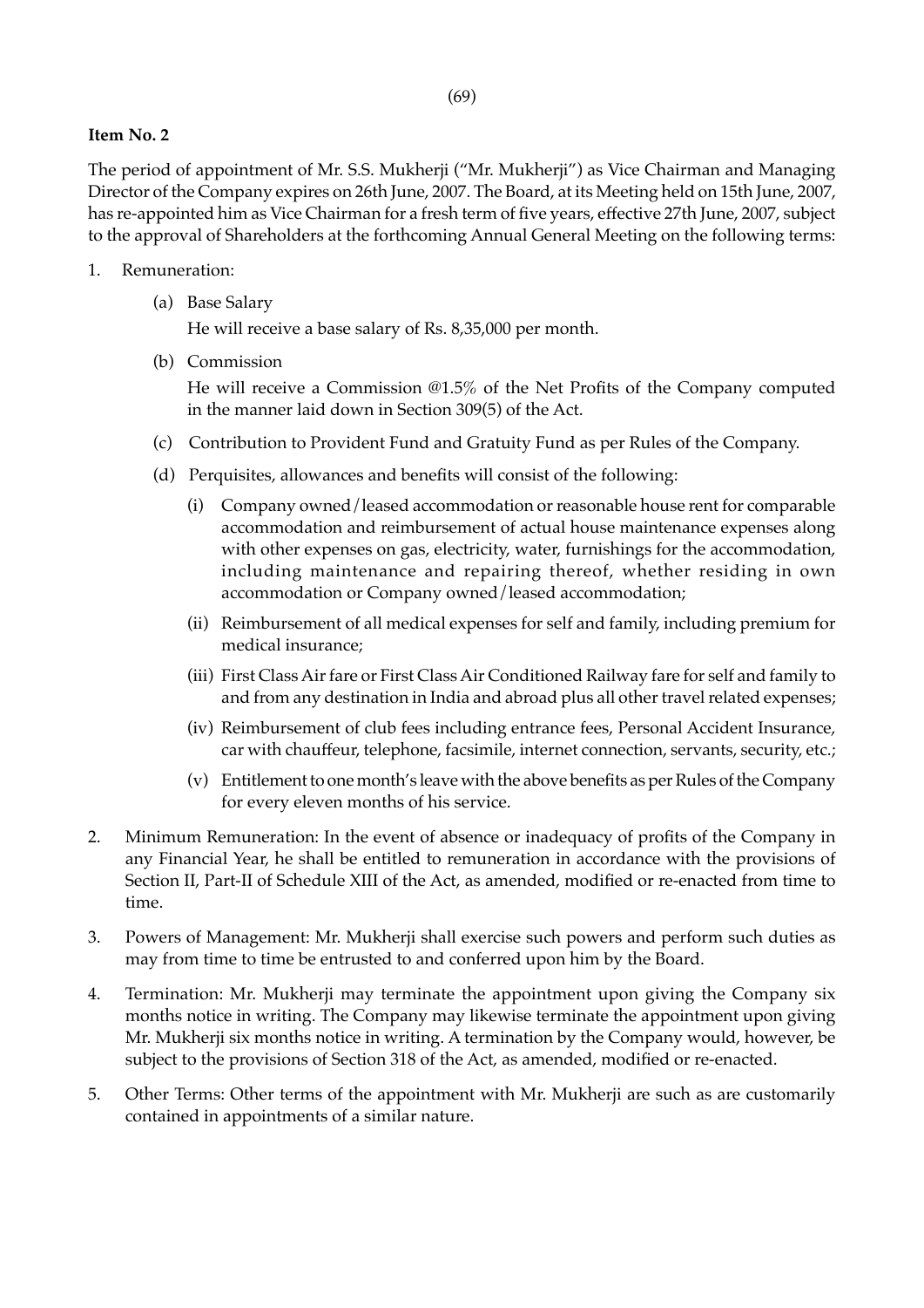**Item No. 2**

The period of appointment of Mr. S.S. Mukherji ("Mr. Mukherji") as Vice Chairman and Managing Director of the Company expires on 26th June, 2007. The Board, at its Meeting held on 15th June, 2007, has re-appointed him as Vice Chairman for a fresh term of five years, effective 27th June, 2007, subject to the approval of Shareholders at the forthcoming Annual General Meeting on the following terms:

1. Remuneration:

   (a) Base Salary

   He will receive a base salary of Rs. 8,35,000 per month.

   (b) Commission

   He will receive a Commission @1.5% of the Net Profits of the Company computed in the manner laid down in Section 309(5) of the Act.

   (c) Contribution to Provident Fund and Gratuity Fund as per Rules of the Company.

   (d) Perquisites, allowances and benefits will consist of the following:

   (i) Company owned/leased accommodation or reasonable house rent for comparable accommodation and reimbursement of actual house maintenance expenses along with other expenses on gas, electricity, water, furnishings for the accommodation, including maintenance and repairing thereof, whether residing in own accommodation or Company owned/leased accommodation;

   (ii) Reimbursement of all medical expenses for self and family, including premium for medical insurance;

   (iii) First Class Air fare or First Class Air Conditioned Railway fare for self and family to and from any destination in India and abroad plus all other travel related expenses;

   (iv) Reimbursement of club fees including entrance fees, Personal Accident Insurance, car with chauffeur, telephone, facsimile, internet connection, servants, security, etc.;

   (v) Entitlement to one month's leave with the above benefits as per Rules of the Company for every eleven months of his service.

2. Minimum Remuneration: In the event of absence or inadequacy of profits of the Company in any Financial Year, he shall be entitled to remuneration in accordance with the provisions of Section II, Part-II of Schedule XIII of the Act, as amended, modified or re-enacted from time to time.

3. Powers of Management: Mr. Mukherji shall exercise such powers and perform such duties as may from time to time be entrusted to and conferred upon him by the Board.

4. Termination: Mr. Mukherji may terminate the appointment upon giving the Company six months notice in writing. The Company may likewise terminate the appointment upon giving Mr. Mukherji six months notice in writing. A termination by the Company would, however, be subject to the provisions of Section 318 of the Act, as amended, modified or re-enacted.

5. Other Terms: Other terms of the appointment with Mr. Mukherji are such as are customarily contained in appointments of a similar nature.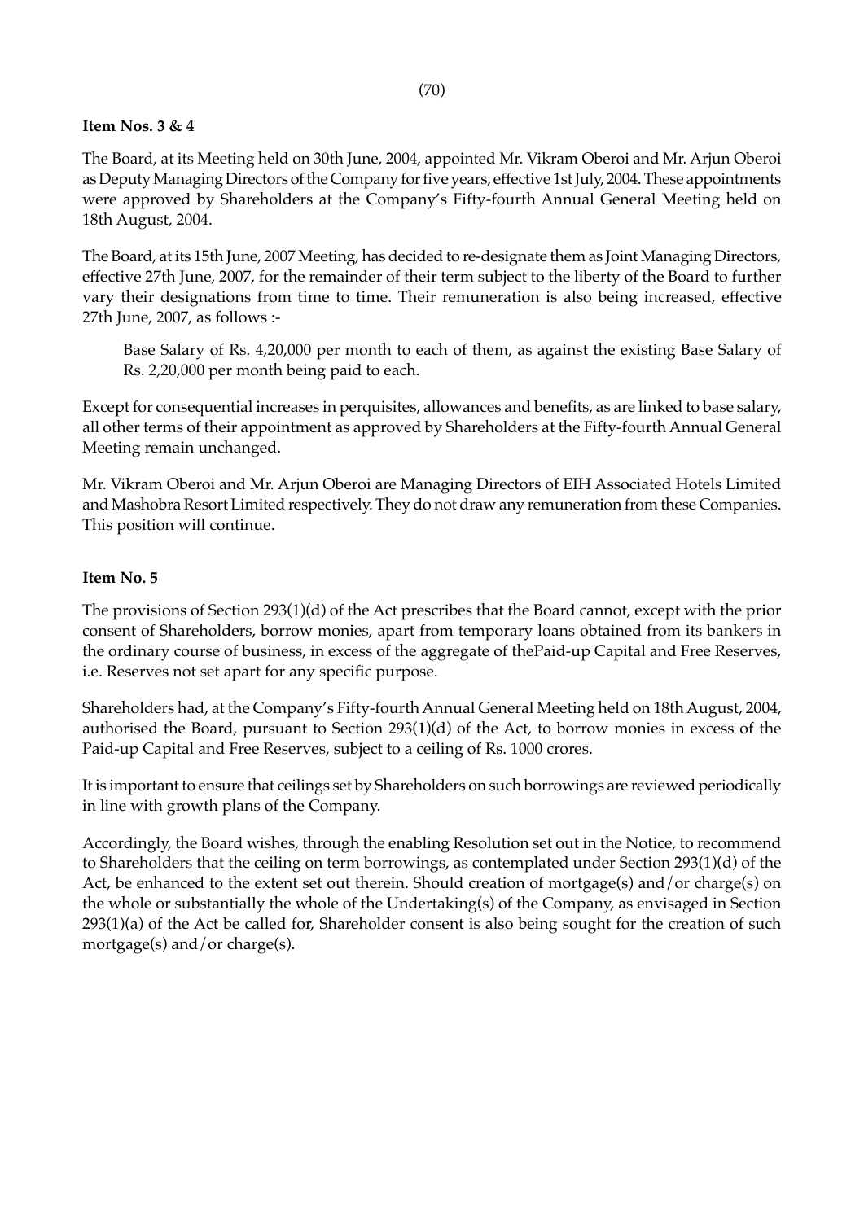**Item Nos. 3 & 4**

The Board, at its Meeting held on 30th June, 2004, appointed Mr. Vikram Oberoi and Mr. Arjun Oberoi as Deputy Managing Directors of the Company for five years, effective 1st July, 2004. These appointments were approved by Shareholders at the Company's Fifty-fourth Annual General Meeting held on 18th August, 2004.

The Board, at its 15th June, 2007 Meeting, has decided to re-designate them as Joint Managing Directors, effective 27th June, 2007, for the remainder of their term subject to the liberty of the Board to further vary their designations from time to time. Their remuneration is also being increased, effective 27th June, 2007, as follows :-

> Base Salary of Rs. 4,20,000 per month to each of them, as against the existing Base Salary of Rs. 2,20,000 per month being paid to each.

Except for consequential increases in perquisites, allowances and benefits, as are linked to base salary, all other terms of their appointment as approved by Shareholders at the Fifty-fourth Annual General Meeting remain unchanged.

Mr. Vikram Oberoi and Mr. Arjun Oberoi are Managing Directors of EIH Associated Hotels Limited and Mashobra Resort Limited respectively. They do not draw any remuneration from these Companies. This position will continue.

**Item No. 5**

The provisions of Section 293(1)(d) of the Act prescribes that the Board cannot, except with the prior consent of Shareholders, borrow monies, apart from temporary loans obtained from its bankers in the ordinary course of business, in excess of the aggregate of thePaid-up Capital and Free Reserves, i.e. Reserves not set apart for any specific purpose.

Shareholders had, at the Company's Fifty-fourth Annual General Meeting held on 18th August, 2004, authorised the Board, pursuant to Section 293(1)(d) of the Act, to borrow monies in excess of the Paid-up Capital and Free Reserves, subject to a ceiling of Rs. 1000 crores.

It is important to ensure that ceilings set by Shareholders on such borrowings are reviewed periodically in line with growth plans of the Company.

Accordingly, the Board wishes, through the enabling Resolution set out in the Notice, to recommend to Shareholders that the ceiling on term borrowings, as contemplated under Section 293(1)(d) of the Act, be enhanced to the extent set out therein. Should creation of mortgage(s) and/or charge(s) on the whole or substantially the whole of the Undertaking(s) of the Company, as envisaged in Section 293(1)(a) of the Act be called for, Shareholder consent is also being sought for the creation of such mortgage(s) and/or charge(s).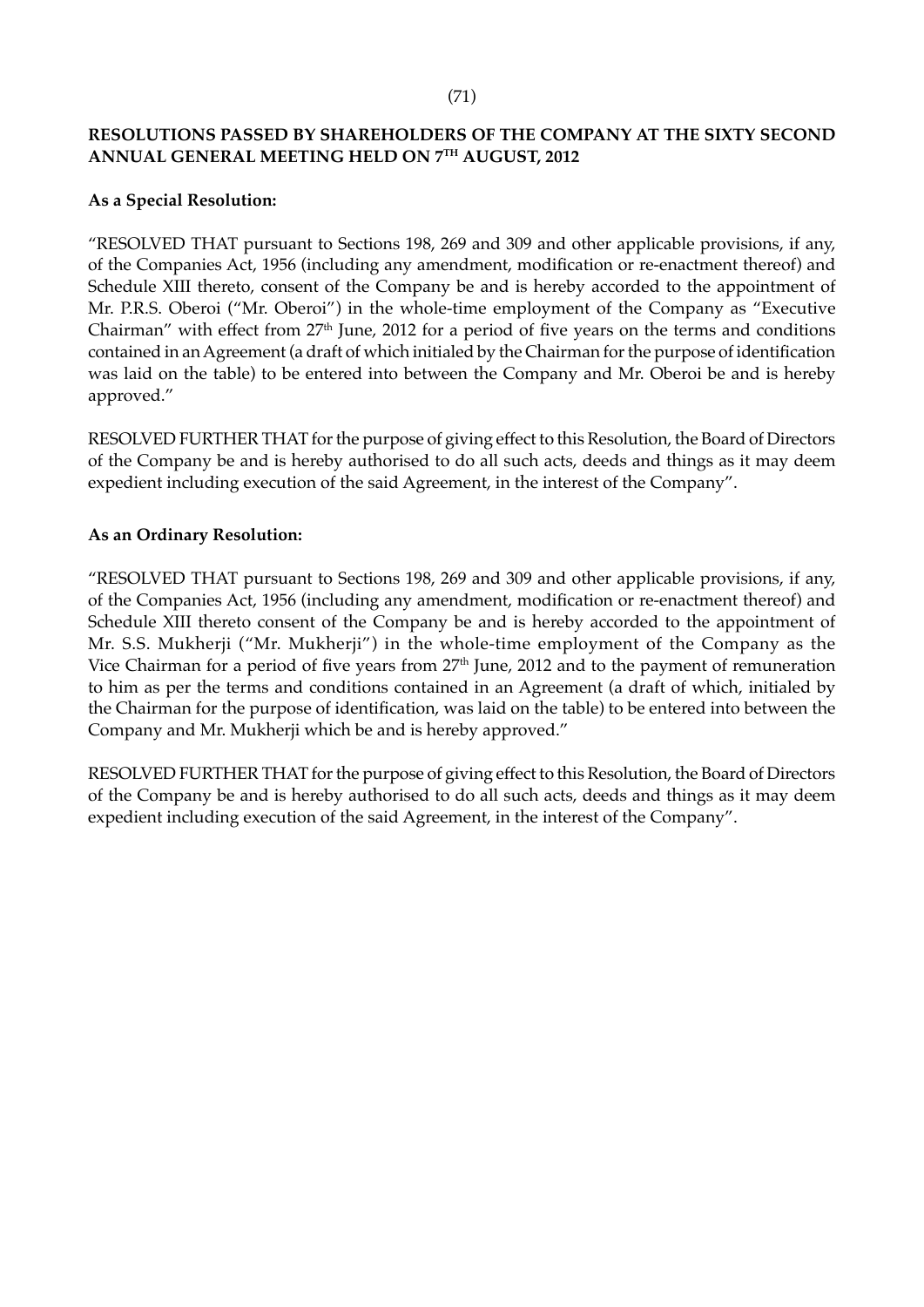## RESOLUTIONS PASSED BY SHAREHOLDERS OF THE COMPANY AT THE SIXTY SECOND ANNUAL GENERAL MEETING HELD ON 7TH AUGUST, 2012

**As a Special Resolution:**

"RESOLVED THAT pursuant to Sections 198, 269 and 309 and other applicable provisions, if any, of the Companies Act, 1956 (including any amendment, modification or re-enactment thereof) and Schedule XIII thereto, consent of the Company be and is hereby accorded to the appointment of Mr. P.R.S. Oberoi ("Mr. Oberoi") in the whole-time employment of the Company as "Executive Chairman" with effect from 27th June, 2012 for a period of five years on the terms and conditions contained in an Agreement (a draft of which initialed by the Chairman for the purpose of identification was laid on the table) to be entered into between the Company and Mr. Oberoi be and is hereby approved."

RESOLVED FURTHER THAT for the purpose of giving effect to this Resolution, the Board of Directors of the Company be and is hereby authorised to do all such acts, deeds and things as it may deem expedient including execution of the said Agreement, in the interest of the Company".

**As an Ordinary Resolution:**

"RESOLVED THAT pursuant to Sections 198, 269 and 309 and other applicable provisions, if any, of the Companies Act, 1956 (including any amendment, modification or re-enactment thereof) and Schedule XIII thereto consent of the Company be and is hereby accorded to the appointment of Mr. S.S. Mukherji ("Mr. Mukherji") in the whole-time employment of the Company as the Vice Chairman for a period of five years from 27th June, 2012 and to the payment of remuneration to him as per the terms and conditions contained in an Agreement (a draft of which, initialed by the Chairman for the purpose of identification, was laid on the table) to be entered into between the Company and Mr. Mukherji which be and is hereby approved."

RESOLVED FURTHER THAT for the purpose of giving effect to this Resolution, the Board of Directors of the Company be and is hereby authorised to do all such acts, deeds and things as it may deem expedient including execution of the said Agreement, in the interest of the Company".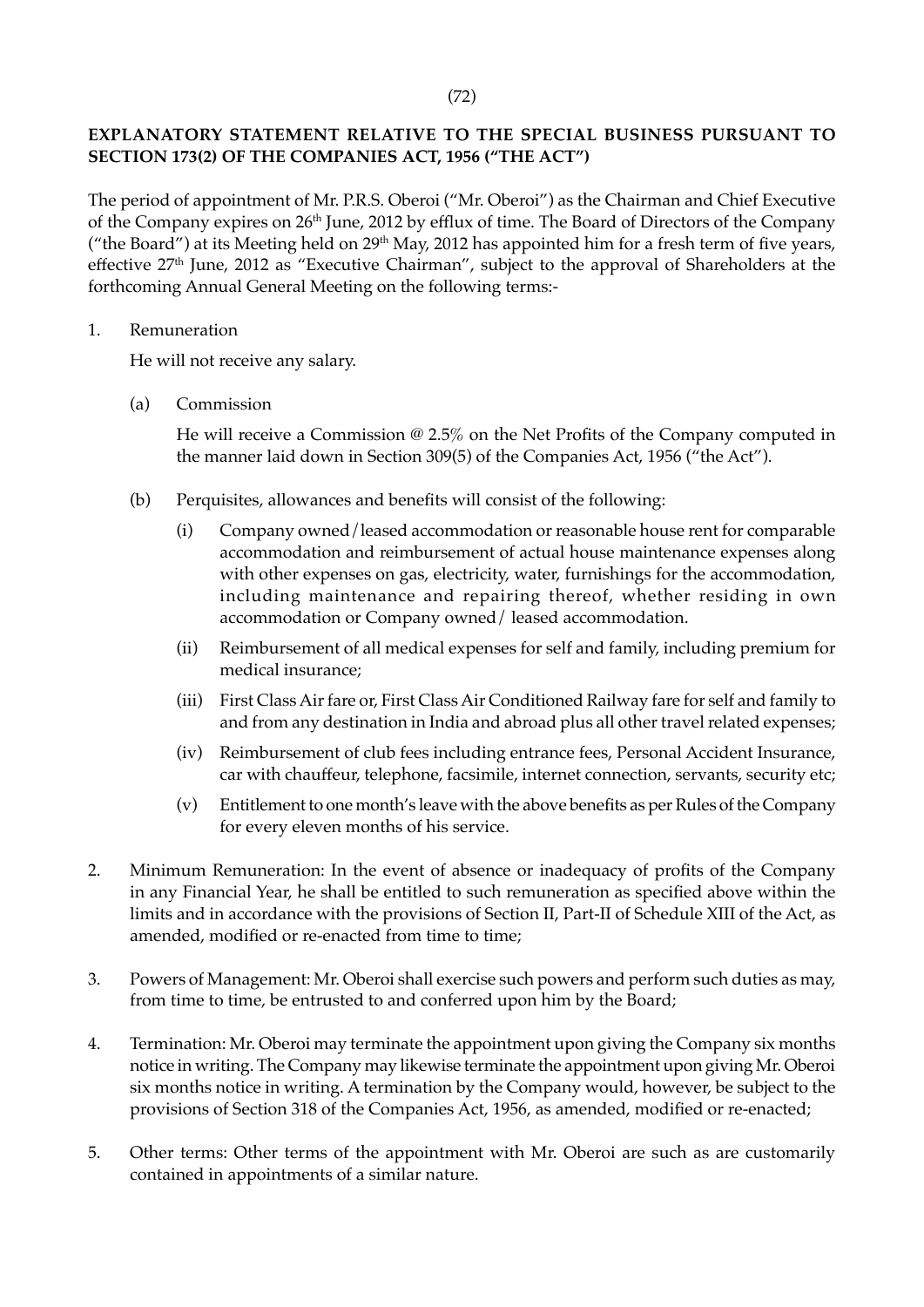**EXPLANATORY STATEMENT RELATIVE TO THE SPECIAL BUSINESS PURSUANT TO SECTION 173(2) OF THE COMPANIES ACT, 1956 ("THE ACT")**

The period of appointment of Mr. P.R.S. Oberoi ("Mr. Oberoi") as the Chairman and Chief Executive of the Company expires on 26th June, 2012 by efflux of time. The Board of Directors of the Company ("the Board") at its Meeting held on 29th May, 2012 has appointed him for a fresh term of five years, effective 27th June, 2012 as "Executive Chairman", subject to the approval of Shareholders at the forthcoming Annual General Meeting on the following terms:-

1. Remuneration

   He will not receive any salary.

   (a) Commission

   He will receive a Commission @ 2.5% on the Net Profits of the Company computed in the manner laid down in Section 309(5) of the Companies Act, 1956 ("the Act").

   (b) Perquisites, allowances and benefits will consist of the following:

   (i) Company owned/leased accommodation or reasonable house rent for comparable accommodation and reimbursement of actual house maintenance expenses along with other expenses on gas, electricity, water, furnishings for the accommodation, including maintenance and repairing thereof, whether residing in own accommodation or Company owned/ leased accommodation.

   (ii) Reimbursement of all medical expenses for self and family, including premium for medical insurance;

   (iii) First Class Air fare or, First Class Air Conditioned Railway fare for self and family to and from any destination in India and abroad plus all other travel related expenses;

   (iv) Reimbursement of club fees including entrance fees, Personal Accident Insurance, car with chauffeur, telephone, facsimile, internet connection, servants, security etc;

   (v) Entitlement to one month's leave with the above benefits as per Rules of the Company for every eleven months of his service.

2. Minimum Remuneration: In the event of absence or inadequacy of profits of the Company in any Financial Year, he shall be entitled to such remuneration as specified above within the limits and in accordance with the provisions of Section II, Part-II of Schedule XIII of the Act, as amended, modified or re-enacted from time to time;

3. Powers of Management: Mr. Oberoi shall exercise such powers and perform such duties as may, from time to time, be entrusted to and conferred upon him by the Board;

4. Termination: Mr. Oberoi may terminate the appointment upon giving the Company six months notice in writing. The Company may likewise terminate the appointment upon giving Mr. Oberoi six months notice in writing. A termination by the Company would, however, be subject to the provisions of Section 318 of the Companies Act, 1956, as amended, modified or re-enacted;

5. Other terms: Other terms of the appointment with Mr. Oberoi are such as are customarily contained in appointments of a similar nature.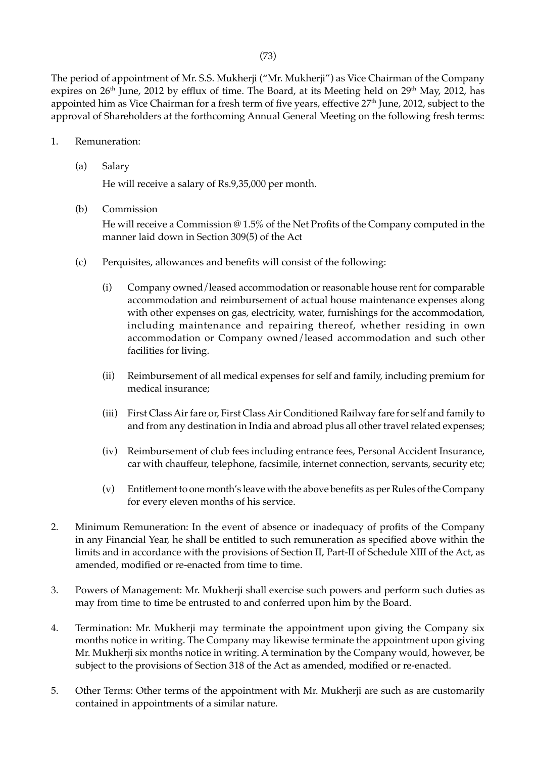The period of appointment of Mr. S.S. Mukherji ("Mr. Mukherji") as Vice Chairman of the Company expires on 26th June, 2012 by efflux of time. The Board, at its Meeting held on 29th May, 2012, has appointed him as Vice Chairman for a fresh term of five years, effective 27th June, 2012, subject to the approval of Shareholders at the forthcoming Annual General Meeting on the following fresh terms:

1. Remuneration:

   (a) Salary

   He will receive a salary of Rs.9,35,000 per month.

   (b) Commission

   He will receive a Commission @ 1.5% of the Net Profits of the Company computed in the manner laid down in Section 309(5) of the Act

   (c) Perquisites, allowances and benefits will consist of the following:

      (i) Company owned/leased accommodation or reasonable house rent for comparable accommodation and reimbursement of actual house maintenance expenses along with other expenses on gas, electricity, water, furnishings for the accommodation, including maintenance and repairing thereof, whether residing in own accommodation or Company owned/leased accommodation and such other facilities for living.

      (ii) Reimbursement of all medical expenses for self and family, including premium for medical insurance;

      (iii) First Class Air fare or, First Class Air Conditioned Railway fare for self and family to and from any destination in India and abroad plus all other travel related expenses;

      (iv) Reimbursement of club fees including entrance fees, Personal Accident Insurance, car with chauffeur, telephone, facsimile, internet connection, servants, security etc;

      (v) Entitlement to one month's leave with the above benefits as per Rules of the Company for every eleven months of his service.

2. Minimum Remuneration: In the event of absence or inadequacy of profits of the Company in any Financial Year, he shall be entitled to such remuneration as specified above within the limits and in accordance with the provisions of Section II, Part-II of Schedule XIII of the Act, as amended, modified or re-enacted from time to time.

3. Powers of Management: Mr. Mukherji shall exercise such powers and perform such duties as may from time to time be entrusted to and conferred upon him by the Board.

4. Termination: Mr. Mukherji may terminate the appointment upon giving the Company six months notice in writing. The Company may likewise terminate the appointment upon giving Mr. Mukherji six months notice in writing. A termination by the Company would, however, be subject to the provisions of Section 318 of the Act as amended, modified or re-enacted.

5. Other Terms: Other terms of the appointment with Mr. Mukherji are such as are customarily contained in appointments of a similar nature.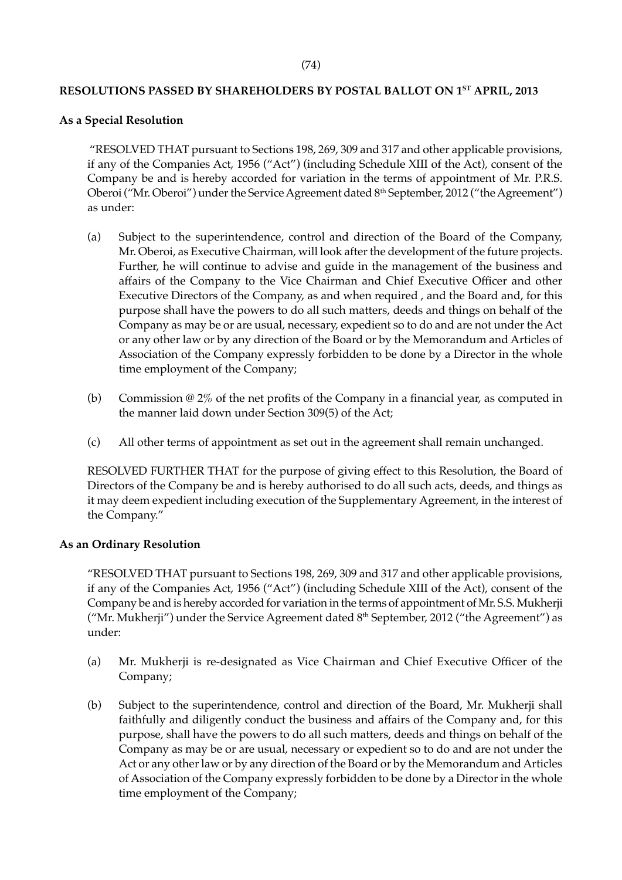## RESOLUTIONS PASSED BY SHAREHOLDERS BY POSTAL BALLOT ON 1ST APRIL, 2013

**As a Special Resolution**

"RESOLVED THAT pursuant to Sections 198, 269, 309 and 317 and other applicable provisions, if any of the Companies Act, 1956 ("Act") (including Schedule XIII of the Act), consent of the Company be and is hereby accorded for variation in the terms of appointment of Mr. P.R.S. Oberoi ("Mr. Oberoi") under the Service Agreement dated 8th September, 2012 ("the Agreement") as under:

(a) Subject to the superintendence, control and direction of the Board of the Company, Mr. Oberoi, as Executive Chairman, will look after the development of the future projects. Further, he will continue to advise and guide in the management of the business and affairs of the Company to the Vice Chairman and Chief Executive Officer and other Executive Directors of the Company, as and when required , and the Board and, for this purpose shall have the powers to do all such matters, deeds and things on behalf of the Company as may be or are usual, necessary, expedient so to do and are not under the Act or any other law or by any direction of the Board or by the Memorandum and Articles of Association of the Company expressly forbidden to be done by a Director in the whole time employment of the Company;

(b) Commission @ 2% of the net profits of the Company in a financial year, as computed in the manner laid down under Section 309(5) of the Act;

(c) All other terms of appointment as set out in the agreement shall remain unchanged.

RESOLVED FURTHER THAT for the purpose of giving effect to this Resolution, the Board of Directors of the Company be and is hereby authorised to do all such acts, deeds, and things as it may deem expedient including execution of the Supplementary Agreement, in the interest of the Company."

**As an Ordinary Resolution**

"RESOLVED THAT pursuant to Sections 198, 269, 309 and 317 and other applicable provisions, if any of the Companies Act, 1956 ("Act") (including Schedule XIII of the Act), consent of the Company be and is hereby accorded for variation in the terms of appointment of Mr. S.S. Mukherji ("Mr. Mukherji") under the Service Agreement dated 8th September, 2012 ("the Agreement") as under:

(a) Mr. Mukherji is re-designated as Vice Chairman and Chief Executive Officer of the Company;

(b) Subject to the superintendence, control and direction of the Board, Mr. Mukherji shall faithfully and diligently conduct the business and affairs of the Company and, for this purpose, shall have the powers to do all such matters, deeds and things on behalf of the Company as may be or are usual, necessary or expedient so to do and are not under the Act or any other law or by any direction of the Board or by the Memorandum and Articles of Association of the Company expressly forbidden to be done by a Director in the whole time employment of the Company;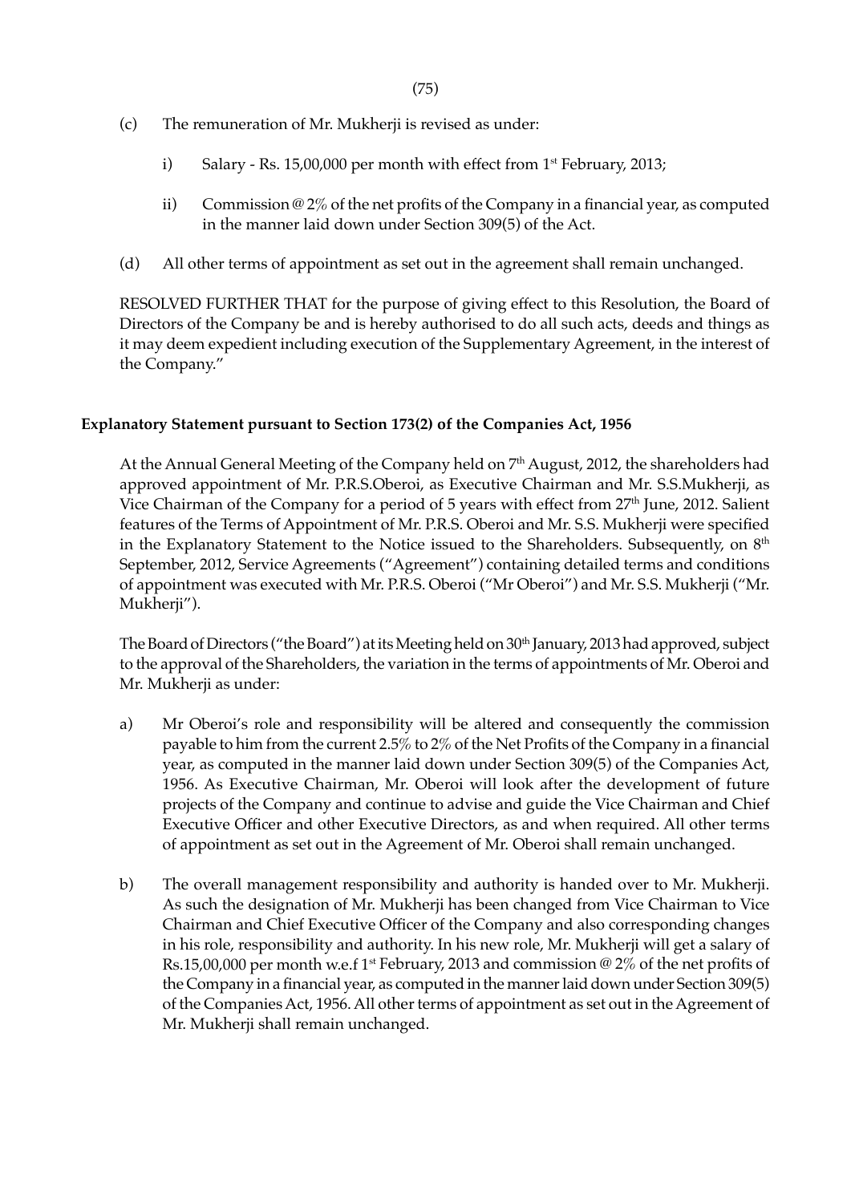(c) The remuneration of Mr. Mukherji is revised as under:

   i) Salary - Rs. 15,00,000 per month with effect from 1st February, 2013;

   ii) Commission @ 2% of the net profits of the Company in a financial year, as computed in the manner laid down under Section 309(5) of the Act.

(d) All other terms of appointment as set out in the agreement shall remain unchanged.

RESOLVED FURTHER THAT for the purpose of giving effect to this Resolution, the Board of Directors of the Company be and is hereby authorised to do all such acts, deeds and things as it may deem expedient including execution of the Supplementary Agreement, in the interest of the Company."

**Explanatory Statement pursuant to Section 173(2) of the Companies Act, 1956**

At the Annual General Meeting of the Company held on 7th August, 2012, the shareholders had approved appointment of Mr. P.R.S.Oberoi, as Executive Chairman and Mr. S.S.Mukherji, as Vice Chairman of the Company for a period of 5 years with effect from 27th June, 2012. Salient features of the Terms of Appointment of Mr. P.R.S. Oberoi and Mr. S.S. Mukherji were specified in the Explanatory Statement to the Notice issued to the Shareholders. Subsequently, on 8th September, 2012, Service Agreements ("Agreement") containing detailed terms and conditions of appointment was executed with Mr. P.R.S. Oberoi ("Mr Oberoi") and Mr. S.S. Mukherji ("Mr. Mukherji").

The Board of Directors ("the Board") at its Meeting held on 30th January, 2013 had approved, subject to the approval of the Shareholders, the variation in the terms of appointments of Mr. Oberoi and Mr. Mukherji as under:

a) Mr Oberoi's role and responsibility will be altered and consequently the commission payable to him from the current 2.5% to 2% of the Net Profits of the Company in a financial year, as computed in the manner laid down under Section 309(5) of the Companies Act, 1956. As Executive Chairman, Mr. Oberoi will look after the development of future projects of the Company and continue to advise and guide the Vice Chairman and Chief Executive Officer and other Executive Directors, as and when required. All other terms of appointment as set out in the Agreement of Mr. Oberoi shall remain unchanged.

b) The overall management responsibility and authority is handed over to Mr. Mukherji. As such the designation of Mr. Mukherji has been changed from Vice Chairman to Vice Chairman and Chief Executive Officer of the Company and also corresponding changes in his role, responsibility and authority. In his new role, Mr. Mukherji will get a salary of Rs.15,00,000 per month w.e.f 1st February, 2013 and commission @ 2% of the net profits of the Company in a financial year, as computed in the manner laid down under Section 309(5) of the Companies Act, 1956. All other terms of appointment as set out in the Agreement of Mr. Mukherji shall remain unchanged.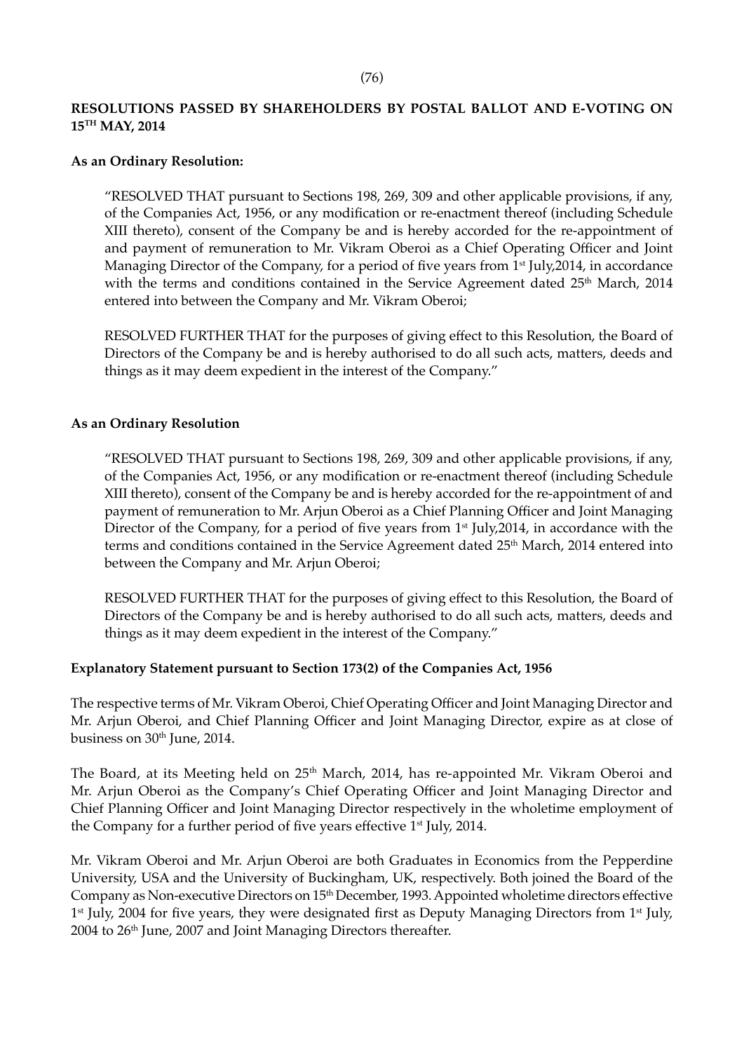## RESOLUTIONS PASSED BY SHAREHOLDERS BY POSTAL BALLOT AND E-VOTING ON 15TH MAY, 2014

**As an Ordinary Resolution:**

"RESOLVED THAT pursuant to Sections 198, 269, 309 and other applicable provisions, if any, of the Companies Act, 1956, or any modification or re-enactment thereof (including Schedule XIII thereto), consent of the Company be and is hereby accorded for the re-appointment of and payment of remuneration to Mr. Vikram Oberoi as a Chief Operating Officer and Joint Managing Director of the Company, for a period of five years from 1st July,2014, in accordance with the terms and conditions contained in the Service Agreement dated 25th March, 2014 entered into between the Company and Mr. Vikram Oberoi;

RESOLVED FURTHER THAT for the purposes of giving effect to this Resolution, the Board of Directors of the Company be and is hereby authorised to do all such acts, matters, deeds and things as it may deem expedient in the interest of the Company."

**As an Ordinary Resolution**

"RESOLVED THAT pursuant to Sections 198, 269, 309 and other applicable provisions, if any, of the Companies Act, 1956, or any modification or re-enactment thereof (including Schedule XIII thereto), consent of the Company be and is hereby accorded for the re-appointment of and payment of remuneration to Mr. Arjun Oberoi as a Chief Planning Officer and Joint Managing Director of the Company, for a period of five years from 1st July,2014, in accordance with the terms and conditions contained in the Service Agreement dated 25th March, 2014 entered into between the Company and Mr. Arjun Oberoi;

RESOLVED FURTHER THAT for the purposes of giving effect to this Resolution, the Board of Directors of the Company be and is hereby authorised to do all such acts, matters, deeds and things as it may deem expedient in the interest of the Company."

**Explanatory Statement pursuant to Section 173(2) of the Companies Act, 1956**

The respective terms of Mr. Vikram Oberoi, Chief Operating Officer and Joint Managing Director and Mr. Arjun Oberoi, and Chief Planning Officer and Joint Managing Director, expire as at close of business on 30th June, 2014.

The Board, at its Meeting held on 25th March, 2014, has re-appointed Mr. Vikram Oberoi and Mr. Arjun Oberoi as the Company's Chief Operating Officer and Joint Managing Director and Chief Planning Officer and Joint Managing Director respectively in the wholetime employment of the Company for a further period of five years effective 1st July, 2014.

Mr. Vikram Oberoi and Mr. Arjun Oberoi are both Graduates in Economics from the Pepperdine University, USA and the University of Buckingham, UK, respectively. Both joined the Board of the Company as Non-executive Directors on 15th December, 1993. Appointed wholetime directors effective 1st July, 2004 for five years, they were designated first as Deputy Managing Directors from 1st July, 2004 to 26th June, 2007 and Joint Managing Directors thereafter.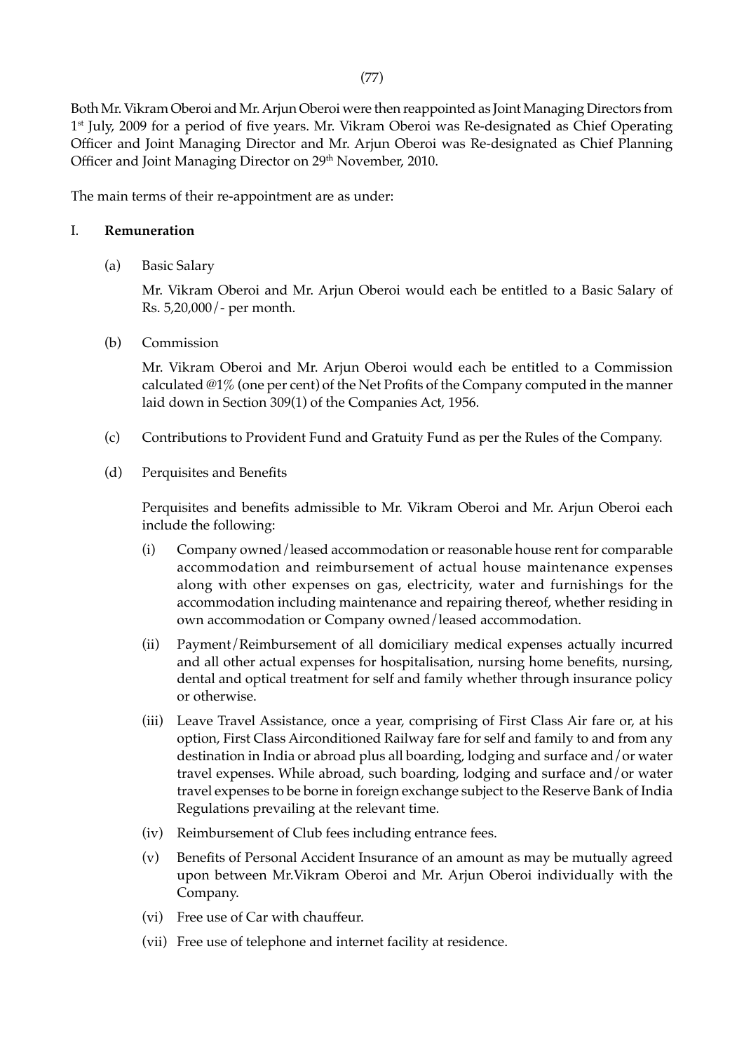Both Mr. Vikram Oberoi and Mr. Arjun Oberoi were then reappointed as Joint Managing Directors from 1st July, 2009 for a period of five years. Mr. Vikram Oberoi was Re-designated as Chief Operating Officer and Joint Managing Director and Mr. Arjun Oberoi was Re-designated as Chief Planning Officer and Joint Managing Director on 29th November, 2010.

The main terms of their re-appointment are as under:

I. **Remuneration**

(a) Basic Salary

Mr. Vikram Oberoi and Mr. Arjun Oberoi would each be entitled to a Basic Salary of Rs. 5,20,000/- per month.

(b) Commission

Mr. Vikram Oberoi and Mr. Arjun Oberoi would each be entitled to a Commission calculated @1% (one per cent) of the Net Profits of the Company computed in the manner laid down in Section 309(1) of the Companies Act, 1956.

(c) Contributions to Provident Fund and Gratuity Fund as per the Rules of the Company.

(d) Perquisites and Benefits

Perquisites and benefits admissible to Mr. Vikram Oberoi and Mr. Arjun Oberoi each include the following:

(i) Company owned/leased accommodation or reasonable house rent for comparable accommodation and reimbursement of actual house maintenance expenses along with other expenses on gas, electricity, water and furnishings for the accommodation including maintenance and repairing thereof, whether residing in own accommodation or Company owned/leased accommodation.

(ii) Payment/Reimbursement of all domiciliary medical expenses actually incurred and all other actual expenses for hospitalisation, nursing home benefits, nursing, dental and optical treatment for self and family whether through insurance policy or otherwise.

(iii) Leave Travel Assistance, once a year, comprising of First Class Air fare or, at his option, First Class Airconditioned Railway fare for self and family to and from any destination in India or abroad plus all boarding, lodging and surface and/or water travel expenses. While abroad, such boarding, lodging and surface and/or water travel expenses to be borne in foreign exchange subject to the Reserve Bank of India Regulations prevailing at the relevant time.

(iv) Reimbursement of Club fees including entrance fees.

(v) Benefits of Personal Accident Insurance of an amount as may be mutually agreed upon between Mr.Vikram Oberoi and Mr. Arjun Oberoi individually with the Company.

(vi) Free use of Car with chauffeur.

(vii) Free use of telephone and internet facility at residence.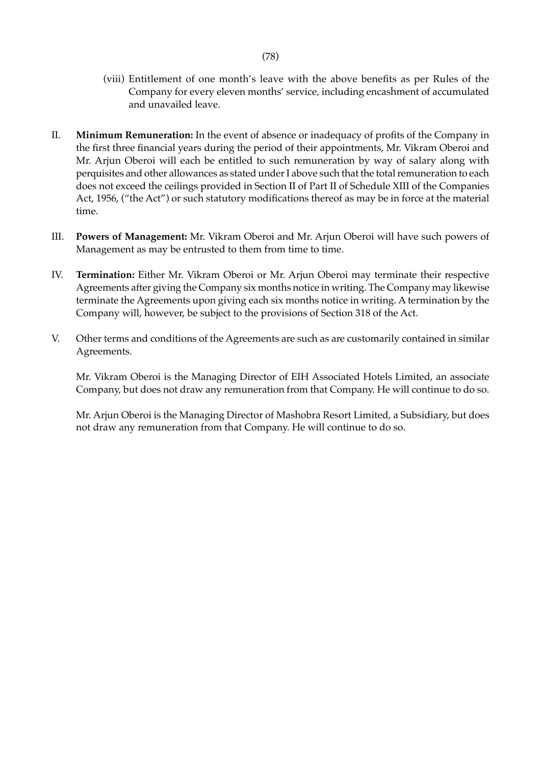(viii) Entitlement of one month's leave with the above benefits as per Rules of the Company for every eleven months' service, including encashment of accumulated and unavailed leave.

II. **Minimum Remuneration:** In the event of absence or inadequacy of profits of the Company in the first three financial years during the period of their appointments, Mr. Vikram Oberoi and Mr. Arjun Oberoi will each be entitled to such remuneration by way of salary along with perquisites and other allowances as stated under I above such that the total remuneration to each does not exceed the ceilings provided in Section II of Part II of Schedule XIII of the Companies Act, 1956, ("the Act") or such statutory modifications thereof as may be in force at the material time.

III. **Powers of Management:** Mr. Vikram Oberoi and Mr. Arjun Oberoi will have such powers of Management as may be entrusted to them from time to time.

IV. **Termination:** Either Mr. Vikram Oberoi or Mr. Arjun Oberoi may terminate their respective Agreements after giving the Company six months notice in writing. The Company may likewise terminate the Agreements upon giving each six months notice in writing. A termination by the Company will, however, be subject to the provisions of Section 318 of the Act.

V. Other terms and conditions of the Agreements are such as are customarily contained in similar Agreements.

Mr. Vikram Oberoi is the Managing Director of EIH Associated Hotels Limited, an associate Company, but does not draw any remuneration from that Company. He will continue to do so.

Mr. Arjun Oberoi is the Managing Director of Mashobra Resort Limited, a Subsidiary, but does not draw any remuneration from that Company. He will continue to do so.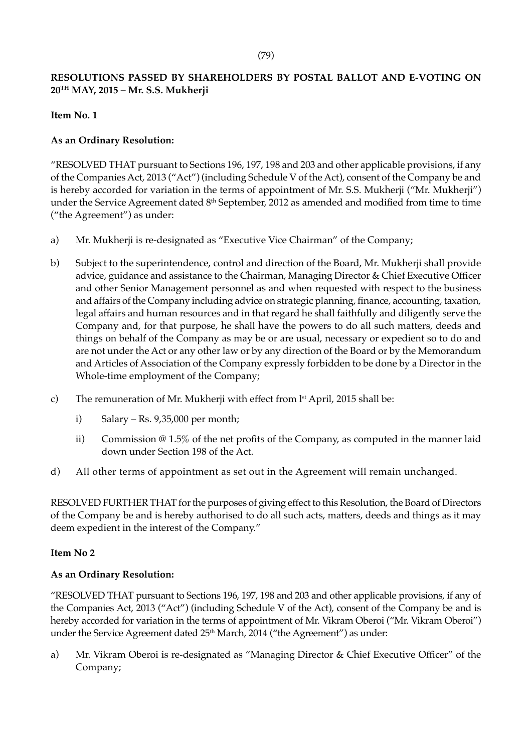## RESOLUTIONS PASSED BY SHAREHOLDERS BY POSTAL BALLOT AND E-VOTING ON 20TH MAY, 2015 – Mr. S.S. Mukherji

**Item No. 1**

**As an Ordinary Resolution:**

"RESOLVED THAT pursuant to Sections 196, 197, 198 and 203 and other applicable provisions, if any of the Companies Act, 2013 ("Act") (including Schedule V of the Act), consent of the Company be and is hereby accorded for variation in the terms of appointment of Mr. S.S. Mukherji ("Mr. Mukherji") under the Service Agreement dated 8th September, 2012 as amended and modified from time to time ("the Agreement") as under:

a) Mr. Mukherji is re-designated as "Executive Vice Chairman" of the Company;

b) Subject to the superintendence, control and direction of the Board, Mr. Mukherji shall provide advice, guidance and assistance to the Chairman, Managing Director & Chief Executive Officer and other Senior Management personnel as and when requested with respect to the business and affairs of the Company including advice on strategic planning, finance, accounting, taxation, legal affairs and human resources and in that regard he shall faithfully and diligently serve the Company and, for that purpose, he shall have the powers to do all such matters, deeds and things on behalf of the Company as may be or are usual, necessary or expedient so to do and are not under the Act or any other law or by any direction of the Board or by the Memorandum and Articles of Association of the Company expressly forbidden to be done by a Director in the Whole-time employment of the Company;

c) The remuneration of Mr. Mukherji with effect from 1st April, 2015 shall be:

   i) Salary – Rs. 9,35,000 per month;

   ii) Commission @ 1.5% of the net profits of the Company, as computed in the manner laid down under Section 198 of the Act.

d) All other terms of appointment as set out in the Agreement will remain unchanged.

RESOLVED FURTHER THAT for the purposes of giving effect to this Resolution, the Board of Directors of the Company be and is hereby authorised to do all such acts, matters, deeds and things as it may deem expedient in the interest of the Company."

**Item No 2**

**As an Ordinary Resolution:**

"RESOLVED THAT pursuant to Sections 196, 197, 198 and 203 and other applicable provisions, if any of the Companies Act, 2013 ("Act") (including Schedule V of the Act), consent of the Company be and is hereby accorded for variation in the terms of appointment of Mr. Vikram Oberoi ("Mr. Vikram Oberoi") under the Service Agreement dated 25th March, 2014 ("the Agreement") as under:

a) Mr. Vikram Oberoi is re-designated as "Managing Director & Chief Executive Officer" of the Company;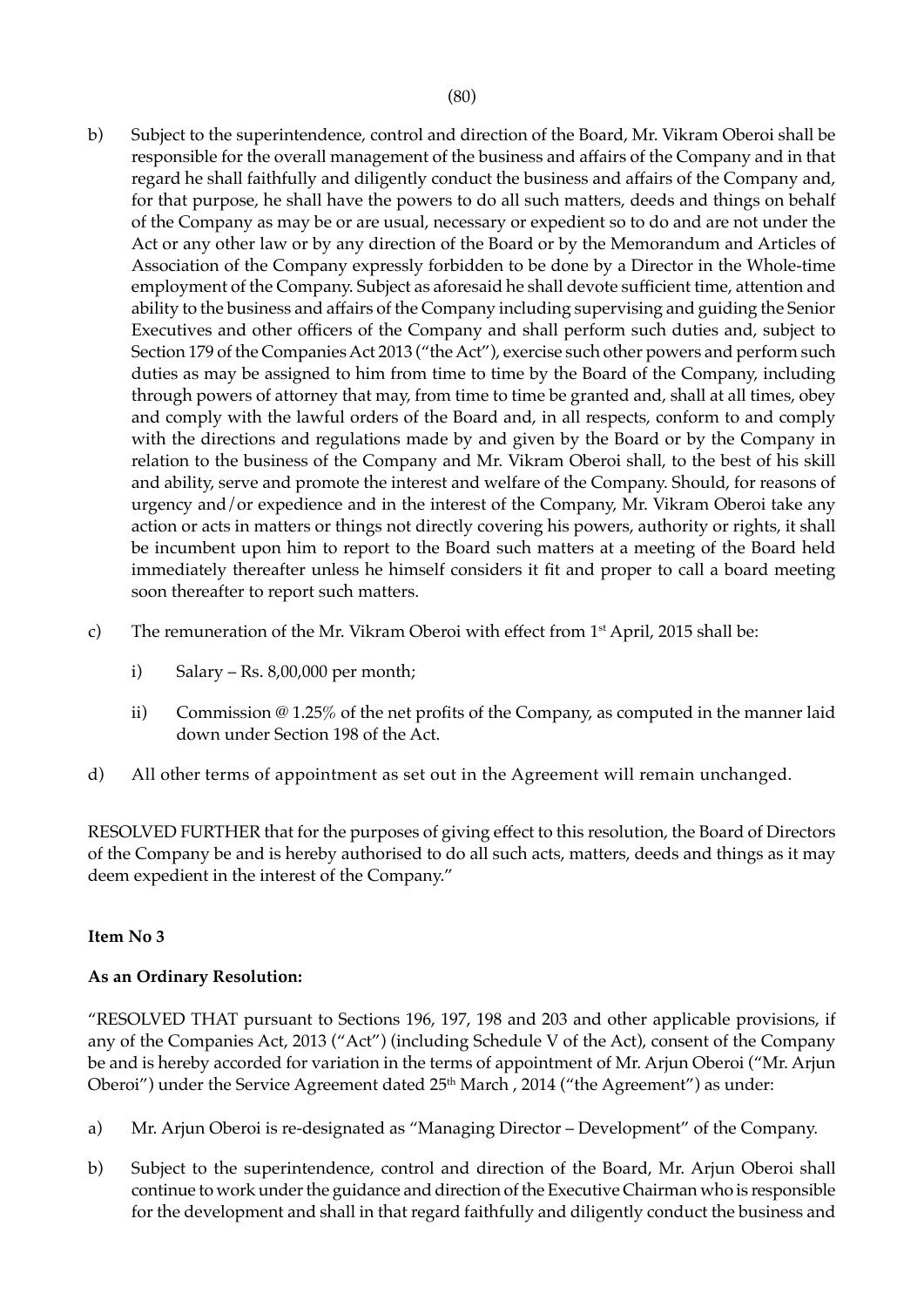b) Subject to the superintendence, control and direction of the Board, Mr. Vikram Oberoi shall be responsible for the overall management of the business and affairs of the Company and in that regard he shall faithfully and diligently conduct the business and affairs of the Company and, for that purpose, he shall have the powers to do all such matters, deeds and things on behalf of the Company as may be or are usual, necessary or expedient so to do and are not under the Act or any other law or by any direction of the Board or by the Memorandum and Articles of Association of the Company expressly forbidden to be done by a Director in the Whole-time employment of the Company. Subject as aforesaid he shall devote sufficient time, attention and ability to the business and affairs of the Company including supervising and guiding the Senior Executives and other officers of the Company and shall perform such duties and, subject to Section 179 of the Companies Act 2013 ("the Act"), exercise such other powers and perform such duties as may be assigned to him from time to time by the Board of the Company, including through powers of attorney that may, from time to time be granted and, shall at all times, obey and comply with the lawful orders of the Board and, in all respects, conform to and comply with the directions and regulations made by and given by the Board or by the Company in relation to the business of the Company and Mr. Vikram Oberoi shall, to the best of his skill and ability, serve and promote the interest and welfare of the Company. Should, for reasons of urgency and/or expedience and in the interest of the Company, Mr. Vikram Oberoi take any action or acts in matters or things not directly covering his powers, authority or rights, it shall be incumbent upon him to report to the Board such matters at a meeting of the Board held immediately thereafter unless he himself considers it fit and proper to call a board meeting soon thereafter to report such matters.

c) The remuneration of the Mr. Vikram Oberoi with effect from 1st April, 2015 shall be:

   i) Salary – Rs. 8,00,000 per month;

   ii) Commission @ 1.25% of the net profits of the Company, as computed in the manner laid down under Section 198 of the Act.

d) All other terms of appointment as set out in the Agreement will remain unchanged.

RESOLVED FURTHER that for the purposes of giving effect to this resolution, the Board of Directors of the Company be and is hereby authorised to do all such acts, matters, deeds and things as it may deem expedient in the interest of the Company."

**Item No 3**

**As an Ordinary Resolution:**

"RESOLVED THAT pursuant to Sections 196, 197, 198 and 203 and other applicable provisions, if any of the Companies Act, 2013 ("Act") (including Schedule V of the Act), consent of the Company be and is hereby accorded for variation in the terms of appointment of Mr. Arjun Oberoi ("Mr. Arjun Oberoi") under the Service Agreement dated 25th March , 2014 ("the Agreement") as under:

a) Mr. Arjun Oberoi is re-designated as "Managing Director – Development" of the Company.

b) Subject to the superintendence, control and direction of the Board, Mr. Arjun Oberoi shall continue to work under the guidance and direction of the Executive Chairman who is responsible for the development and shall in that regard faithfully and diligently conduct the business and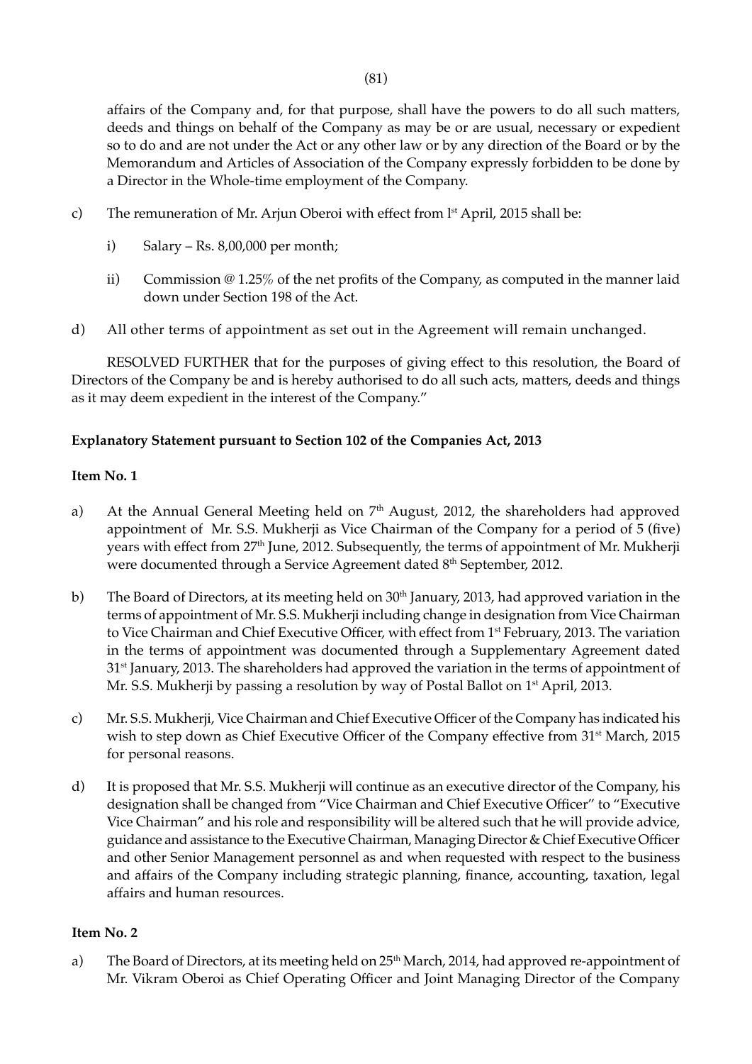affairs of the Company and, for that purpose, shall have the powers to do all such matters, deeds and things on behalf of the Company as may be or are usual, necessary or expedient so to do and are not under the Act or any other law or by any direction of the Board or by the Memorandum and Articles of Association of the Company expressly forbidden to be done by a Director in the Whole-time employment of the Company.

c) The remuneration of Mr. Arjun Oberoi with effect from 1st April, 2015 shall be:

   i) Salary – Rs. 8,00,000 per month;

   ii) Commission @ 1.25% of the net profits of the Company, as computed in the manner laid down under Section 198 of the Act.

d) All other terms of appointment as set out in the Agreement will remain unchanged.

RESOLVED FURTHER that for the purposes of giving effect to this resolution, the Board of Directors of the Company be and is hereby authorised to do all such acts, matters, deeds and things as it may deem expedient in the interest of the Company."

**Explanatory Statement pursuant to Section 102 of the Companies Act, 2013**

**Item No. 1**

a) At the Annual General Meeting held on 7th August, 2012, the shareholders had approved appointment of Mr. S.S. Mukherji as Vice Chairman of the Company for a period of 5 (five) years with effect from 27th June, 2012. Subsequently, the terms of appointment of Mr. Mukherji were documented through a Service Agreement dated 8th September, 2012.

b) The Board of Directors, at its meeting held on 30th January, 2013, had approved variation in the terms of appointment of Mr. S.S. Mukherji including change in designation from Vice Chairman to Vice Chairman and Chief Executive Officer, with effect from 1st February, 2013. The variation in the terms of appointment was documented through a Supplementary Agreement dated 31st January, 2013. The shareholders had approved the variation in the terms of appointment of Mr. S.S. Mukherji by passing a resolution by way of Postal Ballot on 1st April, 2013.

c) Mr. S.S. Mukherji, Vice Chairman and Chief Executive Officer of the Company has indicated his wish to step down as Chief Executive Officer of the Company effective from 31st March, 2015 for personal reasons.

d) It is proposed that Mr. S.S. Mukherji will continue as an executive director of the Company, his designation shall be changed from "Vice Chairman and Chief Executive Officer" to "Executive Vice Chairman" and his role and responsibility will be altered such that he will provide advice, guidance and assistance to the Executive Chairman, Managing Director & Chief Executive Officer and other Senior Management personnel as and when requested with respect to the business and affairs of the Company including strategic planning, finance, accounting, taxation, legal affairs and human resources.

**Item No. 2**

a) The Board of Directors, at its meeting held on 25th March, 2014, had approved re-appointment of Mr. Vikram Oberoi as Chief Operating Officer and Joint Managing Director of the Company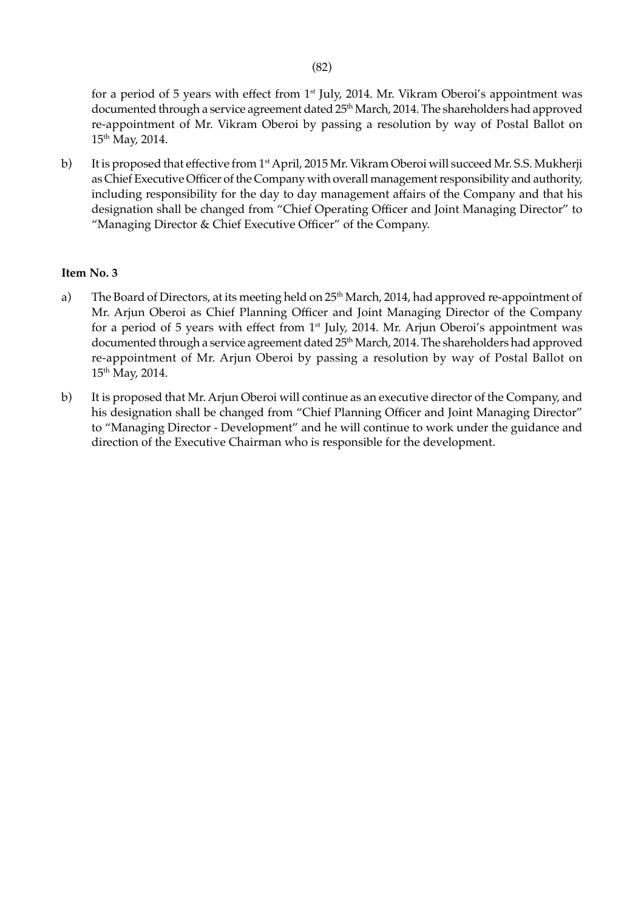for a period of 5 years with effect from 1st July, 2014. Mr. Vikram Oberoi's appointment was documented through a service agreement dated 25th March, 2014. The shareholders had approved re-appointment of Mr. Vikram Oberoi by passing a resolution by way of Postal Ballot on 15th May, 2014.

b) It is proposed that effective from 1st April, 2015 Mr. Vikram Oberoi will succeed Mr. S.S. Mukherji as Chief Executive Officer of the Company with overall management responsibility and authority, including responsibility for the day to day management affairs of the Company and that his designation shall be changed from "Chief Operating Officer and Joint Managing Director" to "Managing Director & Chief Executive Officer" of the Company.

**Item No. 3**

a) The Board of Directors, at its meeting held on 25th March, 2014, had approved re-appointment of Mr. Arjun Oberoi as Chief Planning Officer and Joint Managing Director of the Company for a period of 5 years with effect from 1st July, 2014. Mr. Arjun Oberoi's appointment was documented through a service agreement dated 25th March, 2014. The shareholders had approved re-appointment of Mr. Arjun Oberoi by passing a resolution by way of Postal Ballot on 15th May, 2014.

b) It is proposed that Mr. Arjun Oberoi will continue as an executive director of the Company, and his designation shall be changed from "Chief Planning Officer and Joint Managing Director" to "Managing Director - Development" and he will continue to work under the guidance and direction of the Executive Chairman who is responsible for the development.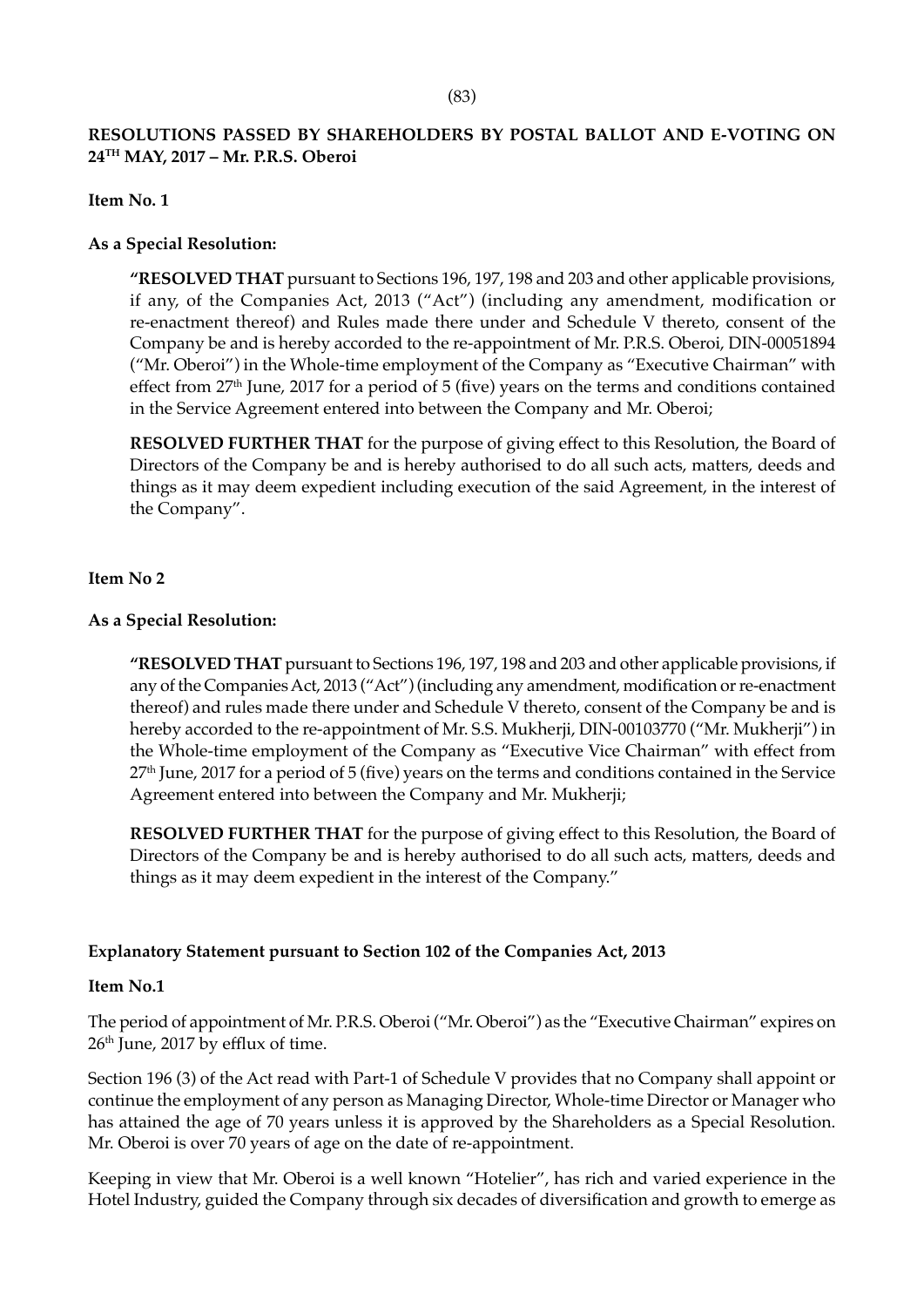**RESOLUTIONS PASSED BY SHAREHOLDERS BY POSTAL BALLOT AND E-VOTING ON 24TH MAY, 2017 – Mr. P.R.S. Oberoi**

**Item No. 1**

**As a Special Resolution:**

> **"RESOLVED THAT** pursuant to Sections 196, 197, 198 and 203 and other applicable provisions, if any, of the Companies Act, 2013 ("Act") (including any amendment, modification or re-enactment thereof) and Rules made there under and Schedule V thereto, consent of the Company be and is hereby accorded to the re-appointment of Mr. P.R.S. Oberoi, DIN-00051894 ("Mr. Oberoi") in the Whole-time employment of the Company as "Executive Chairman" with effect from 27th June, 2017 for a period of 5 (five) years on the terms and conditions contained in the Service Agreement entered into between the Company and Mr. Oberoi;
>
> **RESOLVED FURTHER THAT** for the purpose of giving effect to this Resolution, the Board of Directors of the Company be and is hereby authorised to do all such acts, matters, deeds and things as it may deem expedient including execution of the said Agreement, in the interest of the Company".

**Item No 2**

**As a Special Resolution:**

> **"RESOLVED THAT** pursuant to Sections 196, 197, 198 and 203 and other applicable provisions, if any of the Companies Act, 2013 ("Act") (including any amendment, modification or re-enactment thereof) and rules made there under and Schedule V thereto, consent of the Company be and is hereby accorded to the re-appointment of Mr. S.S. Mukherji, DIN-00103770 ("Mr. Mukherji") in the Whole-time employment of the Company as "Executive Vice Chairman" with effect from 27th June, 2017 for a period of 5 (five) years on the terms and conditions contained in the Service Agreement entered into between the Company and Mr. Mukherji;
>
> **RESOLVED FURTHER THAT** for the purpose of giving effect to this Resolution, the Board of Directors of the Company be and is hereby authorised to do all such acts, matters, deeds and things as it may deem expedient in the interest of the Company."

**Explanatory Statement pursuant to Section 102 of the Companies Act, 2013**

**Item No.1**

The period of appointment of Mr. P.R.S. Oberoi ("Mr. Oberoi") as the "Executive Chairman" expires on 26th June, 2017 by efflux of time.

Section 196 (3) of the Act read with Part-1 of Schedule V provides that no Company shall appoint or continue the employment of any person as Managing Director, Whole-time Director or Manager who has attained the age of 70 years unless it is approved by the Shareholders as a Special Resolution. Mr. Oberoi is over 70 years of age on the date of re-appointment.

Keeping in view that Mr. Oberoi is a well known "Hotelier", has rich and varied experience in the Hotel Industry, guided the Company through six decades of diversification and growth to emerge as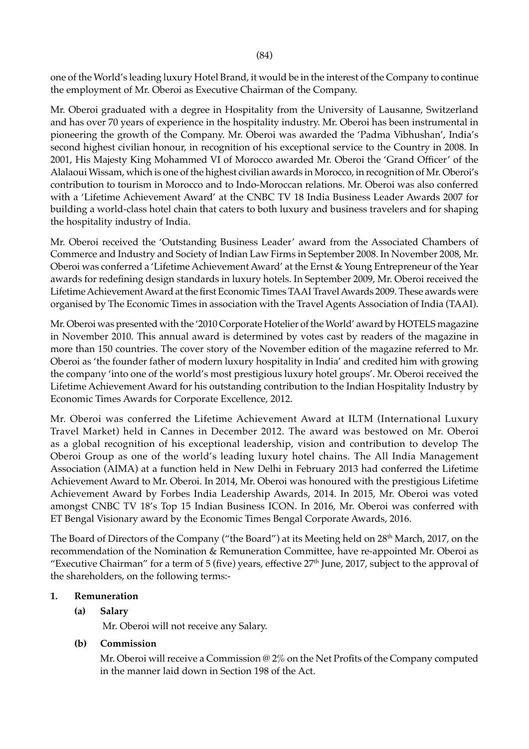one of the World's leading luxury Hotel Brand, it would be in the interest of the Company to continue the employment of Mr. Oberoi as Executive Chairman of the Company.

Mr. Oberoi graduated with a degree in Hospitality from the University of Lausanne, Switzerland and has over 70 years of experience in the hospitality industry. Mr. Oberoi has been instrumental in pioneering the growth of the Company. Mr. Oberoi was awarded the 'Padma Vibhushan', India's second highest civilian honour, in recognition of his exceptional service to the Country in 2008. In 2001, His Majesty King Mohammed VI of Morocco awarded Mr. Oberoi the 'Grand Officer' of the Alalaoui Wissam, which is one of the highest civilian awards in Morocco, in recognition of Mr. Oberoi's contribution to tourism in Morocco and to Indo-Moroccan relations. Mr. Oberoi was also conferred with a 'Lifetime Achievement Award' at the CNBC TV 18 India Business Leader Awards 2007 for building a world-class hotel chain that caters to both luxury and business travelers and for shaping the hospitality industry of India.

Mr. Oberoi received the 'Outstanding Business Leader' award from the Associated Chambers of Commerce and Industry and Society of Indian Law Firms in September 2008. In November 2008, Mr. Oberoi was conferred a 'Lifetime Achievement Award' at the Ernst & Young Entrepreneur of the Year awards for redefining design standards in luxury hotels. In September 2009, Mr. Oberoi received the Lifetime Achievement Award at the first Economic Times TAAI Travel Awards 2009. These awards were organised by The Economic Times in association with the Travel Agents Association of India (TAAI).

Mr. Oberoi was presented with the '2010 Corporate Hotelier of the World' award by HOTELS magazine in November 2010. This annual award is determined by votes cast by readers of the magazine in more than 150 countries. The cover story of the November edition of the magazine referred to Mr. Oberoi as 'the founder father of modern luxury hospitality in India' and credited him with growing the company 'into one of the world's most prestigious luxury hotel groups'. Mr. Oberoi received the Lifetime Achievement Award for his outstanding contribution to the Indian Hospitality Industry by Economic Times Awards for Corporate Excellence, 2012.

Mr. Oberoi was conferred the Lifetime Achievement Award at ILTM (International Luxury Travel Market) held in Cannes in December 2012. The award was bestowed on Mr. Oberoi as a global recognition of his exceptional leadership, vision and contribution to develop The Oberoi Group as one of the world's leading luxury hotel chains. The All India Management Association (AIMA) at a function held in New Delhi in February 2013 had conferred the Lifetime Achievement Award to Mr. Oberoi. In 2014, Mr. Oberoi was honoured with the prestigious Lifetime Achievement Award by Forbes India Leadership Awards, 2014. In 2015, Mr. Oberoi was voted amongst CNBC TV 18's Top 15 Indian Business ICON. In 2016, Mr. Oberoi was conferred with ET Bengal Visionary award by the Economic Times Bengal Corporate Awards, 2016.

The Board of Directors of the Company ("the Board") at its Meeting held on 28th March, 2017, on the recommendation of the Nomination & Remuneration Committee, have re-appointed Mr. Oberoi as "Executive Chairman" for a term of 5 (five) years, effective 27th June, 2017, subject to the approval of the shareholders, on the following terms:-

**1. Remuneration**

**(a) Salary**

Mr. Oberoi will not receive any Salary.

**(b) Commission**

Mr. Oberoi will receive a Commission @ 2% on the Net Profits of the Company computed in the manner laid down in Section 198 of the Act.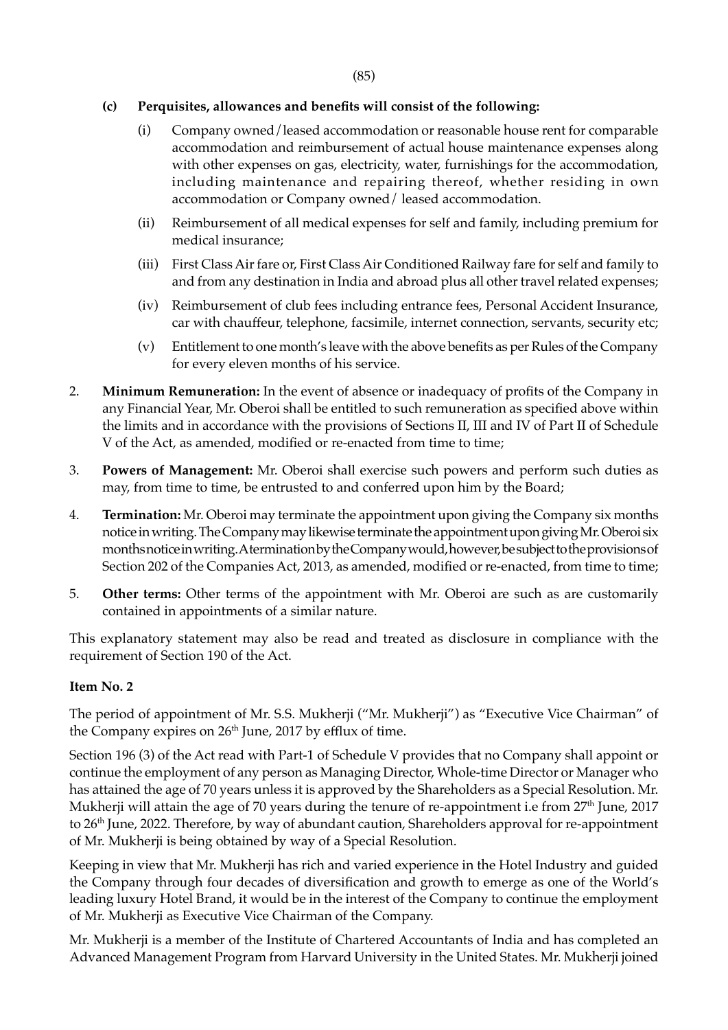**(c) Perquisites, allowances and benefits will consist of the following:**

(i) Company owned/leased accommodation or reasonable house rent for comparable accommodation and reimbursement of actual house maintenance expenses along with other expenses on gas, electricity, water, furnishings for the accommodation, including maintenance and repairing thereof, whether residing in own accommodation or Company owned/ leased accommodation.

(ii) Reimbursement of all medical expenses for self and family, including premium for medical insurance;

(iii) First Class Air fare or, First Class Air Conditioned Railway fare for self and family to and from any destination in India and abroad plus all other travel related expenses;

(iv) Reimbursement of club fees including entrance fees, Personal Accident Insurance, car with chauffeur, telephone, facsimile, internet connection, servants, security etc;

(v) Entitlement to one month's leave with the above benefits as per Rules of the Company for every eleven months of his service.

2. **Minimum Remuneration:** In the event of absence or inadequacy of profits of the Company in any Financial Year, Mr. Oberoi shall be entitled to such remuneration as specified above within the limits and in accordance with the provisions of Sections II, III and IV of Part II of Schedule V of the Act, as amended, modified or re-enacted from time to time;

3. **Powers of Management:** Mr. Oberoi shall exercise such powers and perform such duties as may, from time to time, be entrusted to and conferred upon him by the Board;

4. **Termination:** Mr. Oberoi may terminate the appointment upon giving the Company six months notice in writing. The Company may likewise terminate the appointment upon giving Mr. Oberoi six months notice in writing. A termination by the Company would, however, be subject to the provisions of Section 202 of the Companies Act, 2013, as amended, modified or re-enacted, from time to time;

5. **Other terms:** Other terms of the appointment with Mr. Oberoi are such as are customarily contained in appointments of a similar nature.

This explanatory statement may also be read and treated as disclosure in compliance with the requirement of Section 190 of the Act.

**Item No. 2**

The period of appointment of Mr. S.S. Mukherji ("Mr. Mukherji") as "Executive Vice Chairman" of the Company expires on 26th June, 2017 by efflux of time.

Section 196 (3) of the Act read with Part-1 of Schedule V provides that no Company shall appoint or continue the employment of any person as Managing Director, Whole-time Director or Manager who has attained the age of 70 years unless it is approved by the Shareholders as a Special Resolution. Mr. Mukherji will attain the age of 70 years during the tenure of re-appointment i.e from 27th June, 2017 to 26th June, 2022. Therefore, by way of abundant caution, Shareholders approval for re-appointment of Mr. Mukherji is being obtained by way of a Special Resolution.

Keeping in view that Mr. Mukherji has rich and varied experience in the Hotel Industry and guided the Company through four decades of diversification and growth to emerge as one of the World's leading luxury Hotel Brand, it would be in the interest of the Company to continue the employment of Mr. Mukherji as Executive Vice Chairman of the Company.

Mr. Mukherji is a member of the Institute of Chartered Accountants of India and has completed an Advanced Management Program from Harvard University in the United States. Mr. Mukherji joined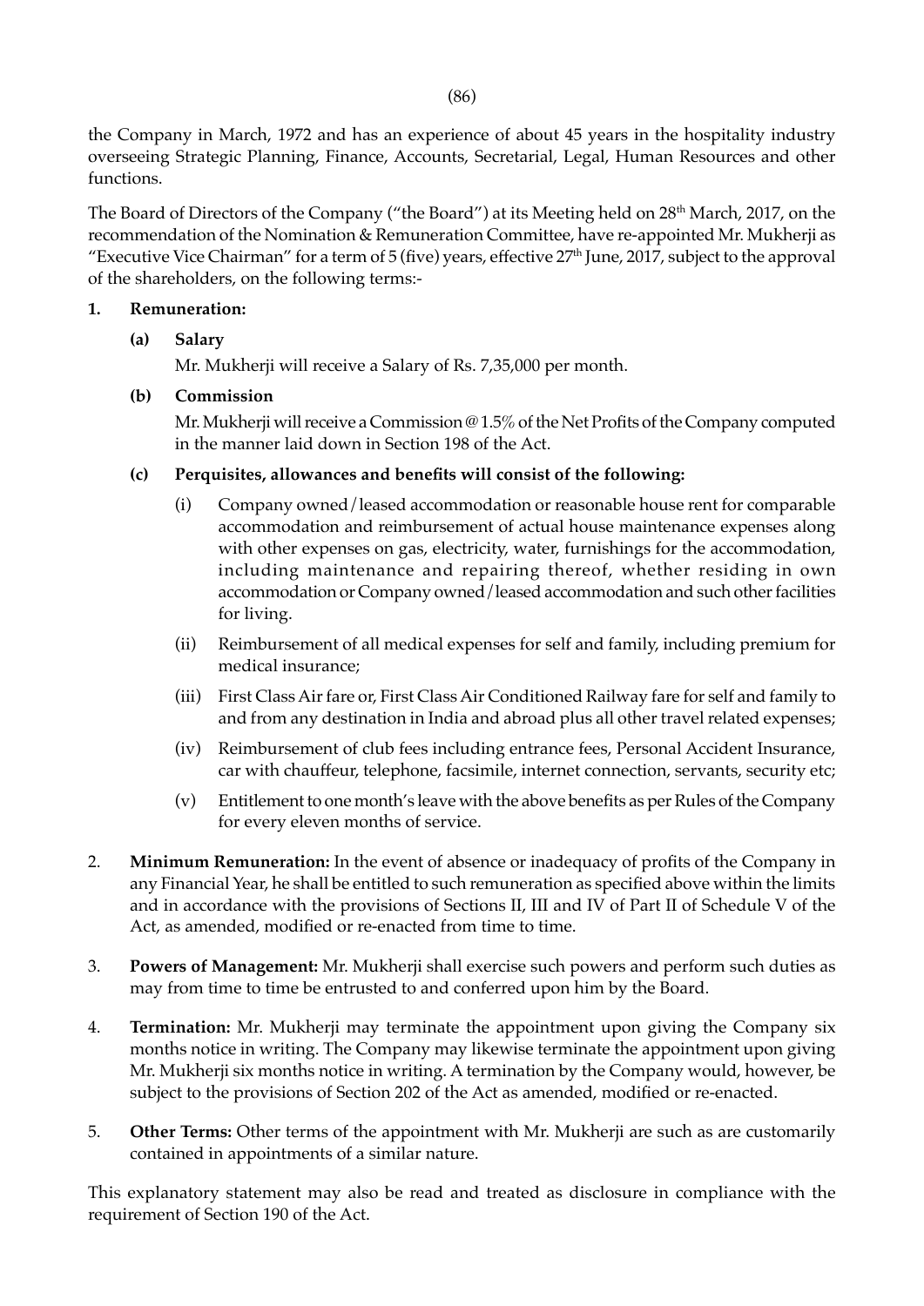the Company in March, 1972 and has an experience of about 45 years in the hospitality industry overseeing Strategic Planning, Finance, Accounts, Secretarial, Legal, Human Resources and other functions.

The Board of Directors of the Company ("the Board") at its Meeting held on 28th March, 2017, on the recommendation of the Nomination & Remuneration Committee, have re-appointed Mr. Mukherji as "Executive Vice Chairman" for a term of 5 (five) years, effective 27th June, 2017, subject to the approval of the shareholders, on the following terms:-

**1. Remuneration:**

**(a) Salary**

Mr. Mukherji will receive a Salary of Rs. 7,35,000 per month.

**(b) Commission**

Mr. Mukherji will receive a Commission @ 1.5% of the Net Profits of the Company computed in the manner laid down in Section 198 of the Act.

**(c) Perquisites, allowances and benefits will consist of the following:**

(i) Company owned/leased accommodation or reasonable house rent for comparable accommodation and reimbursement of actual house maintenance expenses along with other expenses on gas, electricity, water, furnishings for the accommodation, including maintenance and repairing thereof, whether residing in own accommodation or Company owned/leased accommodation and such other facilities for living.

(ii) Reimbursement of all medical expenses for self and family, including premium for medical insurance;

(iii) First Class Air fare or, First Class Air Conditioned Railway fare for self and family to and from any destination in India and abroad plus all other travel related expenses;

(iv) Reimbursement of club fees including entrance fees, Personal Accident Insurance, car with chauffeur, telephone, facsimile, internet connection, servants, security etc;

(v) Entitlement to one month's leave with the above benefits as per Rules of the Company for every eleven months of service.

2. **Minimum Remuneration:** In the event of absence or inadequacy of profits of the Company in any Financial Year, he shall be entitled to such remuneration as specified above within the limits and in accordance with the provisions of Sections II, III and IV of Part II of Schedule V of the Act, as amended, modified or re-enacted from time to time.

3. **Powers of Management:** Mr. Mukherji shall exercise such powers and perform such duties as may from time to time be entrusted to and conferred upon him by the Board.

4. **Termination:** Mr. Mukherji may terminate the appointment upon giving the Company six months notice in writing. The Company may likewise terminate the appointment upon giving Mr. Mukherji six months notice in writing. A termination by the Company would, however, be subject to the provisions of Section 202 of the Act as amended, modified or re-enacted.

5. **Other Terms:** Other terms of the appointment with Mr. Mukherji are such as are customarily contained in appointments of a similar nature.

This explanatory statement may also be read and treated as disclosure in compliance with the requirement of Section 190 of the Act.